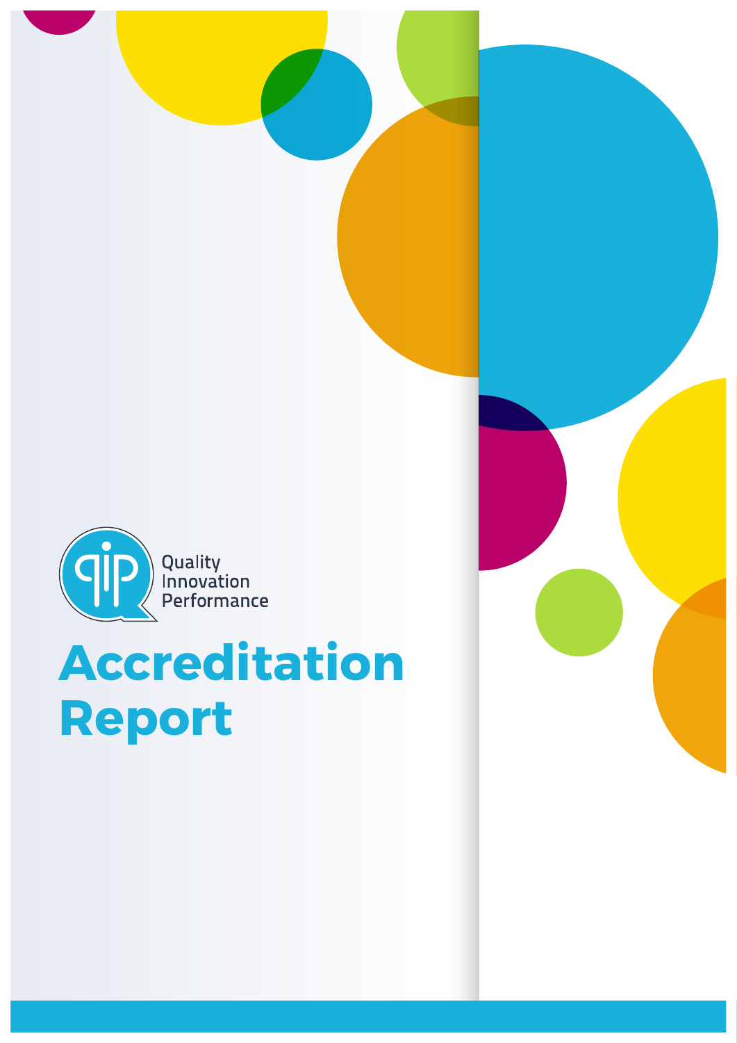Quality
Innovation
Performance

# Accreditation Report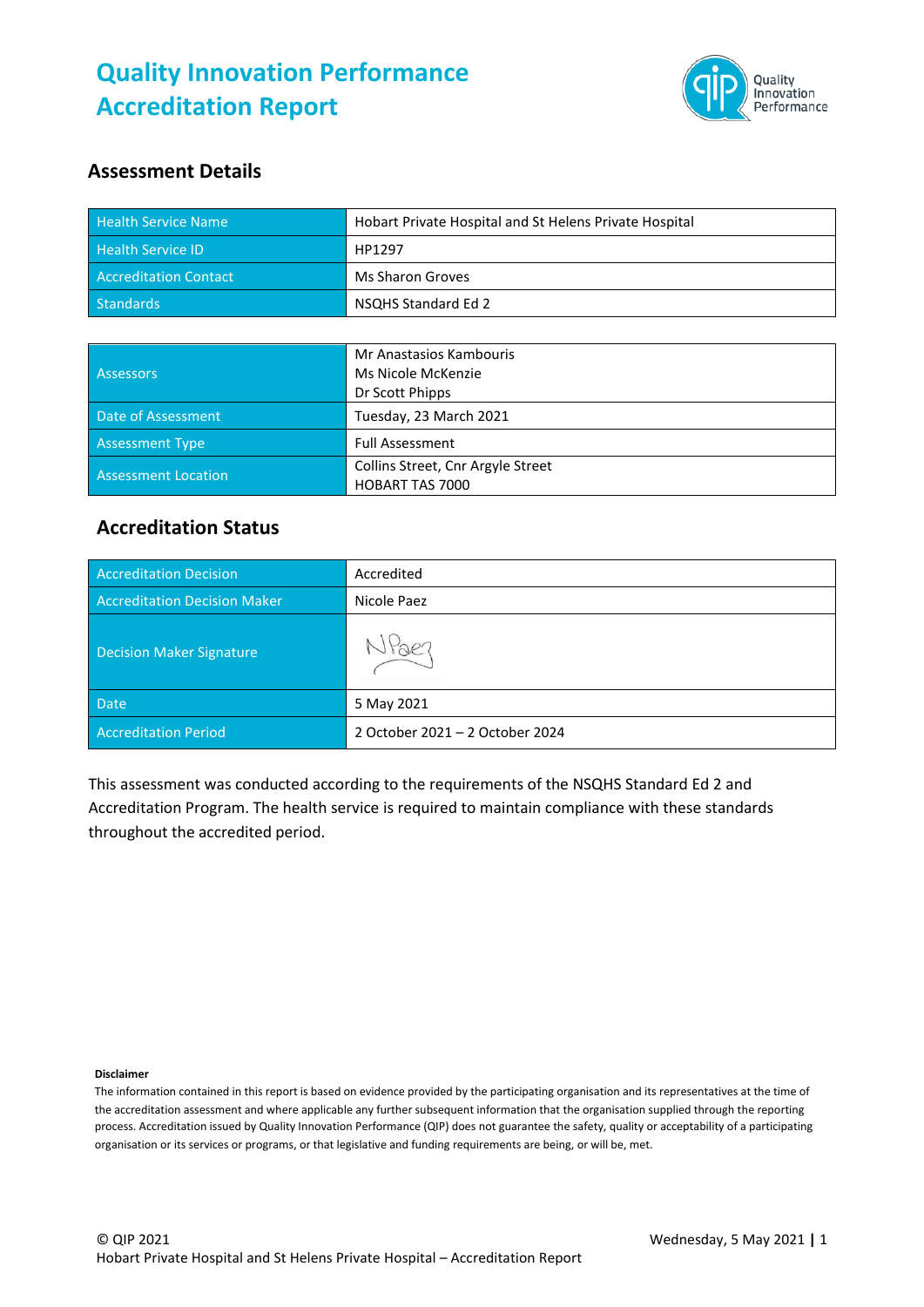# Quality Innovation Performance Accreditation Report

## Assessment Details

| Health Service Name | Hobart Private Hospital and St Helens Private Hospital |
|---|---|
| Health Service ID | HP1297 |
| Accreditation Contact | Ms Sharon Groves |
| Standards | NSQHS Standard Ed 2 |

| Assessors | Mr Anastasios Kambouris<br>Ms Nicole McKenzie<br>Dr Scott Phipps |
|---|---|
| Date of Assessment | Tuesday, 23 March 2021 |
| Assessment Type | Full Assessment |
| Assessment Location | Collins Street, Cnr Argyle Street<br>HOBART TAS 7000 |

## Accreditation Status

| Accreditation Decision | Accredited |
|---|---|
| Accreditation Decision Maker | Nicole Paez |
| Decision Maker Signature | NPaez |
| Date | 5 May 2021 |
| Accreditation Period | 2 October 2021 – 2 October 2024 |

This assessment was conducted according to the requirements of the NSQHS Standard Ed 2 and Accreditation Program. The health service is required to maintain compliance with these standards throughout the accredited period.

**Disclaimer**

The information contained in this report is based on evidence provided by the participating organisation and its representatives at the time of the accreditation assessment and where applicable any further subsequent information that the organisation supplied through the reporting process. Accreditation issued by Quality Innovation Performance (QIP) does not guarantee the safety, quality or acceptability of a participating organisation or its services or programs, or that legislative and funding requirements are being, or will be, met.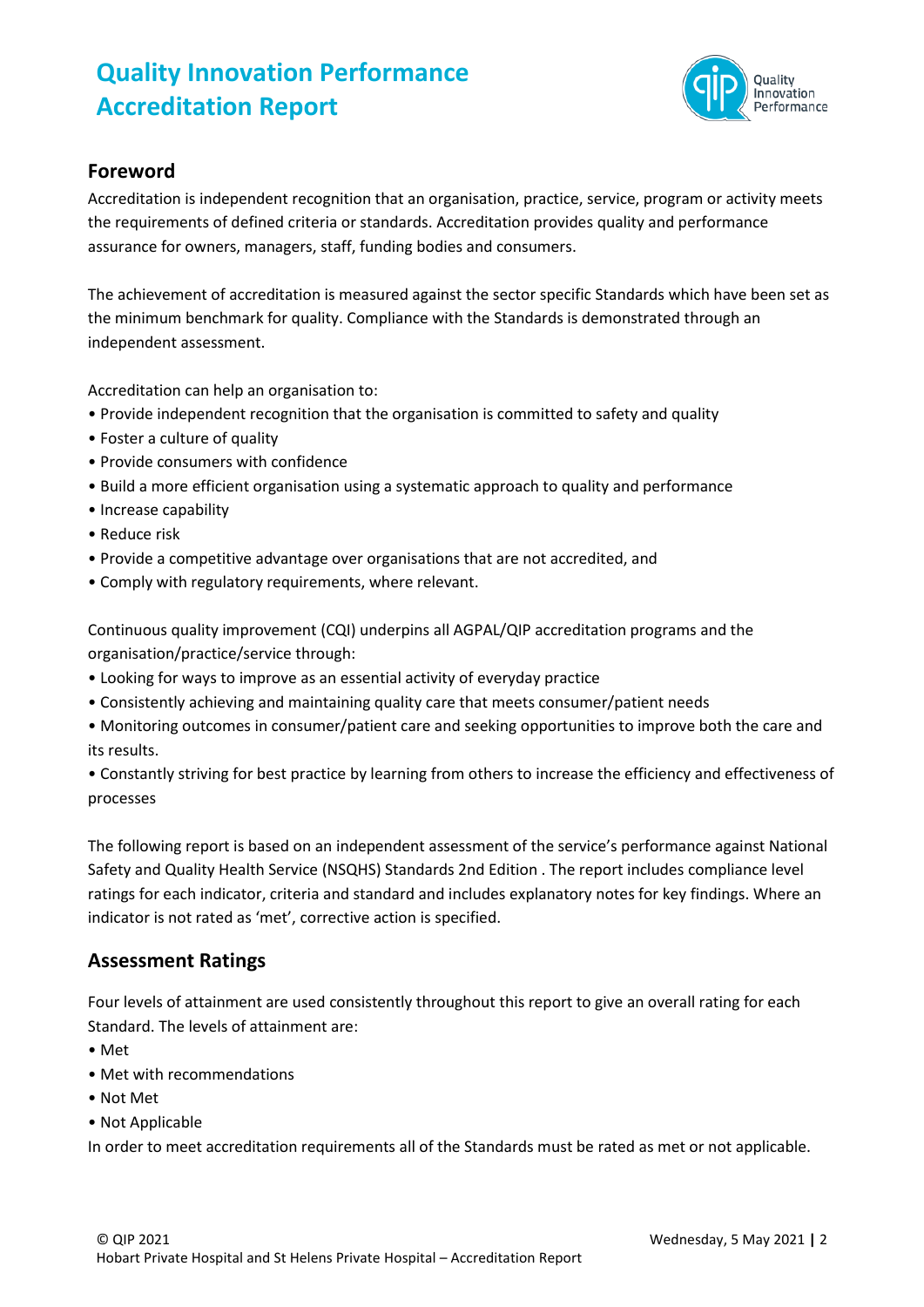# Quality Innovation Performance Accreditation Report

## Foreword

Accreditation is independent recognition that an organisation, practice, service, program or activity meets the requirements of defined criteria or standards. Accreditation provides quality and performance assurance for owners, managers, staff, funding bodies and consumers.

The achievement of accreditation is measured against the sector specific Standards which have been set as the minimum benchmark for quality. Compliance with the Standards is demonstrated through an independent assessment.

Accreditation can help an organisation to:

- Provide independent recognition that the organisation is committed to safety and quality
- Foster a culture of quality
- Provide consumers with confidence
- Build a more efficient organisation using a systematic approach to quality and performance
- Increase capability
- Reduce risk
- Provide a competitive advantage over organisations that are not accredited, and
- Comply with regulatory requirements, where relevant.

Continuous quality improvement (CQI) underpins all AGPAL/QIP accreditation programs and the organisation/practice/service through:

- Looking for ways to improve as an essential activity of everyday practice
- Consistently achieving and maintaining quality care that meets consumer/patient needs
- Monitoring outcomes in consumer/patient care and seeking opportunities to improve both the care and its results.
- Constantly striving for best practice by learning from others to increase the efficiency and effectiveness of processes

The following report is based on an independent assessment of the service's performance against National Safety and Quality Health Service (NSQHS) Standards 2nd Edition . The report includes compliance level ratings for each indicator, criteria and standard and includes explanatory notes for key findings. Where an indicator is not rated as 'met', corrective action is specified.

## Assessment Ratings

Four levels of attainment are used consistently throughout this report to give an overall rating for each Standard. The levels of attainment are:

- Met
- Met with recommendations
- Not Met
- Not Applicable

In order to meet accreditation requirements all of the Standards must be rated as met or not applicable.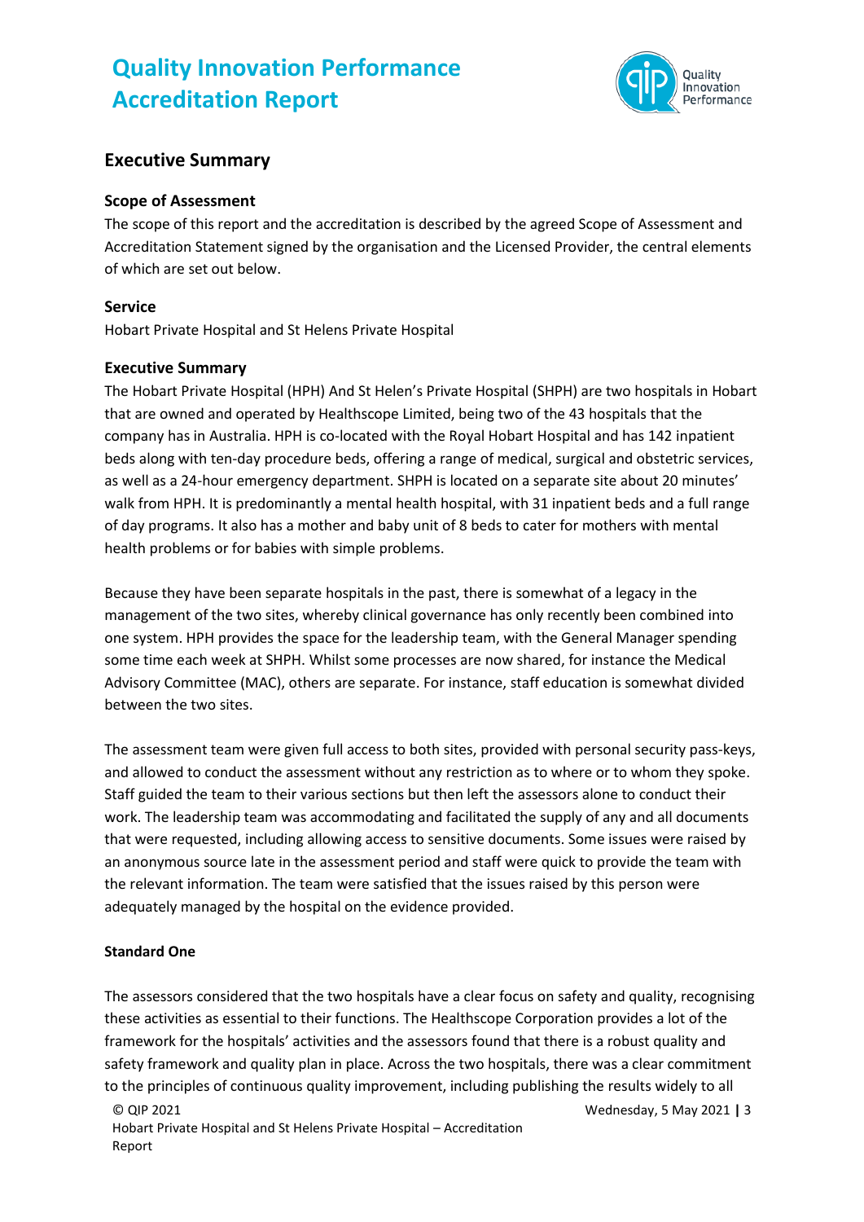# Quality Innovation Performance Accreditation Report

## Executive Summary

### Scope of Assessment

The scope of this report and the accreditation is described by the agreed Scope of Assessment and Accreditation Statement signed by the organisation and the Licensed Provider, the central elements of which are set out below.

### Service

Hobart Private Hospital and St Helens Private Hospital

### Executive Summary

The Hobart Private Hospital (HPH) And St Helen's Private Hospital (SHPH) are two hospitals in Hobart that are owned and operated by Healthscope Limited, being two of the 43 hospitals that the company has in Australia. HPH is co-located with the Royal Hobart Hospital and has 142 inpatient beds along with ten-day procedure beds, offering a range of medical, surgical and obstetric services, as well as a 24-hour emergency department. SHPH is located on a separate site about 20 minutes' walk from HPH. It is predominantly a mental health hospital, with 31 inpatient beds and a full range of day programs. It also has a mother and baby unit of 8 beds to cater for mothers with mental health problems or for babies with simple problems.

Because they have been separate hospitals in the past, there is somewhat of a legacy in the management of the two sites, whereby clinical governance has only recently been combined into one system. HPH provides the space for the leadership team, with the General Manager spending some time each week at SHPH. Whilst some processes are now shared, for instance the Medical Advisory Committee (MAC), others are separate. For instance, staff education is somewhat divided between the two sites.

The assessment team were given full access to both sites, provided with personal security pass-keys, and allowed to conduct the assessment without any restriction as to where or to whom they spoke. Staff guided the team to their various sections but then left the assessors alone to conduct their work. The leadership team was accommodating and facilitated the supply of any and all documents that were requested, including allowing access to sensitive documents. Some issues were raised by an anonymous source late in the assessment period and staff were quick to provide the team with the relevant information. The team were satisfied that the issues raised by this person were adequately managed by the hospital on the evidence provided.

**Standard One**

The assessors considered that the two hospitals have a clear focus on safety and quality, recognising these activities as essential to their functions. The Healthscope Corporation provides a lot of the framework for the hospitals' activities and the assessors found that there is a robust quality and safety framework and quality plan in place. Across the two hospitals, there was a clear commitment to the principles of continuous quality improvement, including publishing the results widely to all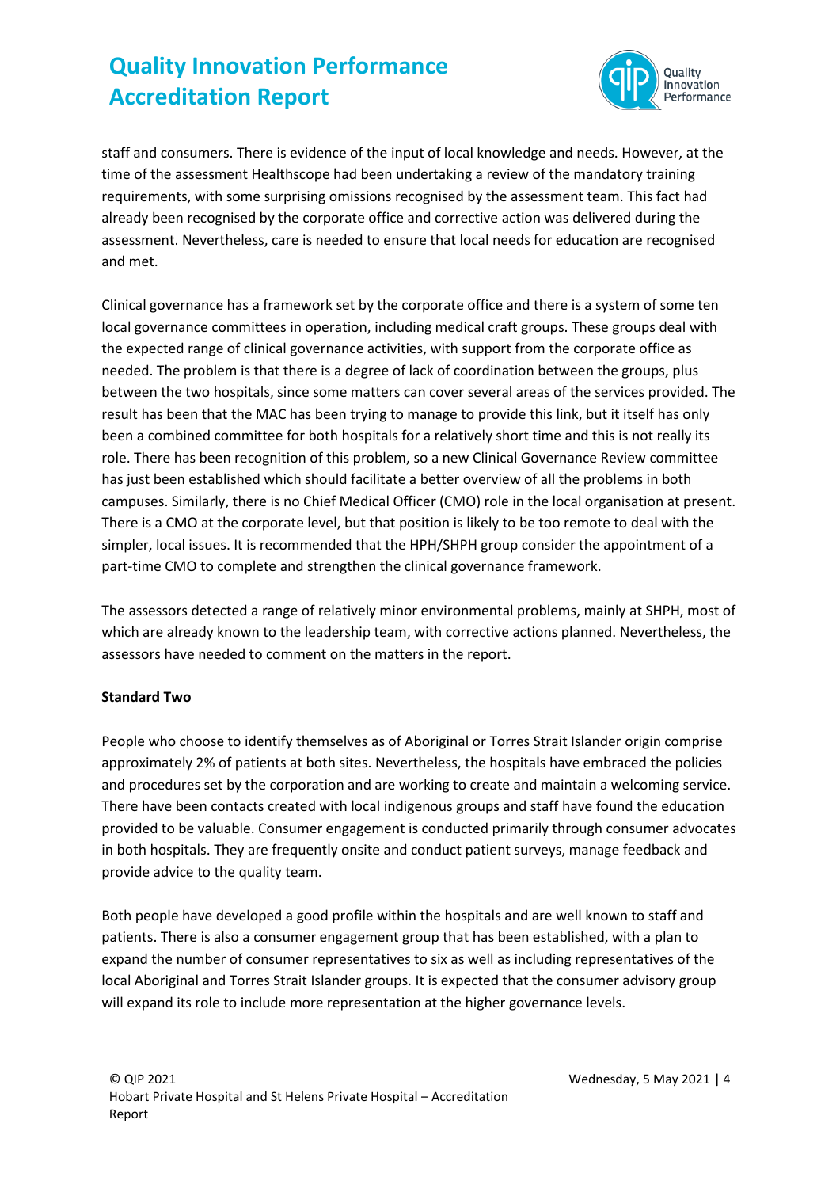staff and consumers. There is evidence of the input of local knowledge and needs. However, at the time of the assessment Healthscope had been undertaking a review of the mandatory training requirements, with some surprising omissions recognised by the assessment team. This fact had already been recognised by the corporate office and corrective action was delivered during the assessment. Nevertheless, care is needed to ensure that local needs for education are recognised and met.

Clinical governance has a framework set by the corporate office and there is a system of some ten local governance committees in operation, including medical craft groups. These groups deal with the expected range of clinical governance activities, with support from the corporate office as needed. The problem is that there is a degree of lack of coordination between the groups, plus between the two hospitals, since some matters can cover several areas of the services provided. The result has been that the MAC has been trying to manage to provide this link, but it itself has only been a combined committee for both hospitals for a relatively short time and this is not really its role. There has been recognition of this problem, so a new Clinical Governance Review committee has just been established which should facilitate a better overview of all the problems in both campuses. Similarly, there is no Chief Medical Officer (CMO) role in the local organisation at present. There is a CMO at the corporate level, but that position is likely to be too remote to deal with the simpler, local issues. It is recommended that the HPH/SHPH group consider the appointment of a part-time CMO to complete and strengthen the clinical governance framework.

The assessors detected a range of relatively minor environmental problems, mainly at SHPH, most of which are already known to the leadership team, with corrective actions planned. Nevertheless, the assessors have needed to comment on the matters in the report.

**Standard Two**

People who choose to identify themselves as of Aboriginal or Torres Strait Islander origin comprise approximately 2% of patients at both sites. Nevertheless, the hospitals have embraced the policies and procedures set by the corporation and are working to create and maintain a welcoming service. There have been contacts created with local indigenous groups and staff have found the education provided to be valuable. Consumer engagement is conducted primarily through consumer advocates in both hospitals. They are frequently onsite and conduct patient surveys, manage feedback and provide advice to the quality team.

Both people have developed a good profile within the hospitals and are well known to staff and patients. There is also a consumer engagement group that has been established, with a plan to expand the number of consumer representatives to six as well as including representatives of the local Aboriginal and Torres Strait Islander groups. It is expected that the consumer advisory group will expand its role to include more representation at the higher governance levels.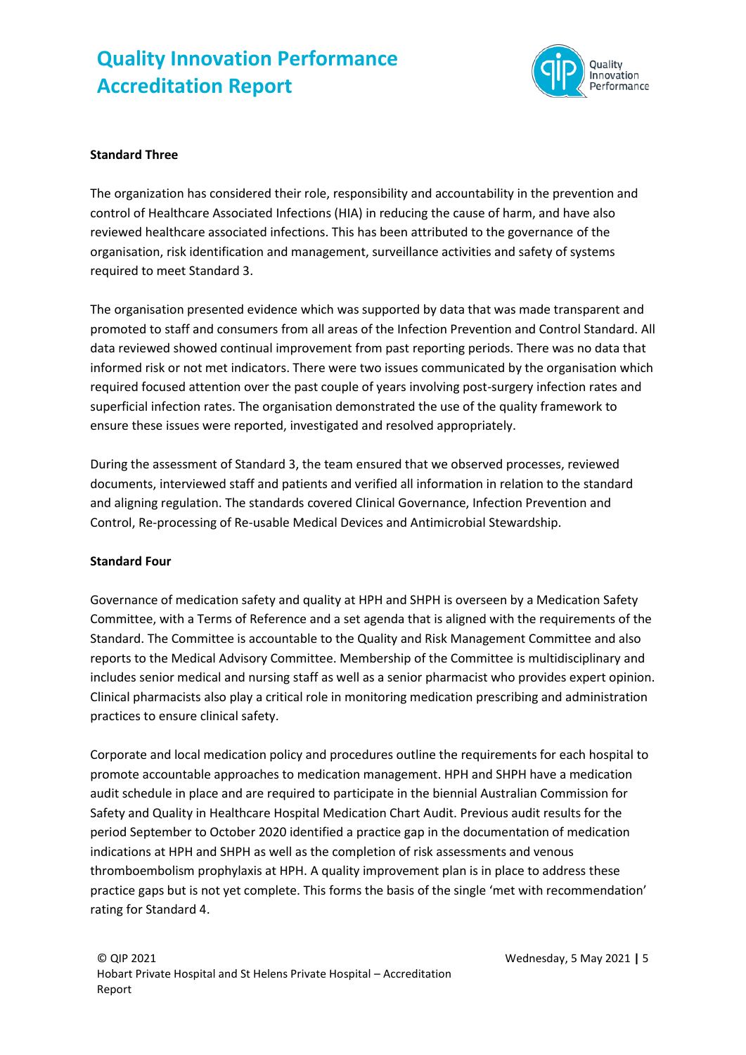**Standard Three**

The organization has considered their role, responsibility and accountability in the prevention and control of Healthcare Associated Infections (HIA) in reducing the cause of harm, and have also reviewed healthcare associated infections. This has been attributed to the governance of the organisation, risk identification and management, surveillance activities and safety of systems required to meet Standard 3.

The organisation presented evidence which was supported by data that was made transparent and promoted to staff and consumers from all areas of the Infection Prevention and Control Standard. All data reviewed showed continual improvement from past reporting periods. There was no data that informed risk or not met indicators. There were two issues communicated by the organisation which required focused attention over the past couple of years involving post-surgery infection rates and superficial infection rates. The organisation demonstrated the use of the quality framework to ensure these issues were reported, investigated and resolved appropriately.

During the assessment of Standard 3, the team ensured that we observed processes, reviewed documents, interviewed staff and patients and verified all information in relation to the standard and aligning regulation. The standards covered Clinical Governance, Infection Prevention and Control, Re-processing of Re-usable Medical Devices and Antimicrobial Stewardship.

**Standard Four**

Governance of medication safety and quality at HPH and SHPH is overseen by a Medication Safety Committee, with a Terms of Reference and a set agenda that is aligned with the requirements of the Standard. The Committee is accountable to the Quality and Risk Management Committee and also reports to the Medical Advisory Committee. Membership of the Committee is multidisciplinary and includes senior medical and nursing staff as well as a senior pharmacist who provides expert opinion. Clinical pharmacists also play a critical role in monitoring medication prescribing and administration practices to ensure clinical safety.

Corporate and local medication policy and procedures outline the requirements for each hospital to promote accountable approaches to medication management. HPH and SHPH have a medication audit schedule in place and are required to participate in the biennial Australian Commission for Safety and Quality in Healthcare Hospital Medication Chart Audit. Previous audit results for the period September to October 2020 identified a practice gap in the documentation of medication indications at HPH and SHPH as well as the completion of risk assessments and venous thromboembolism prophylaxis at HPH. A quality improvement plan is in place to address these practice gaps but is not yet complete. This forms the basis of the single 'met with recommendation' rating for Standard 4.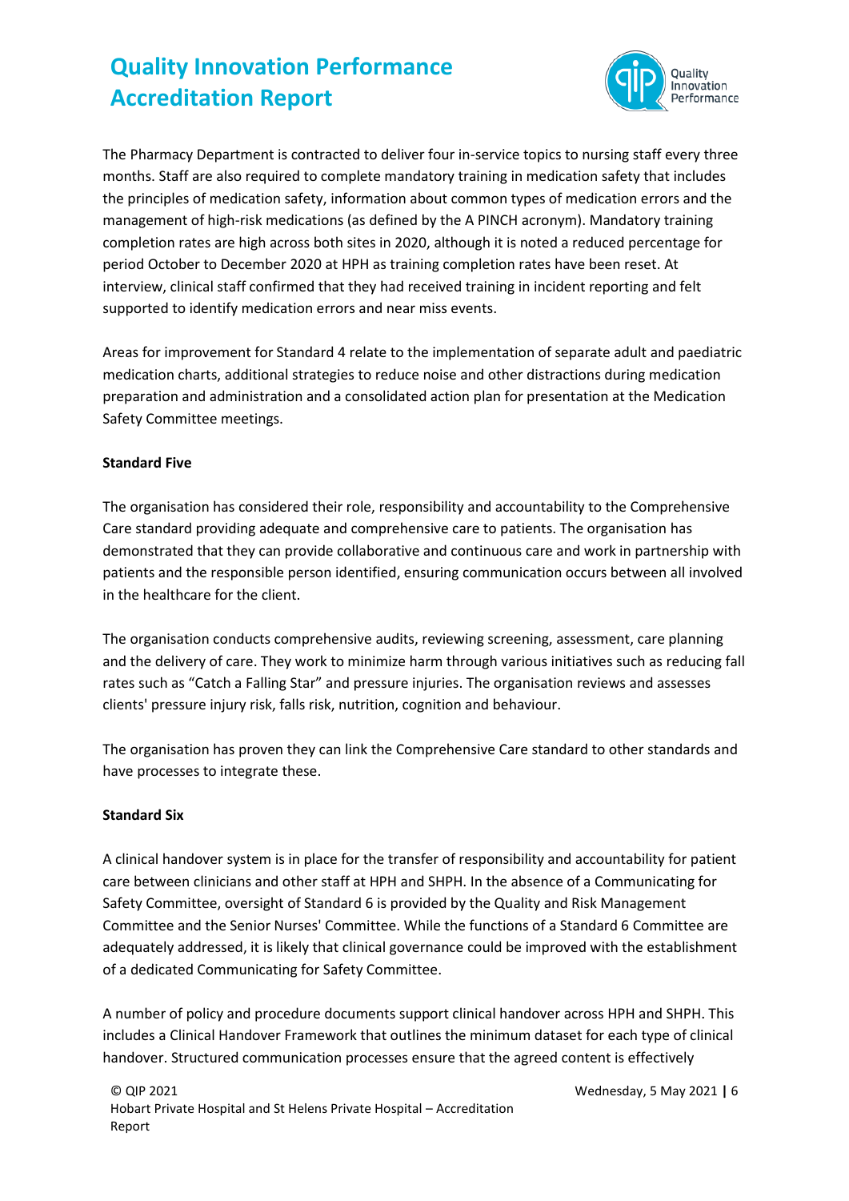The Pharmacy Department is contracted to deliver four in-service topics to nursing staff every three months. Staff are also required to complete mandatory training in medication safety that includes the principles of medication safety, information about common types of medication errors and the management of high-risk medications (as defined by the A PINCH acronym). Mandatory training completion rates are high across both sites in 2020, although it is noted a reduced percentage for period October to December 2020 at HPH as training completion rates have been reset. At interview, clinical staff confirmed that they had received training in incident reporting and felt supported to identify medication errors and near miss events.

Areas for improvement for Standard 4 relate to the implementation of separate adult and paediatric medication charts, additional strategies to reduce noise and other distractions during medication preparation and administration and a consolidated action plan for presentation at the Medication Safety Committee meetings.

**Standard Five**

The organisation has considered their role, responsibility and accountability to the Comprehensive Care standard providing adequate and comprehensive care to patients. The organisation has demonstrated that they can provide collaborative and continuous care and work in partnership with patients and the responsible person identified, ensuring communication occurs between all involved in the healthcare for the client.

The organisation conducts comprehensive audits, reviewing screening, assessment, care planning and the delivery of care. They work to minimize harm through various initiatives such as reducing fall rates such as "Catch a Falling Star" and pressure injuries. The organisation reviews and assesses clients' pressure injury risk, falls risk, nutrition, cognition and behaviour.

The organisation has proven they can link the Comprehensive Care standard to other standards and have processes to integrate these.

**Standard Six**

A clinical handover system is in place for the transfer of responsibility and accountability for patient care between clinicians and other staff at HPH and SHPH. In the absence of a Communicating for Safety Committee, oversight of Standard 6 is provided by the Quality and Risk Management Committee and the Senior Nurses' Committee. While the functions of a Standard 6 Committee are adequately addressed, it is likely that clinical governance could be improved with the establishment of a dedicated Communicating for Safety Committee.

A number of policy and procedure documents support clinical handover across HPH and SHPH. This includes a Clinical Handover Framework that outlines the minimum dataset for each type of clinical handover. Structured communication processes ensure that the agreed content is effectively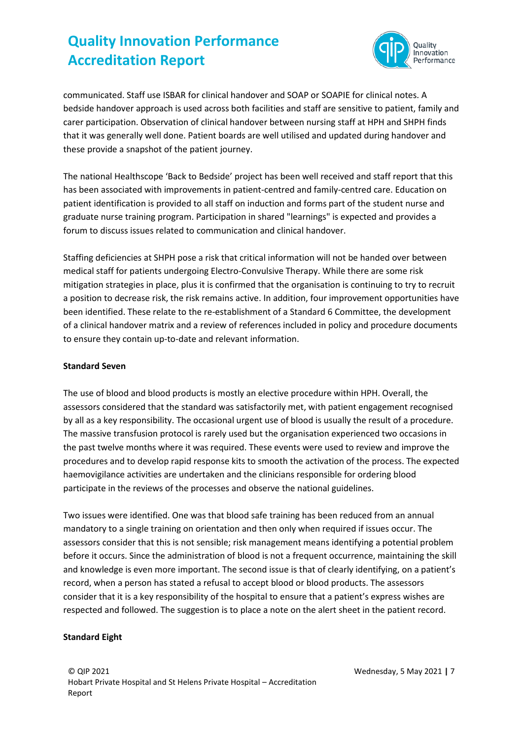communicated. Staff use ISBAR for clinical handover and SOAP or SOAPIE for clinical notes. A bedside handover approach is used across both facilities and staff are sensitive to patient, family and carer participation. Observation of clinical handover between nursing staff at HPH and SHPH finds that it was generally well done. Patient boards are well utilised and updated during handover and these provide a snapshot of the patient journey.

The national Healthscope 'Back to Bedside' project has been well received and staff report that this has been associated with improvements in patient-centred and family-centred care. Education on patient identification is provided to all staff on induction and forms part of the student nurse and graduate nurse training program. Participation in shared "learnings" is expected and provides a forum to discuss issues related to communication and clinical handover.

Staffing deficiencies at SHPH pose a risk that critical information will not be handed over between medical staff for patients undergoing Electro-Convulsive Therapy. While there are some risk mitigation strategies in place, plus it is confirmed that the organisation is continuing to try to recruit a position to decrease risk, the risk remains active. In addition, four improvement opportunities have been identified. These relate to the re-establishment of a Standard 6 Committee, the development of a clinical handover matrix and a review of references included in policy and procedure documents to ensure they contain up-to-date and relevant information.

**Standard Seven**

The use of blood and blood products is mostly an elective procedure within HPH. Overall, the assessors considered that the standard was satisfactorily met, with patient engagement recognised by all as a key responsibility. The occasional urgent use of blood is usually the result of a procedure. The massive transfusion protocol is rarely used but the organisation experienced two occasions in the past twelve months where it was required. These events were used to review and improve the procedures and to develop rapid response kits to smooth the activation of the process. The expected haemovigilance activities are undertaken and the clinicians responsible for ordering blood participate in the reviews of the processes and observe the national guidelines.

Two issues were identified. One was that blood safe training has been reduced from an annual mandatory to a single training on orientation and then only when required if issues occur. The assessors consider that this is not sensible; risk management means identifying a potential problem before it occurs. Since the administration of blood is not a frequent occurrence, maintaining the skill and knowledge is even more important. The second issue is that of clearly identifying, on a patient's record, when a person has stated a refusal to accept blood or blood products. The assessors consider that it is a key responsibility of the hospital to ensure that a patient's express wishes are respected and followed. The suggestion is to place a note on the alert sheet in the patient record.

**Standard Eight**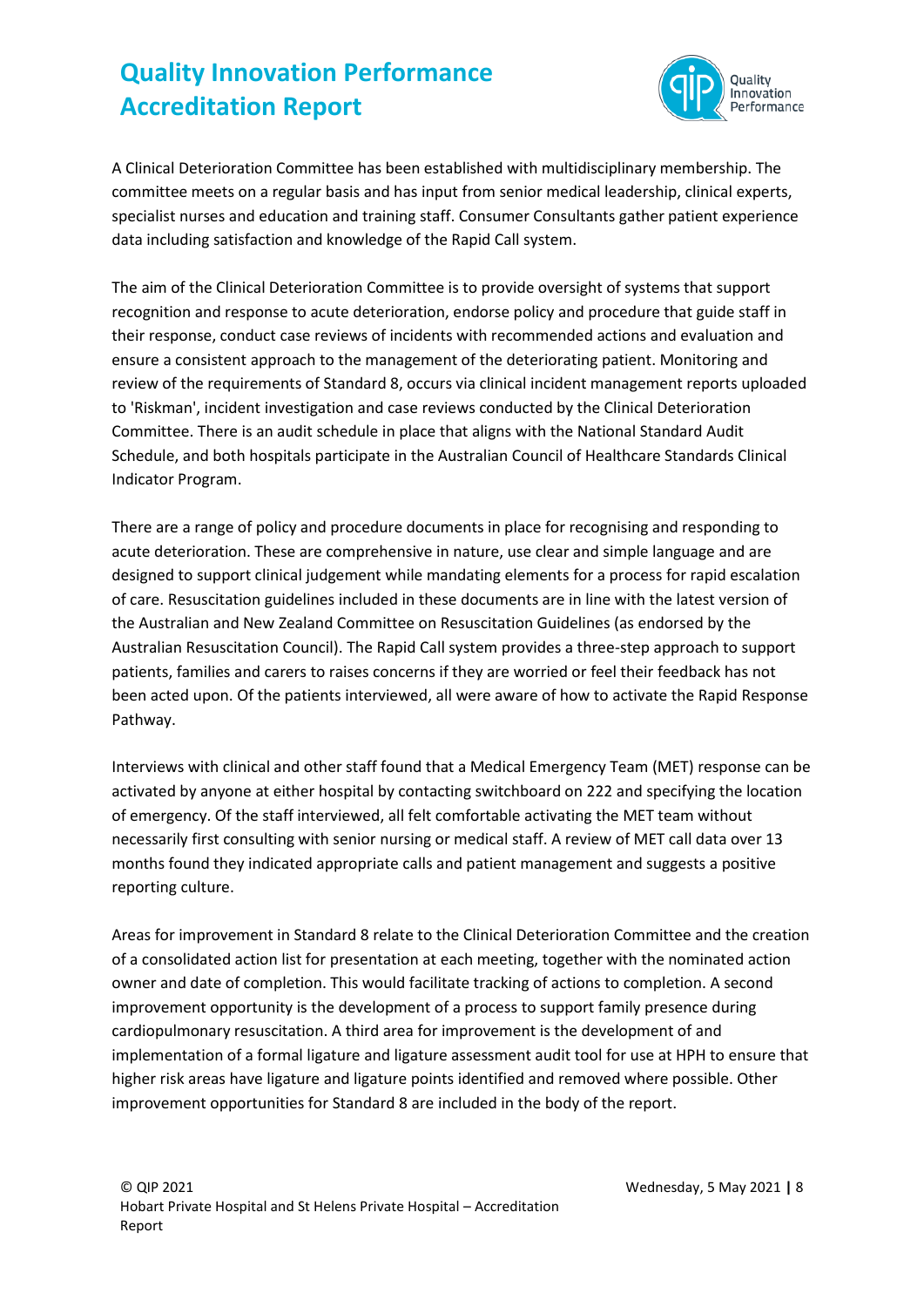A Clinical Deterioration Committee has been established with multidisciplinary membership. The committee meets on a regular basis and has input from senior medical leadership, clinical experts, specialist nurses and education and training staff. Consumer Consultants gather patient experience data including satisfaction and knowledge of the Rapid Call system.

The aim of the Clinical Deterioration Committee is to provide oversight of systems that support recognition and response to acute deterioration, endorse policy and procedure that guide staff in their response, conduct case reviews of incidents with recommended actions and evaluation and ensure a consistent approach to the management of the deteriorating patient. Monitoring and review of the requirements of Standard 8, occurs via clinical incident management reports uploaded to 'Riskman', incident investigation and case reviews conducted by the Clinical Deterioration Committee. There is an audit schedule in place that aligns with the National Standard Audit Schedule, and both hospitals participate in the Australian Council of Healthcare Standards Clinical Indicator Program.

There are a range of policy and procedure documents in place for recognising and responding to acute deterioration. These are comprehensive in nature, use clear and simple language and are designed to support clinical judgement while mandating elements for a process for rapid escalation of care. Resuscitation guidelines included in these documents are in line with the latest version of the Australian and New Zealand Committee on Resuscitation Guidelines (as endorsed by the Australian Resuscitation Council). The Rapid Call system provides a three-step approach to support patients, families and carers to raises concerns if they are worried or feel their feedback has not been acted upon. Of the patients interviewed, all were aware of how to activate the Rapid Response Pathway.

Interviews with clinical and other staff found that a Medical Emergency Team (MET) response can be activated by anyone at either hospital by contacting switchboard on 222 and specifying the location of emergency. Of the staff interviewed, all felt comfortable activating the MET team without necessarily first consulting with senior nursing or medical staff. A review of MET call data over 13 months found they indicated appropriate calls and patient management and suggests a positive reporting culture.

Areas for improvement in Standard 8 relate to the Clinical Deterioration Committee and the creation of a consolidated action list for presentation at each meeting, together with the nominated action owner and date of completion. This would facilitate tracking of actions to completion. A second improvement opportunity is the development of a process to support family presence during cardiopulmonary resuscitation. A third area for improvement is the development of and implementation of a formal ligature and ligature assessment audit tool for use at HPH to ensure that higher risk areas have ligature and ligature points identified and removed where possible. Other improvement opportunities for Standard 8 are included in the body of the report.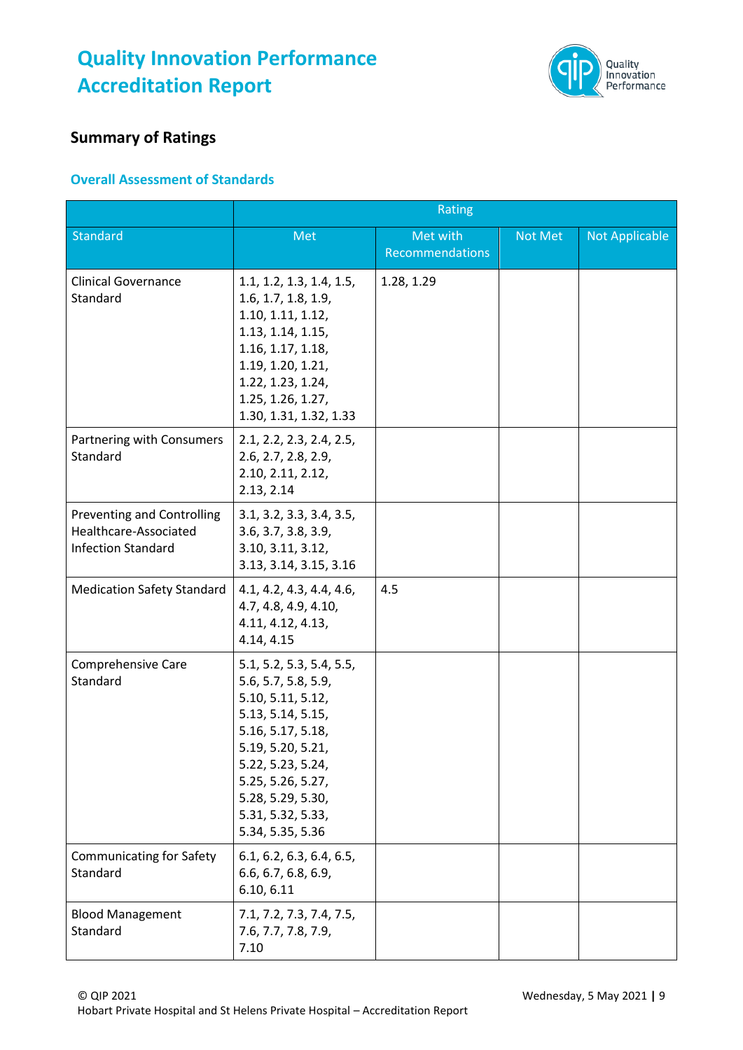# Quality Innovation Performance Accreditation Report

## Summary of Ratings

### Overall Assessment of Standards

| | Rating | | | |
|---|---|---|---|---|
| Standard | Met | Met with Recommendations | Not Met | Not Applicable |
| Clinical Governance Standard | 1.1, 1.2, 1.3, 1.4, 1.5, 1.6, 1.7, 1.8, 1.9, 1.10, 1.11, 1.12, 1.13, 1.14, 1.15, 1.16, 1.17, 1.18, 1.19, 1.20, 1.21, 1.22, 1.23, 1.24, 1.25, 1.26, 1.27, 1.30, 1.31, 1.32, 1.33 | 1.28, 1.29 | | |
| Partnering with Consumers Standard | 2.1, 2.2, 2.3, 2.4, 2.5, 2.6, 2.7, 2.8, 2.9, 2.10, 2.11, 2.12, 2.13, 2.14 | | | |
| Preventing and Controlling Healthcare-Associated Infection Standard | 3.1, 3.2, 3.3, 3.4, 3.5, 3.6, 3.7, 3.8, 3.9, 3.10, 3.11, 3.12, 3.13, 3.14, 3.15, 3.16 | | | |
| Medication Safety Standard | 4.1, 4.2, 4.3, 4.4, 4.6, 4.7, 4.8, 4.9, 4.10, 4.11, 4.12, 4.13, 4.14, 4.15 | 4.5 | | |
| Comprehensive Care Standard | 5.1, 5.2, 5.3, 5.4, 5.5, 5.6, 5.7, 5.8, 5.9, 5.10, 5.11, 5.12, 5.13, 5.14, 5.15, 5.16, 5.17, 5.18, 5.19, 5.20, 5.21, 5.22, 5.23, 5.24, 5.25, 5.26, 5.27, 5.28, 5.29, 5.30, 5.31, 5.32, 5.33, 5.34, 5.35, 5.36 | | | |
| Communicating for Safety Standard | 6.1, 6.2, 6.3, 6.4, 6.5, 6.6, 6.7, 6.8, 6.9, 6.10, 6.11 | | | |
| Blood Management Standard | 7.1, 7.2, 7.3, 7.4, 7.5, 7.6, 7.7, 7.8, 7.9, 7.10 | | | |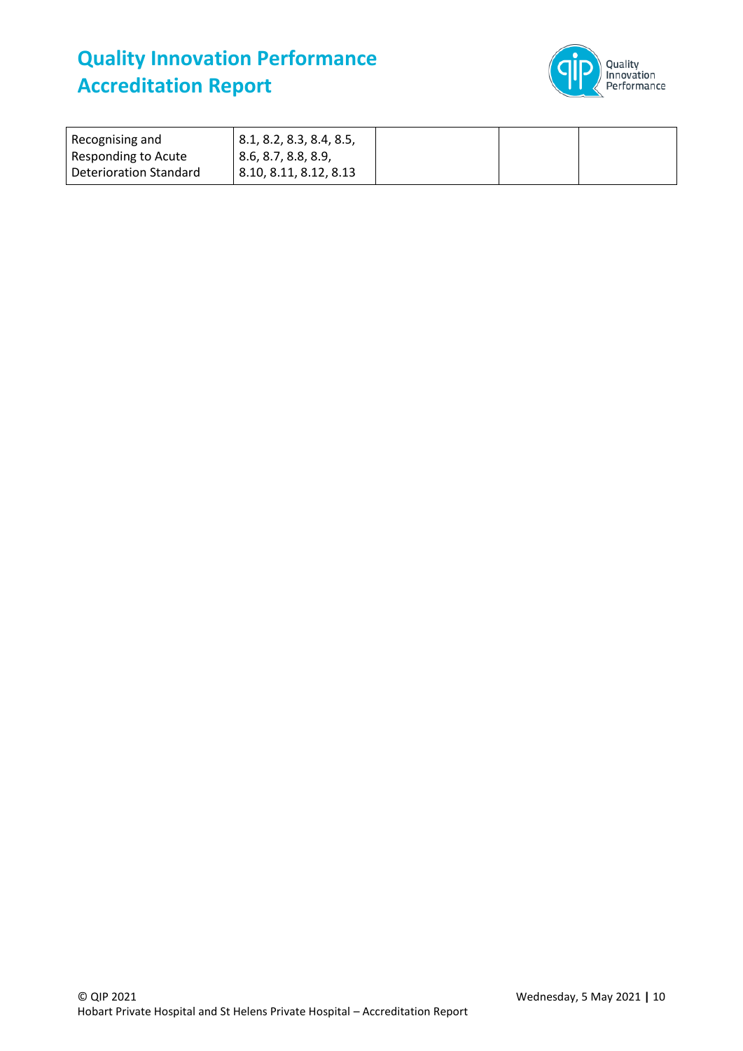| | | | | |
|---|---|---|---|---|
| Recognising and Responding to Acute Deterioration Standard | 8.1, 8.2, 8.3, 8.4, 8.5, 8.6, 8.7, 8.8, 8.9, 8.10, 8.11, 8.12, 8.13 | | | |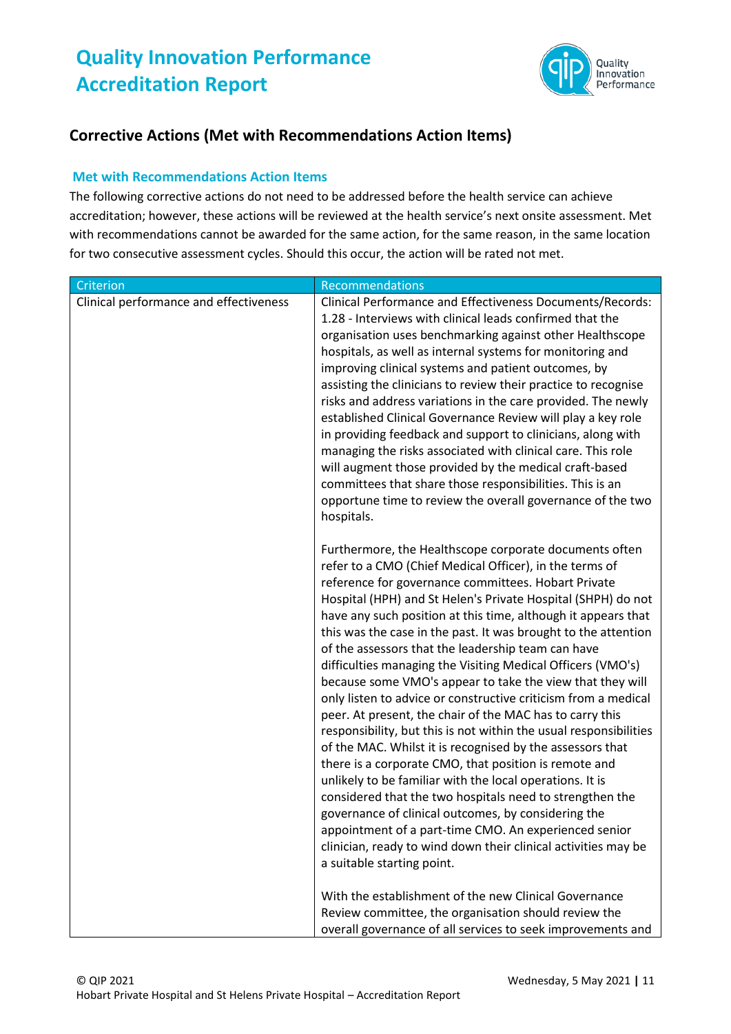## Corrective Actions (Met with Recommendations Action Items)

### Met with Recommendations Action Items

The following corrective actions do not need to be addressed before the health service can achieve accreditation; however, these actions will be reviewed at the health service's next onsite assessment. Met with recommendations cannot be awarded for the same action, for the same reason, in the same location for two consecutive assessment cycles. Should this occur, the action will be rated not met.

| Criterion | Recommendations |
| --- | --- |
| Clinical performance and effectiveness | Clinical Performance and Effectiveness Documents/Records: 1.28 - Interviews with clinical leads confirmed that the organisation uses benchmarking against other Healthscope hospitals, as well as internal systems for monitoring and improving clinical systems and patient outcomes, by assisting the clinicians to review their practice to recognise risks and address variations in the care provided. The newly established Clinical Governance Review will play a key role in providing feedback and support to clinicians, along with managing the risks associated with clinical care. This role will augment those provided by the medical craft-based committees that share those responsibilities. This is an opportune time to review the overall governance of the two hospitals.<br><br>Furthermore, the Healthscope corporate documents often refer to a CMO (Chief Medical Officer), in the terms of reference for governance committees. Hobart Private Hospital (HPH) and St Helen's Private Hospital (SHPH) do not have any such position at this time, although it appears that this was the case in the past. It was brought to the attention of the assessors that the leadership team can have difficulties managing the Visiting Medical Officers (VMO's) because some VMO's appear to take the view that they will only listen to advice or constructive criticism from a medical peer. At present, the chair of the MAC has to carry this responsibility, but this is not within the usual responsibilities of the MAC. Whilst it is recognised by the assessors that there is a corporate CMO, that position is remote and unlikely to be familiar with the local operations. It is considered that the two hospitals need to strengthen the governance of clinical outcomes, by considering the appointment of a part-time CMO. An experienced senior clinician, ready to wind down their clinical activities may be a suitable starting point.<br><br>With the establishment of the new Clinical Governance Review committee, the organisation should review the overall governance of all services to seek improvements and |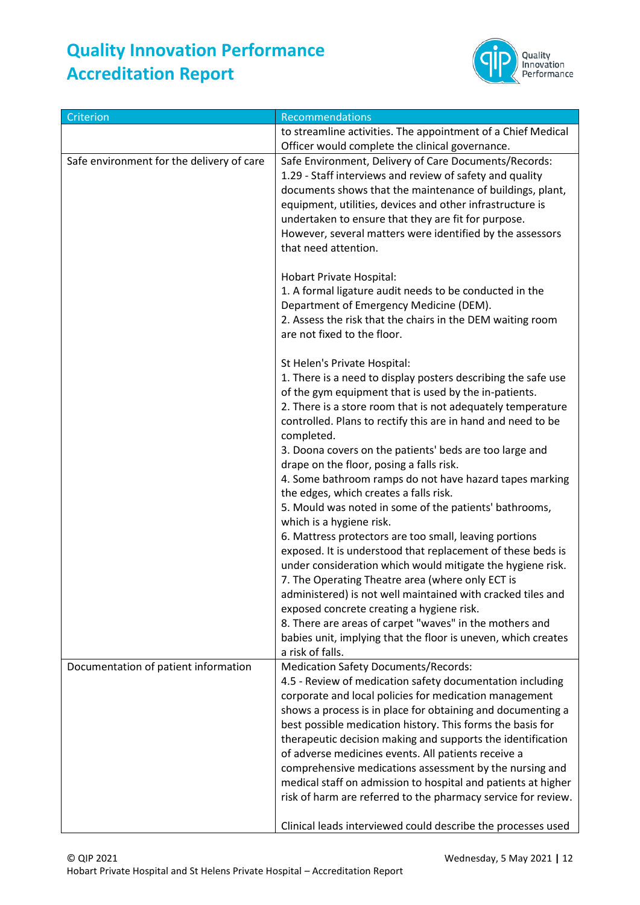| Criterion | Recommendations |
|---|---|
| | to streamline activities. The appointment of a Chief Medical Officer would complete the clinical governance. |
| Safe environment for the delivery of care | Safe Environment, Delivery of Care Documents/Records:<br>1.29 - Staff interviews and review of safety and quality documents shows that the maintenance of buildings, plant, equipment, utilities, devices and other infrastructure is undertaken to ensure that they are fit for purpose. However, several matters were identified by the assessors that need attention.<br><br>Hobart Private Hospital:<br>1. A formal ligature audit needs to be conducted in the Department of Emergency Medicine (DEM).<br>2. Assess the risk that the chairs in the DEM waiting room are not fixed to the floor.<br><br>St Helen's Private Hospital:<br>1. There is a need to display posters describing the safe use of the gym equipment that is used by the in-patients.<br>2. There is a store room that is not adequately temperature controlled. Plans to rectify this are in hand and need to be completed.<br>3. Doona covers on the patients' beds are too large and drape on the floor, posing a falls risk.<br>4. Some bathroom ramps do not have hazard tapes marking the edges, which creates a falls risk.<br>5. Mould was noted in some of the patients' bathrooms, which is a hygiene risk.<br>6. Mattress protectors are too small, leaving portions exposed. It is understood that replacement of these beds is under consideration which would mitigate the hygiene risk.<br>7. The Operating Theatre area (where only ECT is administered) is not well maintained with cracked tiles and exposed concrete creating a hygiene risk.<br>8. There are areas of carpet "waves" in the mothers and babies unit, implying that the floor is uneven, which creates a risk of falls. |
| Documentation of patient information | Medication Safety Documents/Records:<br>4.5 - Review of medication safety documentation including corporate and local policies for medication management shows a process is in place for obtaining and documenting a best possible medication history. This forms the basis for therapeutic decision making and supports the identification of adverse medicines events. All patients receive a comprehensive medications assessment by the nursing and medical staff on admission to hospital and patients at higher risk of harm are referred to the pharmacy service for review.<br><br>Clinical leads interviewed could describe the processes used |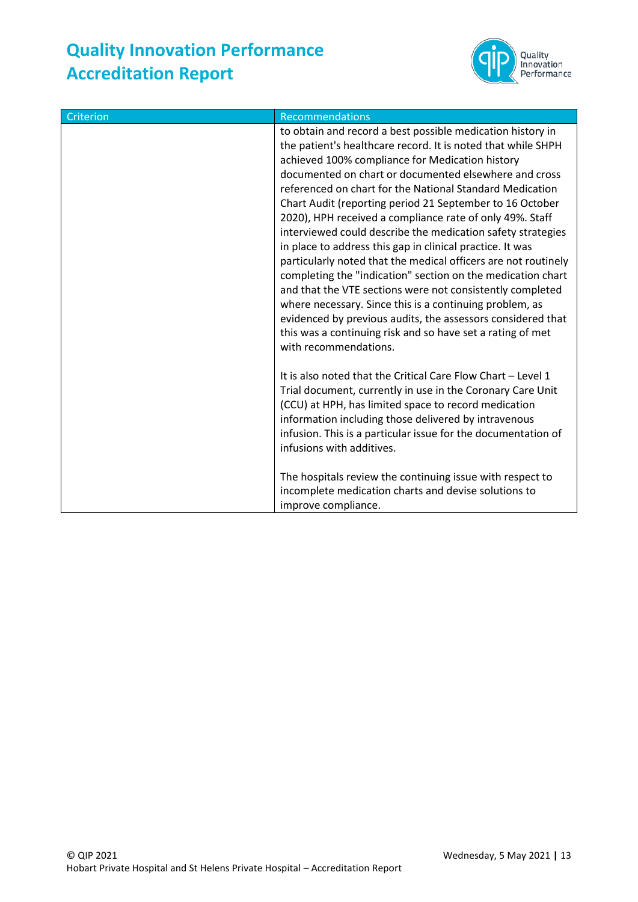| Criterion | Recommendations |
|---|---|
| | to obtain and record a best possible medication history in the patient's healthcare record. It is noted that while SHPH achieved 100% compliance for Medication history documented on chart or documented elsewhere and cross referenced on chart for the National Standard Medication Chart Audit (reporting period 21 September to 16 October 2020), HPH received a compliance rate of only 49%. Staff interviewed could describe the medication safety strategies in place to address this gap in clinical practice. It was particularly noted that the medical officers are not routinely completing the "indication" section on the medication chart and that the VTE sections were not consistently completed where necessary. Since this is a continuing problem, as evidenced by previous audits, the assessors considered that this was a continuing risk and so have set a rating of met with recommendations.<br><br>It is also noted that the Critical Care Flow Chart – Level 1 Trial document, currently in use in the Coronary Care Unit (CCU) at HPH, has limited space to record medication information including those delivered by intravenous infusion. This is a particular issue for the documentation of infusions with additives.<br><br>The hospitals review the continuing issue with respect to incomplete medication charts and devise solutions to improve compliance. |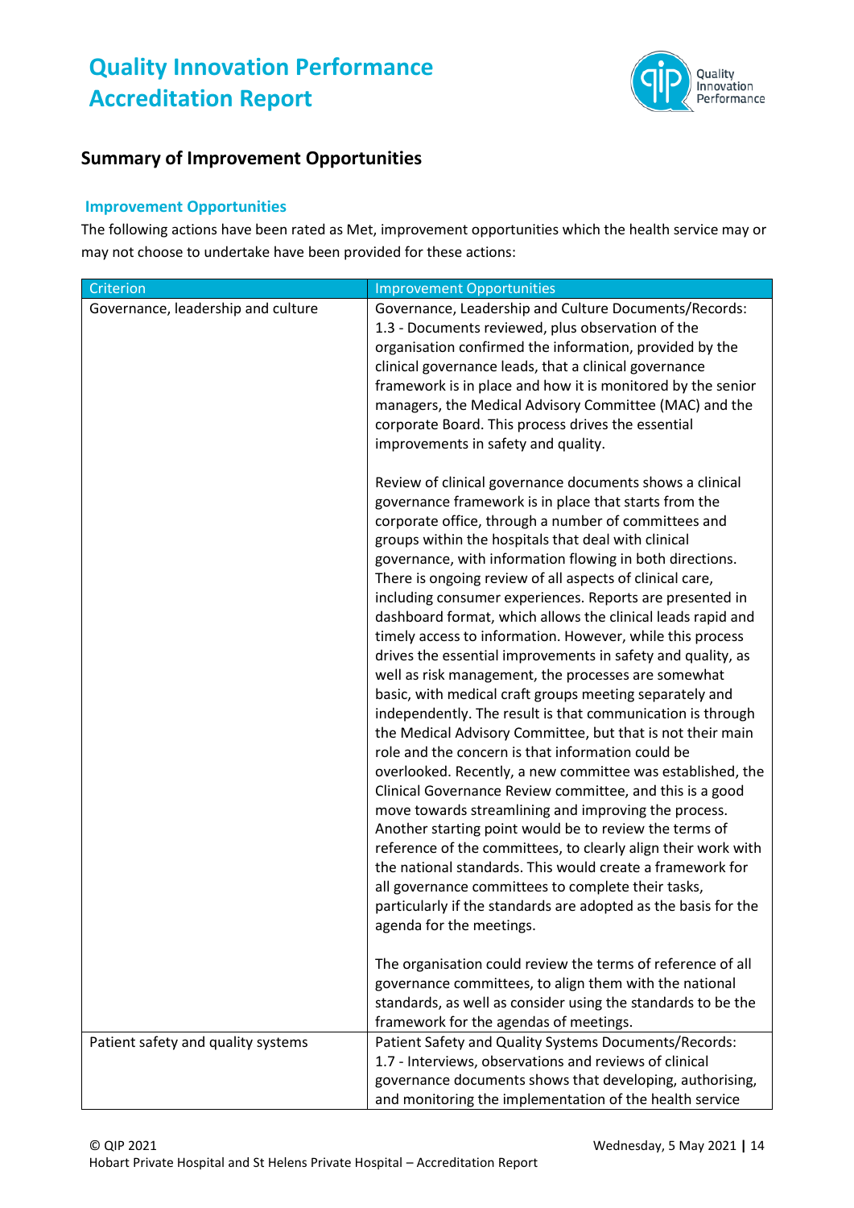## Summary of Improvement Opportunities

### Improvement Opportunities

The following actions have been rated as Met, improvement opportunities which the health service may or may not choose to undertake have been provided for these actions:

| Criterion | Improvement Opportunities |
| --- | --- |
| Governance, leadership and culture | Governance, Leadership and Culture Documents/Records:<br>1.3 - Documents reviewed, plus observation of the organisation confirmed the information, provided by the clinical governance leads, that a clinical governance framework is in place and how it is monitored by the senior managers, the Medical Advisory Committee (MAC) and the corporate Board. This process drives the essential improvements in safety and quality.<br><br>Review of clinical governance documents shows a clinical governance framework is in place that starts from the corporate office, through a number of committees and groups within the hospitals that deal with clinical governance, with information flowing in both directions. There is ongoing review of all aspects of clinical care, including consumer experiences. Reports are presented in dashboard format, which allows the clinical leads rapid and timely access to information. However, while this process drives the essential improvements in safety and quality, as well as risk management, the processes are somewhat basic, with medical craft groups meeting separately and independently. The result is that communication is through the Medical Advisory Committee, but that is not their main role and the concern is that information could be overlooked. Recently, a new committee was established, the Clinical Governance Review committee, and this is a good move towards streamlining and improving the process. Another starting point would be to review the terms of reference of the committees, to clearly align their work with the national standards. This would create a framework for all governance committees to complete their tasks, particularly if the standards are adopted as the basis for the agenda for the meetings.<br><br>The organisation could review the terms of reference of all governance committees, to align them with the national standards, as well as consider using the standards to be the framework for the agendas of meetings. |
| Patient safety and quality systems | Patient Safety and Quality Systems Documents/Records:<br>1.7 - Interviews, observations and reviews of clinical governance documents shows that developing, authorising, and monitoring the implementation of the health service |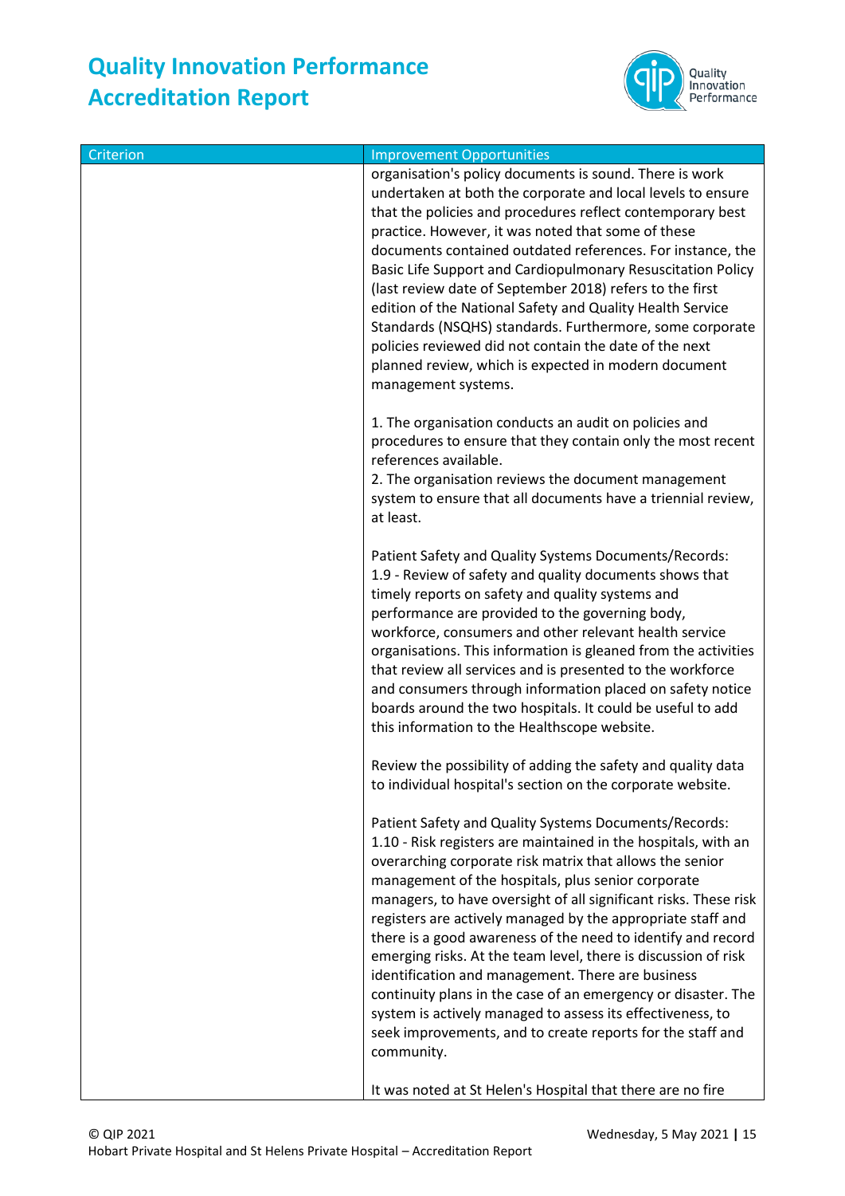| Criterion | Improvement Opportunities |
| --- | --- |
| | organisation's policy documents is sound. There is work undertaken at both the corporate and local levels to ensure that the policies and procedures reflect contemporary best practice. However, it was noted that some of these documents contained outdated references. For instance, the Basic Life Support and Cardiopulmonary Resuscitation Policy (last review date of September 2018) refers to the first edition of the National Safety and Quality Health Service Standards (NSQHS) standards. Furthermore, some corporate policies reviewed did not contain the date of the next planned review, which is expected in modern document management systems.<br><br>1. The organisation conducts an audit on policies and procedures to ensure that they contain only the most recent references available.<br>2. The organisation reviews the document management system to ensure that all documents have a triennial review, at least.<br><br>Patient Safety and Quality Systems Documents/Records: 1.9 - Review of safety and quality documents shows that timely reports on safety and quality systems and performance are provided to the governing body, workforce, consumers and other relevant health service organisations. This information is gleaned from the activities that review all services and is presented to the workforce and consumers through information placed on safety notice boards around the two hospitals. It could be useful to add this information to the Healthscope website.<br><br>Review the possibility of adding the safety and quality data to individual hospital's section on the corporate website.<br><br>Patient Safety and Quality Systems Documents/Records: 1.10 - Risk registers are maintained in the hospitals, with an overarching corporate risk matrix that allows the senior management of the hospitals, plus senior corporate managers, to have oversight of all significant risks. These risk registers are actively managed by the appropriate staff and there is a good awareness of the need to identify and record emerging risks. At the team level, there is discussion of risk identification and management. There are business continuity plans in the case of an emergency or disaster. The system is actively managed to assess its effectiveness, to seek improvements, and to create reports for the staff and community.<br><br>It was noted at St Helen's Hospital that there are no fire |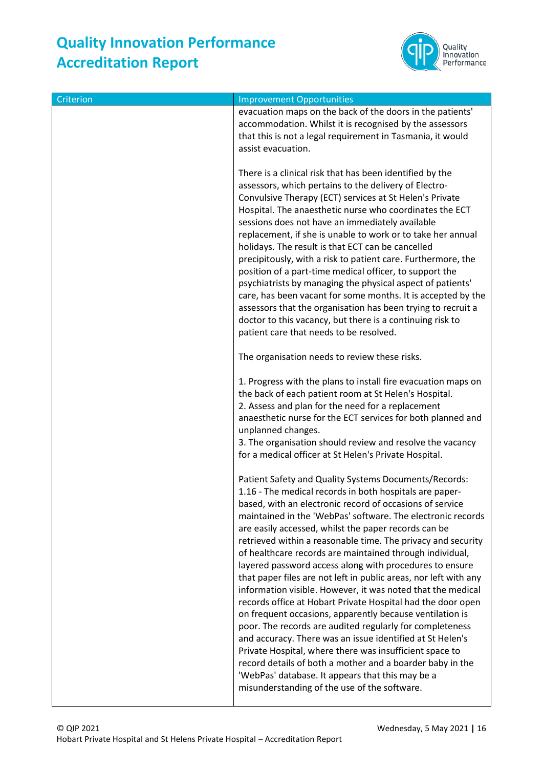| Criterion | Improvement Opportunities |
|---|---|
| | evacuation maps on the back of the doors in the patients' accommodation. Whilst it is recognised by the assessors that this is not a legal requirement in Tasmania, it would assist evacuation.<br><br>There is a clinical risk that has been identified by the assessors, which pertains to the delivery of Electro-Convulsive Therapy (ECT) services at St Helen's Private Hospital. The anaesthetic nurse who coordinates the ECT sessions does not have an immediately available replacement, if she is unable to work or to take her annual holidays. The result is that ECT can be cancelled precipitously, with a risk to patient care. Furthermore, the position of a part-time medical officer, to support the psychiatrists by managing the physical aspect of patients' care, has been vacant for some months. It is accepted by the assessors that the organisation has been trying to recruit a doctor to this vacancy, but there is a continuing risk to patient care that needs to be resolved.<br><br>The organisation needs to review these risks.<br><br>1. Progress with the plans to install fire evacuation maps on the back of each patient room at St Helen's Hospital.<br>2. Assess and plan for the need for a replacement anaesthetic nurse for the ECT services for both planned and unplanned changes.<br>3. The organisation should review and resolve the vacancy for a medical officer at St Helen's Private Hospital.<br><br>Patient Safety and Quality Systems Documents/Records:<br>1.16 - The medical records in both hospitals are paper-based, with an electronic record of occasions of service maintained in the 'WebPas' software. The electronic records are easily accessed, whilst the paper records can be retrieved within a reasonable time. The privacy and security of healthcare records are maintained through individual, layered password access along with procedures to ensure that paper files are not left in public areas, nor left with any information visible. However, it was noted that the medical records office at Hobart Private Hospital had the door open on frequent occasions, apparently because ventilation is poor. The records are audited regularly for completeness and accuracy. There was an issue identified at St Helen's Private Hospital, where there was insufficient space to record details of both a mother and a boarder baby in the 'WebPas' database. It appears that this may be a misunderstanding of the use of the software. |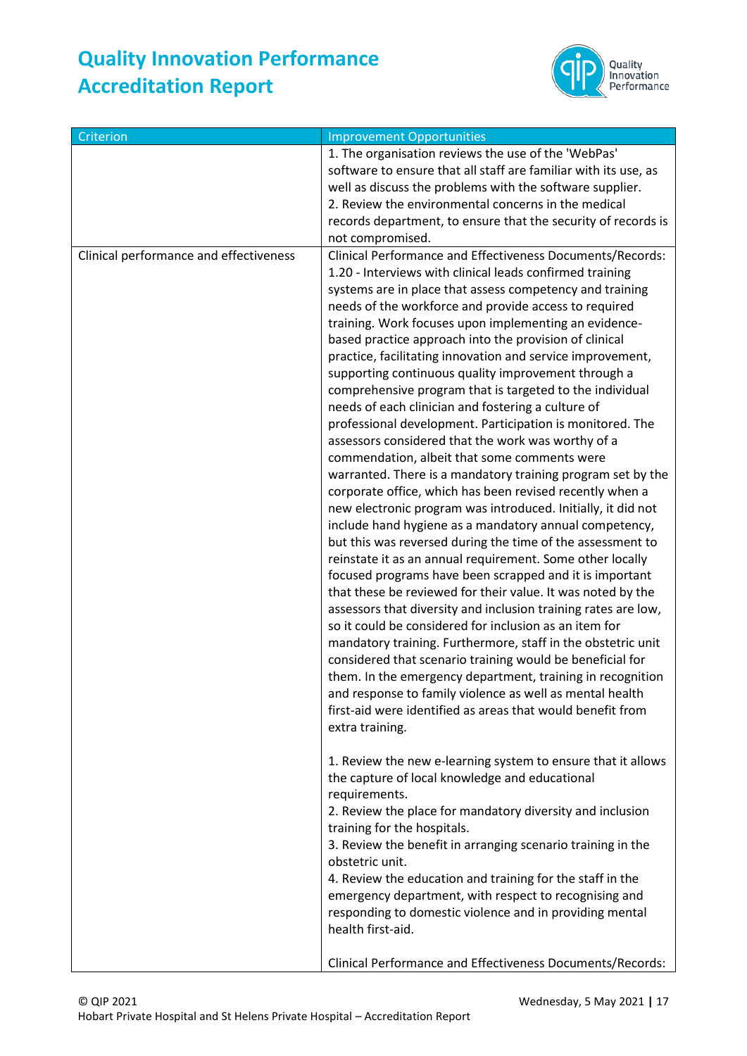| Criterion | Improvement Opportunities |
| --- | --- |
| | 1. The organisation reviews the use of the 'WebPas' software to ensure that all staff are familiar with its use, as well as discuss the problems with the software supplier.<br>2. Review the environmental concerns in the medical records department, to ensure that the security of records is not compromised. |
| Clinical performance and effectiveness | Clinical Performance and Effectiveness Documents/Records:<br>1.20 - Interviews with clinical leads confirmed training systems are in place that assess competency and training needs of the workforce and provide access to required training. Work focuses upon implementing an evidence-based practice approach into the provision of clinical practice, facilitating innovation and service improvement, supporting continuous quality improvement through a comprehensive program that is targeted to the individual needs of each clinician and fostering a culture of professional development. Participation is monitored. The assessors considered that the work was worthy of a commendation, albeit that some comments were warranted. There is a mandatory training program set by the corporate office, which has been revised recently when a new electronic program was introduced. Initially, it did not include hand hygiene as a mandatory annual competency, but this was reversed during the time of the assessment to reinstate it as an annual requirement. Some other locally focused programs have been scrapped and it is important that these be reviewed for their value. It was noted by the assessors that diversity and inclusion training rates are low, so it could be considered for inclusion as an item for mandatory training. Furthermore, staff in the obstetric unit considered that scenario training would be beneficial for them. In the emergency department, training in recognition and response to family violence as well as mental health first-aid were identified as areas that would benefit from extra training.<br><br>1. Review the new e-learning system to ensure that it allows the capture of local knowledge and educational requirements.<br>2. Review the place for mandatory diversity and inclusion training for the hospitals.<br>3. Review the benefit in arranging scenario training in the obstetric unit.<br>4. Review the education and training for the staff in the emergency department, with respect to recognising and responding to domestic violence and in providing mental health first-aid.<br><br>Clinical Performance and Effectiveness Documents/Records: |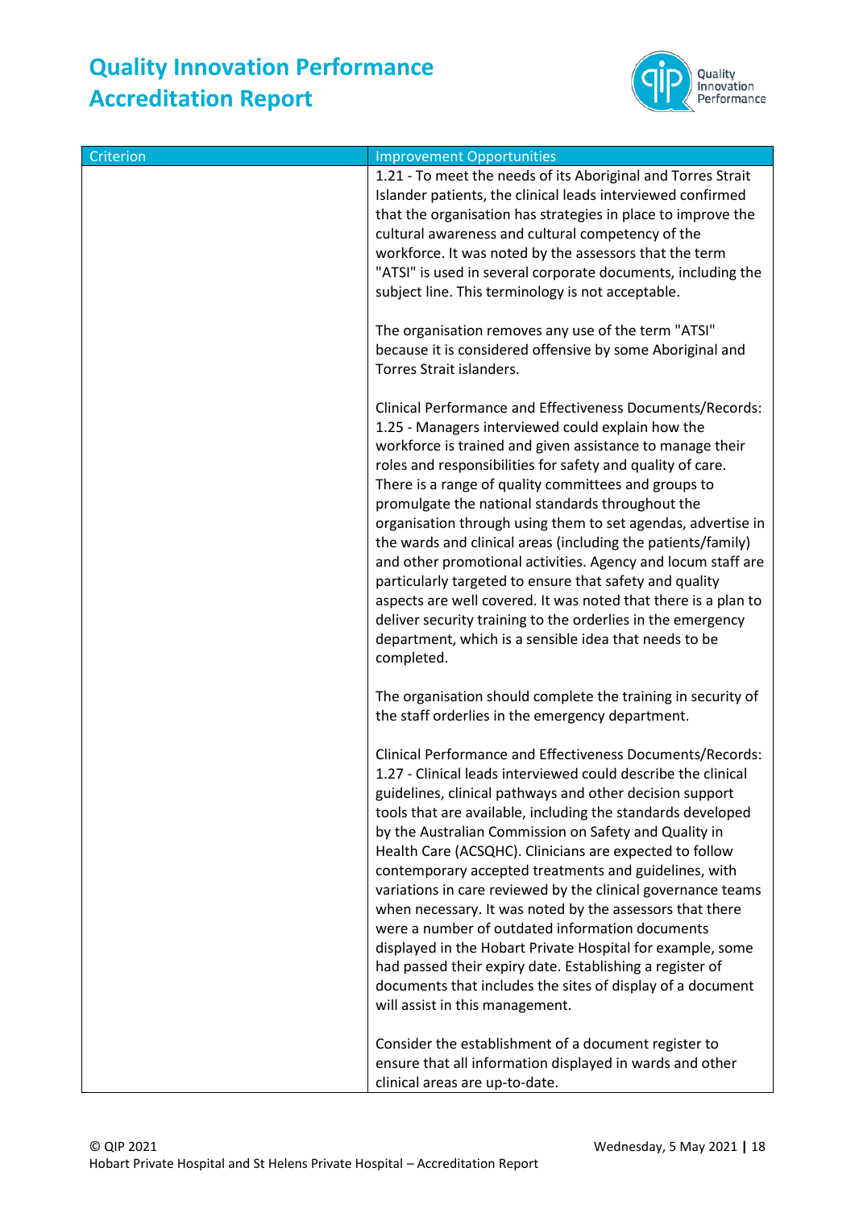| Criterion | Improvement Opportunities |
|---|---|
| | 1.21 - To meet the needs of its Aboriginal and Torres Strait Islander patients, the clinical leads interviewed confirmed that the organisation has strategies in place to improve the cultural awareness and cultural competency of the workforce. It was noted by the assessors that the term "ATSI" is used in several corporate documents, including the subject line. This terminology is not acceptable.<br><br>The organisation removes any use of the term "ATSI" because it is considered offensive by some Aboriginal and Torres Strait islanders.<br><br>Clinical Performance and Effectiveness Documents/Records: 1.25 - Managers interviewed could explain how the workforce is trained and given assistance to manage their roles and responsibilities for safety and quality of care. There is a range of quality committees and groups to promulgate the national standards throughout the organisation through using them to set agendas, advertise in the wards and clinical areas (including the patients/family) and other promotional activities. Agency and locum staff are particularly targeted to ensure that safety and quality aspects are well covered. It was noted that there is a plan to deliver security training to the orderlies in the emergency department, which is a sensible idea that needs to be completed.<br><br>The organisation should complete the training in security of the staff orderlies in the emergency department.<br><br>Clinical Performance and Effectiveness Documents/Records: 1.27 - Clinical leads interviewed could describe the clinical guidelines, clinical pathways and other decision support tools that are available, including the standards developed by the Australian Commission on Safety and Quality in Health Care (ACSQHC). Clinicians are expected to follow contemporary accepted treatments and guidelines, with variations in care reviewed by the clinical governance teams when necessary. It was noted by the assessors that there were a number of outdated information documents displayed in the Hobart Private Hospital for example, some had passed their expiry date. Establishing a register of documents that includes the sites of display of a document will assist in this management.<br><br>Consider the establishment of a document register to ensure that all information displayed in wards and other clinical areas are up-to-date. |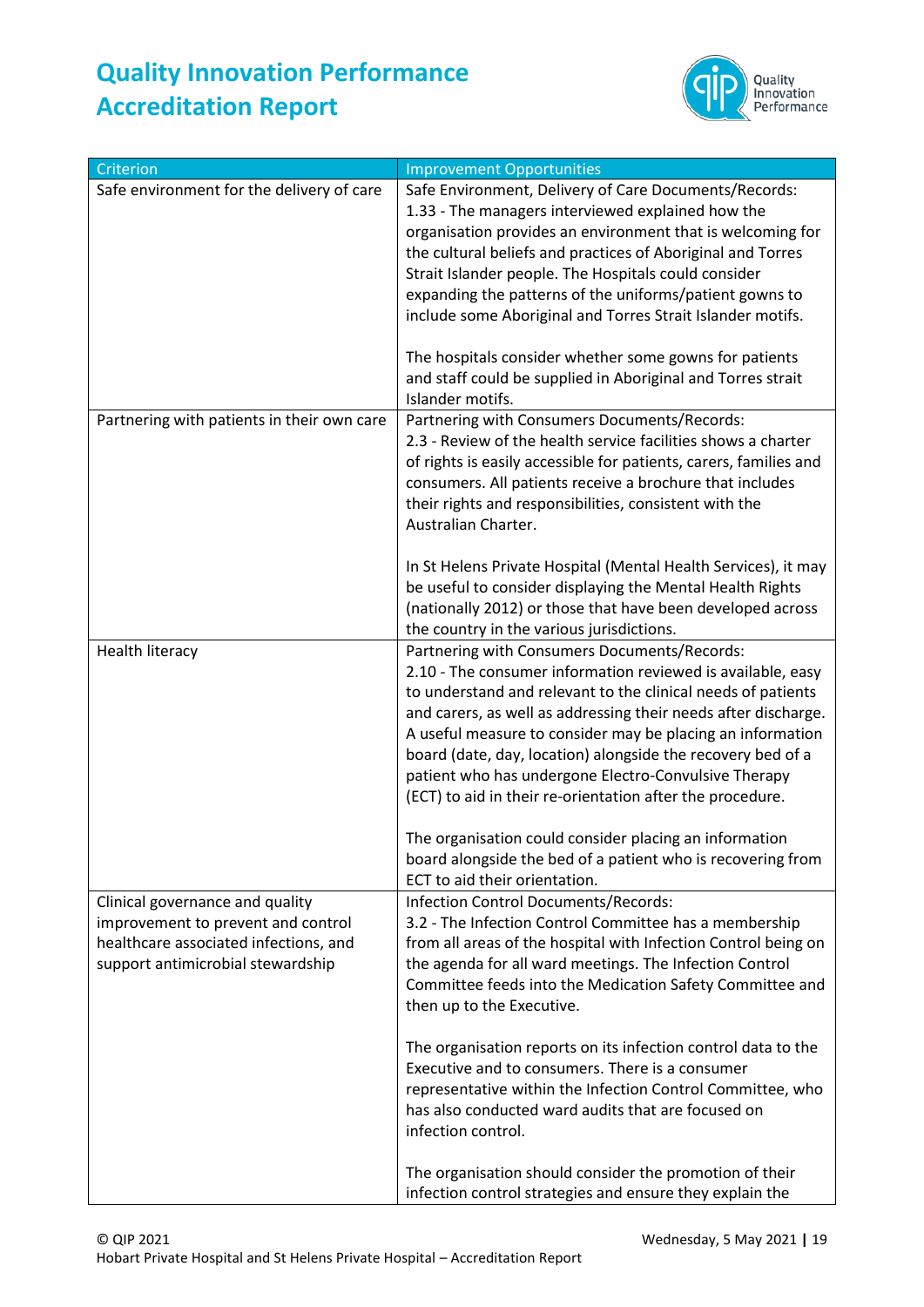| Criterion | Improvement Opportunities |
|---|---|
| Safe environment for the delivery of care | Safe Environment, Delivery of Care Documents/Records:<br>1.33 - The managers interviewed explained how the organisation provides an environment that is welcoming for the cultural beliefs and practices of Aboriginal and Torres Strait Islander people. The Hospitals could consider expanding the patterns of the uniforms/patient gowns to include some Aboriginal and Torres Strait Islander motifs.<br><br>The hospitals consider whether some gowns for patients and staff could be supplied in Aboriginal and Torres strait Islander motifs. |
| Partnering with patients in their own care | Partnering with Consumers Documents/Records:<br>2.3 - Review of the health service facilities shows a charter of rights is easily accessible for patients, carers, families and consumers. All patients receive a brochure that includes their rights and responsibilities, consistent with the Australian Charter.<br><br>In St Helens Private Hospital (Mental Health Services), it may be useful to consider displaying the Mental Health Rights (nationally 2012) or those that have been developed across the country in the various jurisdictions. |
| Health literacy | Partnering with Consumers Documents/Records:<br>2.10 - The consumer information reviewed is available, easy to understand and relevant to the clinical needs of patients and carers, as well as addressing their needs after discharge. A useful measure to consider may be placing an information board (date, day, location) alongside the recovery bed of a patient who has undergone Electro-Convulsive Therapy (ECT) to aid in their re-orientation after the procedure.<br><br>The organisation could consider placing an information board alongside the bed of a patient who is recovering from ECT to aid their orientation. |
| Clinical governance and quality improvement to prevent and control healthcare associated infections, and support antimicrobial stewardship | Infection Control Documents/Records:<br>3.2 - The Infection Control Committee has a membership from all areas of the hospital with Infection Control being on the agenda for all ward meetings. The Infection Control Committee feeds into the Medication Safety Committee and then up to the Executive.<br><br>The organisation reports on its infection control data to the Executive and to consumers. There is a consumer representative within the Infection Control Committee, who has also conducted ward audits that are focused on infection control.<br><br>The organisation should consider the promotion of their infection control strategies and ensure they explain the |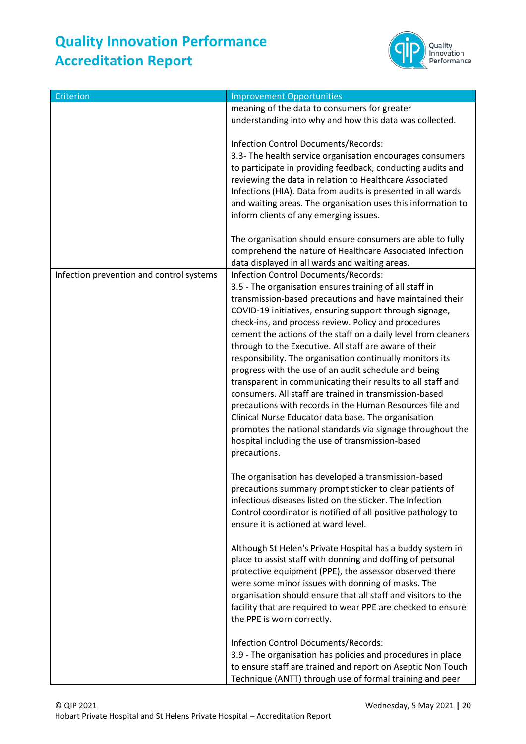| Criterion | Improvement Opportunities |
|---|---|
| | meaning of the data to consumers for greater understanding into why and how this data was collected.<br><br>Infection Control Documents/Records:<br>3.3- The health service organisation encourages consumers to participate in providing feedback, conducting audits and reviewing the data in relation to Healthcare Associated Infections (HIA). Data from audits is presented in all wards and waiting areas. The organisation uses this information to inform clients of any emerging issues.<br><br>The organisation should ensure consumers are able to fully comprehend the nature of Healthcare Associated Infection data displayed in all wards and waiting areas. |
| Infection prevention and control systems | Infection Control Documents/Records:<br>3.5 - The organisation ensures training of all staff in transmission-based precautions and have maintained their COVID-19 initiatives, ensuring support through signage, check-ins, and process review. Policy and procedures cement the actions of the staff on a daily level from cleaners through to the Executive. All staff are aware of their responsibility. The organisation continually monitors its progress with the use of an audit schedule and being transparent in communicating their results to all staff and consumers. All staff are trained in transmission-based precautions with records in the Human Resources file and Clinical Nurse Educator data base. The organisation promotes the national standards via signage throughout the hospital including the use of transmission-based precautions.<br><br>The organisation has developed a transmission-based precautions summary prompt sticker to clear patients of infectious diseases listed on the sticker. The Infection Control coordinator is notified of all positive pathology to ensure it is actioned at ward level.<br><br>Although St Helen's Private Hospital has a buddy system in place to assist staff with donning and doffing of personal protective equipment (PPE), the assessor observed there were some minor issues with donning of masks. The organisation should ensure that all staff and visitors to the facility that are required to wear PPE are checked to ensure the PPE is worn correctly.<br><br>Infection Control Documents/Records:<br>3.9 - The organisation has policies and procedures in place to ensure staff are trained and report on Aseptic Non Touch Technique (ANTT) through use of formal training and peer |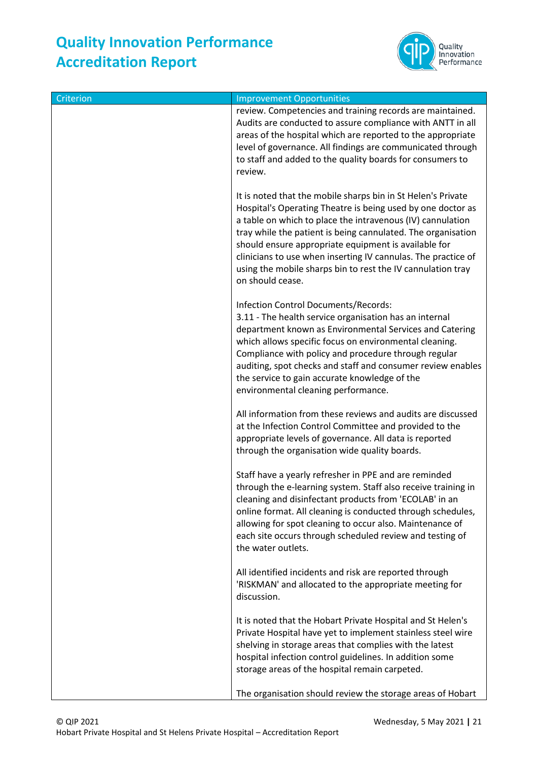| Criterion | Improvement Opportunities |
|---|---|
| | review. Competencies and training records are maintained. Audits are conducted to assure compliance with ANTT in all areas of the hospital which are reported to the appropriate level of governance. All findings are communicated through to staff and added to the quality boards for consumers to review.<br><br>It is noted that the mobile sharps bin in St Helen's Private Hospital's Operating Theatre is being used by one doctor as a table on which to place the intravenous (IV) cannulation tray while the patient is being cannulated. The organisation should ensure appropriate equipment is available for clinicians to use when inserting IV cannulas. The practice of using the mobile sharps bin to rest the IV cannulation tray on should cease.<br><br>Infection Control Documents/Records:<br>3.11 - The health service organisation has an internal department known as Environmental Services and Catering which allows specific focus on environmental cleaning. Compliance with policy and procedure through regular auditing, spot checks and staff and consumer review enables the service to gain accurate knowledge of the environmental cleaning performance.<br><br>All information from these reviews and audits are discussed at the Infection Control Committee and provided to the appropriate levels of governance. All data is reported through the organisation wide quality boards.<br><br>Staff have a yearly refresher in PPE and are reminded through the e-learning system. Staff also receive training in cleaning and disinfectant products from 'ECOLAB' in an online format. All cleaning is conducted through schedules, allowing for spot cleaning to occur also. Maintenance of each site occurs through scheduled review and testing of the water outlets.<br><br>All identified incidents and risk are reported through 'RISKMAN' and allocated to the appropriate meeting for discussion.<br><br>It is noted that the Hobart Private Hospital and St Helen's Private Hospital have yet to implement stainless steel wire shelving in storage areas that complies with the latest hospital infection control guidelines. In addition some storage areas of the hospital remain carpeted.<br><br>The organisation should review the storage areas of Hobart |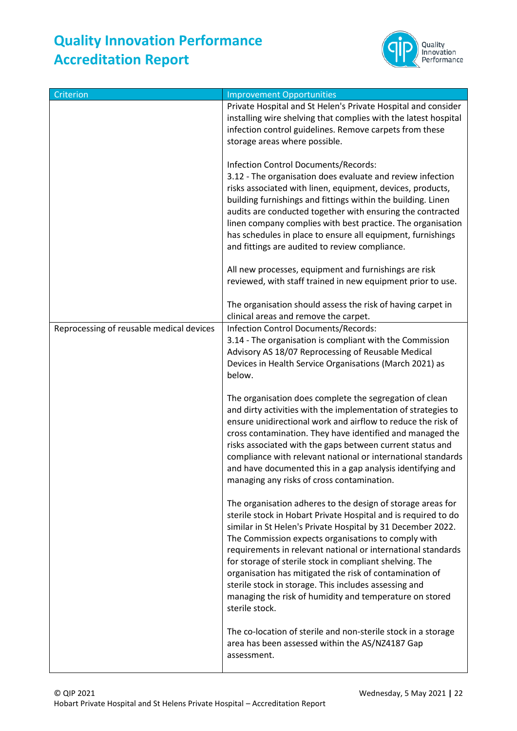| Criterion | Improvement Opportunities |
|---|---|
| | Private Hospital and St Helen's Private Hospital and consider installing wire shelving that complies with the latest hospital infection control guidelines. Remove carpets from these storage areas where possible.<br><br>Infection Control Documents/Records:<br>3.12 - The organisation does evaluate and review infection risks associated with linen, equipment, devices, products, building furnishings and fittings within the building. Linen audits are conducted together with ensuring the contracted linen company complies with best practice. The organisation has schedules in place to ensure all equipment, furnishings and fittings are audited to review compliance.<br><br>All new processes, equipment and furnishings are risk reviewed, with staff trained in new equipment prior to use.<br><br>The organisation should assess the risk of having carpet in clinical areas and remove the carpet. |
| Reprocessing of reusable medical devices | Infection Control Documents/Records:<br>3.14 - The organisation is compliant with the Commission Advisory AS 18/07 Reprocessing of Reusable Medical Devices in Health Service Organisations (March 2021) as below.<br><br>The organisation does complete the segregation of clean and dirty activities with the implementation of strategies to ensure unidirectional work and airflow to reduce the risk of cross contamination. They have identified and managed the risks associated with the gaps between current status and compliance with relevant national or international standards and have documented this in a gap analysis identifying and managing any risks of cross contamination.<br><br>The organisation adheres to the design of storage areas for sterile stock in Hobart Private Hospital and is required to do similar in St Helen's Private Hospital by 31 December 2022. The Commission expects organisations to comply with requirements in relevant national or international standards for storage of sterile stock in compliant shelving. The organisation has mitigated the risk of contamination of sterile stock in storage. This includes assessing and managing the risk of humidity and temperature on stored sterile stock.<br><br>The co-location of sterile and non-sterile stock in a storage area has been assessed within the AS/NZ4187 Gap assessment. |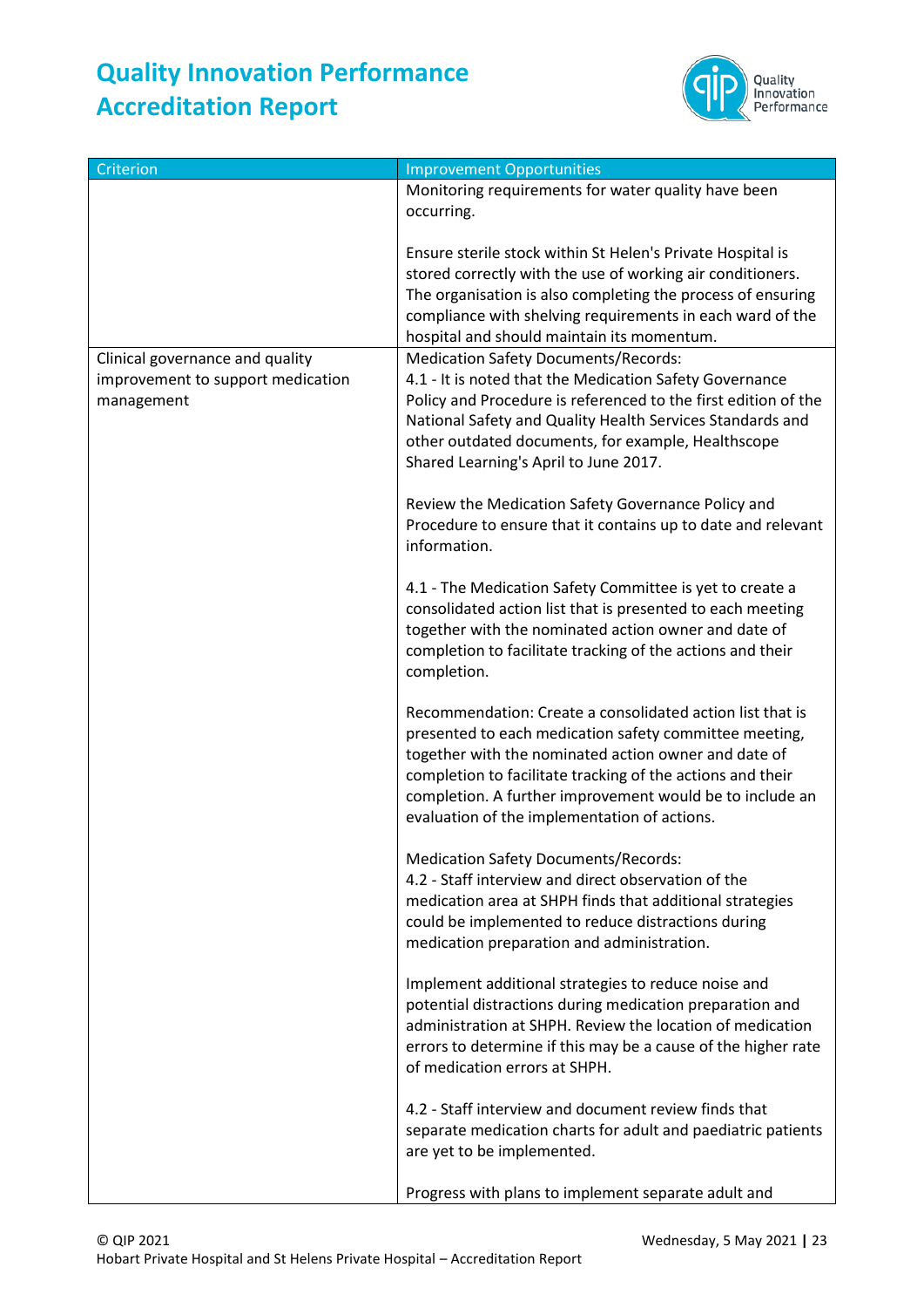| Criterion | Improvement Opportunities |
|---|---|
| | Monitoring requirements for water quality have been occurring.<br><br>Ensure sterile stock within St Helen's Private Hospital is stored correctly with the use of working air conditioners. The organisation is also completing the process of ensuring compliance with shelving requirements in each ward of the hospital and should maintain its momentum. |
| Clinical governance and quality improvement to support medication management | Medication Safety Documents/Records:<br>4.1 - It is noted that the Medication Safety Governance Policy and Procedure is referenced to the first edition of the National Safety and Quality Health Services Standards and other outdated documents, for example, Healthscope Shared Learning's April to June 2017.<br><br>Review the Medication Safety Governance Policy and Procedure to ensure that it contains up to date and relevant information.<br><br>4.1 - The Medication Safety Committee is yet to create a consolidated action list that is presented to each meeting together with the nominated action owner and date of completion to facilitate tracking of the actions and their completion.<br><br>Recommendation: Create a consolidated action list that is presented to each medication safety committee meeting, together with the nominated action owner and date of completion to facilitate tracking of the actions and their completion. A further improvement would be to include an evaluation of the implementation of actions.<br><br>Medication Safety Documents/Records:<br>4.2 - Staff interview and direct observation of the medication area at SHPH finds that additional strategies could be implemented to reduce distractions during medication preparation and administration.<br><br>Implement additional strategies to reduce noise and potential distractions during medication preparation and administration at SHPH. Review the location of medication errors to determine if this may be a cause of the higher rate of medication errors at SHPH.<br><br>4.2 - Staff interview and document review finds that separate medication charts for adult and paediatric patients are yet to be implemented.<br><br>Progress with plans to implement separate adult and |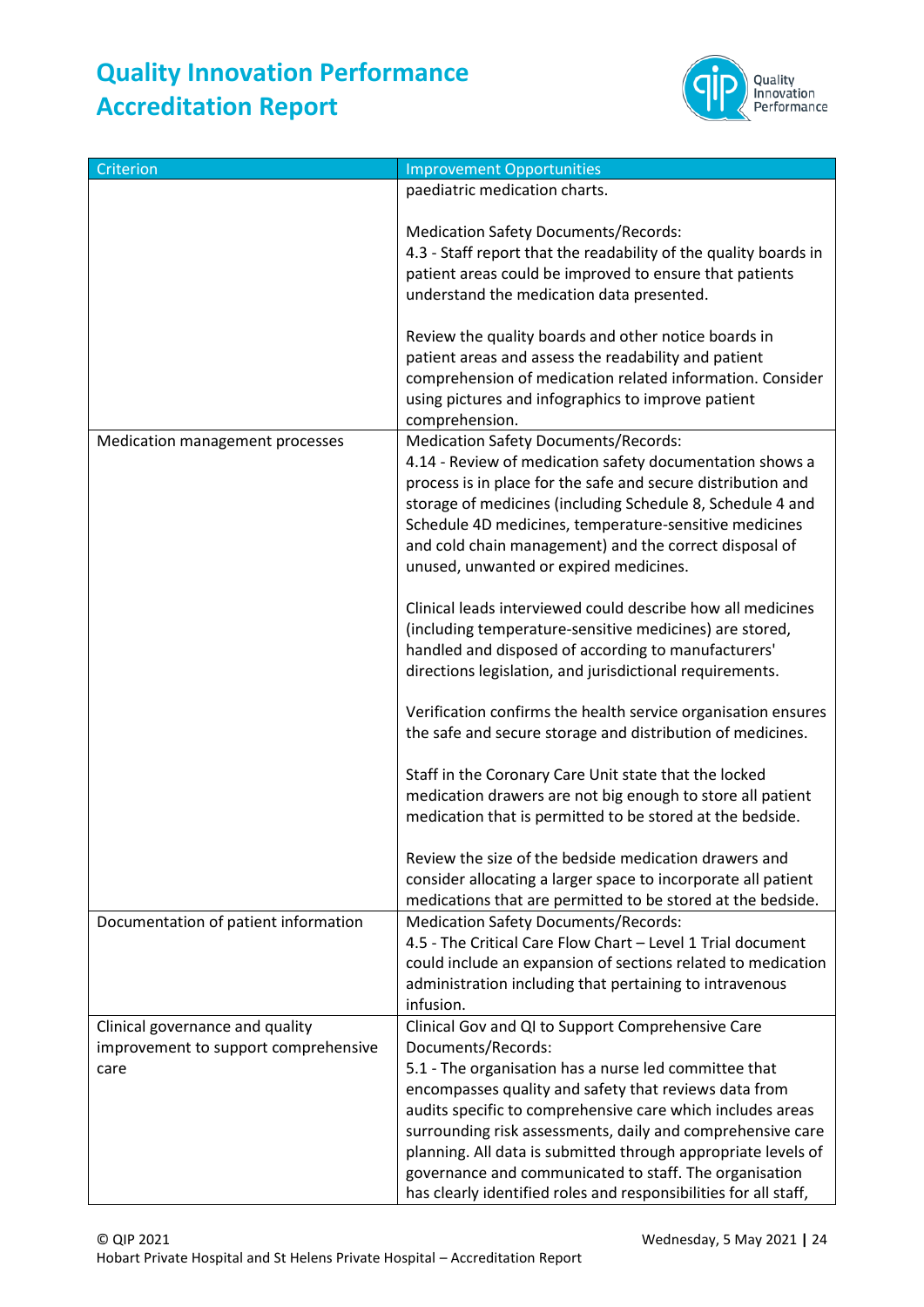| Criterion | Improvement Opportunities |
|---|---|
| | paediatric medication charts.<br><br>Medication Safety Documents/Records:<br>4.3 - Staff report that the readability of the quality boards in patient areas could be improved to ensure that patients understand the medication data presented.<br><br>Review the quality boards and other notice boards in patient areas and assess the readability and patient comprehension of medication related information. Consider using pictures and infographics to improve patient comprehension. |
| Medication management processes | Medication Safety Documents/Records:<br>4.14 - Review of medication safety documentation shows a process is in place for the safe and secure distribution and storage of medicines (including Schedule 8, Schedule 4 and Schedule 4D medicines, temperature-sensitive medicines and cold chain management) and the correct disposal of unused, unwanted or expired medicines.<br><br>Clinical leads interviewed could describe how all medicines (including temperature-sensitive medicines) are stored, handled and disposed of according to manufacturers' directions legislation, and jurisdictional requirements.<br><br>Verification confirms the health service organisation ensures the safe and secure storage and distribution of medicines.<br><br>Staff in the Coronary Care Unit state that the locked medication drawers are not big enough to store all patient medication that is permitted to be stored at the bedside.<br><br>Review the size of the bedside medication drawers and consider allocating a larger space to incorporate all patient medications that are permitted to be stored at the bedside. |
| Documentation of patient information | Medication Safety Documents/Records:<br>4.5 - The Critical Care Flow Chart – Level 1 Trial document could include an expansion of sections related to medication administration including that pertaining to intravenous infusion. |
| Clinical governance and quality improvement to support comprehensive care | Clinical Gov and QI to Support Comprehensive Care Documents/Records:<br>5.1 - The organisation has a nurse led committee that encompasses quality and safety that reviews data from audits specific to comprehensive care which includes areas surrounding risk assessments, daily and comprehensive care planning. All data is submitted through appropriate levels of governance and communicated to staff. The organisation has clearly identified roles and responsibilities for all staff, |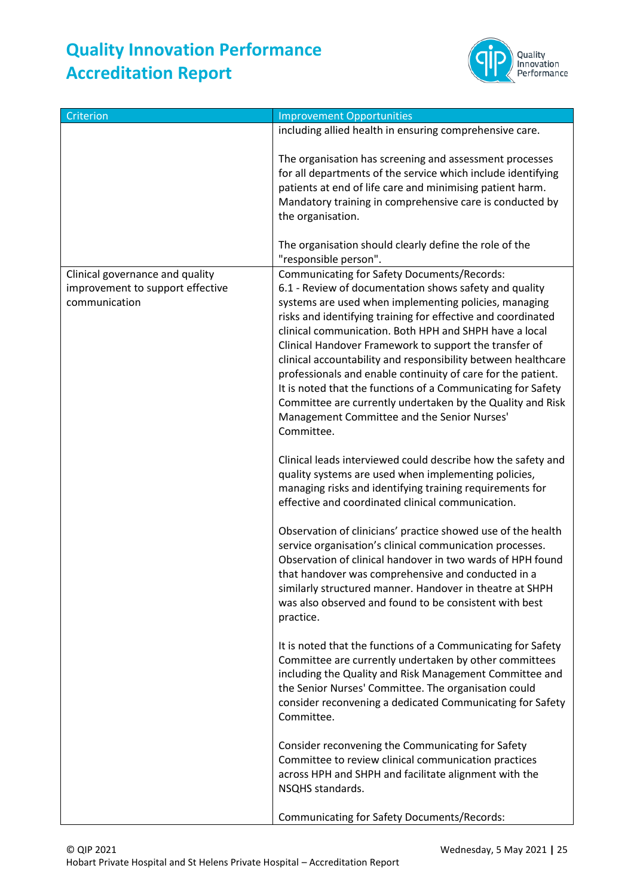| Criterion | Improvement Opportunities |
|---|---|
| | including allied health in ensuring comprehensive care.<br><br>The organisation has screening and assessment processes for all departments of the service which include identifying patients at end of life care and minimising patient harm. Mandatory training in comprehensive care is conducted by the organisation.<br><br>The organisation should clearly define the role of the "responsible person". |
| Clinical governance and quality improvement to support effective communication | Communicating for Safety Documents/Records:<br>6.1 - Review of documentation shows safety and quality systems are used when implementing policies, managing risks and identifying training for effective and coordinated clinical communication. Both HPH and SHPH have a local Clinical Handover Framework to support the transfer of clinical accountability and responsibility between healthcare professionals and enable continuity of care for the patient. It is noted that the functions of a Communicating for Safety Committee are currently undertaken by the Quality and Risk Management Committee and the Senior Nurses' Committee.<br><br>Clinical leads interviewed could describe how the safety and quality systems are used when implementing policies, managing risks and identifying training requirements for effective and coordinated clinical communication.<br><br>Observation of clinicians' practice showed use of the health service organisation's clinical communication processes. Observation of clinical handover in two wards of HPH found that handover was comprehensive and conducted in a similarly structured manner. Handover in theatre at SHPH was also observed and found to be consistent with best practice.<br><br>It is noted that the functions of a Communicating for Safety Committee are currently undertaken by other committees including the Quality and Risk Management Committee and the Senior Nurses' Committee. The organisation could consider reconvening a dedicated Communicating for Safety Committee.<br><br>Consider reconvening the Communicating for Safety Committee to review clinical communication practices across HPH and SHPH and facilitate alignment with the NSQHS standards.<br><br>Communicating for Safety Documents/Records: |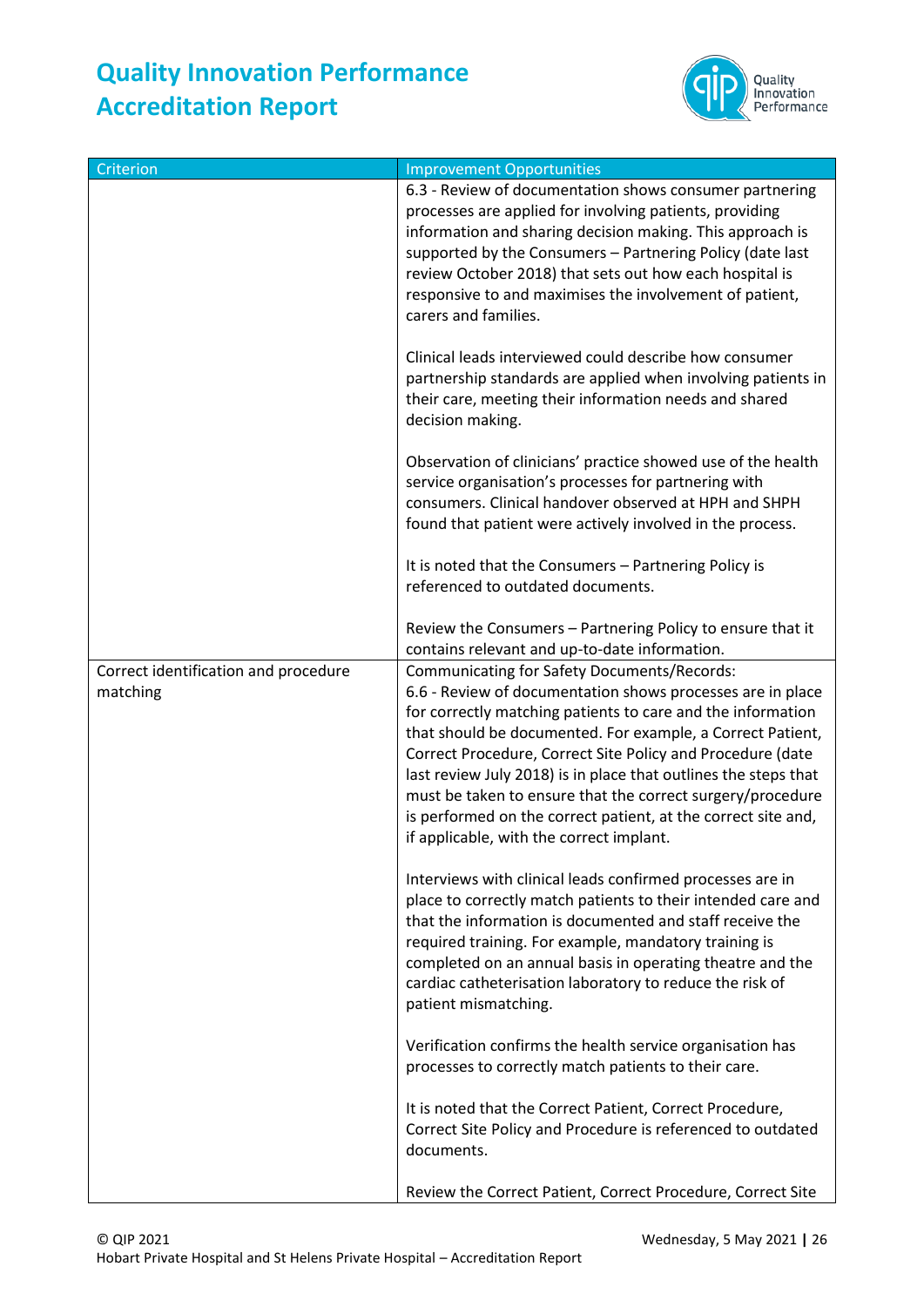| Criterion | Improvement Opportunities |
|---|---|
| | 6.3 - Review of documentation shows consumer partnering processes are applied for involving patients, providing information and sharing decision making. This approach is supported by the Consumers – Partnering Policy (date last review October 2018) that sets out how each hospital is responsive to and maximises the involvement of patient, carers and families.<br><br>Clinical leads interviewed could describe how consumer partnership standards are applied when involving patients in their care, meeting their information needs and shared decision making.<br><br>Observation of clinicians' practice showed use of the health service organisation's processes for partnering with consumers. Clinical handover observed at HPH and SHPH found that patient were actively involved in the process.<br><br>It is noted that the Consumers – Partnering Policy is referenced to outdated documents.<br><br>Review the Consumers – Partnering Policy to ensure that it contains relevant and up-to-date information. |
| Correct identification and procedure matching | Communicating for Safety Documents/Records:<br>6.6 - Review of documentation shows processes are in place for correctly matching patients to care and the information that should be documented. For example, a Correct Patient, Correct Procedure, Correct Site Policy and Procedure (date last review July 2018) is in place that outlines the steps that must be taken to ensure that the correct surgery/procedure is performed on the correct patient, at the correct site and, if applicable, with the correct implant.<br><br>Interviews with clinical leads confirmed processes are in place to correctly match patients to their intended care and that the information is documented and staff receive the required training. For example, mandatory training is completed on an annual basis in operating theatre and the cardiac catheterisation laboratory to reduce the risk of patient mismatching.<br><br>Verification confirms the health service organisation has processes to correctly match patients to their care.<br><br>It is noted that the Correct Patient, Correct Procedure, Correct Site Policy and Procedure is referenced to outdated documents.<br><br>Review the Correct Patient, Correct Procedure, Correct Site |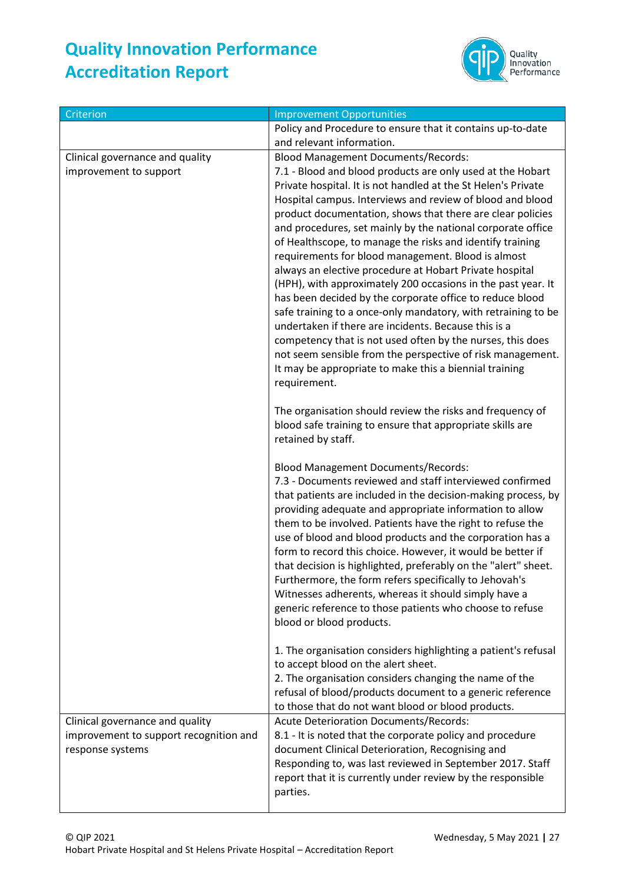| Criterion | Improvement Opportunities |
|---|---|
| | Policy and Procedure to ensure that it contains up-to-date and relevant information. |
| Clinical governance and quality improvement to support | Blood Management Documents/Records:<br>7.1 - Blood and blood products are only used at the Hobart Private hospital. It is not handled at the St Helen's Private Hospital campus. Interviews and review of blood and blood product documentation, shows that there are clear policies and procedures, set mainly by the national corporate office of Healthscope, to manage the risks and identify training requirements for blood management. Blood is almost always an elective procedure at Hobart Private hospital (HPH), with approximately 200 occasions in the past year. It has been decided by the corporate office to reduce blood safe training to a once-only mandatory, with retraining to be undertaken if there are incidents. Because this is a competency that is not used often by the nurses, this does not seem sensible from the perspective of risk management. It may be appropriate to make this a biennial training requirement.<br><br>The organisation should review the risks and frequency of blood safe training to ensure that appropriate skills are retained by staff.<br><br>Blood Management Documents/Records:<br>7.3 - Documents reviewed and staff interviewed confirmed that patients are included in the decision-making process, by providing adequate and appropriate information to allow them to be involved. Patients have the right to refuse the use of blood and blood products and the corporation has a form to record this choice. However, it would be better if that decision is highlighted, preferably on the "alert" sheet. Furthermore, the form refers specifically to Jehovah's Witnesses adherents, whereas it should simply have a generic reference to those patients who choose to refuse blood or blood products.<br><br>1. The organisation considers highlighting a patient's refusal to accept blood on the alert sheet.<br>2. The organisation considers changing the name of the refusal of blood/products document to a generic reference to those that do not want blood or blood products. |
| Clinical governance and quality improvement to support recognition and response systems | Acute Deterioration Documents/Records:<br>8.1 - It is noted that the corporate policy and procedure document Clinical Deterioration, Recognising and Responding to, was last reviewed in September 2017. Staff report that it is currently under review by the responsible parties. |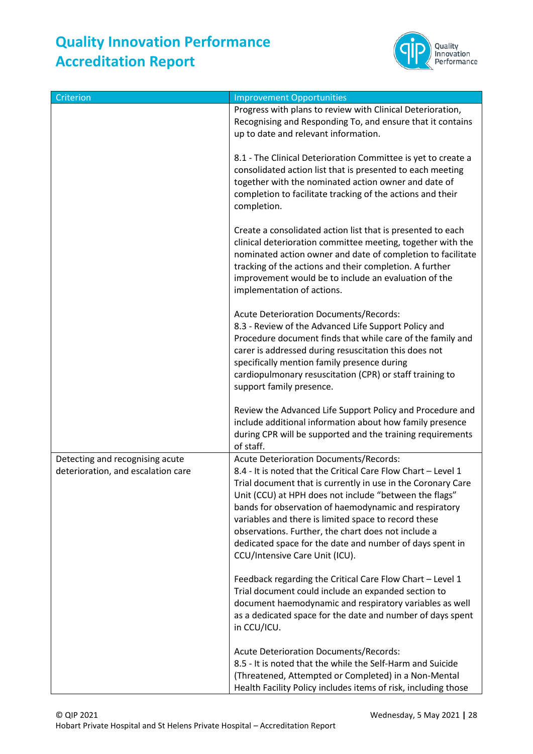| Criterion | Improvement Opportunities |
|---|---|
| | Progress with plans to review with Clinical Deterioration, Recognising and Responding To, and ensure that it contains up to date and relevant information.<br><br>8.1 - The Clinical Deterioration Committee is yet to create a consolidated action list that is presented to each meeting together with the nominated action owner and date of completion to facilitate tracking of the actions and their completion.<br><br>Create a consolidated action list that is presented to each clinical deterioration committee meeting, together with the nominated action owner and date of completion to facilitate tracking of the actions and their completion. A further improvement would be to include an evaluation of the implementation of actions.<br><br>Acute Deterioration Documents/Records:<br>8.3 - Review of the Advanced Life Support Policy and Procedure document finds that while care of the family and carer is addressed during resuscitation this does not specifically mention family presence during cardiopulmonary resuscitation (CPR) or staff training to support family presence.<br><br>Review the Advanced Life Support Policy and Procedure and include additional information about how family presence during CPR will be supported and the training requirements of staff. |
| Detecting and recognising acute deterioration, and escalation care | Acute Deterioration Documents/Records:<br>8.4 - It is noted that the Critical Care Flow Chart – Level 1 Trial document that is currently in use in the Coronary Care Unit (CCU) at HPH does not include "between the flags" bands for observation of haemodynamic and respiratory variables and there is limited space to record these observations. Further, the chart does not include a dedicated space for the date and number of days spent in CCU/Intensive Care Unit (ICU).<br><br>Feedback regarding the Critical Care Flow Chart – Level 1 Trial document could include an expanded section to document haemodynamic and respiratory variables as well as a dedicated space for the date and number of days spent in CCU/ICU.<br><br>Acute Deterioration Documents/Records:<br>8.5 - It is noted that the while the Self-Harm and Suicide (Threatened, Attempted or Completed) in a Non-Mental Health Facility Policy includes items of risk, including those |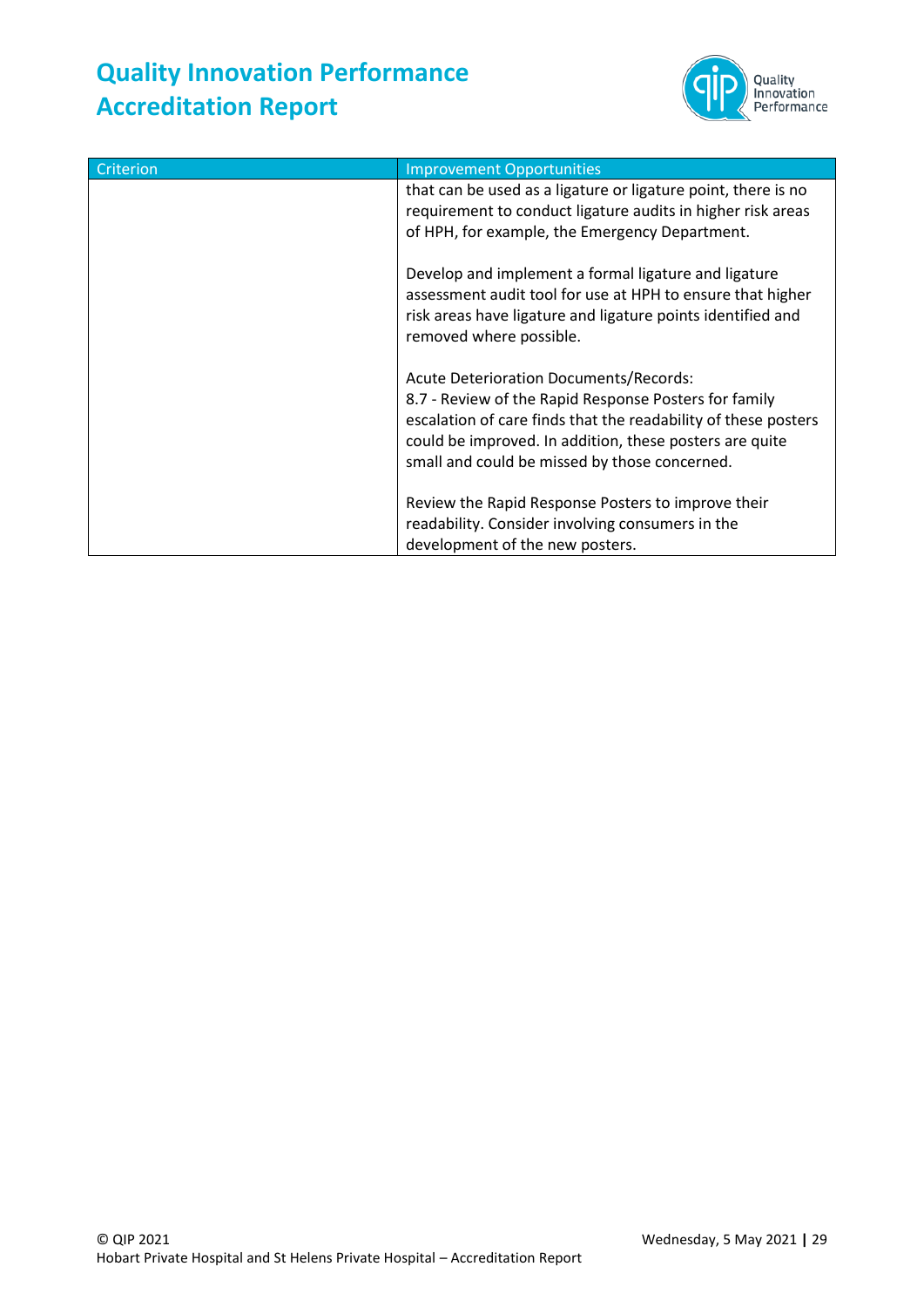| Criterion | Improvement Opportunities |
|---|---|
| | that can be used as a ligature or ligature point, there is no requirement to conduct ligature audits in higher risk areas of HPH, for example, the Emergency Department.<br><br>Develop and implement a formal ligature and ligature assessment audit tool for use at HPH to ensure that higher risk areas have ligature and ligature points identified and removed where possible.<br><br>Acute Deterioration Documents/Records:<br>8.7 - Review of the Rapid Response Posters for family escalation of care finds that the readability of these posters could be improved. In addition, these posters are quite small and could be missed by those concerned.<br><br>Review the Rapid Response Posters to improve their readability. Consider involving consumers in the development of the new posters. |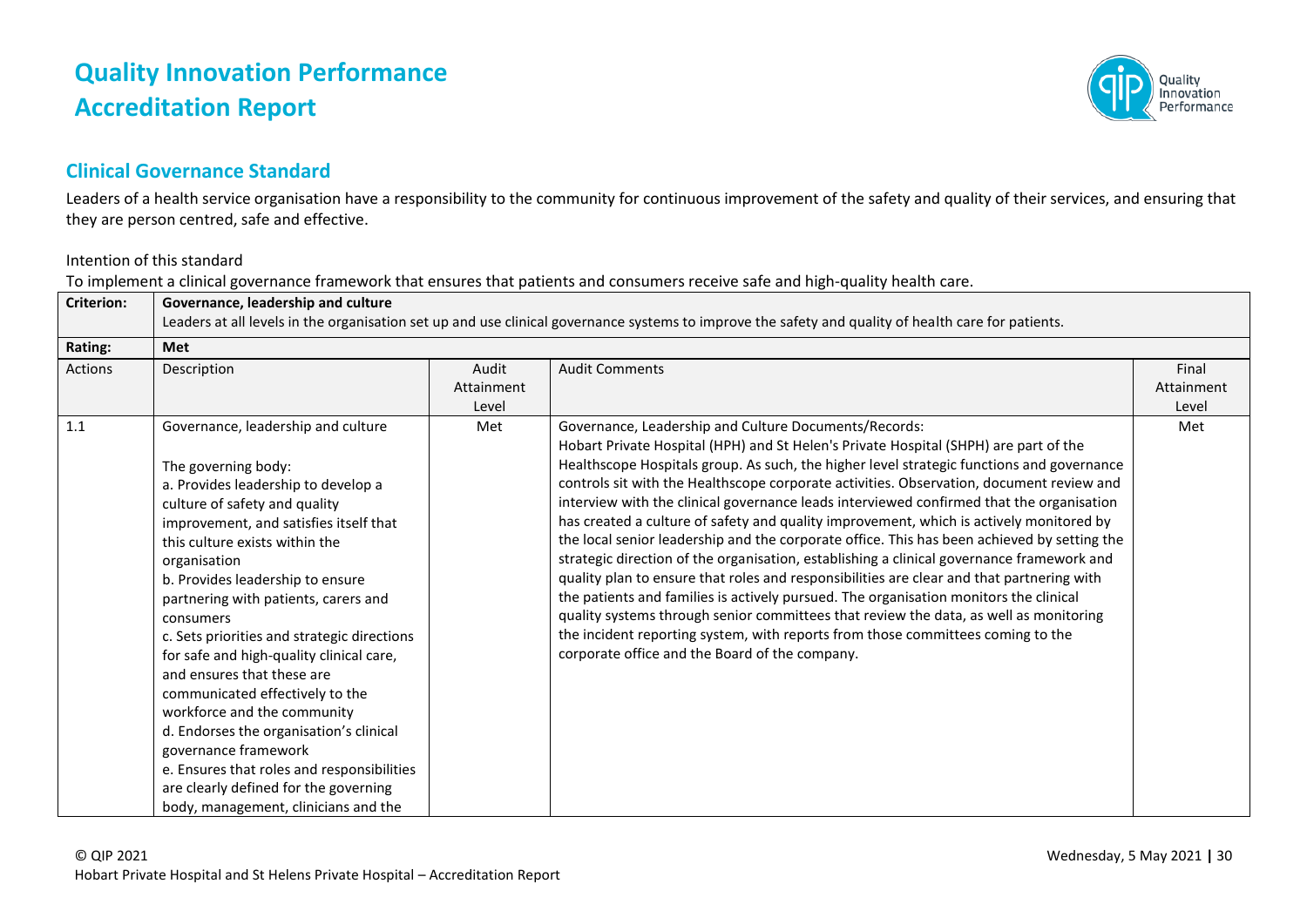# Quality Innovation Performance Accreditation Report

## Clinical Governance Standard

Leaders of a health service organisation have a responsibility to the community for continuous improvement of the safety and quality of their services, and ensuring that they are person centred, safe and effective.

Intention of this standard

To implement a clinical governance framework that ensures that patients and consumers receive safe and high-quality health care.

| Criterion: | Governance, leadership and culture<br>Leaders at all levels in the organisation set up and use clinical governance systems to improve the safety and quality of health care for patients. | | | |
|---|---|---|---|---|
| **Rating:** | **Met** | | | |
| Actions | Description | Audit Attainment Level | Audit Comments | Final Attainment Level |
| 1.1 | Governance, leadership and culture<br><br>The governing body:<br>a. Provides leadership to develop a culture of safety and quality improvement, and satisfies itself that this culture exists within the organisation<br>b. Provides leadership to ensure partnering with patients, carers and consumers<br>c. Sets priorities and strategic directions for safe and high-quality clinical care, and ensures that these are communicated effectively to the workforce and the community<br>d. Endorses the organisation's clinical governance framework<br>e. Ensures that roles and responsibilities are clearly defined for the governing body, management, clinicians and the | Met | Governance, Leadership and Culture Documents/Records:<br>Hobart Private Hospital (HPH) and St Helen's Private Hospital (SHPH) are part of the Healthscope Hospitals group. As such, the higher level strategic functions and governance controls sit with the Healthscope corporate activities. Observation, document review and interview with the clinical governance leads interviewed confirmed that the organisation has created a culture of safety and quality improvement, which is actively monitored by the local senior leadership and the corporate office. This has been achieved by setting the strategic direction of the organisation, establishing a clinical governance framework and quality plan to ensure that roles and responsibilities are clear and that partnering with the patients and families is actively pursued. The organisation monitors the clinical quality systems through senior committees that review the data, as well as monitoring the incident reporting system, with reports from those committees coming to the corporate office and the Board of the company. | Met |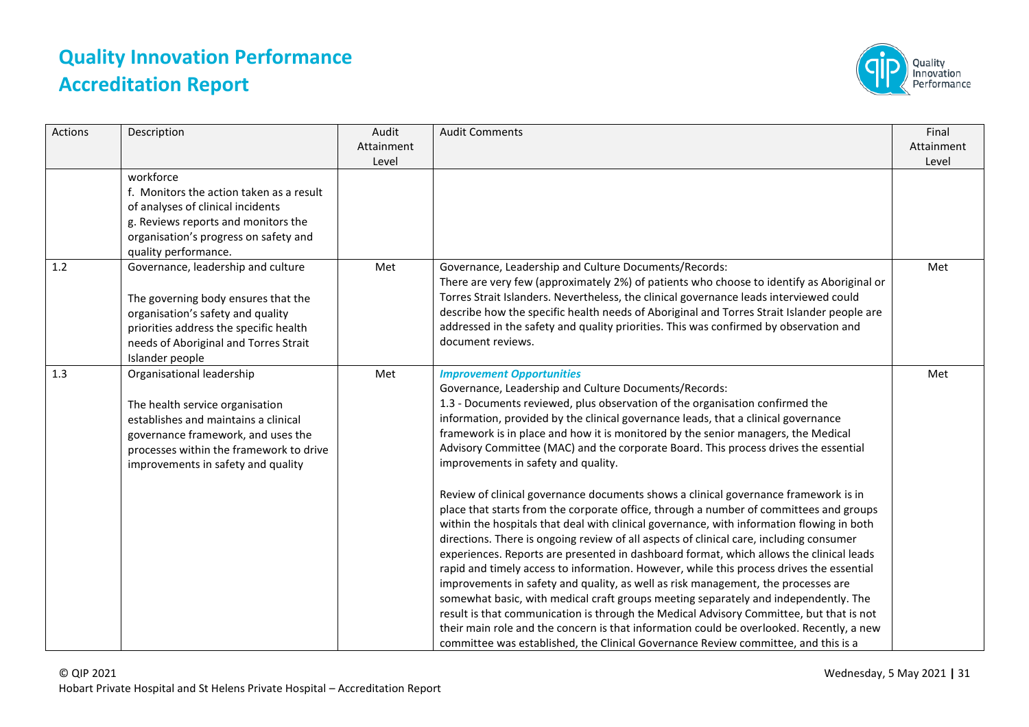# Quality Innovation Performance Accreditation Report

| Actions | Description | Audit Attainment Level | Audit Comments | Final Attainment Level |
|---|---|---|---|---|
| | workforce<br>f. Monitors the action taken as a result of analyses of clinical incidents<br>g. Reviews reports and monitors the organisation's progress on safety and quality performance. | | | |
| 1.2 | Governance, leadership and culture<br><br>The governing body ensures that the organisation's safety and quality priorities address the specific health needs of Aboriginal and Torres Strait Islander people | Met | Governance, Leadership and Culture Documents/Records:<br>There are very few (approximately 2%) of patients who choose to identify as Aboriginal or Torres Strait Islanders. Nevertheless, the clinical governance leads interviewed could describe how the specific health needs of Aboriginal and Torres Strait Islander people are addressed in the safety and quality priorities. This was confirmed by observation and document reviews. | Met |
| 1.3 | Organisational leadership<br><br>The health service organisation establishes and maintains a clinical governance framework, and uses the processes within the framework to drive improvements in safety and quality | Met | ***Improvement Opportunities***<br>Governance, Leadership and Culture Documents/Records:<br>1.3 - Documents reviewed, plus observation of the organisation confirmed the information, provided by the clinical governance leads, that a clinical governance framework is in place and how it is monitored by the senior managers, the Medical Advisory Committee (MAC) and the corporate Board. This process drives the essential improvements in safety and quality.<br><br>Review of clinical governance documents shows a clinical governance framework is in place that starts from the corporate office, through a number of committees and groups within the hospitals that deal with clinical governance, with information flowing in both directions. There is ongoing review of all aspects of clinical care, including consumer experiences. Reports are presented in dashboard format, which allows the clinical leads rapid and timely access to information. However, while this process drives the essential improvements in safety and quality, as well as risk management, the processes are somewhat basic, with medical craft groups meeting separately and independently. The result is that communication is through the Medical Advisory Committee, but that is not their main role and the concern is that information could be overlooked. Recently, a new committee was established, the Clinical Governance Review committee, and this is a | Met |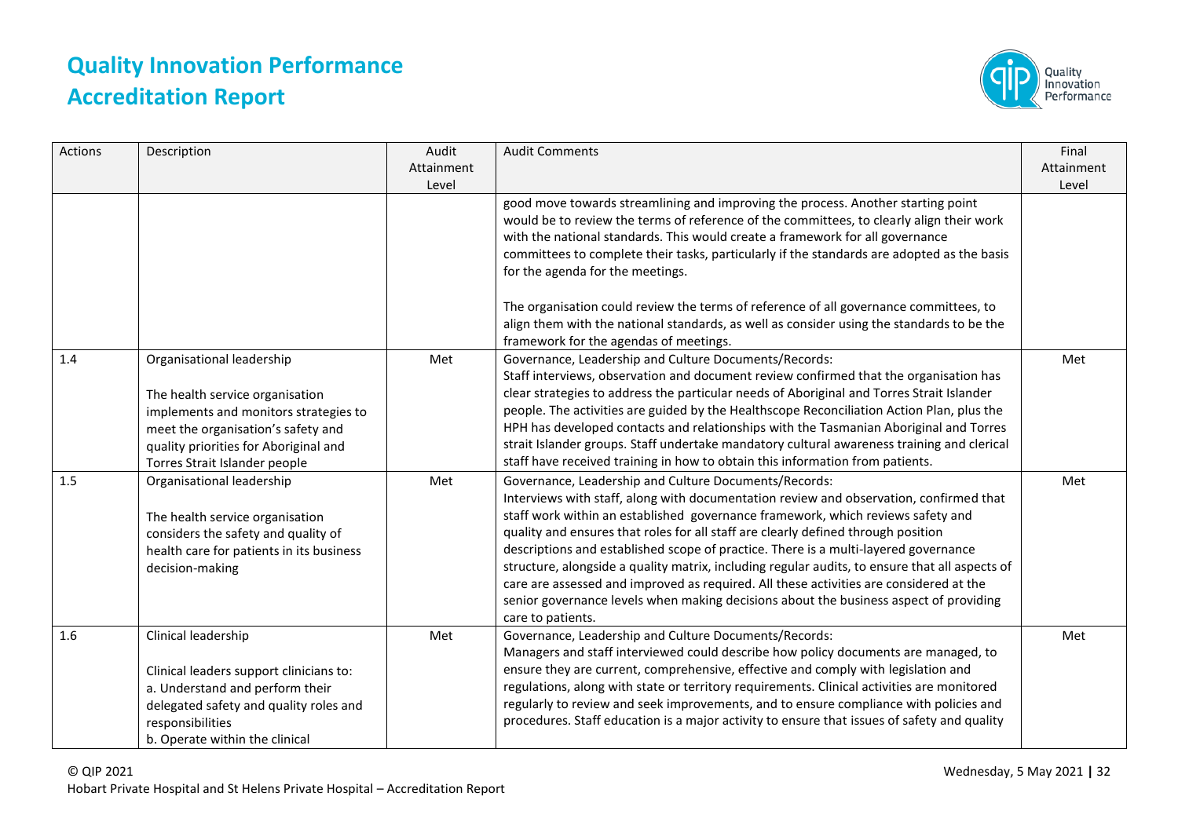# Quality Innovation Performance Accreditation Report

| Actions | Description | Audit Attainment Level | Audit Comments | Final Attainment Level |
|---|---|---|---|---|
| | | | good move towards streamlining and improving the process. Another starting point would be to review the terms of reference of the committees, to clearly align their work with the national standards. This would create a framework for all governance committees to complete their tasks, particularly if the standards are adopted as the basis for the agenda for the meetings.<br><br>The organisation could review the terms of reference of all governance committees, to align them with the national standards, as well as consider using the standards to be the framework for the agendas of meetings. | |
| 1.4 | Organisational leadership<br><br>The health service organisation implements and monitors strategies to meet the organisation's safety and quality priorities for Aboriginal and Torres Strait Islander people | Met | Governance, Leadership and Culture Documents/Records:<br>Staff interviews, observation and document review confirmed that the organisation has clear strategies to address the particular needs of Aboriginal and Torres Strait Islander people. The activities are guided by the Healthscope Reconciliation Action Plan, plus the HPH has developed contacts and relationships with the Tasmanian Aboriginal and Torres strait Islander groups. Staff undertake mandatory cultural awareness training and clerical staff have received training in how to obtain this information from patients. | Met |
| 1.5 | Organisational leadership<br><br>The health service organisation considers the safety and quality of health care for patients in its business decision-making | Met | Governance, Leadership and Culture Documents/Records:<br>Interviews with staff, along with documentation review and observation, confirmed that staff work within an established governance framework, which reviews safety and quality and ensures that roles for all staff are clearly defined through position descriptions and established scope of practice. There is a multi-layered governance structure, alongside a quality matrix, including regular audits, to ensure that all aspects of care are assessed and improved as required. All these activities are considered at the senior governance levels when making decisions about the business aspect of providing care to patients. | Met |
| 1.6 | Clinical leadership<br><br>Clinical leaders support clinicians to:<br>a. Understand and perform their delegated safety and quality roles and responsibilities<br>b. Operate within the clinical | Met | Governance, Leadership and Culture Documents/Records:<br>Managers and staff interviewed could describe how policy documents are managed, to ensure they are current, comprehensive, effective and comply with legislation and regulations, along with state or territory requirements. Clinical activities are monitored regularly to review and seek improvements, and to ensure compliance with policies and procedures. Staff education is a major activity to ensure that issues of safety and quality | Met |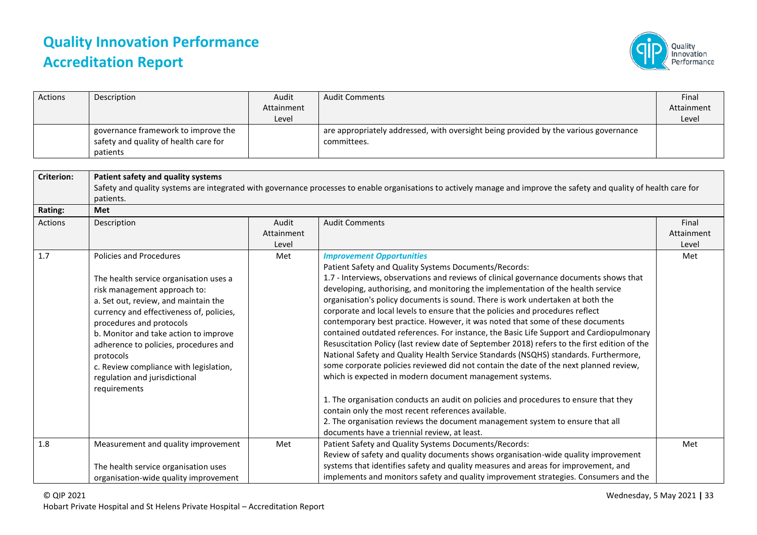| Actions | Description | Audit Attainment Level | Audit Comments | Final Attainment Level |
|---|---|---|---|---|
| | governance framework to improve the safety and quality of health care for patients | | are appropriately addressed, with oversight being provided by the various governance committees. | |

| Criterion: | Patient safety and quality systems<br>Safety and quality systems are integrated with governance processes to enable organisations to actively manage and improve the safety and quality of health care for patients. | | | |
|---|---|---|---|---|
| **Rating:** | **Met** | | | |
| Actions | Description | Audit Attainment Level | Audit Comments | Final Attainment Level |
| 1.7 | Policies and Procedures<br><br>The health service organisation uses a risk management approach to:<br>a. Set out, review, and maintain the currency and effectiveness of, policies, procedures and protocols<br>b. Monitor and take action to improve adherence to policies, procedures and protocols<br>c. Review compliance with legislation, regulation and jurisdictional requirements | Met | ***Improvement Opportunities***<br>Patient Safety and Quality Systems Documents/Records:<br>1.7 - Interviews, observations and reviews of clinical governance documents shows that developing, authorising, and monitoring the implementation of the health service organisation's policy documents is sound. There is work undertaken at both the corporate and local levels to ensure that the policies and procedures reflect contemporary best practice. However, it was noted that some of these documents contained outdated references. For instance, the Basic Life Support and Cardiopulmonary Resuscitation Policy (last review date of September 2018) refers to the first edition of the National Safety and Quality Health Service Standards (NSQHS) standards. Furthermore, some corporate policies reviewed did not contain the date of the next planned review, which is expected in modern document management systems.<br><br>1. The organisation conducts an audit on policies and procedures to ensure that they contain only the most recent references available.<br>2. The organisation reviews the document management system to ensure that all documents have a triennial review, at least. | Met |
| 1.8 | Measurement and quality improvement<br><br>The health service organisation uses organisation-wide quality improvement | Met | Patient Safety and Quality Systems Documents/Records:<br>Review of safety and quality documents shows organisation-wide quality improvement systems that identifies safety and quality measures and areas for improvement, and implements and monitors safety and quality improvement strategies. Consumers and the | Met |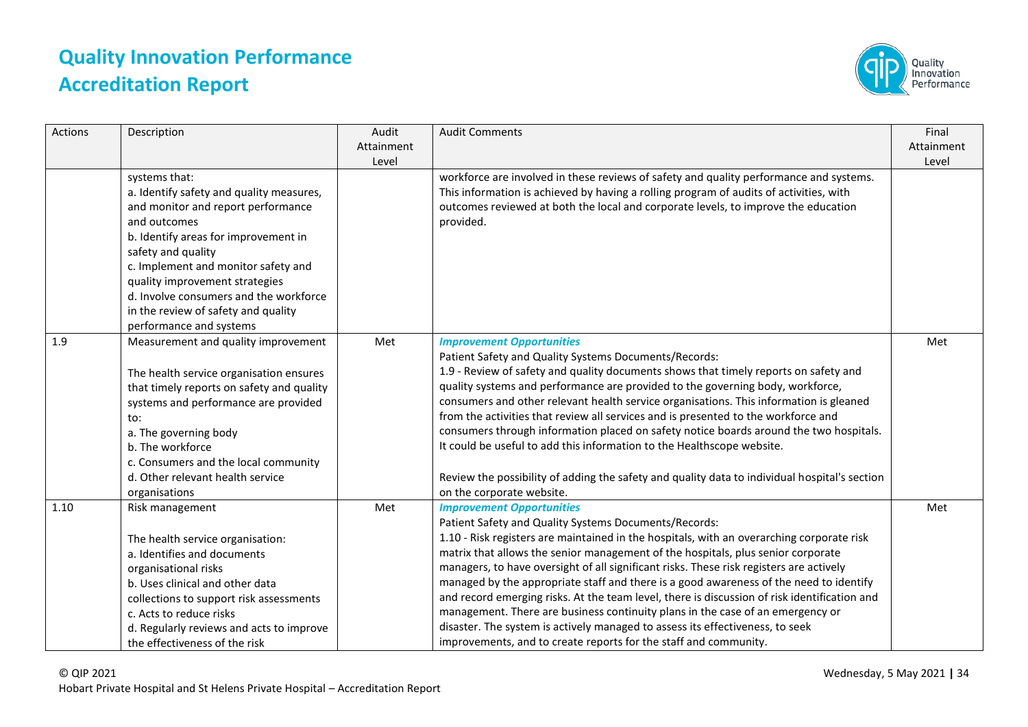| Actions | Description | Audit Attainment Level | Audit Comments | Final Attainment Level |
|---|---|---|---|---|
| | systems that:<br>a. Identify safety and quality measures, and monitor and report performance and outcomes<br>b. Identify areas for improvement in safety and quality<br>c. Implement and monitor safety and quality improvement strategies<br>d. Involve consumers and the workforce in the review of safety and quality performance and systems | | workforce are involved in these reviews of safety and quality performance and systems. This information is achieved by having a rolling program of audits of activities, with outcomes reviewed at both the local and corporate levels, to improve the education provided. | |
| 1.9 | Measurement and quality improvement<br><br>The health service organisation ensures that timely reports on safety and quality systems and performance are provided to:<br>a. The governing body<br>b. The workforce<br>c. Consumers and the local community<br>d. Other relevant health service organisations | Met | ***Improvement Opportunities***<br>Patient Safety and Quality Systems Documents/Records:<br>1.9 - Review of safety and quality documents shows that timely reports on safety and quality systems and performance are provided to the governing body, workforce, consumers and other relevant health service organisations. This information is gleaned from the activities that review all services and is presented to the workforce and consumers through information placed on safety notice boards around the two hospitals. It could be useful to add this information to the Healthscope website.<br><br>Review the possibility of adding the safety and quality data to individual hospital's section on the corporate website. | Met |
| 1.10 | Risk management<br><br>The health service organisation:<br>a. Identifies and documents organisational risks<br>b. Uses clinical and other data collections to support risk assessments<br>c. Acts to reduce risks<br>d. Regularly reviews and acts to improve the effectiveness of the risk | Met | ***Improvement Opportunities***<br>Patient Safety and Quality Systems Documents/Records:<br>1.10 - Risk registers are maintained in the hospitals, with an overarching corporate risk matrix that allows the senior management of the hospitals, plus senior corporate managers, to have oversight of all significant risks. These risk registers are actively managed by the appropriate staff and there is a good awareness of the need to identify and record emerging risks. At the team level, there is discussion of risk identification and management. There are business continuity plans in the case of an emergency or disaster. The system is actively managed to assess its effectiveness, to seek improvements, and to create reports for the staff and community. | Met |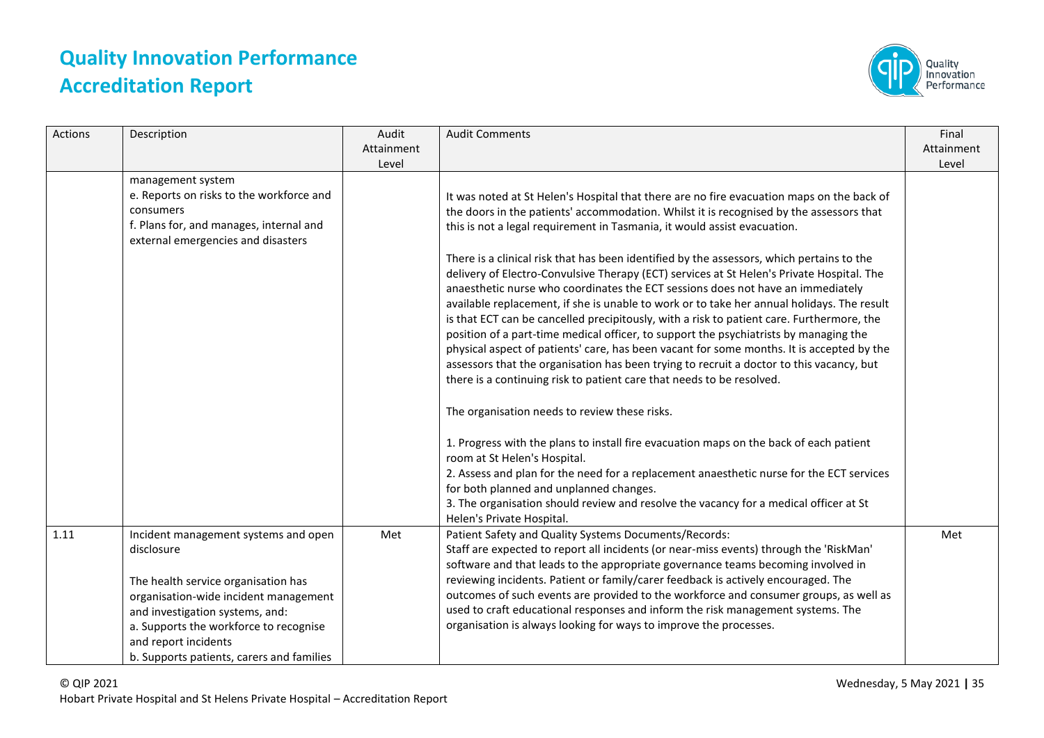| Actions | Description | Audit Attainment Level | Audit Comments | Final Attainment Level |
|---|---|---|---|---|
| | management system<br>e. Reports on risks to the workforce and consumers<br>f. Plans for, and manages, internal and external emergencies and disasters | | It was noted at St Helen's Hospital that there are no fire evacuation maps on the back of the doors in the patients' accommodation. Whilst it is recognised by the assessors that this is not a legal requirement in Tasmania, it would assist evacuation.<br><br>There is a clinical risk that has been identified by the assessors, which pertains to the delivery of Electro-Convulsive Therapy (ECT) services at St Helen's Private Hospital. The anaesthetic nurse who coordinates the ECT sessions does not have an immediately available replacement, if she is unable to work or to take her annual holidays. The result is that ECT can be cancelled precipitously, with a risk to patient care. Furthermore, the position of a part-time medical officer, to support the psychiatrists by managing the physical aspect of patients' care, has been vacant for some months. It is accepted by the assessors that the organisation has been trying to recruit a doctor to this vacancy, but there is a continuing risk to patient care that needs to be resolved.<br><br>The organisation needs to review these risks.<br><br>1. Progress with the plans to install fire evacuation maps on the back of each patient room at St Helen's Hospital.<br>2. Assess and plan for the need for a replacement anaesthetic nurse for the ECT services for both planned and unplanned changes.<br>3. The organisation should review and resolve the vacancy for a medical officer at St Helen's Private Hospital. | |
| 1.11 | Incident management systems and open disclosure<br><br>The health service organisation has organisation-wide incident management and investigation systems, and:<br>a. Supports the workforce to recognise and report incidents<br>b. Supports patients, carers and families | Met | Patient Safety and Quality Systems Documents/Records:<br>Staff are expected to report all incidents (or near-miss events) through the 'RiskMan' software and that leads to the appropriate governance teams becoming involved in reviewing incidents. Patient or family/carer feedback is actively encouraged. The outcomes of such events are provided to the workforce and consumer groups, as well as used to craft educational responses and inform the risk management systems. The organisation is always looking for ways to improve the processes. | Met |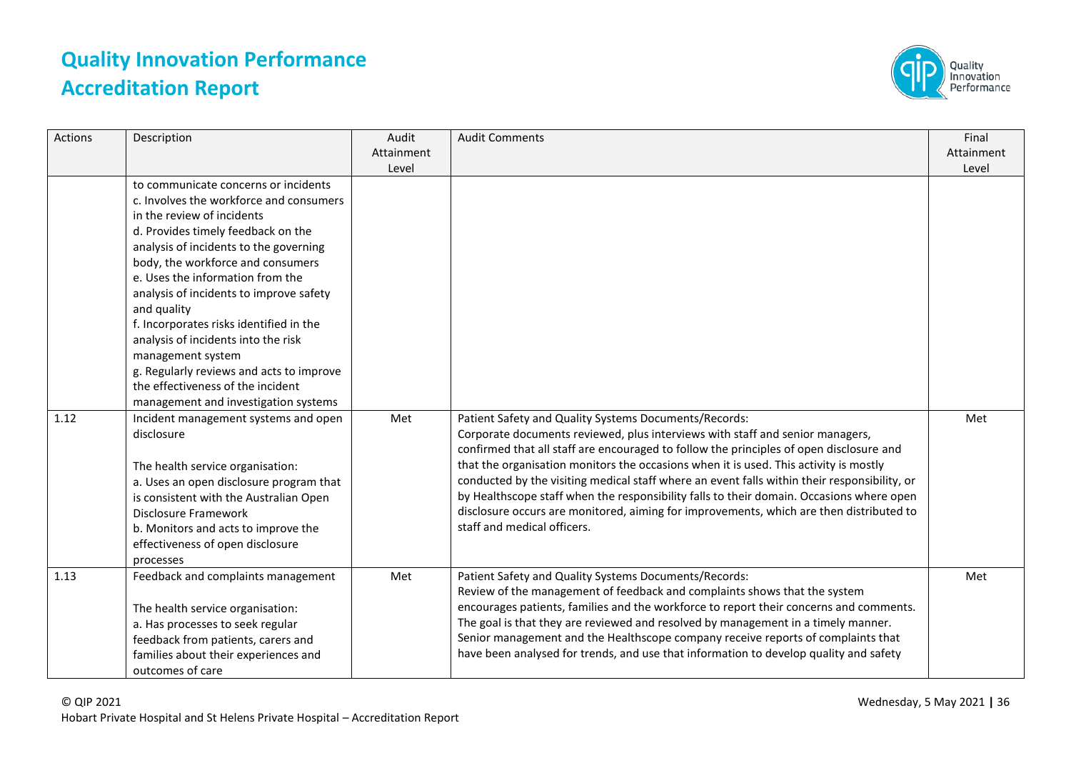| Actions | Description | Audit Attainment Level | Audit Comments | Final Attainment Level |
|---|---|---|---|---|
| | to communicate concerns or incidents<br>c. Involves the workforce and consumers in the review of incidents<br>d. Provides timely feedback on the analysis of incidents to the governing body, the workforce and consumers<br>e. Uses the information from the analysis of incidents to improve safety and quality<br>f. Incorporates risks identified in the analysis of incidents into the risk management system<br>g. Regularly reviews and acts to improve the effectiveness of the incident management and investigation systems | | | |
| 1.12 | Incident management systems and open disclosure<br><br>The health service organisation:<br>a. Uses an open disclosure program that is consistent with the Australian Open Disclosure Framework<br>b. Monitors and acts to improve the effectiveness of open disclosure processes | Met | Patient Safety and Quality Systems Documents/Records:<br>Corporate documents reviewed, plus interviews with staff and senior managers, confirmed that all staff are encouraged to follow the principles of open disclosure and that the organisation monitors the occasions when it is used. This activity is mostly conducted by the visiting medical staff where an event falls within their responsibility, or by Healthscope staff when the responsibility falls to their domain. Occasions where open disclosure occurs are monitored, aiming for improvements, which are then distributed to staff and medical officers. | Met |
| 1.13 | Feedback and complaints management<br><br>The health service organisation:<br>a. Has processes to seek regular feedback from patients, carers and families about their experiences and outcomes of care | Met | Patient Safety and Quality Systems Documents/Records:<br>Review of the management of feedback and complaints shows that the system encourages patients, families and the workforce to report their concerns and comments. The goal is that they are reviewed and resolved by management in a timely manner. Senior management and the Healthscope company receive reports of complaints that have been analysed for trends, and use that information to develop quality and safety | Met |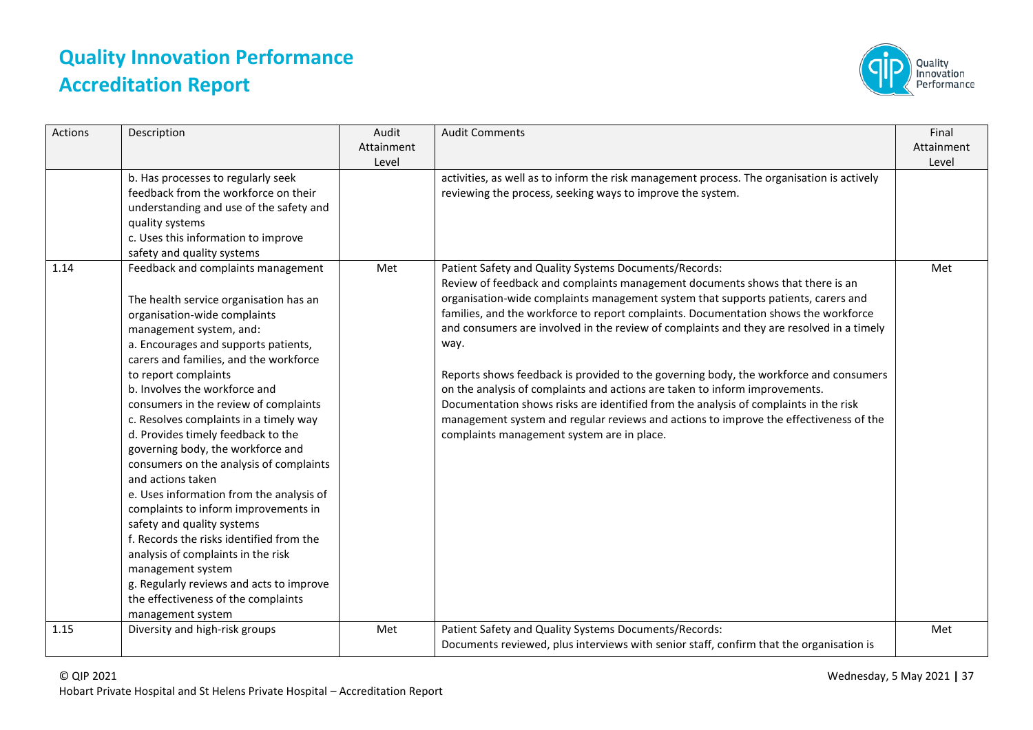| Actions | Description | Audit Attainment Level | Audit Comments | Final Attainment Level |
|---|---|---|---|---|
| | b. Has processes to regularly seek feedback from the workforce on their understanding and use of the safety and quality systems<br>c. Uses this information to improve safety and quality systems | | activities, as well as to inform the risk management process. The organisation is actively reviewing the process, seeking ways to improve the system. | |
| 1.14 | Feedback and complaints management<br><br>The health service organisation has an organisation-wide complaints management system, and:<br>a. Encourages and supports patients, carers and families, and the workforce to report complaints<br>b. Involves the workforce and consumers in the review of complaints<br>c. Resolves complaints in a timely way<br>d. Provides timely feedback to the governing body, the workforce and consumers on the analysis of complaints and actions taken<br>e. Uses information from the analysis of complaints to inform improvements in safety and quality systems<br>f. Records the risks identified from the analysis of complaints in the risk management system<br>g. Regularly reviews and acts to improve the effectiveness of the complaints management system | Met | Patient Safety and Quality Systems Documents/Records:<br>Review of feedback and complaints management documents shows that there is an organisation-wide complaints management system that supports patients, carers and families, and the workforce to report complaints. Documentation shows the workforce and consumers are involved in the review of complaints and they are resolved in a timely way.<br><br>Reports shows feedback is provided to the governing body, the workforce and consumers on the analysis of complaints and actions are taken to inform improvements. Documentation shows risks are identified from the analysis of complaints in the risk management system and regular reviews and actions to improve the effectiveness of the complaints management system are in place. | Met |
| 1.15 | Diversity and high-risk groups | Met | Patient Safety and Quality Systems Documents/Records:<br>Documents reviewed, plus interviews with senior staff, confirm that the organisation is | Met |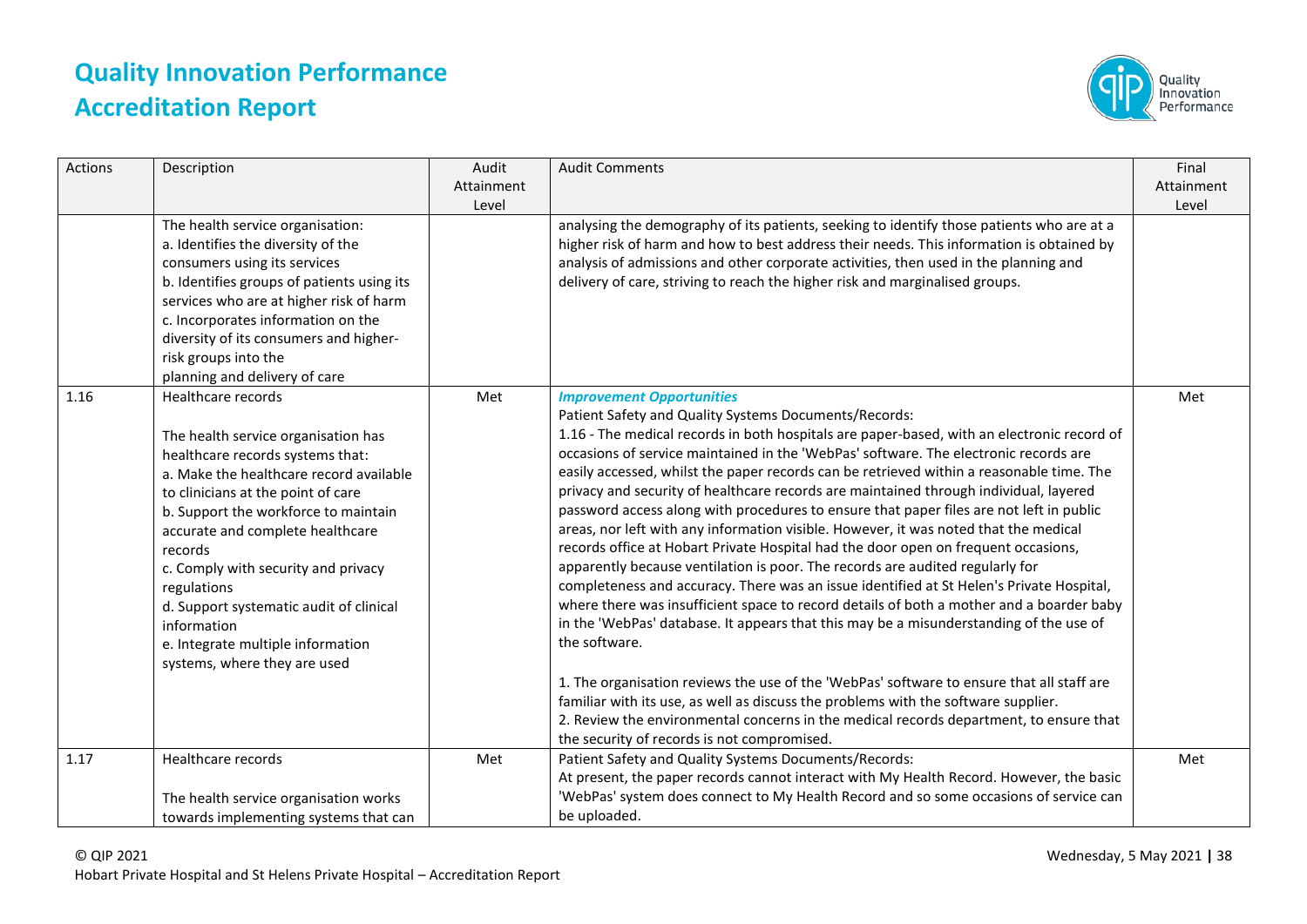# Quality Innovation Performance Accreditation Report

| Actions | Description | Audit Attainment Level | Audit Comments | Final Attainment Level |
|---|---|---|---|---|
| | The health service organisation:<br>a. Identifies the diversity of the consumers using its services<br>b. Identifies groups of patients using its services who are at higher risk of harm<br>c. Incorporates information on the diversity of its consumers and higher-risk groups into the planning and delivery of care | | analysing the demography of its patients, seeking to identify those patients who are at a higher risk of harm and how to best address their needs. This information is obtained by analysis of admissions and other corporate activities, then used in the planning and delivery of care, striving to reach the higher risk and marginalised groups. | |
| 1.16 | Healthcare records<br><br>The health service organisation has healthcare records systems that:<br>a. Make the healthcare record available to clinicians at the point of care<br>b. Support the workforce to maintain accurate and complete healthcare records<br>c. Comply with security and privacy regulations<br>d. Support systematic audit of clinical information<br>e. Integrate multiple information systems, where they are used | Met | ***Improvement Opportunities***<br>Patient Safety and Quality Systems Documents/Records:<br>1.16 - The medical records in both hospitals are paper-based, with an electronic record of occasions of service maintained in the 'WebPas' software. The electronic records are easily accessed, whilst the paper records can be retrieved within a reasonable time. The privacy and security of healthcare records are maintained through individual, layered password access along with procedures to ensure that paper files are not left in public areas, nor left with any information visible. However, it was noted that the medical records office at Hobart Private Hospital had the door open on frequent occasions, apparently because ventilation is poor. The records are audited regularly for completeness and accuracy. There was an issue identified at St Helen's Private Hospital, where there was insufficient space to record details of both a mother and a boarder baby in the 'WebPas' database. It appears that this may be a misunderstanding of the use of the software.<br><br>1. The organisation reviews the use of the 'WebPas' software to ensure that all staff are familiar with its use, as well as discuss the problems with the software supplier.<br>2. Review the environmental concerns in the medical records department, to ensure that the security of records is not compromised. | Met |
| 1.17 | Healthcare records<br><br>The health service organisation works towards implementing systems that can | Met | Patient Safety and Quality Systems Documents/Records:<br>At present, the paper records cannot interact with My Health Record. However, the basic 'WebPas' system does connect to My Health Record and so some occasions of service can be uploaded. | Met |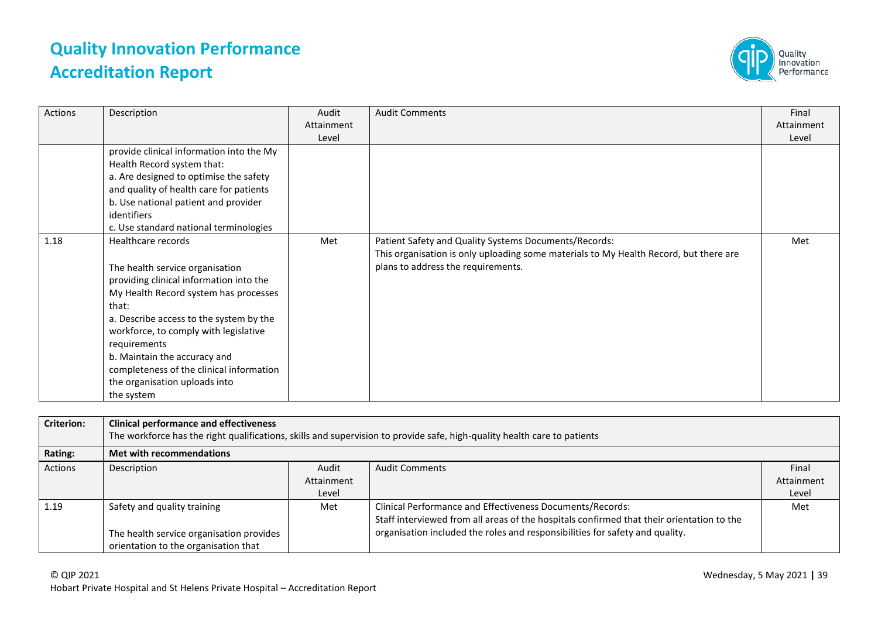| Actions | Description | Audit Attainment Level | Audit Comments | Final Attainment Level |
|---|---|---|---|---|
| | provide clinical information into the My Health Record system that:<br>a. Are designed to optimise the safety and quality of health care for patients<br>b. Use national patient and provider identifiers<br>c. Use standard national terminologies | | | |
| 1.18 | Healthcare records<br><br>The health service organisation providing clinical information into the My Health Record system has processes that:<br>a. Describe access to the system by the workforce, to comply with legislative requirements<br>b. Maintain the accuracy and completeness of the clinical information the organisation uploads into the system | Met | Patient Safety and Quality Systems Documents/Records:<br>This organisation is only uploading some materials to My Health Record, but there are plans to address the requirements. | Met |

| **Criterion:** | **Clinical performance and effectiveness**<br>The workforce has the right qualifications, skills and supervision to provide safe, high-quality health care to patients | | | |
|---|---|---|---|---|
| **Rating:** | **Met with recommendations** | | | |
| Actions | Description | Audit Attainment Level | Audit Comments | Final Attainment Level |
| 1.19 | Safety and quality training<br><br>The health service organisation provides orientation to the organisation that | Met | Clinical Performance and Effectiveness Documents/Records:<br>Staff interviewed from all areas of the hospitals confirmed that their orientation to the organisation included the roles and responsibilities for safety and quality. | Met |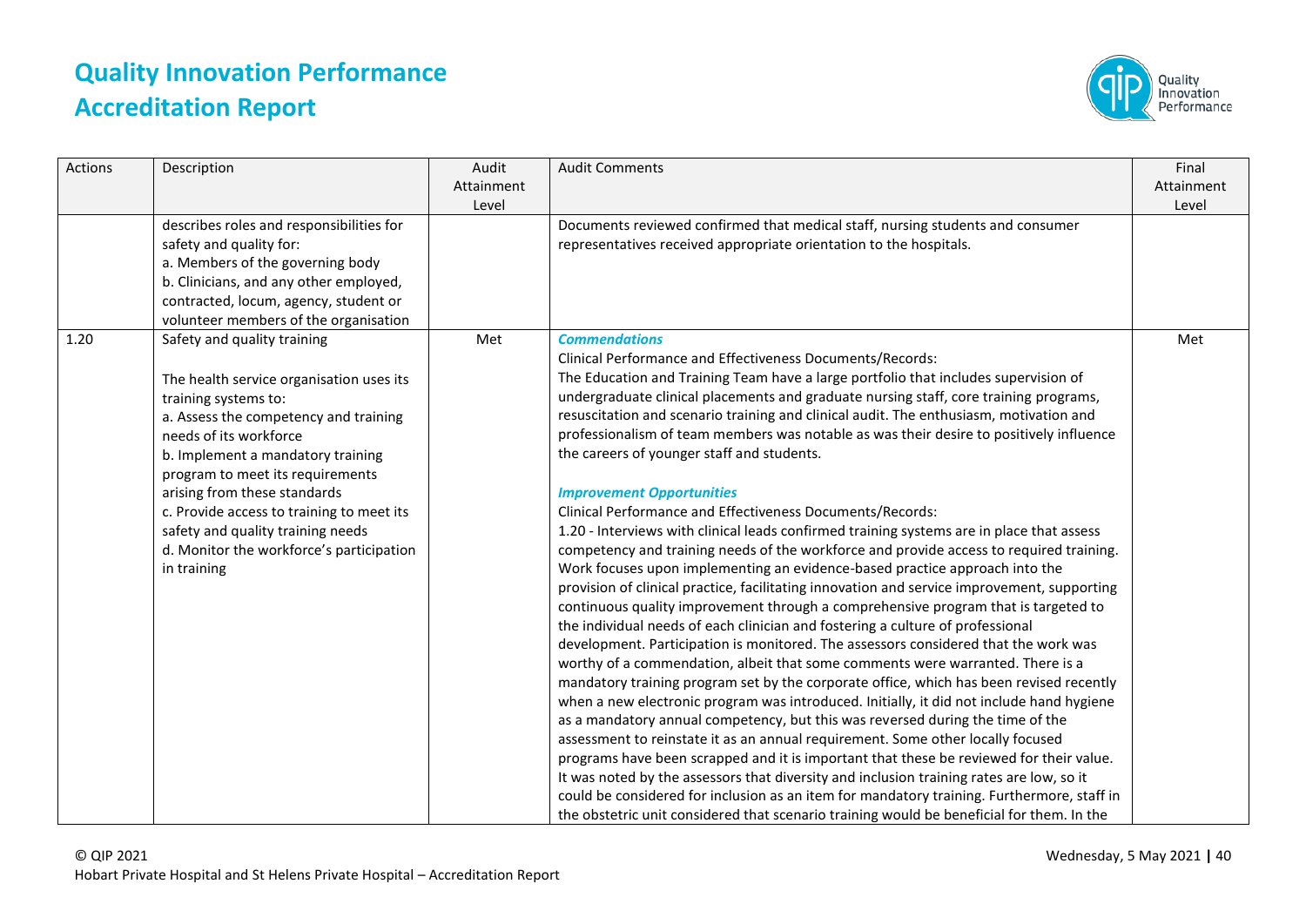| Actions | Description | Audit Attainment Level | Audit Comments | Final Attainment Level |
|---|---|---|---|---|
| | describes roles and responsibilities for safety and quality for:<br>a. Members of the governing body<br>b. Clinicians, and any other employed, contracted, locum, agency, student or volunteer members of the organisation | | Documents reviewed confirmed that medical staff, nursing students and consumer representatives received appropriate orientation to the hospitals. | |
| 1.20 | Safety and quality training<br><br>The health service organisation uses its training systems to:<br>a. Assess the competency and training needs of its workforce<br>b. Implement a mandatory training program to meet its requirements arising from these standards<br>c. Provide access to training to meet its safety and quality training needs<br>d. Monitor the workforce's participation in training | Met | ***Commendations***<br>Clinical Performance and Effectiveness Documents/Records:<br>The Education and Training Team have a large portfolio that includes supervision of undergraduate clinical placements and graduate nursing staff, core training programs, resuscitation and scenario training and clinical audit. The enthusiasm, motivation and professionalism of team members was notable as was their desire to positively influence the careers of younger staff and students.<br><br>***Improvement Opportunities***<br>Clinical Performance and Effectiveness Documents/Records:<br>1.20 - Interviews with clinical leads confirmed training systems are in place that assess competency and training needs of the workforce and provide access to required training. Work focuses upon implementing an evidence-based practice approach into the provision of clinical practice, facilitating innovation and service improvement, supporting continuous quality improvement through a comprehensive program that is targeted to the individual needs of each clinician and fostering a culture of professional development. Participation is monitored. The assessors considered that the work was worthy of a commendation, albeit that some comments were warranted. There is a mandatory training program set by the corporate office, which has been revised recently when a new electronic program was introduced. Initially, it did not include hand hygiene as a mandatory annual competency, but this was reversed during the time of the assessment to reinstate it as an annual requirement. Some other locally focused programs have been scrapped and it is important that these be reviewed for their value. It was noted by the assessors that diversity and inclusion training rates are low, so it could be considered for inclusion as an item for mandatory training. Furthermore, staff in the obstetric unit considered that scenario training would be beneficial for them. In the | Met |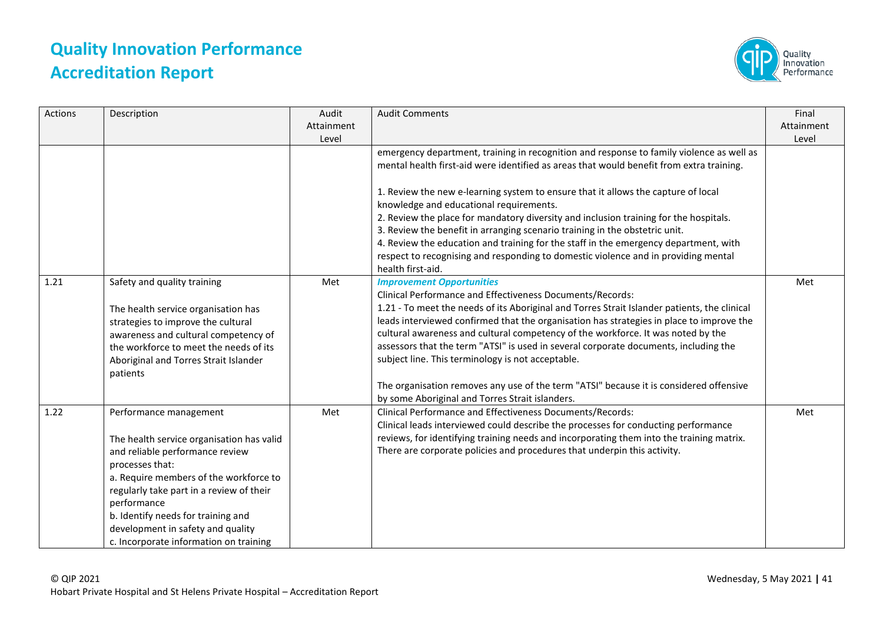| Actions | Description | Audit Attainment Level | Audit Comments | Final Attainment Level |
|---|---|---|---|---|
| | | | emergency department, training in recognition and response to family violence as well as mental health first-aid were identified as areas that would benefit from extra training.<br><br>1. Review the new e-learning system to ensure that it allows the capture of local knowledge and educational requirements.<br>2. Review the place for mandatory diversity and inclusion training for the hospitals.<br>3. Review the benefit in arranging scenario training in the obstetric unit.<br>4. Review the education and training for the staff in the emergency department, with respect to recognising and responding to domestic violence and in providing mental health first-aid. | |
| 1.21 | Safety and quality training<br><br>The health service organisation has strategies to improve the cultural awareness and cultural competency of the workforce to meet the needs of its Aboriginal and Torres Strait Islander patients | Met | ***Improvement Opportunities***<br>Clinical Performance and Effectiveness Documents/Records:<br>1.21 - To meet the needs of its Aboriginal and Torres Strait Islander patients, the clinical leads interviewed confirmed that the organisation has strategies in place to improve the cultural awareness and cultural competency of the workforce. It was noted by the assessors that the term "ATSI" is used in several corporate documents, including the subject line. This terminology is not acceptable.<br><br>The organisation removes any use of the term "ATSI" because it is considered offensive by some Aboriginal and Torres Strait islanders. | Met |
| 1.22 | Performance management<br><br>The health service organisation has valid and reliable performance review processes that:<br>a. Require members of the workforce to regularly take part in a review of their performance<br>b. Identify needs for training and development in safety and quality<br>c. Incorporate information on training | Met | Clinical Performance and Effectiveness Documents/Records:<br>Clinical leads interviewed could describe the processes for conducting performance reviews, for identifying training needs and incorporating them into the training matrix. There are corporate policies and procedures that underpin this activity. | Met |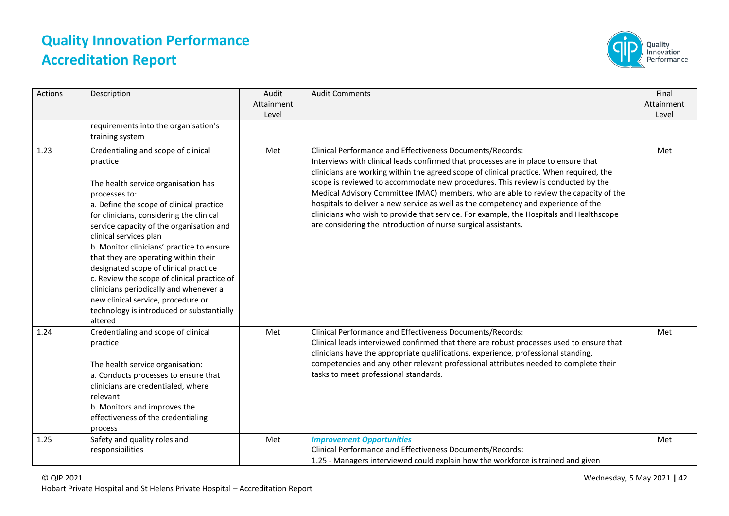| Actions | Description | Audit Attainment Level | Audit Comments | Final Attainment Level |
|---|---|---|---|---|
| | requirements into the organisation's training system | | | |
| 1.23 | Credentialing and scope of clinical practice<br><br>The health service organisation has processes to:<br>a. Define the scope of clinical practice for clinicians, considering the clinical service capacity of the organisation and clinical services plan<br>b. Monitor clinicians' practice to ensure that they are operating within their designated scope of clinical practice<br>c. Review the scope of clinical practice of clinicians periodically and whenever a new clinical service, procedure or technology is introduced or substantially altered | Met | Clinical Performance and Effectiveness Documents/Records:<br>Interviews with clinical leads confirmed that processes are in place to ensure that clinicians are working within the agreed scope of clinical practice. When required, the scope is reviewed to accommodate new procedures. This review is conducted by the Medical Advisory Committee (MAC) members, who are able to review the capacity of the hospitals to deliver a new service as well as the competency and experience of the clinicians who wish to provide that service. For example, the Hospitals and Healthscope are considering the introduction of nurse surgical assistants. | Met |
| 1.24 | Credentialing and scope of clinical practice<br><br>The health service organisation:<br>a. Conducts processes to ensure that clinicians are credentialed, where relevant<br>b. Monitors and improves the effectiveness of the credentialing process | Met | Clinical Performance and Effectiveness Documents/Records:<br>Clinical leads interviewed confirmed that there are robust processes used to ensure that clinicians have the appropriate qualifications, experience, professional standing, competencies and any other relevant professional attributes needed to complete their tasks to meet professional standards. | Met |
| 1.25 | Safety and quality roles and responsibilities | Met | ***Improvement Opportunities***<br>Clinical Performance and Effectiveness Documents/Records:<br>1.25 - Managers interviewed could explain how the workforce is trained and given | Met |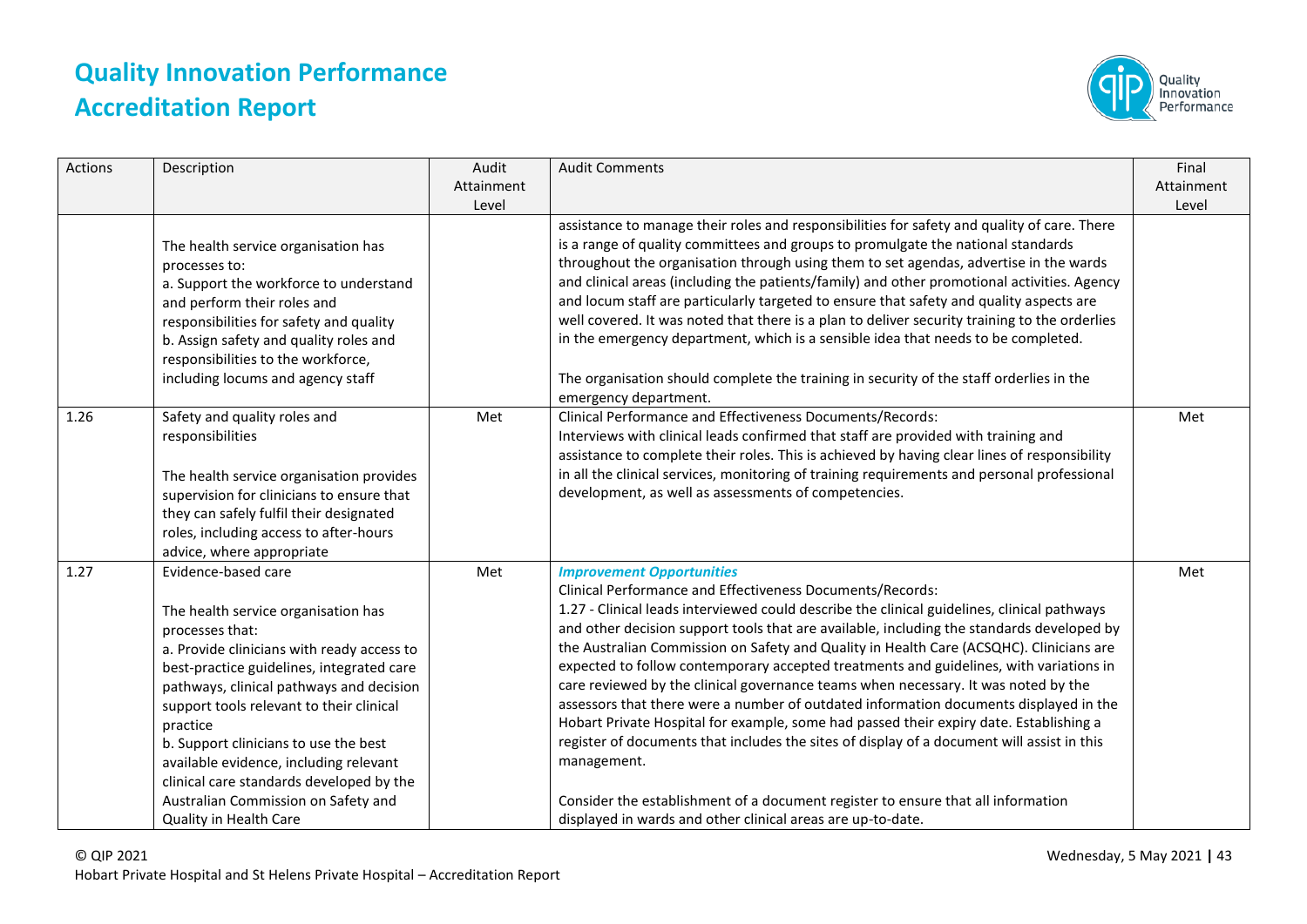| Actions | Description | Audit Attainment Level | Audit Comments | Final Attainment Level |
|---|---|---|---|---|
| | The health service organisation has processes to:<br>a. Support the workforce to understand and perform their roles and responsibilities for safety and quality<br>b. Assign safety and quality roles and responsibilities to the workforce, including locums and agency staff | | assistance to manage their roles and responsibilities for safety and quality of care. There is a range of quality committees and groups to promulgate the national standards throughout the organisation through using them to set agendas, advertise in the wards and clinical areas (including the patients/family) and other promotional activities. Agency and locum staff are particularly targeted to ensure that safety and quality aspects are well covered. It was noted that there is a plan to deliver security training to the orderlies in the emergency department, which is a sensible idea that needs to be completed.<br><br>The organisation should complete the training in security of the staff orderlies in the emergency department. | |
| 1.26 | Safety and quality roles and responsibilities<br><br>The health service organisation provides supervision for clinicians to ensure that they can safely fulfil their designated roles, including access to after-hours advice, where appropriate | Met | Clinical Performance and Effectiveness Documents/Records:<br>Interviews with clinical leads confirmed that staff are provided with training and assistance to complete their roles. This is achieved by having clear lines of responsibility in all the clinical services, monitoring of training requirements and personal professional development, as well as assessments of competencies. | Met |
| 1.27 | Evidence-based care<br><br>The health service organisation has processes that:<br>a. Provide clinicians with ready access to best-practice guidelines, integrated care pathways, clinical pathways and decision support tools relevant to their clinical practice<br>b. Support clinicians to use the best available evidence, including relevant clinical care standards developed by the Australian Commission on Safety and Quality in Health Care | Met | ***Improvement Opportunities***<br>Clinical Performance and Effectiveness Documents/Records:<br>1.27 - Clinical leads interviewed could describe the clinical guidelines, clinical pathways and other decision support tools that are available, including the standards developed by the Australian Commission on Safety and Quality in Health Care (ACSQHC). Clinicians are expected to follow contemporary accepted treatments and guidelines, with variations in care reviewed by the clinical governance teams when necessary. It was noted by the assessors that there were a number of outdated information documents displayed in the Hobart Private Hospital for example, some had passed their expiry date. Establishing a register of documents that includes the sites of display of a document will assist in this management.<br><br>Consider the establishment of a document register to ensure that all information displayed in wards and other clinical areas are up-to-date. | Met |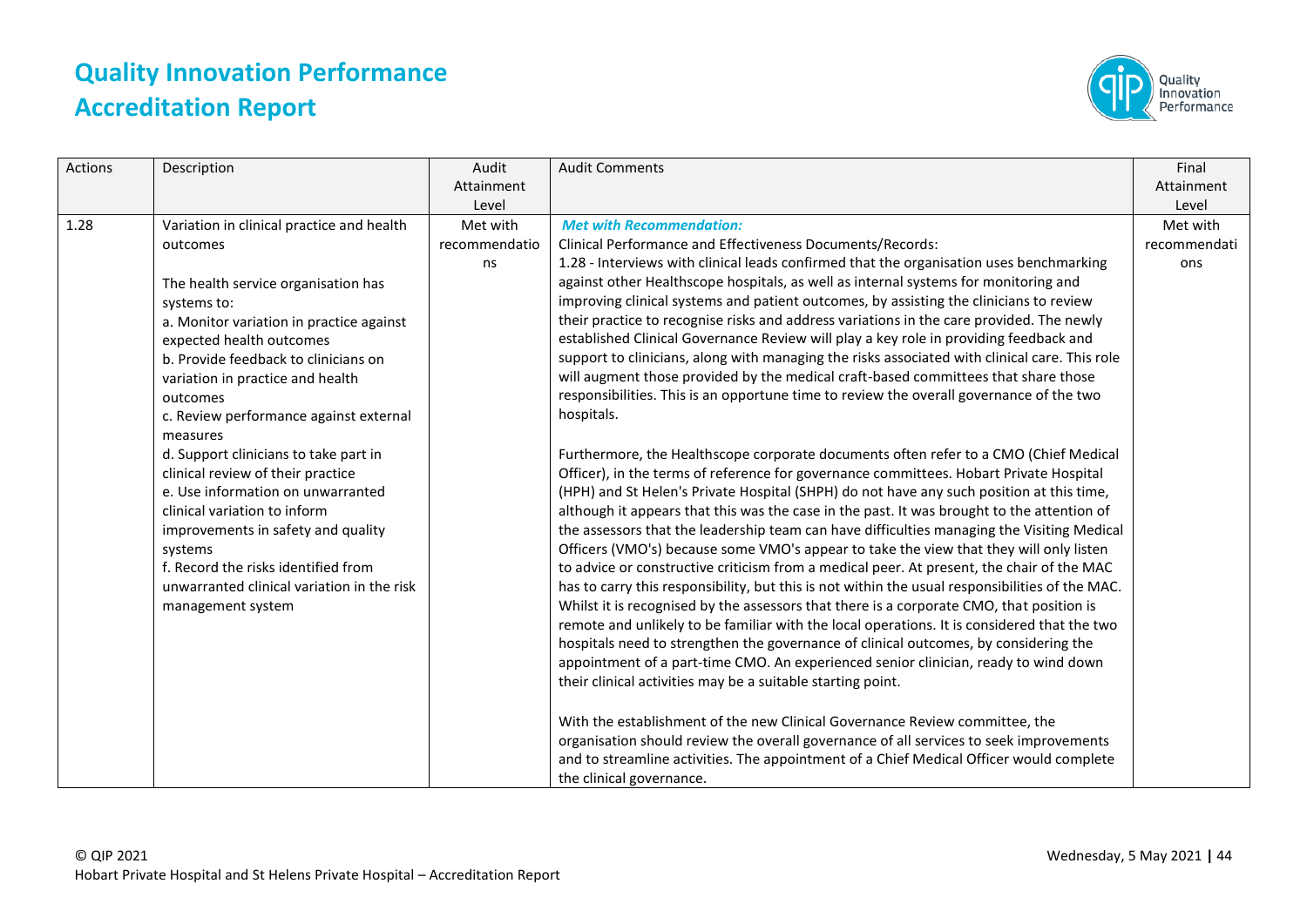| Actions | Description | Audit Attainment Level | Audit Comments | Final Attainment Level |
|---|---|---|---|---|
| 1.28 | Variation in clinical practice and health outcomes<br><br>The health service organisation has systems to:<br>a. Monitor variation in practice against expected health outcomes<br>b. Provide feedback to clinicians on variation in practice and health outcomes<br>c. Review performance against external measures<br>d. Support clinicians to take part in clinical review of their practice<br>e. Use information on unwarranted clinical variation to inform improvements in safety and quality systems<br>f. Record the risks identified from unwarranted clinical variation in the risk management system | Met with recommendations | ***Met with Recommendation:***<br>Clinical Performance and Effectiveness Documents/Records:<br>1.28 - Interviews with clinical leads confirmed that the organisation uses benchmarking against other Healthscope hospitals, as well as internal systems for monitoring and improving clinical systems and patient outcomes, by assisting the clinicians to review their practice to recognise risks and address variations in the care provided. The newly established Clinical Governance Review will play a key role in providing feedback and support to clinicians, along with managing the risks associated with clinical care. This role will augment those provided by the medical craft-based committees that share those responsibilities. This is an opportune time to review the overall governance of the two hospitals.<br><br>Furthermore, the Healthscope corporate documents often refer to a CMO (Chief Medical Officer), in the terms of reference for governance committees. Hobart Private Hospital (HPH) and St Helen's Private Hospital (SHPH) do not have any such position at this time, although it appears that this was the case in the past. It was brought to the attention of the assessors that the leadership team can have difficulties managing the Visiting Medical Officers (VMO's) because some VMO's appear to take the view that they will only listen to advice or constructive criticism from a medical peer. At present, the chair of the MAC has to carry this responsibility, but this is not within the usual responsibilities of the MAC. Whilst it is recognised by the assessors that there is a corporate CMO, that position is remote and unlikely to be familiar with the local operations. It is considered that the two hospitals need to strengthen the governance of clinical outcomes, by considering the appointment of a part-time CMO. An experienced senior clinician, ready to wind down their clinical activities may be a suitable starting point.<br><br>With the establishment of the new Clinical Governance Review committee, the organisation should review the overall governance of all services to seek improvements and to streamline activities. The appointment of a Chief Medical Officer would complete the clinical governance. | Met with recommendations |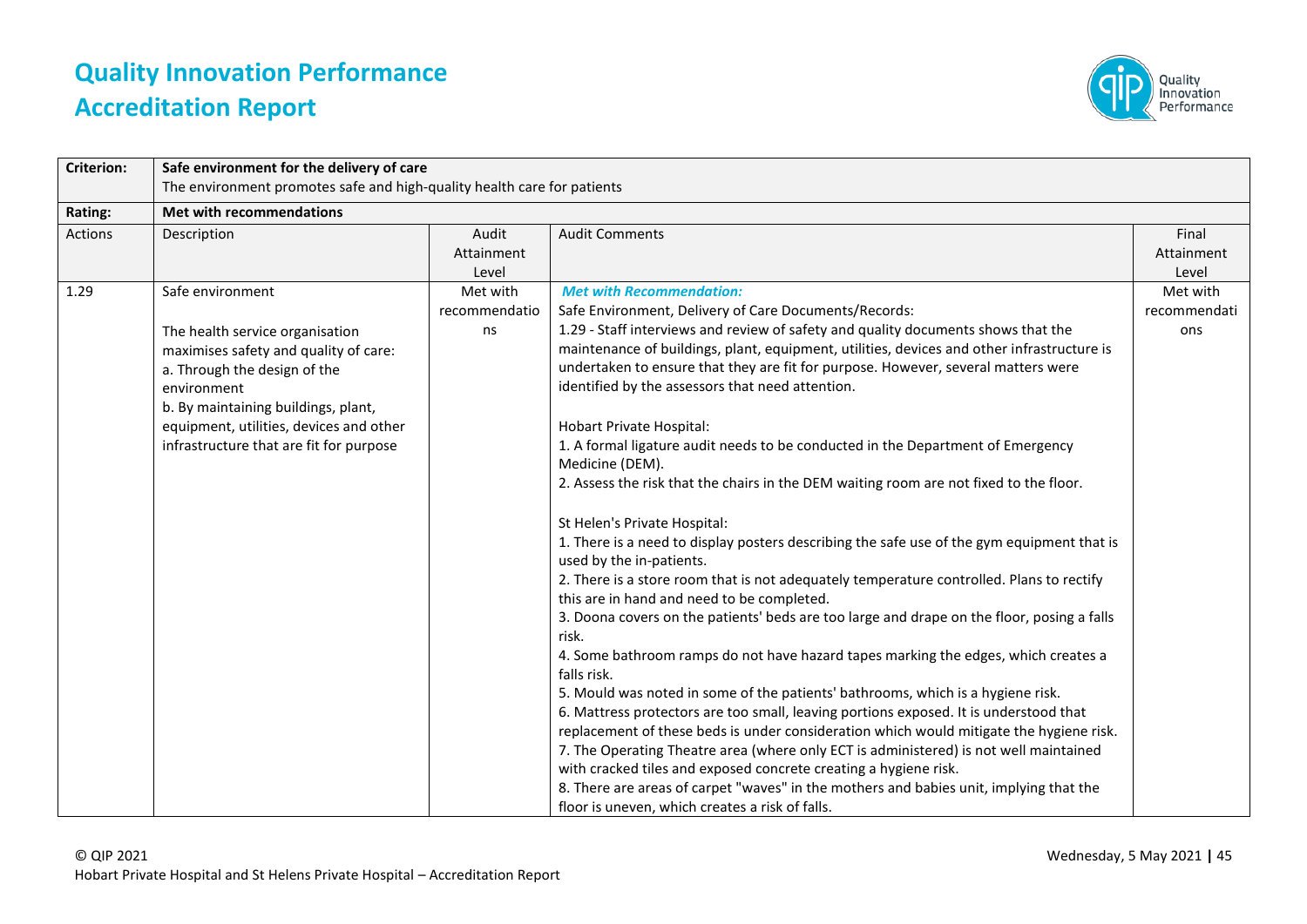# Quality Innovation Performance Accreditation Report

| Criterion: | Safe environment for the delivery of care<br>The environment promotes safe and high-quality health care for patients | | | |
|---|---|---|---|---|
| **Rating:** | **Met with recommendations** | | | |
| Actions | Description | Audit Attainment Level | Audit Comments | Final Attainment Level |
| 1.29 | Safe environment<br><br>The health service organisation maximises safety and quality of care:<br>a. Through the design of the environment<br>b. By maintaining buildings, plant, equipment, utilities, devices and other infrastructure that are fit for purpose | Met with recommendations | ***Met with Recommendation:***<br>Safe Environment, Delivery of Care Documents/Records:<br>1.29 - Staff interviews and review of safety and quality documents shows that the maintenance of buildings, plant, equipment, utilities, devices and other infrastructure is undertaken to ensure that they are fit for purpose. However, several matters were identified by the assessors that need attention.<br><br>Hobart Private Hospital:<br>1. A formal ligature audit needs to be conducted in the Department of Emergency Medicine (DEM).<br>2. Assess the risk that the chairs in the DEM waiting room are not fixed to the floor.<br><br>St Helen's Private Hospital:<br>1. There is a need to display posters describing the safe use of the gym equipment that is used by the in-patients.<br>2. There is a store room that is not adequately temperature controlled. Plans to rectify this are in hand and need to be completed.<br>3. Doona covers on the patients' beds are too large and drape on the floor, posing a falls risk.<br>4. Some bathroom ramps do not have hazard tapes marking the edges, which creates a falls risk.<br>5. Mould was noted in some of the patients' bathrooms, which is a hygiene risk.<br>6. Mattress protectors are too small, leaving portions exposed. It is understood that replacement of these beds is under consideration which would mitigate the hygiene risk.<br>7. The Operating Theatre area (where only ECT is administered) is not well maintained with cracked tiles and exposed concrete creating a hygiene risk.<br>8. There are areas of carpet "waves" in the mothers and babies unit, implying that the floor is uneven, which creates a risk of falls. | Met with recommendations |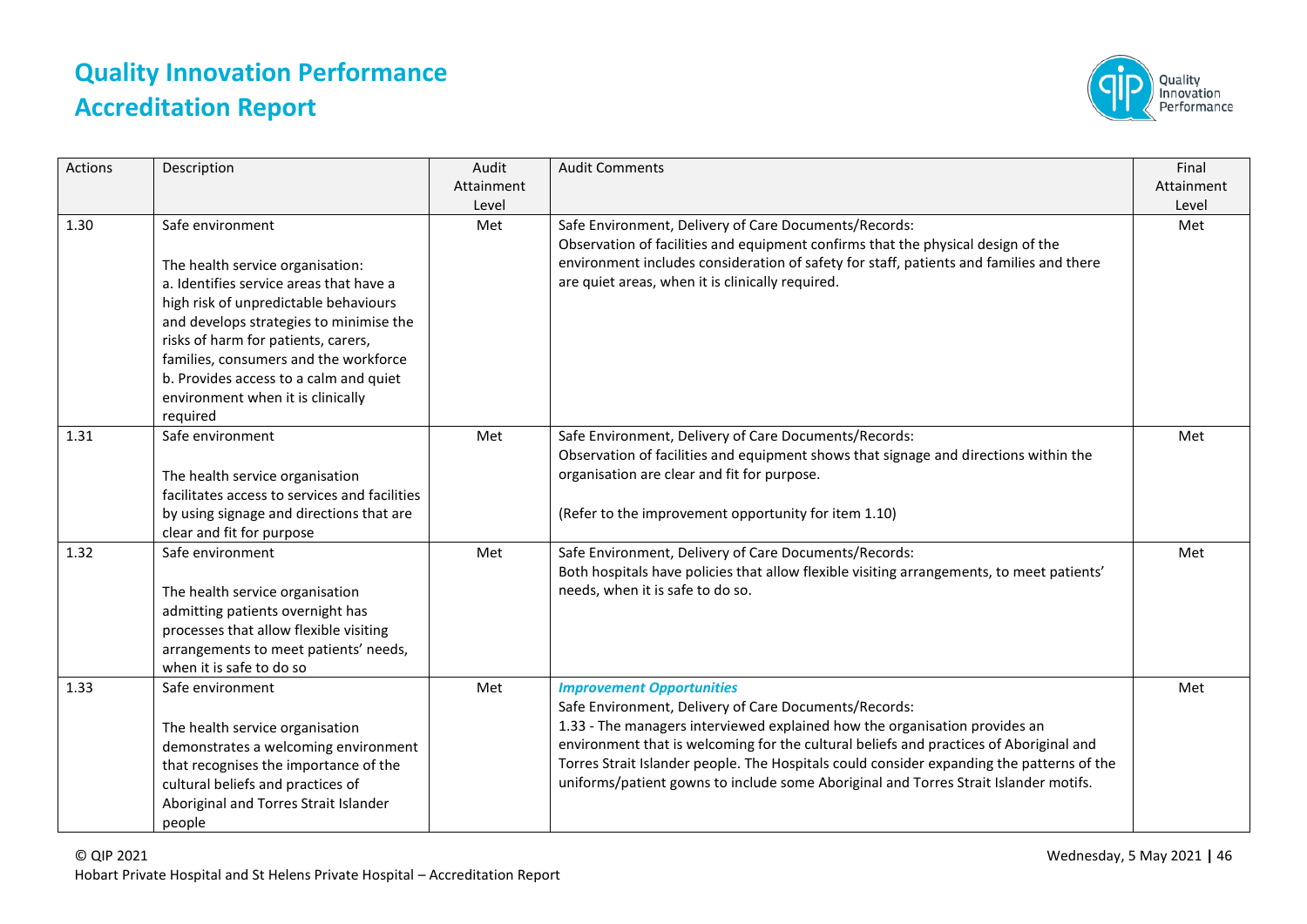| Actions | Description | Audit Attainment Level | Audit Comments | Final Attainment Level |
|---|---|---|---|---|
| 1.30 | Safe environment<br><br>The health service organisation:<br>a. Identifies service areas that have a high risk of unpredictable behaviours and develops strategies to minimise the risks of harm for patients, carers, families, consumers and the workforce<br>b. Provides access to a calm and quiet environment when it is clinically required | Met | Safe Environment, Delivery of Care Documents/Records:<br>Observation of facilities and equipment confirms that the physical design of the environment includes consideration of safety for staff, patients and families and there are quiet areas, when it is clinically required. | Met |
| 1.31 | Safe environment<br><br>The health service organisation facilitates access to services and facilities by using signage and directions that are clear and fit for purpose | Met | Safe Environment, Delivery of Care Documents/Records:<br>Observation of facilities and equipment shows that signage and directions within the organisation are clear and fit for purpose.<br><br>(Refer to the improvement opportunity for item 1.10) | Met |
| 1.32 | Safe environment<br><br>The health service organisation admitting patients overnight has processes that allow flexible visiting arrangements to meet patients' needs, when it is safe to do so | Met | Safe Environment, Delivery of Care Documents/Records:<br>Both hospitals have policies that allow flexible visiting arrangements, to meet patients' needs, when it is safe to do so. | Met |
| 1.33 | Safe environment<br><br>The health service organisation demonstrates a welcoming environment that recognises the importance of the cultural beliefs and practices of Aboriginal and Torres Strait Islander people | Met | ***Improvement Opportunities***<br>Safe Environment, Delivery of Care Documents/Records:<br>1.33 - The managers interviewed explained how the organisation provides an environment that is welcoming for the cultural beliefs and practices of Aboriginal and Torres Strait Islander people. The Hospitals could consider expanding the patterns of the uniforms/patient gowns to include some Aboriginal and Torres Strait Islander motifs. | Met |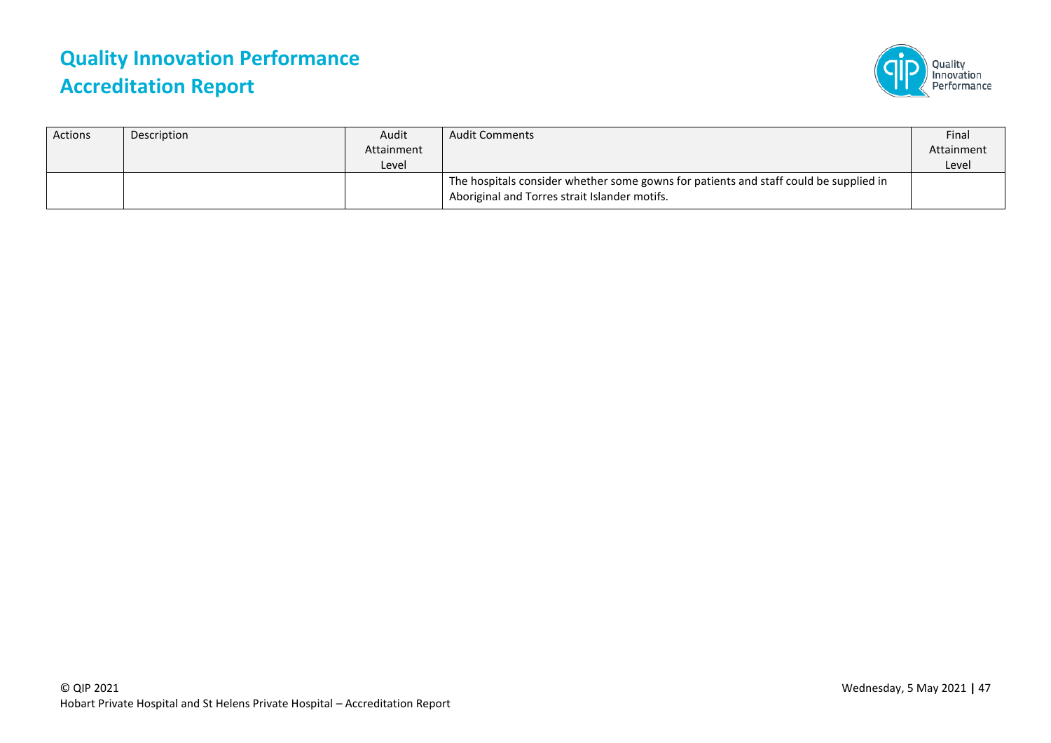# Quality Innovation Performance
# Accreditation Report

| Actions | Description | Audit Attainment Level | Audit Comments | Final Attainment Level |
|---|---|---|---|---|
| | | | The hospitals consider whether some gowns for patients and staff could be supplied in Aboriginal and Torres strait Islander motifs. | |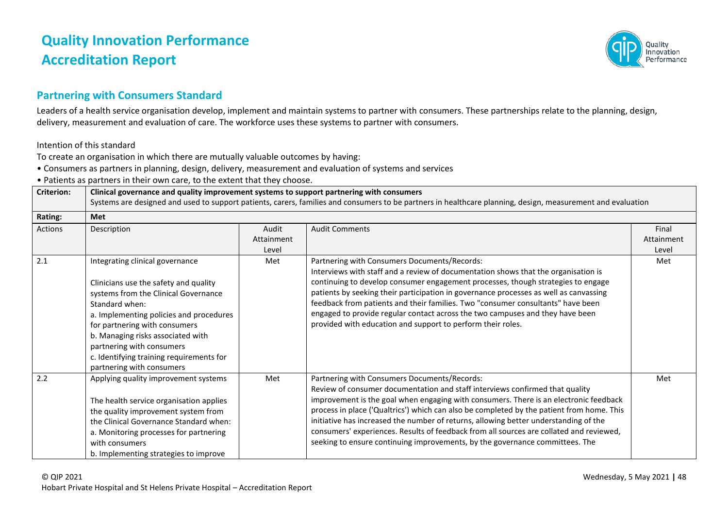# Quality Innovation Performance Accreditation Report

## Partnering with Consumers Standard

Leaders of a health service organisation develop, implement and maintain systems to partner with consumers. These partnerships relate to the planning, design, delivery, measurement and evaluation of care. The workforce uses these systems to partner with consumers.

Intention of this standard

To create an organisation in which there are mutually valuable outcomes by having:

- Consumers as partners in planning, design, delivery, measurement and evaluation of systems and services
- Patients as partners in their own care, to the extent that they choose.

| **Criterion:** | **Clinical governance and quality improvement systems to support partnering with consumers**<br>Systems are designed and used to support patients, carers, families and consumers to be partners in healthcare planning, design, measurement and evaluation | | | |
|---|---|---|---|---|
| **Rating:** | **Met** | | | |
| Actions | Description | Audit Attainment Level | Audit Comments | Final Attainment Level |
| 2.1 | Integrating clinical governance<br><br>Clinicians use the safety and quality systems from the Clinical Governance Standard when:<br>a. Implementing policies and procedures for partnering with consumers<br>b. Managing risks associated with partnering with consumers<br>c. Identifying training requirements for partnering with consumers | Met | Partnering with Consumers Documents/Records:<br>Interviews with staff and a review of documentation shows that the organisation is continuing to develop consumer engagement processes, though strategies to engage patients by seeking their participation in governance processes as well as canvassing feedback from patients and their families. Two "consumer consultants" have been engaged to provide regular contact across the two campuses and they have been provided with education and support to perform their roles. | Met |
| 2.2 | Applying quality improvement systems<br><br>The health service organisation applies the quality improvement system from the Clinical Governance Standard when:<br>a. Monitoring processes for partnering with consumers<br>b. Implementing strategies to improve | Met | Partnering with Consumers Documents/Records:<br>Review of consumer documentation and staff interviews confirmed that quality improvement is the goal when engaging with consumers. There is an electronic feedback process in place ('Qualtrics') which can also be completed by the patient from home. This initiative has increased the number of returns, allowing better understanding of the consumers' experiences. Results of feedback from all sources are collated and reviewed, seeking to ensure continuing improvements, by the governance committees. The | Met |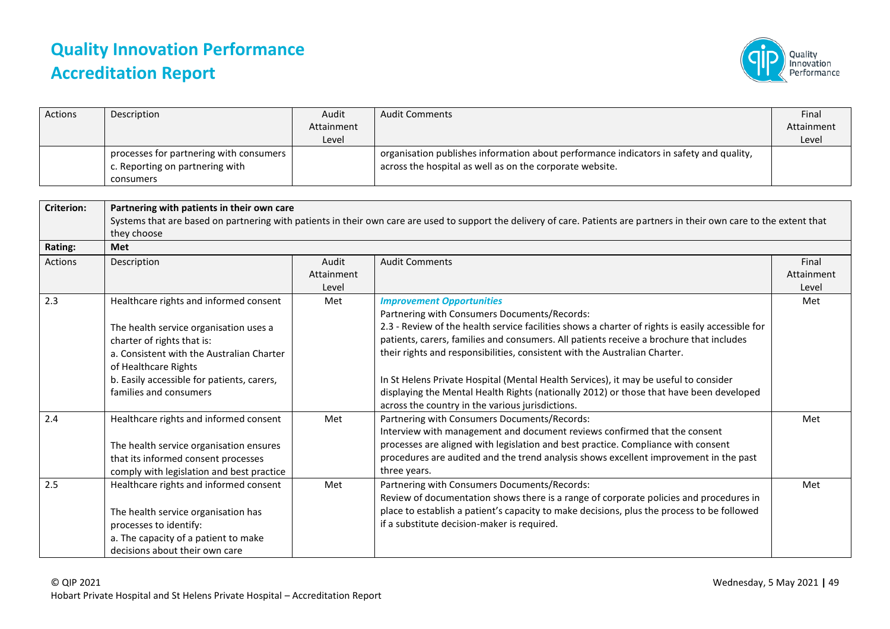# Quality Innovation Performance Accreditation Report

| Actions | Description | Audit Attainment Level | Audit Comments | Final Attainment Level |
|---|---|---|---|---|
| | processes for partnering with consumers<br>c. Reporting on partnering with consumers | | organisation publishes information about performance indicators in safety and quality, across the hospital as well as on the corporate website. | |

| **Criterion:** | **Partnering with patients in their own care**<br>Systems that are based on partnering with patients in their own care are used to support the delivery of care. Patients are partners in their own care to the extent that they choose | | | |
|---|---|---|---|---|
| **Rating:** | **Met** | | | |
| Actions | Description | Audit Attainment Level | Audit Comments | Final Attainment Level |
| 2.3 | Healthcare rights and informed consent<br><br>The health service organisation uses a charter of rights that is:<br>a. Consistent with the Australian Charter of Healthcare Rights<br>b. Easily accessible for patients, carers, families and consumers | Met | ***Improvement Opportunities***<br>Partnering with Consumers Documents/Records:<br>2.3 - Review of the health service facilities shows a charter of rights is easily accessible for patients, carers, families and consumers. All patients receive a brochure that includes their rights and responsibilities, consistent with the Australian Charter.<br><br>In St Helens Private Hospital (Mental Health Services), it may be useful to consider displaying the Mental Health Rights (nationally 2012) or those that have been developed across the country in the various jurisdictions. | Met |
| 2.4 | Healthcare rights and informed consent<br><br>The health service organisation ensures that its informed consent processes comply with legislation and best practice | Met | Partnering with Consumers Documents/Records:<br>Interview with management and document reviews confirmed that the consent processes are aligned with legislation and best practice. Compliance with consent procedures are audited and the trend analysis shows excellent improvement in the past three years. | Met |
| 2.5 | Healthcare rights and informed consent<br><br>The health service organisation has processes to identify:<br>a. The capacity of a patient to make decisions about their own care | Met | Partnering with Consumers Documents/Records:<br>Review of documentation shows there is a range of corporate policies and procedures in place to establish a patient's capacity to make decisions, plus the process to be followed if a substitute decision-maker is required. | Met |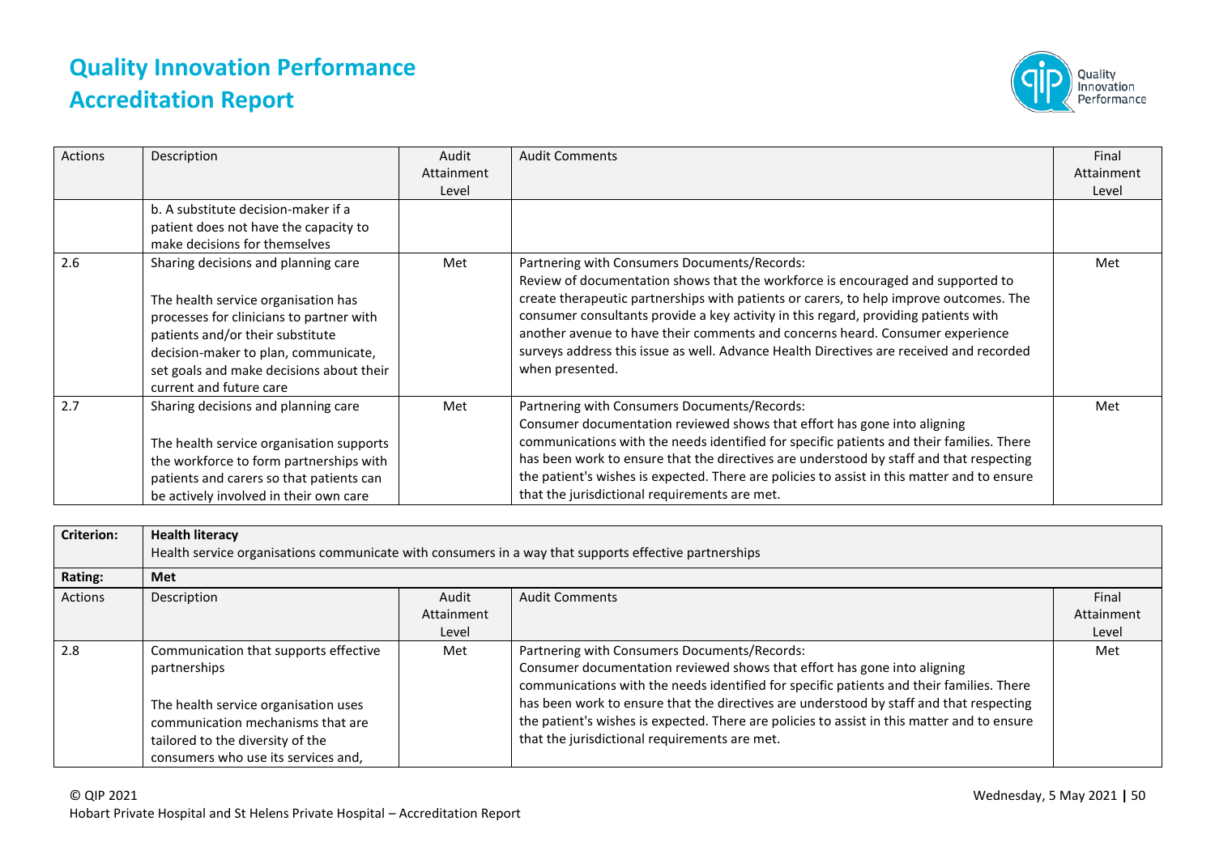| Actions | Description | Audit Attainment Level | Audit Comments | Final Attainment Level |
|---|---|---|---|---|
| | b. A substitute decision-maker if a patient does not have the capacity to make decisions for themselves | | | |
| 2.6 | Sharing decisions and planning care<br><br>The health service organisation has processes for clinicians to partner with patients and/or their substitute decision-maker to plan, communicate, set goals and make decisions about their current and future care | Met | Partnering with Consumers Documents/Records:<br>Review of documentation shows that the workforce is encouraged and supported to create therapeutic partnerships with patients or carers, to help improve outcomes. The consumer consultants provide a key activity in this regard, providing patients with another avenue to have their comments and concerns heard. Consumer experience surveys address this issue as well. Advance Health Directives are received and recorded when presented. | Met |
| 2.7 | Sharing decisions and planning care<br><br>The health service organisation supports the workforce to form partnerships with patients and carers so that patients can be actively involved in their own care | Met | Partnering with Consumers Documents/Records:<br>Consumer documentation reviewed shows that effort has gone into aligning communications with the needs identified for specific patients and their families. There has been work to ensure that the directives are understood by staff and that respecting the patient's wishes is expected. There are policies to assist in this matter and to ensure that the jurisdictional requirements are met. | Met |

| **Criterion:** | **Health literacy**<br>Health service organisations communicate with consumers in a way that supports effective partnerships | | | |
|---|---|---|---|---|
| **Rating:** | **Met** | | | |
| Actions | Description | Audit Attainment Level | Audit Comments | Final Attainment Level |
| 2.8 | Communication that supports effective partnerships<br><br>The health service organisation uses communication mechanisms that are tailored to the diversity of the consumers who use its services and, | Met | Partnering with Consumers Documents/Records:<br>Consumer documentation reviewed shows that effort has gone into aligning communications with the needs identified for specific patients and their families. There has been work to ensure that the directives are understood by staff and that respecting the patient's wishes is expected. There are policies to assist in this matter and to ensure that the jurisdictional requirements are met. | Met |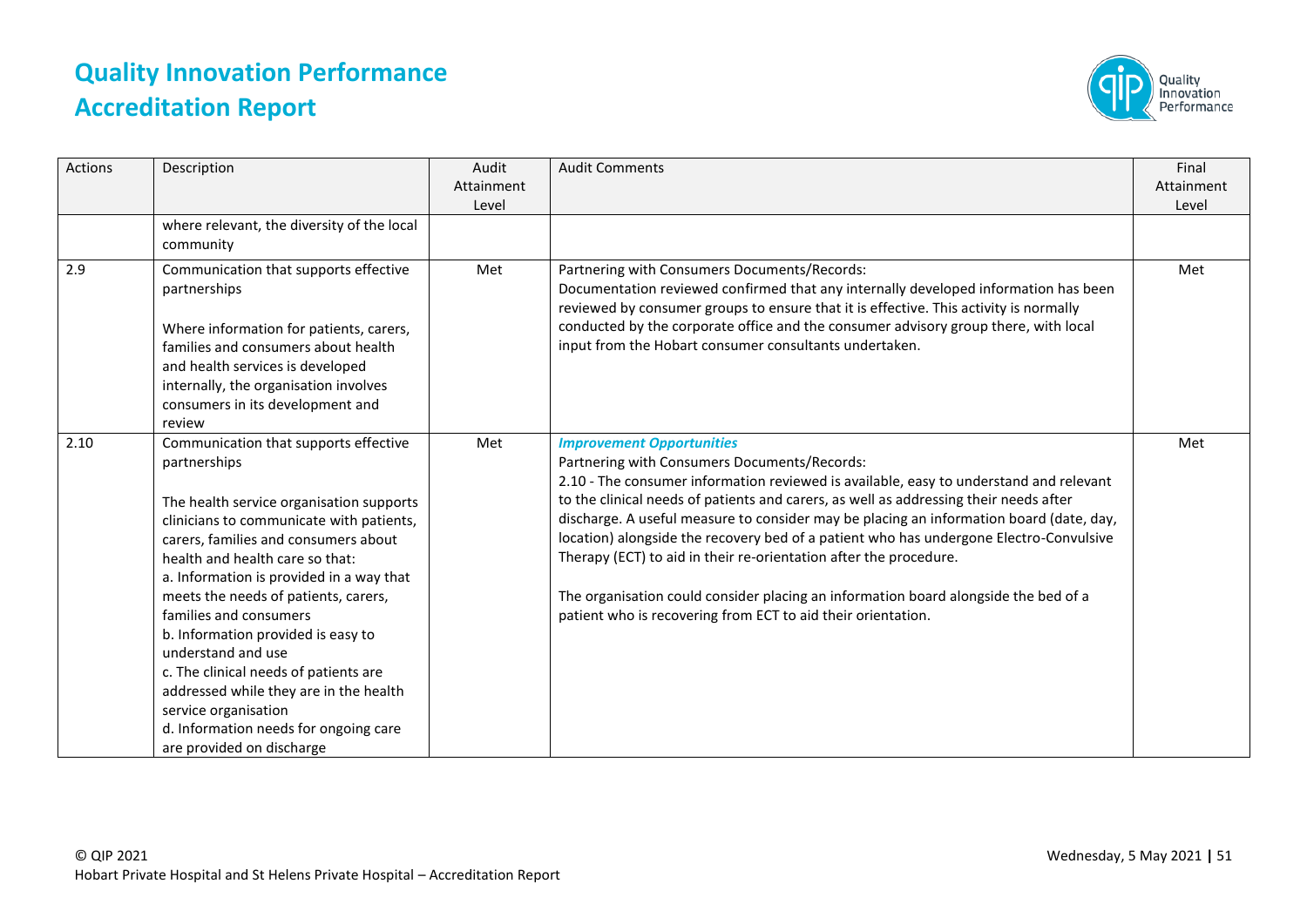# Quality Innovation Performance Accreditation Report

| Actions | Description | Audit Attainment Level | Audit Comments | Final Attainment Level |
|---|---|---|---|---|
| | where relevant, the diversity of the local community | | | |
| 2.9 | Communication that supports effective partnerships<br><br>Where information for patients, carers, families and consumers about health and health services is developed internally, the organisation involves consumers in its development and review | Met | Partnering with Consumers Documents/Records:<br>Documentation reviewed confirmed that any internally developed information has been reviewed by consumer groups to ensure that it is effective. This activity is normally conducted by the corporate office and the consumer advisory group there, with local input from the Hobart consumer consultants undertaken. | Met |
| 2.10 | Communication that supports effective partnerships<br><br>The health service organisation supports clinicians to communicate with patients, carers, families and consumers about health and health care so that:<br>a. Information is provided in a way that meets the needs of patients, carers, families and consumers<br>b. Information provided is easy to understand and use<br>c. The clinical needs of patients are addressed while they are in the health service organisation<br>d. Information needs for ongoing care are provided on discharge | Met | ***Improvement Opportunities***<br>Partnering with Consumers Documents/Records:<br>2.10 - The consumer information reviewed is available, easy to understand and relevant to the clinical needs of patients and carers, as well as addressing their needs after discharge. A useful measure to consider may be placing an information board (date, day, location) alongside the recovery bed of a patient who has undergone Electro-Convulsive Therapy (ECT) to aid in their re-orientation after the procedure.<br><br>The organisation could consider placing an information board alongside the bed of a patient who is recovering from ECT to aid their orientation. | Met |

© QIP 2021
Hobart Private Hospital and St Helens Private Hospital – Accreditation Report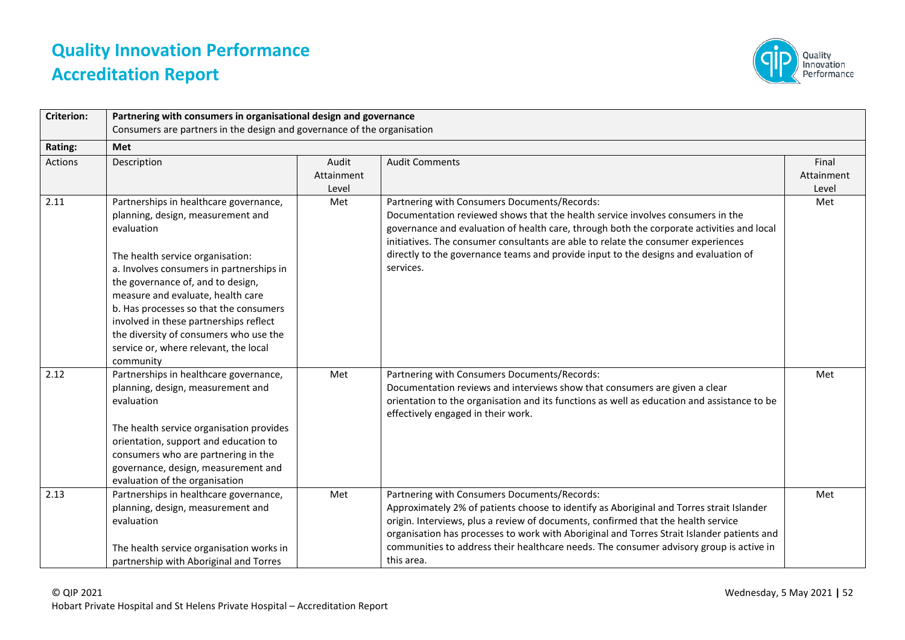# Quality Innovation Performance Accreditation Report

| Criterion: | Partnering with consumers in organisational design and governance<br>Consumers are partners in the design and governance of the organisation | | | |
|---|---|---|---|---|
| **Rating:** | **Met** | | | |
| Actions | Description | Audit Attainment Level | Audit Comments | Final Attainment Level |
| 2.11 | Partnerships in healthcare governance, planning, design, measurement and evaluation<br><br>The health service organisation:<br>a. Involves consumers in partnerships in the governance of, and to design, measure and evaluate, health care<br>b. Has processes so that the consumers involved in these partnerships reflect the diversity of consumers who use the service or, where relevant, the local community | Met | Partnering with Consumers Documents/Records:<br>Documentation reviewed shows that the health service involves consumers in the governance and evaluation of health care, through both the corporate activities and local initiatives. The consumer consultants are able to relate the consumer experiences directly to the governance teams and provide input to the designs and evaluation of services. | Met |
| 2.12 | Partnerships in healthcare governance, planning, design, measurement and evaluation<br><br>The health service organisation provides orientation, support and education to consumers who are partnering in the governance, design, measurement and evaluation of the organisation | Met | Partnering with Consumers Documents/Records:<br>Documentation reviews and interviews show that consumers are given a clear orientation to the organisation and its functions as well as education and assistance to be effectively engaged in their work. | Met |
| 2.13 | Partnerships in healthcare governance, planning, design, measurement and evaluation<br><br>The health service organisation works in partnership with Aboriginal and Torres | Met | Partnering with Consumers Documents/Records:<br>Approximately 2% of patients choose to identify as Aboriginal and Torres strait Islander origin. Interviews, plus a review of documents, confirmed that the health service organisation has processes to work with Aboriginal and Torres Strait Islander patients and communities to address their healthcare needs. The consumer advisory group is active in this area. | Met |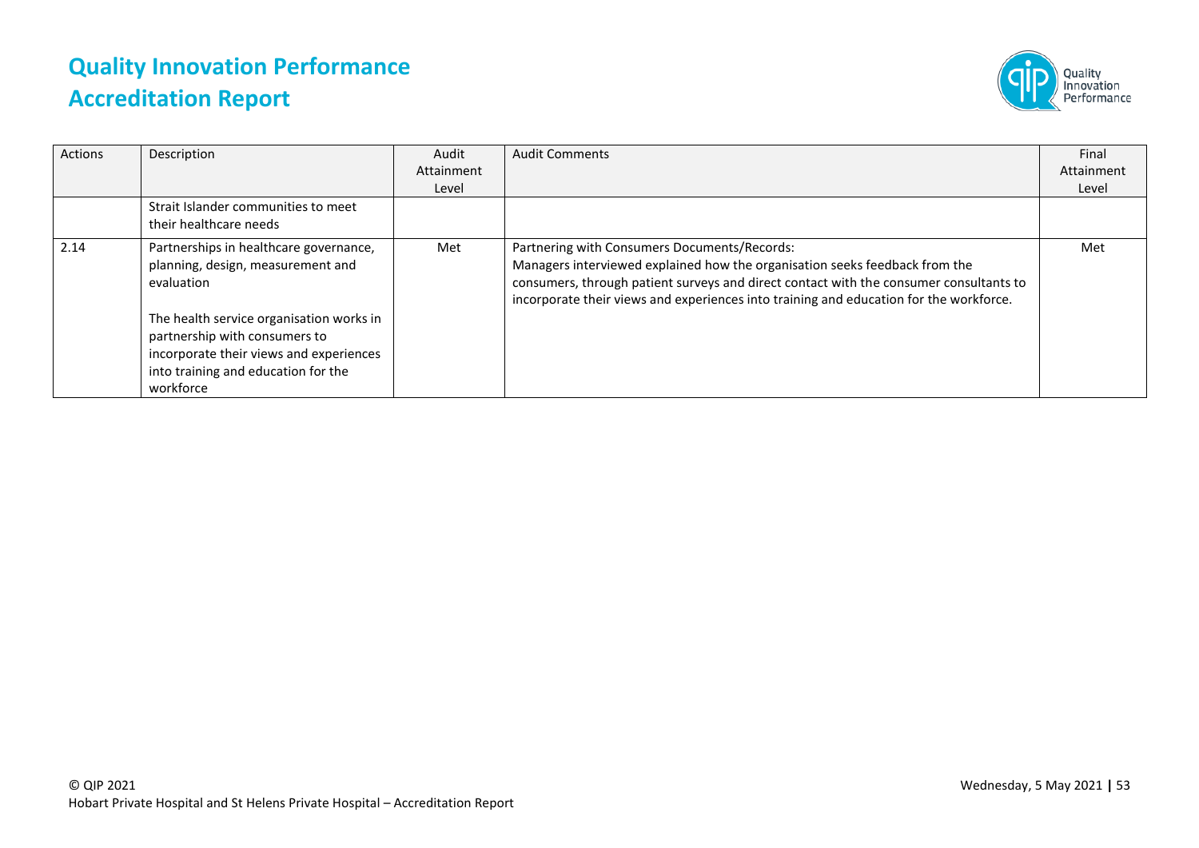| Actions | Description | Audit Attainment Level | Audit Comments | Final Attainment Level |
|---|---|---|---|---|
| | Strait Islander communities to meet their healthcare needs | | | |
| 2.14 | Partnerships in healthcare governance, planning, design, measurement and evaluation<br><br>The health service organisation works in partnership with consumers to incorporate their views and experiences into training and education for the workforce | Met | Partnering with Consumers Documents/Records:<br>Managers interviewed explained how the organisation seeks feedback from the consumers, through patient surveys and direct contact with the consumer consultants to incorporate their views and experiences into training and education for the workforce. | Met |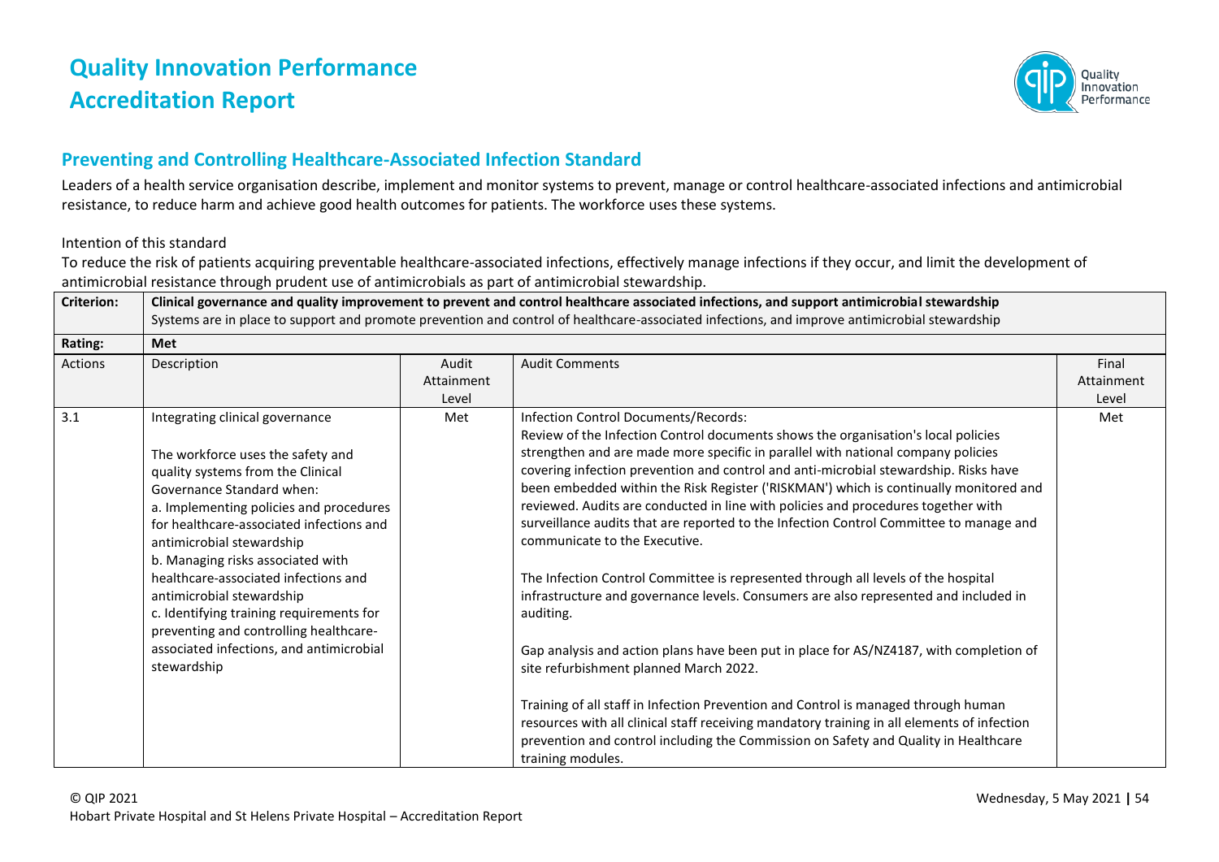# Quality Innovation Performance Accreditation Report

## Preventing and Controlling Healthcare-Associated Infection Standard

Leaders of a health service organisation describe, implement and monitor systems to prevent, manage or control healthcare-associated infections and antimicrobial resistance, to reduce harm and achieve good health outcomes for patients. The workforce uses these systems.

Intention of this standard

To reduce the risk of patients acquiring preventable healthcare-associated infections, effectively manage infections if they occur, and limit the development of antimicrobial resistance through prudent use of antimicrobials as part of antimicrobial stewardship.

| Criterion: | **Clinical governance and quality improvement to prevent and control healthcare associated infections, and support antimicrobial stewardship** Systems are in place to support and promote prevention and control of healthcare-associated infections, and improve antimicrobial stewardship | | | |
|---|---|---|---|---|
| Rating: | **Met** | | | |
| Actions | Description | Audit Attainment Level | Audit Comments | Final Attainment Level |
| 3.1 | Integrating clinical governance<br><br>The workforce uses the safety and quality systems from the Clinical Governance Standard when:<br>a. Implementing policies and procedures for healthcare-associated infections and antimicrobial stewardship<br>b. Managing risks associated with healthcare-associated infections and antimicrobial stewardship<br>c. Identifying training requirements for preventing and controlling healthcare-associated infections, and antimicrobial stewardship | Met | Infection Control Documents/Records:<br>Review of the Infection Control documents shows the organisation's local policies strengthen and are made more specific in parallel with national company policies covering infection prevention and control and anti-microbial stewardship. Risks have been embedded within the Risk Register ('RISKMAN') which is continually monitored and reviewed. Audits are conducted in line with policies and procedures together with surveillance audits that are reported to the Infection Control Committee to manage and communicate to the Executive.<br><br>The Infection Control Committee is represented through all levels of the hospital infrastructure and governance levels. Consumers are also represented and included in auditing.<br><br>Gap analysis and action plans have been put in place for AS/NZ4187, with completion of site refurbishment planned March 2022.<br><br>Training of all staff in Infection Prevention and Control is managed through human resources with all clinical staff receiving mandatory training in all elements of infection prevention and control including the Commission on Safety and Quality in Healthcare training modules. | Met |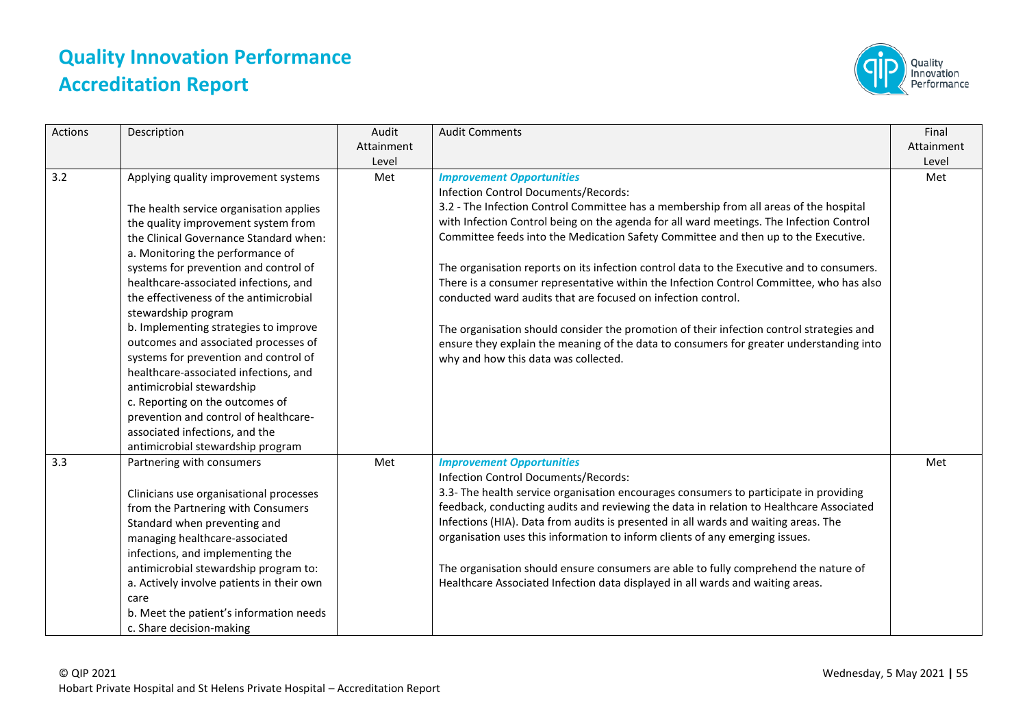| Actions | Description | Audit Attainment Level | Audit Comments | Final Attainment Level |
|---|---|---|---|---|
| 3.2 | Applying quality improvement systems<br><br>The health service organisation applies the quality improvement system from the Clinical Governance Standard when:<br>a. Monitoring the performance of systems for prevention and control of healthcare-associated infections, and the effectiveness of the antimicrobial stewardship program<br>b. Implementing strategies to improve outcomes and associated processes of systems for prevention and control of healthcare-associated infections, and antimicrobial stewardship<br>c. Reporting on the outcomes of prevention and control of healthcare-associated infections, and the antimicrobial stewardship program | Met | ***Improvement Opportunities***<br>Infection Control Documents/Records:<br>3.2 - The Infection Control Committee has a membership from all areas of the hospital with Infection Control being on the agenda for all ward meetings. The Infection Control Committee feeds into the Medication Safety Committee and then up to the Executive.<br><br>The organisation reports on its infection control data to the Executive and to consumers. There is a consumer representative within the Infection Control Committee, who has also conducted ward audits that are focused on infection control.<br><br>The organisation should consider the promotion of their infection control strategies and ensure they explain the meaning of the data to consumers for greater understanding into why and how this data was collected. | Met |
| 3.3 | Partnering with consumers<br><br>Clinicians use organisational processes from the Partnering with Consumers Standard when preventing and managing healthcare-associated infections, and implementing the antimicrobial stewardship program to:<br>a. Actively involve patients in their own care<br>b. Meet the patient's information needs<br>c. Share decision-making | Met | ***Improvement Opportunities***<br>Infection Control Documents/Records:<br>3.3- The health service organisation encourages consumers to participate in providing feedback, conducting audits and reviewing the data in relation to Healthcare Associated Infections (HIA). Data from audits is presented in all wards and waiting areas. The organisation uses this information to inform clients of any emerging issues.<br><br>The organisation should ensure consumers are able to fully comprehend the nature of Healthcare Associated Infection data displayed in all wards and waiting areas. | Met |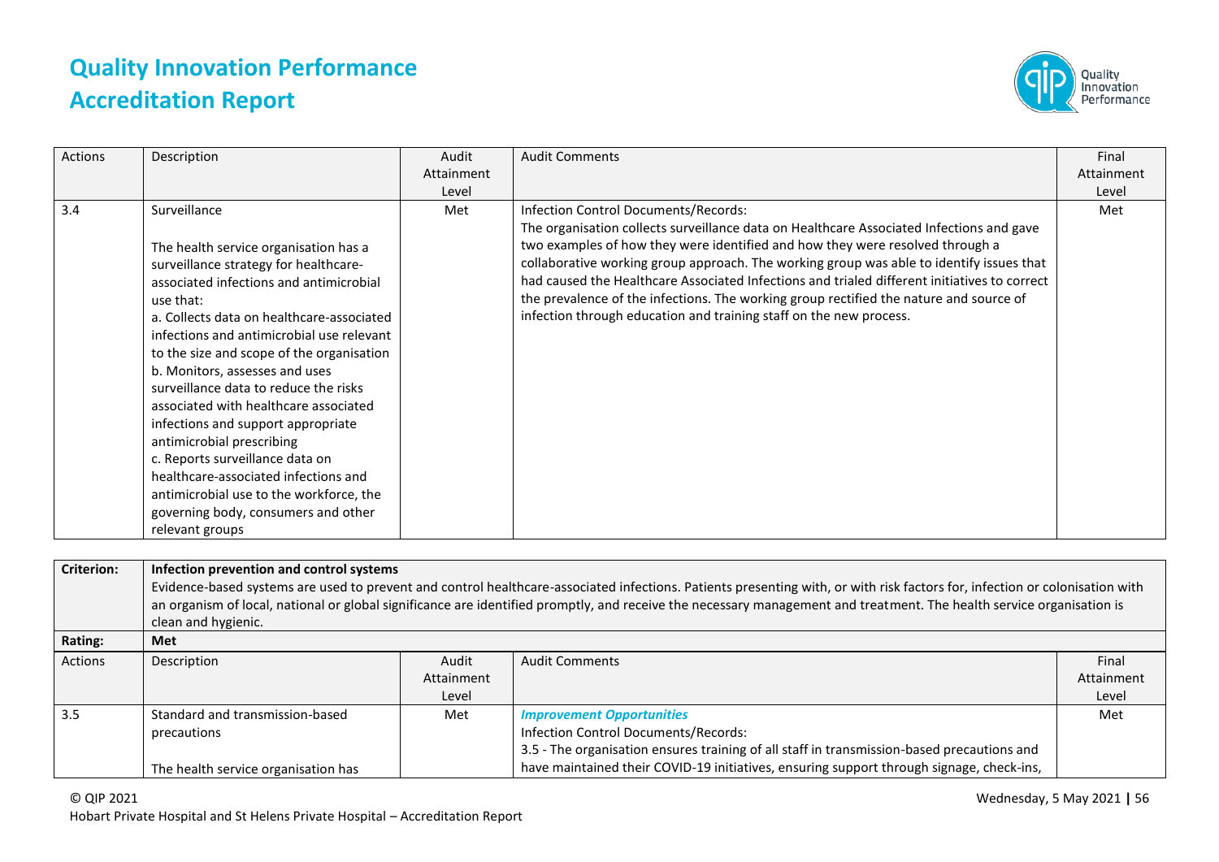| Actions | Description | Audit Attainment Level | Audit Comments | Final Attainment Level |
|---|---|---|---|---|
| 3.4 | Surveillance<br><br>The health service organisation has a surveillance strategy for healthcare-associated infections and antimicrobial use that:<br>a. Collects data on healthcare-associated infections and antimicrobial use relevant to the size and scope of the organisation<br>b. Monitors, assesses and uses surveillance data to reduce the risks associated with healthcare associated infections and support appropriate antimicrobial prescribing<br>c. Reports surveillance data on healthcare-associated infections and antimicrobial use to the workforce, the governing body, consumers and other relevant groups | Met | Infection Control Documents/Records:<br>The organisation collects surveillance data on Healthcare Associated Infections and gave two examples of how they were identified and how they were resolved through a collaborative working group approach. The working group was able to identify issues that had caused the Healthcare Associated Infections and trialed different initiatives to correct the prevalence of the infections. The working group rectified the nature and source of infection through education and training staff on the new process. | Met |

| **Criterion:** | **Infection prevention and control systems**<br>Evidence-based systems are used to prevent and control healthcare-associated infections. Patients presenting with, or with risk factors for, infection or colonisation with an organism of local, national or global significance are identified promptly, and receive the necessary management and treatment. The health service organisation is clean and hygienic. |
|---|---|
| **Rating:** | **Met** |

| Actions | Description | Audit Attainment Level | Audit Comments | Final Attainment Level |
|---|---|---|---|---|
| 3.5 | Standard and transmission-based precautions<br><br>The health service organisation has | Met | ***Improvement Opportunities***<br>Infection Control Documents/Records:<br>3.5 - The organisation ensures training of all staff in transmission-based precautions and have maintained their COVID-19 initiatives, ensuring support through signage, check-ins, | Met |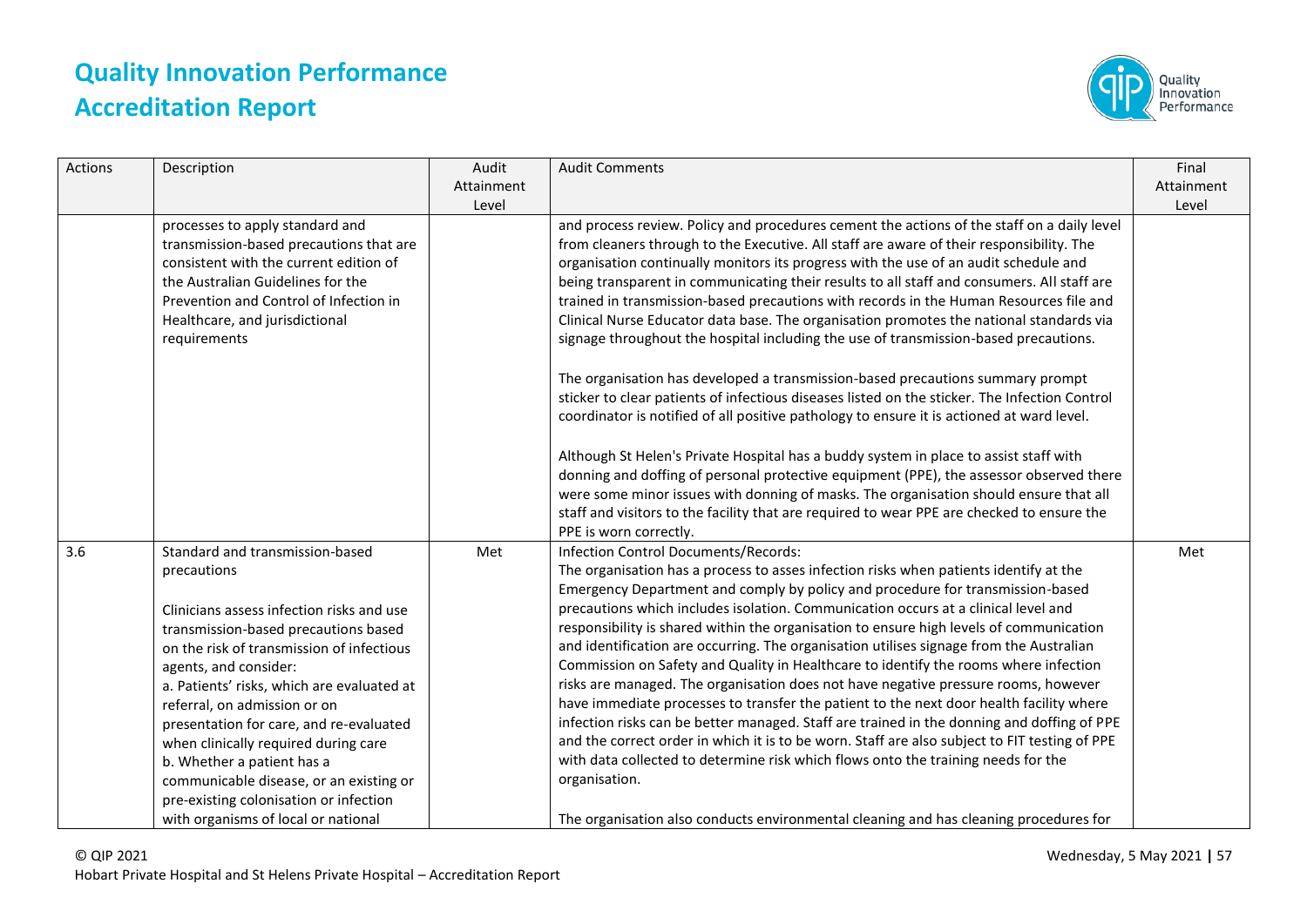| Actions | Description | Audit Attainment Level | Audit Comments | Final Attainment Level |
|---|---|---|---|---|
| | processes to apply standard and transmission-based precautions that are consistent with the current edition of the Australian Guidelines for the Prevention and Control of Infection in Healthcare, and jurisdictional requirements | | and process review. Policy and procedures cement the actions of the staff on a daily level from cleaners through to the Executive. All staff are aware of their responsibility. The organisation continually monitors its progress with the use of an audit schedule and being transparent in communicating their results to all staff and consumers. All staff are trained in transmission-based precautions with records in the Human Resources file and Clinical Nurse Educator data base. The organisation promotes the national standards via signage throughout the hospital including the use of transmission-based precautions.<br><br>The organisation has developed a transmission-based precautions summary prompt sticker to clear patients of infectious diseases listed on the sticker. The Infection Control coordinator is notified of all positive pathology to ensure it is actioned at ward level.<br><br>Although St Helen's Private Hospital has a buddy system in place to assist staff with donning and doffing of personal protective equipment (PPE), the assessor observed there were some minor issues with donning of masks. The organisation should ensure that all staff and visitors to the facility that are required to wear PPE are checked to ensure the PPE is worn correctly. | |
| 3.6 | Standard and transmission-based precautions<br><br>Clinicians assess infection risks and use transmission-based precautions based on the risk of transmission of infectious agents, and consider:<br>a. Patients' risks, which are evaluated at referral, on admission or on presentation for care, and re-evaluated when clinically required during care<br>b. Whether a patient has a communicable disease, or an existing or pre-existing colonisation or infection with organisms of local or national | Met | Infection Control Documents/Records:<br>The organisation has a process to asses infection risks when patients identify at the Emergency Department and comply by policy and procedure for transmission-based precautions which includes isolation. Communication occurs at a clinical level and responsibility is shared within the organisation to ensure high levels of communication and identification are occurring. The organisation utilises signage from the Australian Commission on Safety and Quality in Healthcare to identify the rooms where infection risks are managed. The organisation does not have negative pressure rooms, however have immediate processes to transfer the patient to the next door health facility where infection risks can be better managed. Staff are trained in the donning and doffing of PPE and the correct order in which it is to be worn. Staff are also subject to FIT testing of PPE with data collected to determine risk which flows onto the training needs for the organisation.<br><br>The organisation also conducts environmental cleaning and has cleaning procedures for | Met |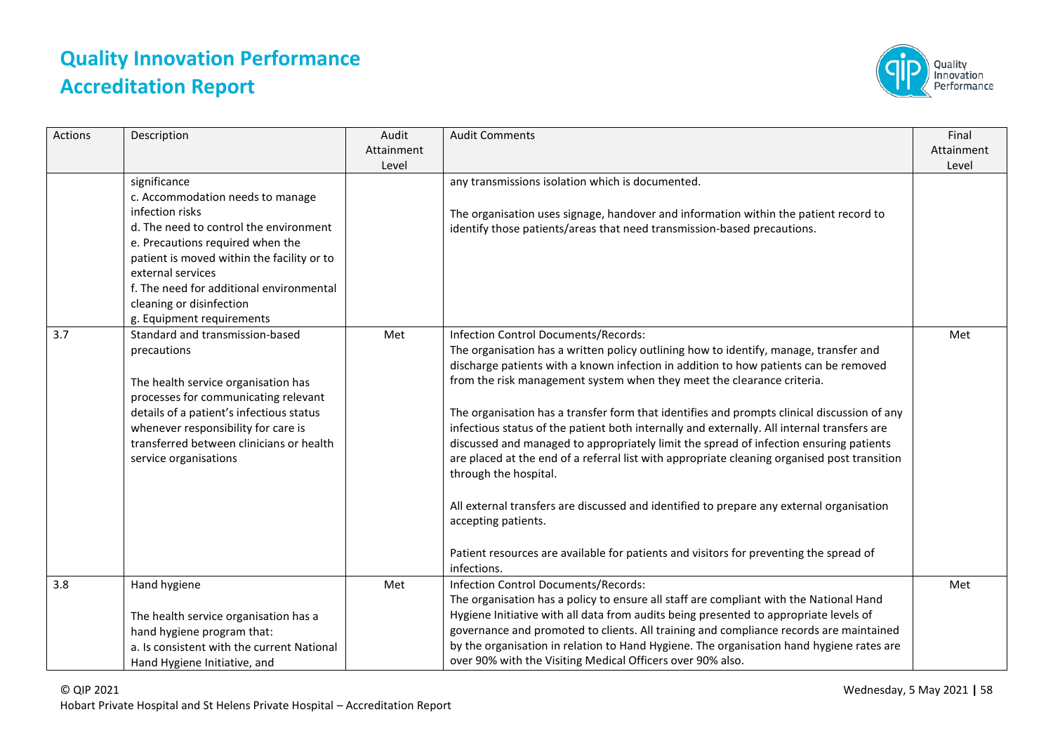| Actions | Description | Audit Attainment Level | Audit Comments | Final Attainment Level |
|---|---|---|---|---|
| | significance<br>c. Accommodation needs to manage infection risks<br>d. The need to control the environment<br>e. Precautions required when the patient is moved within the facility or to external services<br>f. The need for additional environmental cleaning or disinfection<br>g. Equipment requirements | | any transmissions isolation which is documented.<br><br>The organisation uses signage, handover and information within the patient record to identify those patients/areas that need transmission-based precautions. | |
| 3.7 | Standard and transmission-based precautions<br><br>The health service organisation has processes for communicating relevant details of a patient's infectious status whenever responsibility for care is transferred between clinicians or health service organisations | Met | Infection Control Documents/Records:<br>The organisation has a written policy outlining how to identify, manage, transfer and discharge patients with a known infection in addition to how patients can be removed from the risk management system when they meet the clearance criteria.<br><br>The organisation has a transfer form that identifies and prompts clinical discussion of any infectious status of the patient both internally and externally. All internal transfers are discussed and managed to appropriately limit the spread of infection ensuring patients are placed at the end of a referral list with appropriate cleaning organised post transition through the hospital.<br><br>All external transfers are discussed and identified to prepare any external organisation accepting patients.<br><br>Patient resources are available for patients and visitors for preventing the spread of infections. | Met |
| 3.8 | Hand hygiene<br><br>The health service organisation has a hand hygiene program that:<br>a. Is consistent with the current National Hand Hygiene Initiative, and | Met | Infection Control Documents/Records:<br>The organisation has a policy to ensure all staff are compliant with the National Hand Hygiene Initiative with all data from audits being presented to appropriate levels of governance and promoted to clients. All training and compliance records are maintained by the organisation in relation to Hand Hygiene. The organisation hand hygiene rates are over 90% with the Visiting Medical Officers over 90% also. | Met |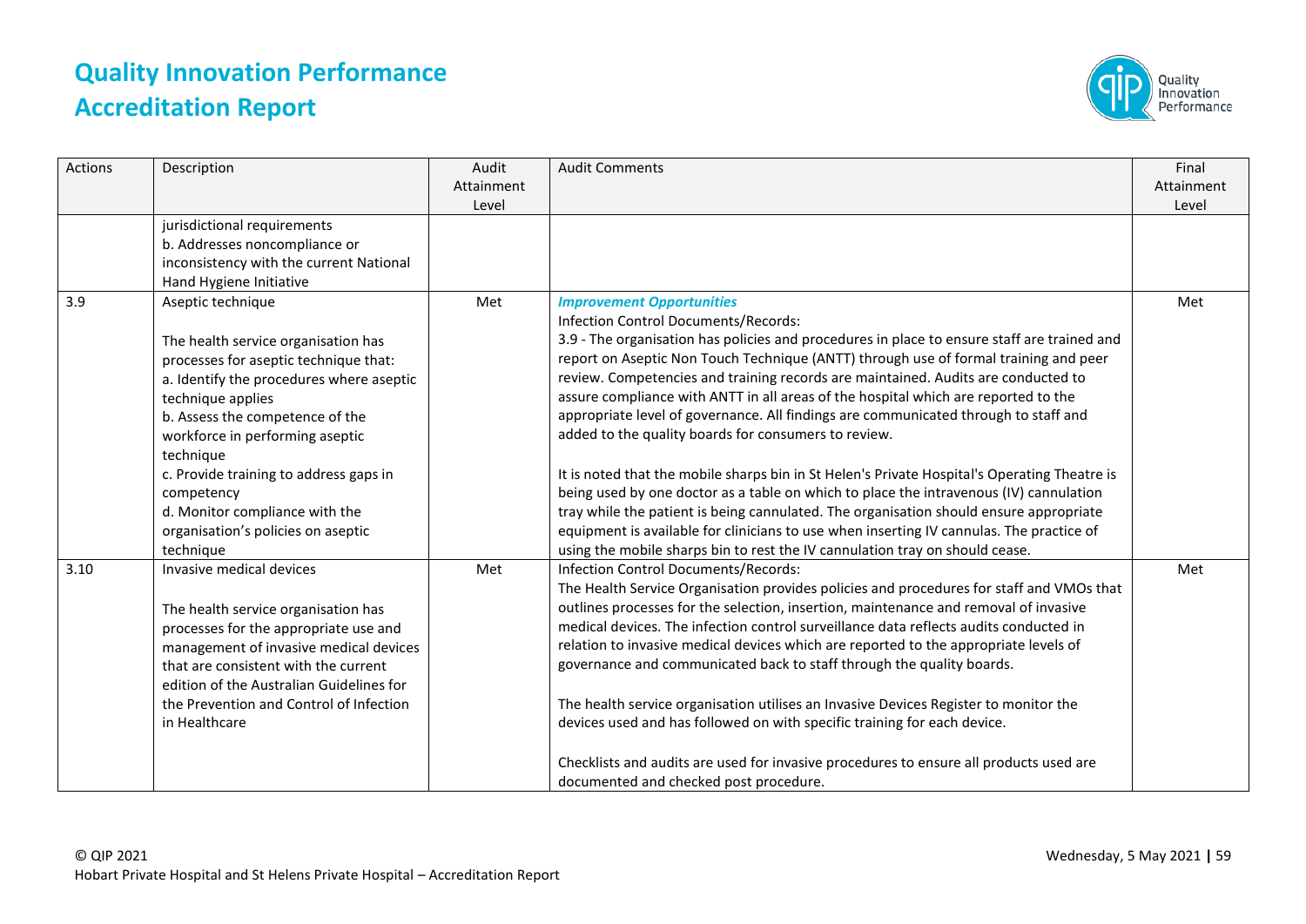| Actions | Description | Audit Attainment Level | Audit Comments | Final Attainment Level |
|---|---|---|---|---|
| | jurisdictional requirements<br>b. Addresses noncompliance or inconsistency with the current National Hand Hygiene Initiative | | | |
| 3.9 | Aseptic technique<br><br>The health service organisation has processes for aseptic technique that:<br>a. Identify the procedures where aseptic technique applies<br>b. Assess the competence of the workforce in performing aseptic technique<br>c. Provide training to address gaps in competency<br>d. Monitor compliance with the organisation's policies on aseptic technique | Met | ***Improvement Opportunities***<br>Infection Control Documents/Records:<br>3.9 - The organisation has policies and procedures in place to ensure staff are trained and report on Aseptic Non Touch Technique (ANTT) through use of formal training and peer review. Competencies and training records are maintained. Audits are conducted to assure compliance with ANTT in all areas of the hospital which are reported to the appropriate level of governance. All findings are communicated through to staff and added to the quality boards for consumers to review.<br><br>It is noted that the mobile sharps bin in St Helen's Private Hospital's Operating Theatre is being used by one doctor as a table on which to place the intravenous (IV) cannulation tray while the patient is being cannulated. The organisation should ensure appropriate equipment is available for clinicians to use when inserting IV cannulas. The practice of using the mobile sharps bin to rest the IV cannulation tray on should cease. | Met |
| 3.10 | Invasive medical devices<br><br>The health service organisation has processes for the appropriate use and management of invasive medical devices that are consistent with the current edition of the Australian Guidelines for the Prevention and Control of Infection in Healthcare | Met | Infection Control Documents/Records:<br>The Health Service Organisation provides policies and procedures for staff and VMOs that outlines processes for the selection, insertion, maintenance and removal of invasive medical devices. The infection control surveillance data reflects audits conducted in relation to invasive medical devices which are reported to the appropriate levels of governance and communicated back to staff through the quality boards.<br><br>The health service organisation utilises an Invasive Devices Register to monitor the devices used and has followed on with specific training for each device.<br><br>Checklists and audits are used for invasive procedures to ensure all products used are documented and checked post procedure. | Met |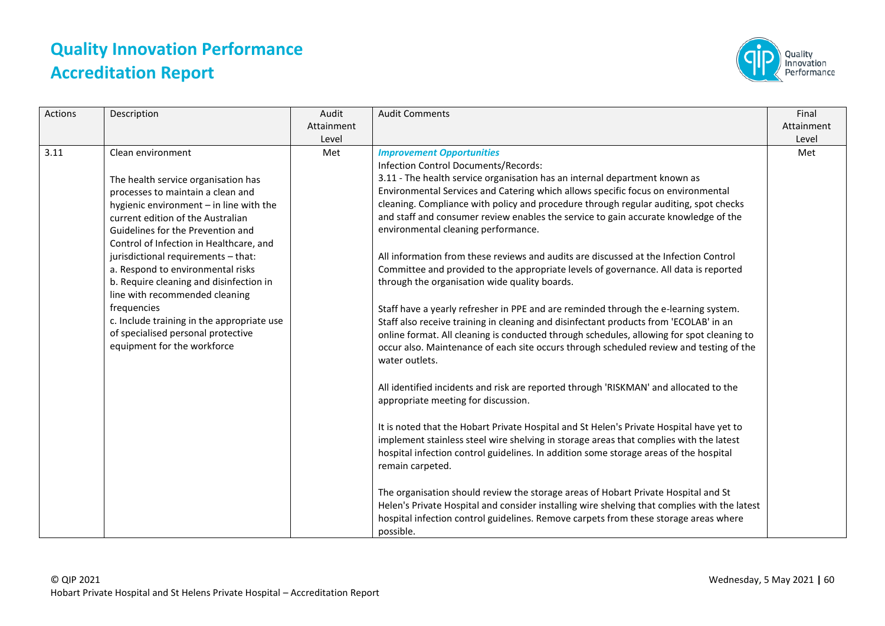# Quality Innovation Performance Accreditation Report

| Actions | Description | Audit Attainment Level | Audit Comments | Final Attainment Level |
|---|---|---|---|---|
| 3.11 | Clean environment<br><br>The health service organisation has processes to maintain a clean and hygienic environment – in line with the current edition of the Australian Guidelines for the Prevention and Control of Infection in Healthcare, and jurisdictional requirements – that:<br>a. Respond to environmental risks<br>b. Require cleaning and disinfection in line with recommended cleaning frequencies<br>c. Include training in the appropriate use of specialised personal protective equipment for the workforce | Met | ***Improvement Opportunities***<br>Infection Control Documents/Records:<br>3.11 - The health service organisation has an internal department known as Environmental Services and Catering which allows specific focus on environmental cleaning. Compliance with policy and procedure through regular auditing, spot checks and staff and consumer review enables the service to gain accurate knowledge of the environmental cleaning performance.<br><br>All information from these reviews and audits are discussed at the Infection Control Committee and provided to the appropriate levels of governance. All data is reported through the organisation wide quality boards.<br><br>Staff have a yearly refresher in PPE and are reminded through the e-learning system. Staff also receive training in cleaning and disinfectant products from 'ECOLAB' in an online format. All cleaning is conducted through schedules, allowing for spot cleaning to occur also. Maintenance of each site occurs through scheduled review and testing of the water outlets.<br><br>All identified incidents and risk are reported through 'RISKMAN' and allocated to the appropriate meeting for discussion.<br><br>It is noted that the Hobart Private Hospital and St Helen's Private Hospital have yet to implement stainless steel wire shelving in storage areas that complies with the latest hospital infection control guidelines. In addition some storage areas of the hospital remain carpeted.<br><br>The organisation should review the storage areas of Hobart Private Hospital and St Helen's Private Hospital and consider installing wire shelving that complies with the latest hospital infection control guidelines. Remove carpets from these storage areas where possible. | Met |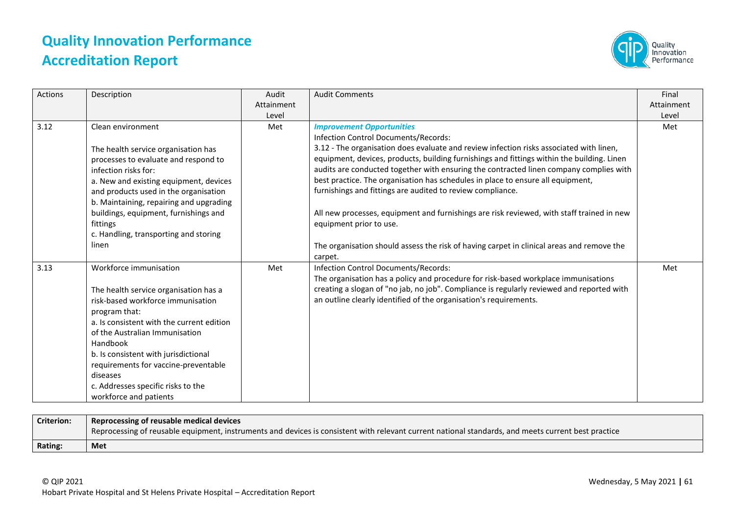| Actions | Description | Audit Attainment Level | Audit Comments | Final Attainment Level |
|---|---|---|---|---|
| 3.12 | Clean environment<br><br>The health service organisation has processes to evaluate and respond to infection risks for:<br>a. New and existing equipment, devices and products used in the organisation<br>b. Maintaining, repairing and upgrading buildings, equipment, furnishings and fittings<br>c. Handling, transporting and storing linen | Met | ***Improvement Opportunities***<br>Infection Control Documents/Records:<br>3.12 - The organisation does evaluate and review infection risks associated with linen, equipment, devices, products, building furnishings and fittings within the building. Linen audits are conducted together with ensuring the contracted linen company complies with best practice. The organisation has schedules in place to ensure all equipment, furnishings and fittings are audited to review compliance.<br><br>All new processes, equipment and furnishings are risk reviewed, with staff trained in new equipment prior to use.<br><br>The organisation should assess the risk of having carpet in clinical areas and remove the carpet. | Met |
| 3.13 | Workforce immunisation<br><br>The health service organisation has a risk-based workforce immunisation program that:<br>a. Is consistent with the current edition of the Australian Immunisation Handbook<br>b. Is consistent with jurisdictional requirements for vaccine-preventable diseases<br>c. Addresses specific risks to the workforce and patients | Met | Infection Control Documents/Records:<br>The organisation has a policy and procedure for risk-based workplace immunisations creating a slogan of "no jab, no job". Compliance is regularly reviewed and reported with an outline clearly identified of the organisation's requirements. | Met |

| **Criterion:** | **Reprocessing of reusable medical devices**<br>Reprocessing of reusable equipment, instruments and devices is consistent with relevant current national standards, and meets current best practice |
|---|---|
| **Rating:** | **Met** |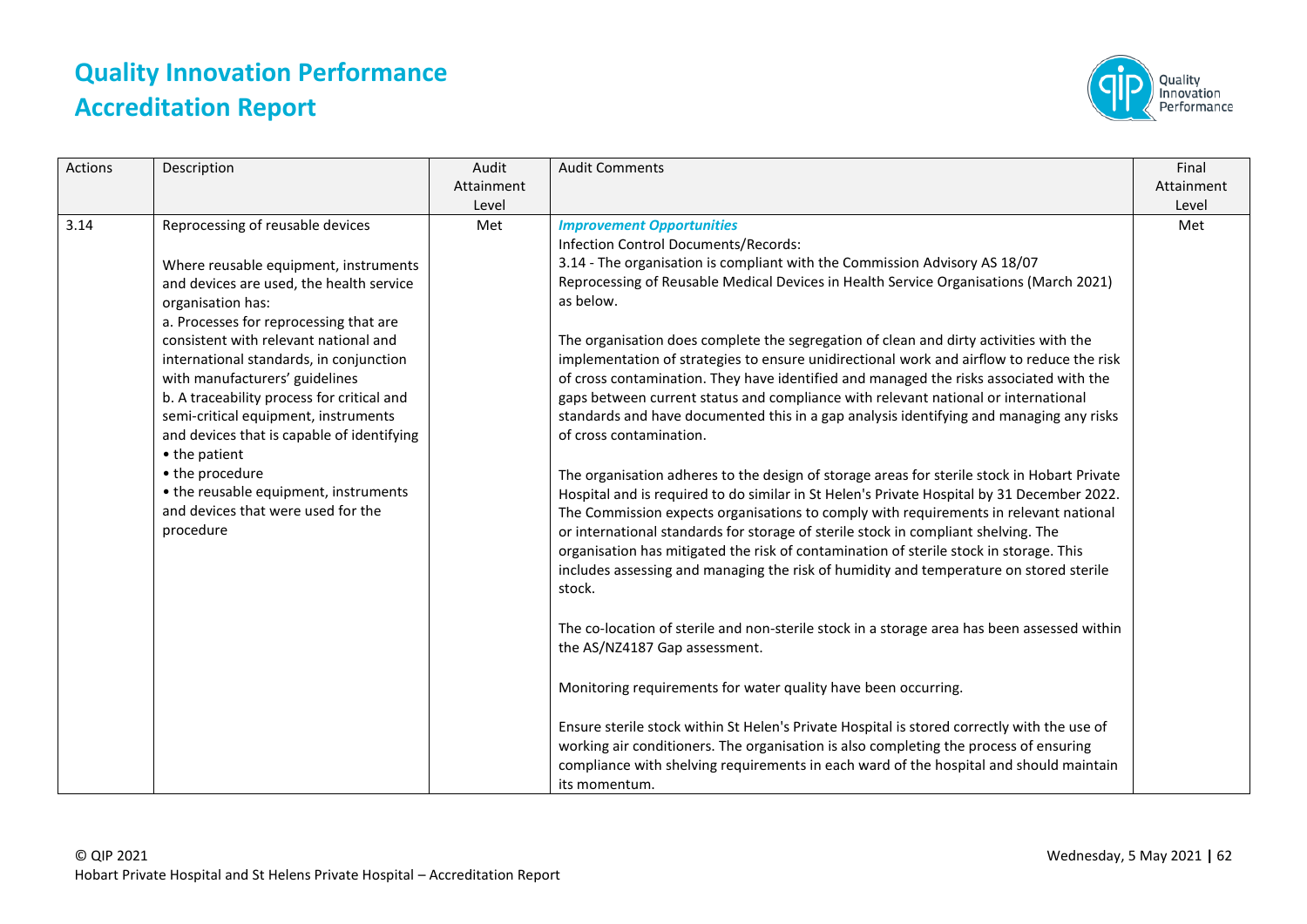# Quality Innovation Performance Accreditation Report

| Actions | Description | Audit Attainment Level | Audit Comments | Final Attainment Level |
|---|---|---|---|---|
| 3.14 | Reprocessing of reusable devices<br><br>Where reusable equipment, instruments and devices are used, the health service organisation has:<br>a. Processes for reprocessing that are consistent with relevant national and international standards, in conjunction with manufacturers' guidelines<br>b. A traceability process for critical and semi-critical equipment, instruments and devices that is capable of identifying<br>• the patient<br>• the procedure<br>• the reusable equipment, instruments and devices that were used for the procedure | Met | ***Improvement Opportunities***<br>Infection Control Documents/Records:<br>3.14 - The organisation is compliant with the Commission Advisory AS 18/07 Reprocessing of Reusable Medical Devices in Health Service Organisations (March 2021) as below.<br><br>The organisation does complete the segregation of clean and dirty activities with the implementation of strategies to ensure unidirectional work and airflow to reduce the risk of cross contamination. They have identified and managed the risks associated with the gaps between current status and compliance with relevant national or international standards and have documented this in a gap analysis identifying and managing any risks of cross contamination.<br><br>The organisation adheres to the design of storage areas for sterile stock in Hobart Private Hospital and is required to do similar in St Helen's Private Hospital by 31 December 2022. The Commission expects organisations to comply with requirements in relevant national or international standards for storage of sterile stock in compliant shelving. The organisation has mitigated the risk of contamination of sterile stock in storage. This includes assessing and managing the risk of humidity and temperature on stored sterile stock.<br><br>The co-location of sterile and non-sterile stock in a storage area has been assessed within the AS/NZ4187 Gap assessment.<br><br>Monitoring requirements for water quality have been occurring.<br><br>Ensure sterile stock within St Helen's Private Hospital is stored correctly with the use of working air conditioners. The organisation is also completing the process of ensuring compliance with shelving requirements in each ward of the hospital and should maintain its momentum. | Met |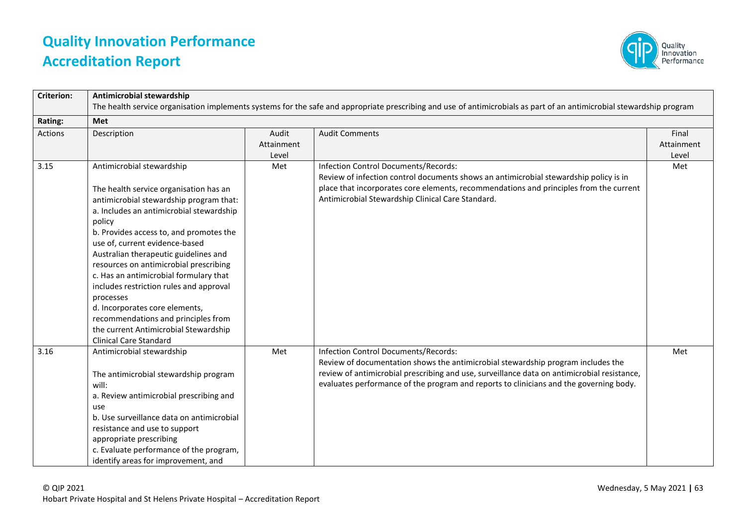| Criterion: | Antimicrobial stewardship<br>The health service organisation implements systems for the safe and appropriate prescribing and use of antimicrobials as part of an antimicrobial stewardship program | | | |
|---|---|---|---|---|
| **Rating:** | **Met** | | | |
| Actions | Description | Audit Attainment Level | Audit Comments | Final Attainment Level |
| 3.15 | Antimicrobial stewardship<br><br>The health service organisation has an antimicrobial stewardship program that:<br>a. Includes an antimicrobial stewardship policy<br>b. Provides access to, and promotes the use of, current evidence-based Australian therapeutic guidelines and resources on antimicrobial prescribing<br>c. Has an antimicrobial formulary that includes restriction rules and approval processes<br>d. Incorporates core elements, recommendations and principles from the current Antimicrobial Stewardship Clinical Care Standard | Met | Infection Control Documents/Records:<br>Review of infection control documents shows an antimicrobial stewardship policy is in place that incorporates core elements, recommendations and principles from the current Antimicrobial Stewardship Clinical Care Standard. | Met |
| 3.16 | Antimicrobial stewardship<br><br>The antimicrobial stewardship program will:<br>a. Review antimicrobial prescribing and use<br>b. Use surveillance data on antimicrobial resistance and use to support appropriate prescribing<br>c. Evaluate performance of the program, identify areas for improvement, and | Met | Infection Control Documents/Records:<br>Review of documentation shows the antimicrobial stewardship program includes the review of antimicrobial prescribing and use, surveillance data on antimicrobial resistance, evaluates performance of the program and reports to clinicians and the governing body. | Met |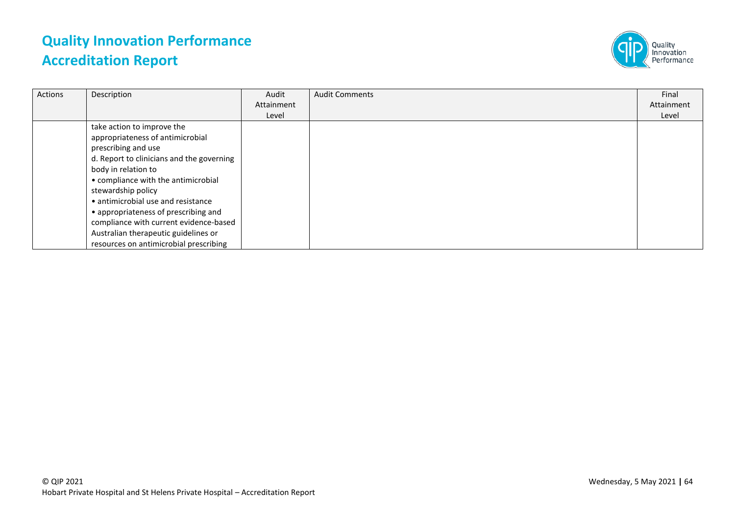| Actions | Description | Audit Attainment Level | Audit Comments | Final Attainment Level |
|---|---|---|---|---|
| | take action to improve the appropriateness of antimicrobial prescribing and use<br>d. Report to clinicians and the governing body in relation to<br>• compliance with the antimicrobial stewardship policy<br>• antimicrobial use and resistance<br>• appropriateness of prescribing and compliance with current evidence-based Australian therapeutic guidelines or resources on antimicrobial prescribing | | | |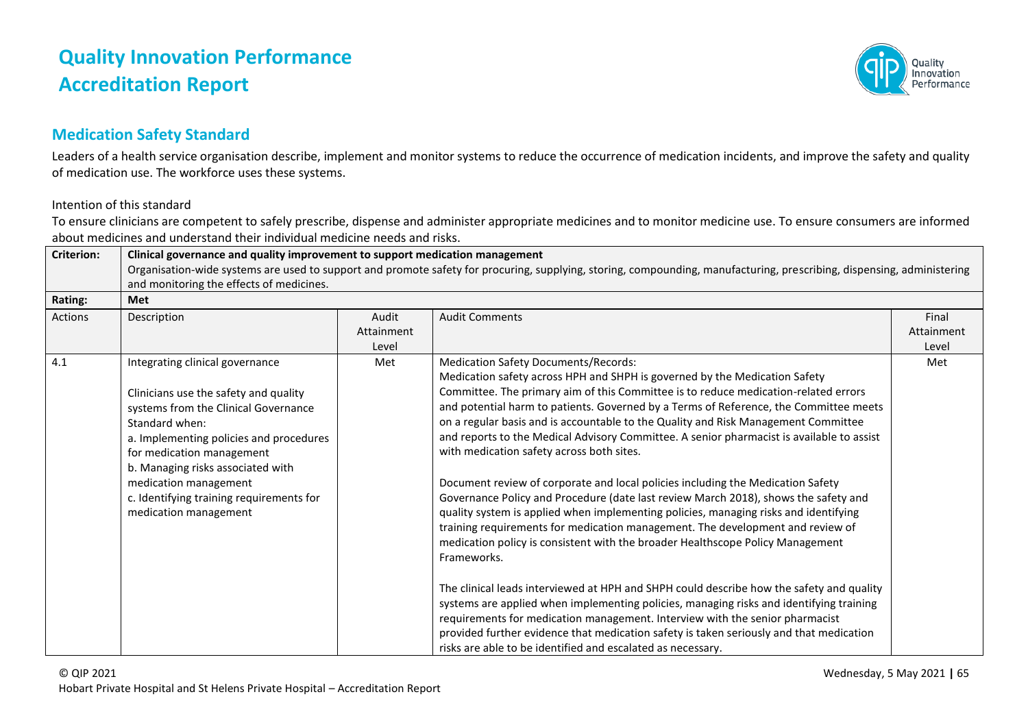# Quality Innovation Performance Accreditation Report

## Medication Safety Standard

Leaders of a health service organisation describe, implement and monitor systems to reduce the occurrence of medication incidents, and improve the safety and quality of medication use. The workforce uses these systems.

Intention of this standard

To ensure clinicians are competent to safely prescribe, dispense and administer appropriate medicines and to monitor medicine use. To ensure consumers are informed about medicines and understand their individual medicine needs and risks.

| **Criterion:** | **Clinical governance and quality improvement to support medication management**<br>Organisation-wide systems are used to support and promote safety for procuring, supplying, storing, compounding, manufacturing, prescribing, dispensing, administering and monitoring the effects of medicines. | | | |
|---|---|---|---|---|
| **Rating:** | **Met** | | | |
| Actions | Description | Audit Attainment Level | Audit Comments | Final Attainment Level |
| 4.1 | Integrating clinical governance<br><br>Clinicians use the safety and quality systems from the Clinical Governance Standard when:<br>a. Implementing policies and procedures for medication management<br>b. Managing risks associated with medication management<br>c. Identifying training requirements for medication management | Met | Medication Safety Documents/Records:<br>Medication safety across HPH and SHPH is governed by the Medication Safety Committee. The primary aim of this Committee is to reduce medication-related errors and potential harm to patients. Governed by a Terms of Reference, the Committee meets on a regular basis and is accountable to the Quality and Risk Management Committee and reports to the Medical Advisory Committee. A senior pharmacist is available to assist with medication safety across both sites.<br><br>Document review of corporate and local policies including the Medication Safety Governance Policy and Procedure (date last review March 2018), shows the safety and quality system is applied when implementing policies, managing risks and identifying training requirements for medication management. The development and review of medication policy is consistent with the broader Healthscope Policy Management Frameworks.<br><br>The clinical leads interviewed at HPH and SHPH could describe how the safety and quality systems are applied when implementing policies, managing risks and identifying training requirements for medication management. Interview with the senior pharmacist provided further evidence that medication safety is taken seriously and that medication risks are able to be identified and escalated as necessary. | Met |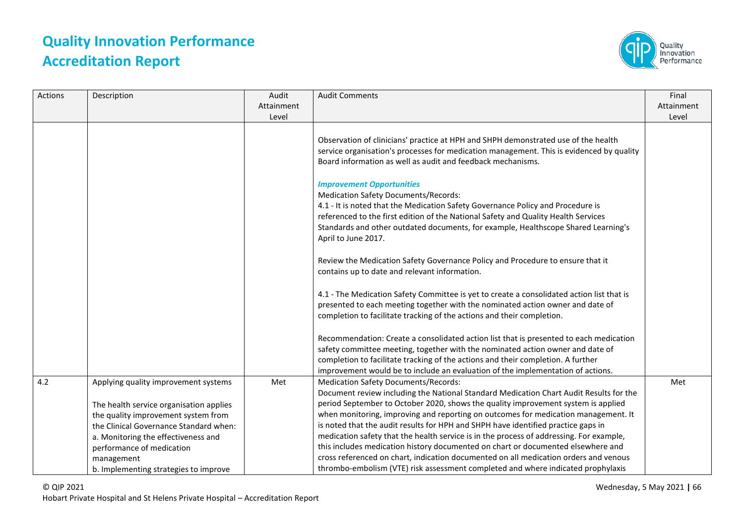| Actions | Description | Audit Attainment Level | Audit Comments | Final Attainment Level |
|---|---|---|---|---|
| | | | Observation of clinicians' practice at HPH and SHPH demonstrated use of the health service organisation's processes for medication management. This is evidenced by quality Board information as well as audit and feedback mechanisms.<br><br>***Improvement Opportunities***<br>Medication Safety Documents/Records:<br>4.1 - It is noted that the Medication Safety Governance Policy and Procedure is referenced to the first edition of the National Safety and Quality Health Services Standards and other outdated documents, for example, Healthscope Shared Learning's April to June 2017.<br><br>Review the Medication Safety Governance Policy and Procedure to ensure that it contains up to date and relevant information.<br><br>4.1 - The Medication Safety Committee is yet to create a consolidated action list that is presented to each meeting together with the nominated action owner and date of completion to facilitate tracking of the actions and their completion.<br><br>Recommendation: Create a consolidated action list that is presented to each medication safety committee meeting, together with the nominated action owner and date of completion to facilitate tracking of the actions and their completion. A further improvement would be to include an evaluation of the implementation of actions. | |
| 4.2 | Applying quality improvement systems<br><br>The health service organisation applies the quality improvement system from the Clinical Governance Standard when:<br>a. Monitoring the effectiveness and performance of medication management<br>b. Implementing strategies to improve | Met | Medication Safety Documents/Records:<br>Document review including the National Standard Medication Chart Audit Results for the period September to October 2020, shows the quality improvement system is applied when monitoring, improving and reporting on outcomes for medication management. It is noted that the audit results for HPH and SHPH have identified practice gaps in medication safety that the health service is in the process of addressing. For example, this includes medication history documented on chart or documented elsewhere and cross referenced on chart, indication documented on all medication orders and venous thrombo-embolism (VTE) risk assessment completed and where indicated prophylaxis | Met |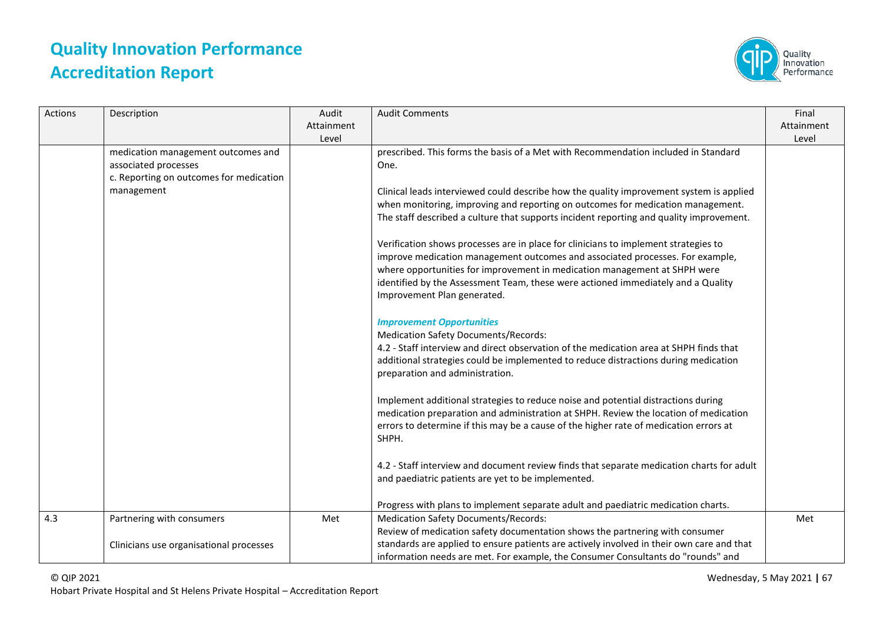| Actions | Description | Audit Attainment Level | Audit Comments | Final Attainment Level |
|---|---|---|---|---|
| | medication management outcomes and associated processes<br>c. Reporting on outcomes for medication management | | prescribed. This forms the basis of a Met with Recommendation included in Standard One.<br><br>Clinical leads interviewed could describe how the quality improvement system is applied when monitoring, improving and reporting on outcomes for medication management. The staff described a culture that supports incident reporting and quality improvement.<br><br>Verification shows processes are in place for clinicians to implement strategies to improve medication management outcomes and associated processes. For example, where opportunities for improvement in medication management at SHPH were identified by the Assessment Team, these were actioned immediately and a Quality Improvement Plan generated.<br><br>***Improvement Opportunities***<br>Medication Safety Documents/Records:<br>4.2 - Staff interview and direct observation of the medication area at SHPH finds that additional strategies could be implemented to reduce distractions during medication preparation and administration.<br><br>Implement additional strategies to reduce noise and potential distractions during medication preparation and administration at SHPH. Review the location of medication errors to determine if this may be a cause of the higher rate of medication errors at SHPH.<br><br>4.2 - Staff interview and document review finds that separate medication charts for adult and paediatric patients are yet to be implemented.<br><br>Progress with plans to implement separate adult and paediatric medication charts. | |
| 4.3 | Partnering with consumers<br><br>Clinicians use organisational processes | Met | Medication Safety Documents/Records:<br>Review of medication safety documentation shows the partnering with consumer standards are applied to ensure patients are actively involved in their own care and that information needs are met. For example, the Consumer Consultants do "rounds" and | Met |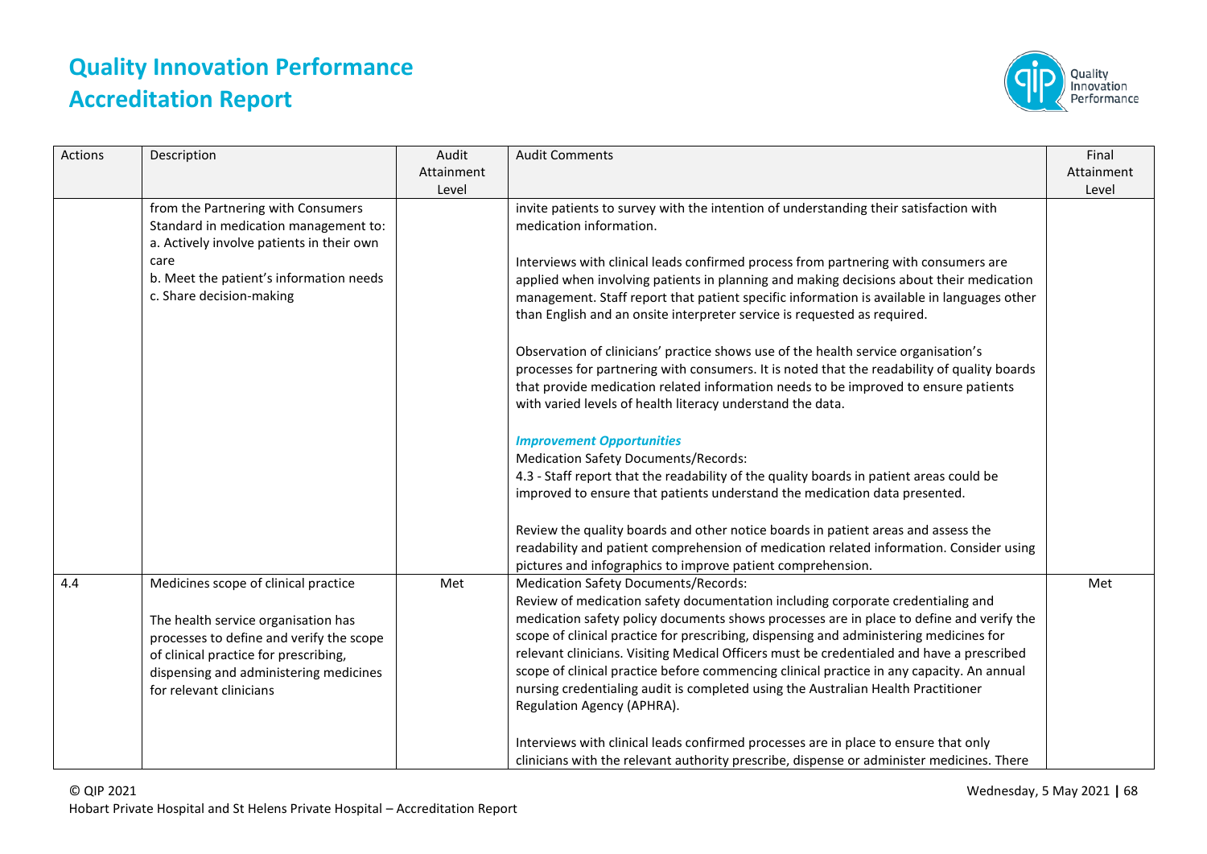| Actions | Description | Audit Attainment Level | Audit Comments | Final Attainment Level |
|---|---|---|---|---|
| | from the Partnering with Consumers Standard in medication management to:<br>a. Actively involve patients in their own care<br>b. Meet the patient's information needs<br>c. Share decision-making | | invite patients to survey with the intention of understanding their satisfaction with medication information.<br><br>Interviews with clinical leads confirmed process from partnering with consumers are applied when involving patients in planning and making decisions about their medication management. Staff report that patient specific information is available in languages other than English and an onsite interpreter service is requested as required.<br><br>Observation of clinicians' practice shows use of the health service organisation's processes for partnering with consumers. It is noted that the readability of quality boards that provide medication related information needs to be improved to ensure patients with varied levels of health literacy understand the data.<br><br>***Improvement Opportunities***<br>Medication Safety Documents/Records:<br>4.3 - Staff report that the readability of the quality boards in patient areas could be improved to ensure that patients understand the medication data presented.<br><br>Review the quality boards and other notice boards in patient areas and assess the readability and patient comprehension of medication related information. Consider using pictures and infographics to improve patient comprehension. | |
| 4.4 | Medicines scope of clinical practice<br><br>The health service organisation has processes to define and verify the scope of clinical practice for prescribing, dispensing and administering medicines for relevant clinicians | Met | Medication Safety Documents/Records:<br>Review of medication safety documentation including corporate credentialing and medication safety policy documents shows processes are in place to define and verify the scope of clinical practice for prescribing, dispensing and administering medicines for relevant clinicians. Visiting Medical Officers must be credentialed and have a prescribed scope of clinical practice before commencing clinical practice in any capacity. An annual nursing credentialing audit is completed using the Australian Health Practitioner Regulation Agency (APHRA).<br><br>Interviews with clinical leads confirmed processes are in place to ensure that only clinicians with the relevant authority prescribe, dispense or administer medicines. There | Met |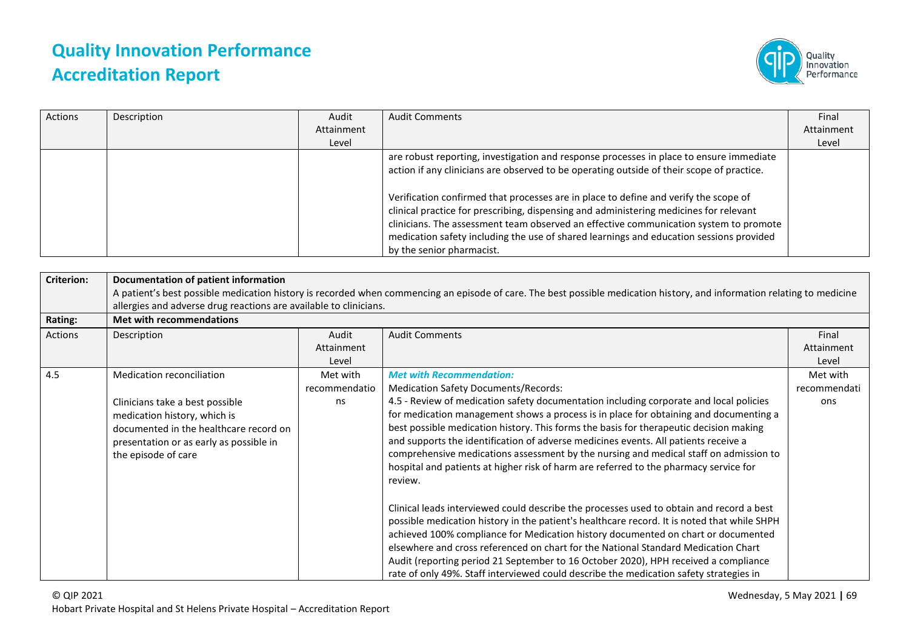| Actions | Description | Audit Attainment Level | Audit Comments | Final Attainment Level |
|---|---|---|---|---|
| | | | are robust reporting, investigation and response processes in place to ensure immediate action if any clinicians are observed to be operating outside of their scope of practice.<br><br>Verification confirmed that processes are in place to define and verify the scope of clinical practice for prescribing, dispensing and administering medicines for relevant clinicians. The assessment team observed an effective communication system to promote medication safety including the use of shared learnings and education sessions provided by the senior pharmacist. | |

| **Criterion:** | **Documentation of patient information**<br>A patient's best possible medication history is recorded when commencing an episode of care. The best possible medication history, and information relating to medicine allergies and adverse drug reactions are available to clinicians. | | | |
|---|---|---|---|---|
| **Rating:** | **Met with recommendations** | | | |
| Actions | Description | Audit Attainment Level | Audit Comments | Final Attainment Level |
| 4.5 | Medication reconciliation<br><br>Clinicians take a best possible medication history, which is documented in the healthcare record on presentation or as early as possible in the episode of care | Met with recommendations | ***Met with Recommendation:***<br>Medication Safety Documents/Records:<br>4.5 - Review of medication safety documentation including corporate and local policies for medication management shows a process is in place for obtaining and documenting a best possible medication history. This forms the basis for therapeutic decision making and supports the identification of adverse medicines events. All patients receive a comprehensive medications assessment by the nursing and medical staff on admission to hospital and patients at higher risk of harm are referred to the pharmacy service for review.<br><br>Clinical leads interviewed could describe the processes used to obtain and record a best possible medication history in the patient's healthcare record. It is noted that while SHPH achieved 100% compliance for Medication history documented on chart or documented elsewhere and cross referenced on chart for the National Standard Medication Chart Audit (reporting period 21 September to 16 October 2020), HPH received a compliance rate of only 49%. Staff interviewed could describe the medication safety strategies in | Met with recommendations |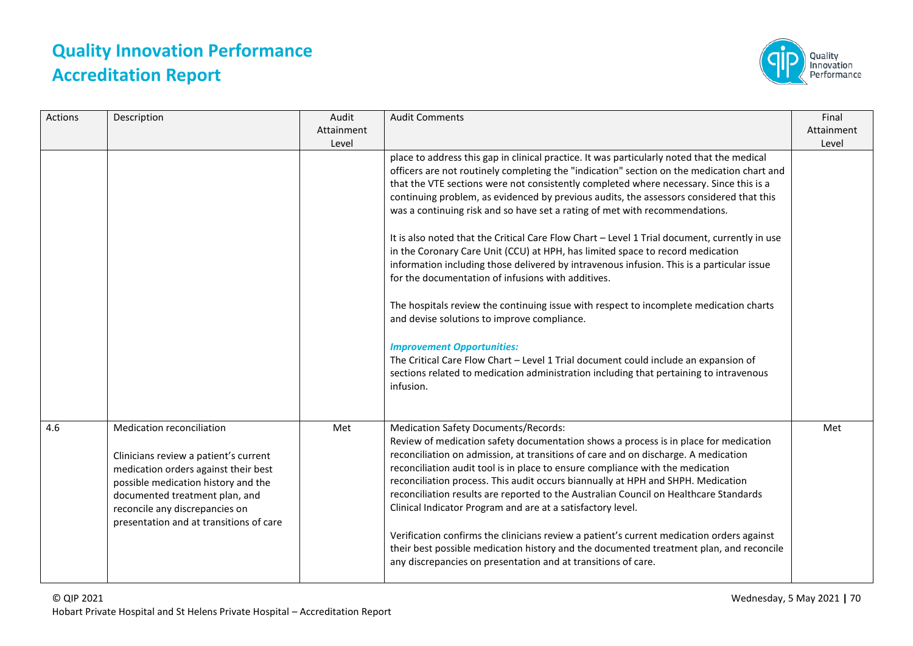| Actions | Description | Audit Attainment Level | Audit Comments | Final Attainment Level |
|---|---|---|---|---|
| | | | place to address this gap in clinical practice. It was particularly noted that the medical officers are not routinely completing the "indication" section on the medication chart and that the VTE sections were not consistently completed where necessary. Since this is a continuing problem, as evidenced by previous audits, the assessors considered that this was a continuing risk and so have set a rating of met with recommendations.<br><br>It is also noted that the Critical Care Flow Chart – Level 1 Trial document, currently in use in the Coronary Care Unit (CCU) at HPH, has limited space to record medication information including those delivered by intravenous infusion. This is a particular issue for the documentation of infusions with additives.<br><br>The hospitals review the continuing issue with respect to incomplete medication charts and devise solutions to improve compliance.<br><br>***Improvement Opportunities:***<br>The Critical Care Flow Chart – Level 1 Trial document could include an expansion of sections related to medication administration including that pertaining to intravenous infusion. | |
| 4.6 | Medication reconciliation<br><br>Clinicians review a patient's current medication orders against their best possible medication history and the documented treatment plan, and reconcile any discrepancies on presentation and at transitions of care | Met | Medication Safety Documents/Records:<br>Review of medication safety documentation shows a process is in place for medication reconciliation on admission, at transitions of care and on discharge. A medication reconciliation audit tool is in place to ensure compliance with the medication reconciliation process. This audit occurs biannually at HPH and SHPH. Medication reconciliation results are reported to the Australian Council on Healthcare Standards Clinical Indicator Program and are at a satisfactory level.<br><br>Verification confirms the clinicians review a patient's current medication orders against their best possible medication history and the documented treatment plan, and reconcile any discrepancies on presentation and at transitions of care. | Met |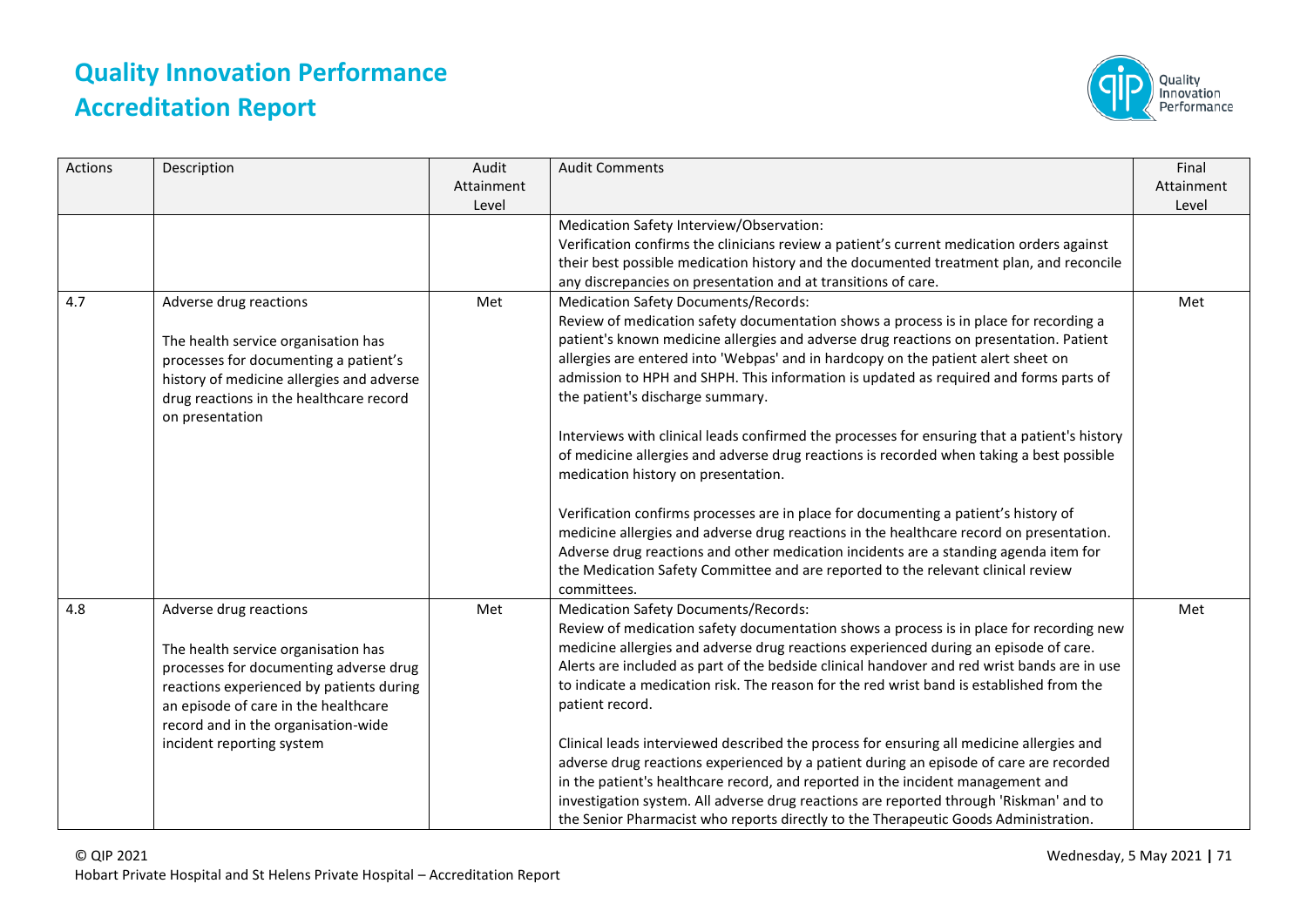# Quality Innovation Performance Accreditation Report

| Actions | Description | Audit Attainment Level | Audit Comments | Final Attainment Level |
|---|---|---|---|---|
| | | | Medication Safety Interview/Observation:<br>Verification confirms the clinicians review a patient's current medication orders against their best possible medication history and the documented treatment plan, and reconcile any discrepancies on presentation and at transitions of care. | |
| 4.7 | Adverse drug reactions<br><br>The health service organisation has processes for documenting a patient's history of medicine allergies and adverse drug reactions in the healthcare record on presentation | Met | Medication Safety Documents/Records:<br>Review of medication safety documentation shows a process is in place for recording a patient's known medicine allergies and adverse drug reactions on presentation. Patient allergies are entered into 'Webpas' and in hardcopy on the patient alert sheet on admission to HPH and SHPH. This information is updated as required and forms parts of the patient's discharge summary.<br><br>Interviews with clinical leads confirmed the processes for ensuring that a patient's history of medicine allergies and adverse drug reactions is recorded when taking a best possible medication history on presentation.<br><br>Verification confirms processes are in place for documenting a patient's history of medicine allergies and adverse drug reactions in the healthcare record on presentation. Adverse drug reactions and other medication incidents are a standing agenda item for the Medication Safety Committee and are reported to the relevant clinical review committees. | Met |
| 4.8 | Adverse drug reactions<br><br>The health service organisation has processes for documenting adverse drug reactions experienced by patients during an episode of care in the healthcare record and in the organisation-wide incident reporting system | Met | Medication Safety Documents/Records:<br>Review of medication safety documentation shows a process is in place for recording new medicine allergies and adverse drug reactions experienced during an episode of care. Alerts are included as part of the bedside clinical handover and red wrist bands are in use to indicate a medication risk. The reason for the red wrist band is established from the patient record.<br><br>Clinical leads interviewed described the process for ensuring all medicine allergies and adverse drug reactions experienced by a patient during an episode of care are recorded in the patient's healthcare record, and reported in the incident management and investigation system. All adverse drug reactions are reported through 'Riskman' and to the Senior Pharmacist who reports directly to the Therapeutic Goods Administration. | Met |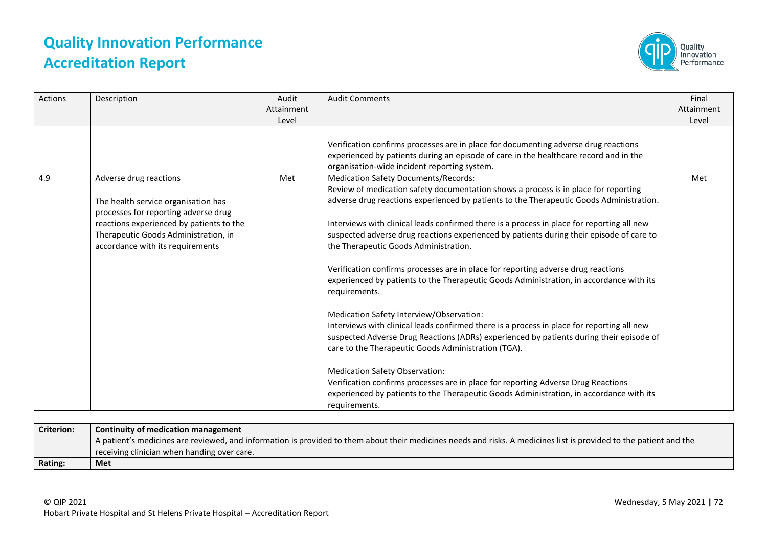| Actions | Description | Audit Attainment Level | Audit Comments | Final Attainment Level |
|---|---|---|---|---|
| | | | Verification confirms processes are in place for documenting adverse drug reactions experienced by patients during an episode of care in the healthcare record and in the organisation-wide incident reporting system. | |
| 4.9 | Adverse drug reactions<br><br>The health service organisation has processes for reporting adverse drug reactions experienced by patients to the Therapeutic Goods Administration, in accordance with its requirements | Met | Medication Safety Documents/Records:<br>Review of medication safety documentation shows a process is in place for reporting adverse drug reactions experienced by patients to the Therapeutic Goods Administration.<br><br>Interviews with clinical leads confirmed there is a process in place for reporting all new suspected adverse drug reactions experienced by patients during their episode of care to the Therapeutic Goods Administration.<br><br>Verification confirms processes are in place for reporting adverse drug reactions experienced by patients to the Therapeutic Goods Administration, in accordance with its requirements.<br><br>Medication Safety Interview/Observation:<br>Interviews with clinical leads confirmed there is a process in place for reporting all new suspected Adverse Drug Reactions (ADRs) experienced by patients during their episode of care to the Therapeutic Goods Administration (TGA).<br><br>Medication Safety Observation:<br>Verification confirms processes are in place for reporting Adverse Drug Reactions experienced by patients to the Therapeutic Goods Administration, in accordance with its requirements. | Met |

| Criterion: | **Continuity of medication management**<br>A patient's medicines are reviewed, and information is provided to them about their medicines needs and risks. A medicines list is provided to the patient and the receiving clinician when handing over care. |
|---|---|
| **Rating:** | **Met** |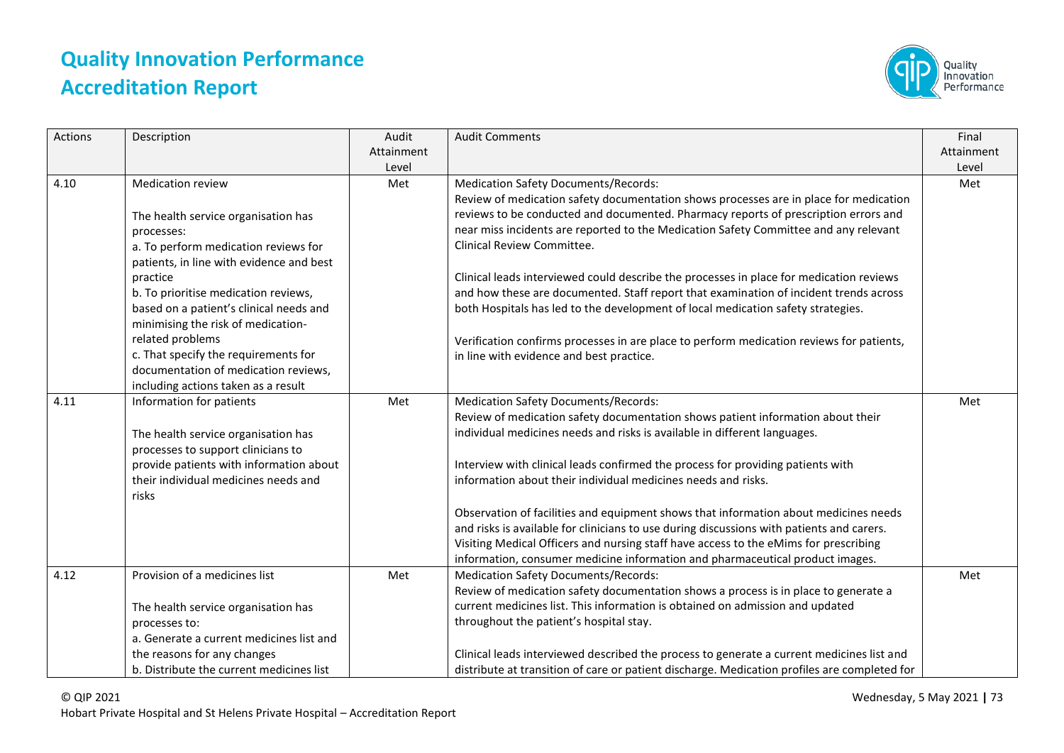# Quality Innovation Performance Accreditation Report

| Actions | Description | Audit Attainment Level | Audit Comments | Final Attainment Level |
|---|---|---|---|---|
| 4.10 | Medication review<br><br>The health service organisation has processes:<br>a. To perform medication reviews for patients, in line with evidence and best practice<br>b. To prioritise medication reviews, based on a patient's clinical needs and minimising the risk of medication-related problems<br>c. That specify the requirements for documentation of medication reviews, including actions taken as a result | Met | Medication Safety Documents/Records:<br>Review of medication safety documentation shows processes are in place for medication reviews to be conducted and documented. Pharmacy reports of prescription errors and near miss incidents are reported to the Medication Safety Committee and any relevant Clinical Review Committee.<br><br>Clinical leads interviewed could describe the processes in place for medication reviews and how these are documented. Staff report that examination of incident trends across both Hospitals has led to the development of local medication safety strategies.<br><br>Verification confirms processes in are place to perform medication reviews for patients, in line with evidence and best practice. | Met |
| 4.11 | Information for patients<br><br>The health service organisation has processes to support clinicians to provide patients with information about their individual medicines needs and risks | Met | Medication Safety Documents/Records:<br>Review of medication safety documentation shows patient information about their individual medicines needs and risks is available in different languages.<br><br>Interview with clinical leads confirmed the process for providing patients with information about their individual medicines needs and risks.<br><br>Observation of facilities and equipment shows that information about medicines needs and risks is available for clinicians to use during discussions with patients and carers. Visiting Medical Officers and nursing staff have access to the eMims for prescribing information, consumer medicine information and pharmaceutical product images. | Met |
| 4.12 | Provision of a medicines list<br><br>The health service organisation has processes to:<br>a. Generate a current medicines list and the reasons for any changes<br>b. Distribute the current medicines list | Met | Medication Safety Documents/Records:<br>Review of medication safety documentation shows a process is in place to generate a current medicines list. This information is obtained on admission and updated throughout the patient's hospital stay.<br><br>Clinical leads interviewed described the process to generate a current medicines list and distribute at transition of care or patient discharge. Medication profiles are completed for | Met |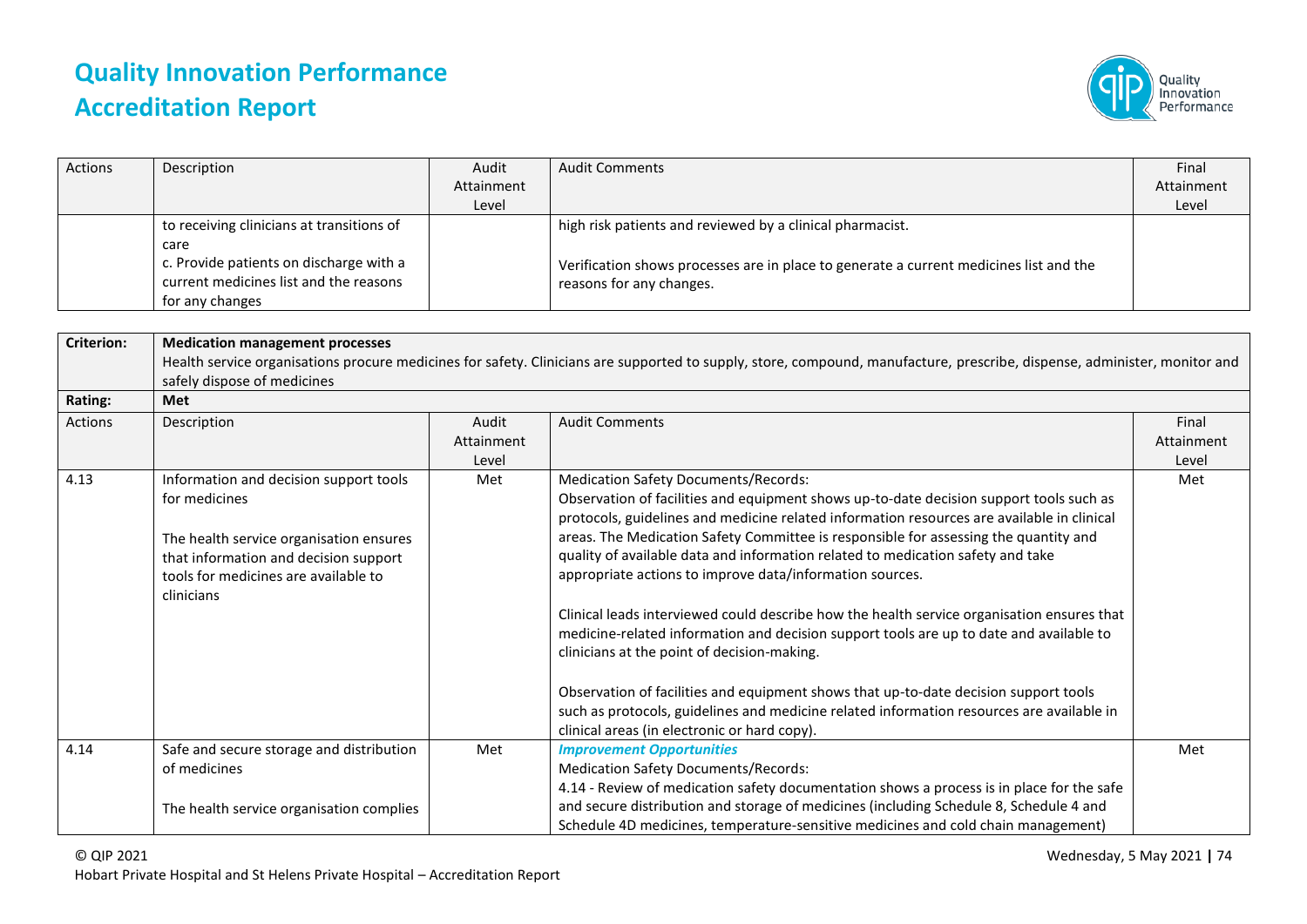| Actions | Description | Audit Attainment Level | Audit Comments | Final Attainment Level |
|---|---|---|---|---|
| | to receiving clinicians at transitions of care<br>c. Provide patients on discharge with a current medicines list and the reasons for any changes | | high risk patients and reviewed by a clinical pharmacist.<br><br>Verification shows processes are in place to generate a current medicines list and the reasons for any changes. | |

| **Criterion:** | **Medication management processes**<br>Health service organisations procure medicines for safety. Clinicians are supported to supply, store, compound, manufacture, prescribe, dispense, administer, monitor and safely dispose of medicines | | | |
|---|---|---|---|---|
| **Rating:** | **Met** | | | |
| Actions | Description | Audit Attainment Level | Audit Comments | Final Attainment Level |
| 4.13 | Information and decision support tools for medicines<br><br>The health service organisation ensures that information and decision support tools for medicines are available to clinicians | Met | Medication Safety Documents/Records:<br>Observation of facilities and equipment shows up-to-date decision support tools such as protocols, guidelines and medicine related information resources are available in clinical areas. The Medication Safety Committee is responsible for assessing the quantity and quality of available data and information related to medication safety and take appropriate actions to improve data/information sources.<br><br>Clinical leads interviewed could describe how the health service organisation ensures that medicine-related information and decision support tools are up to date and available to clinicians at the point of decision-making.<br><br>Observation of facilities and equipment shows that up-to-date decision support tools such as protocols, guidelines and medicine related information resources are available in clinical areas (in electronic or hard copy). | Met |
| 4.14 | Safe and secure storage and distribution of medicines<br><br>The health service organisation complies | Met | ***Improvement Opportunities***<br>Medication Safety Documents/Records:<br>4.14 - Review of medication safety documentation shows a process is in place for the safe and secure distribution and storage of medicines (including Schedule 8, Schedule 4 and Schedule 4D medicines, temperature-sensitive medicines and cold chain management) | Met |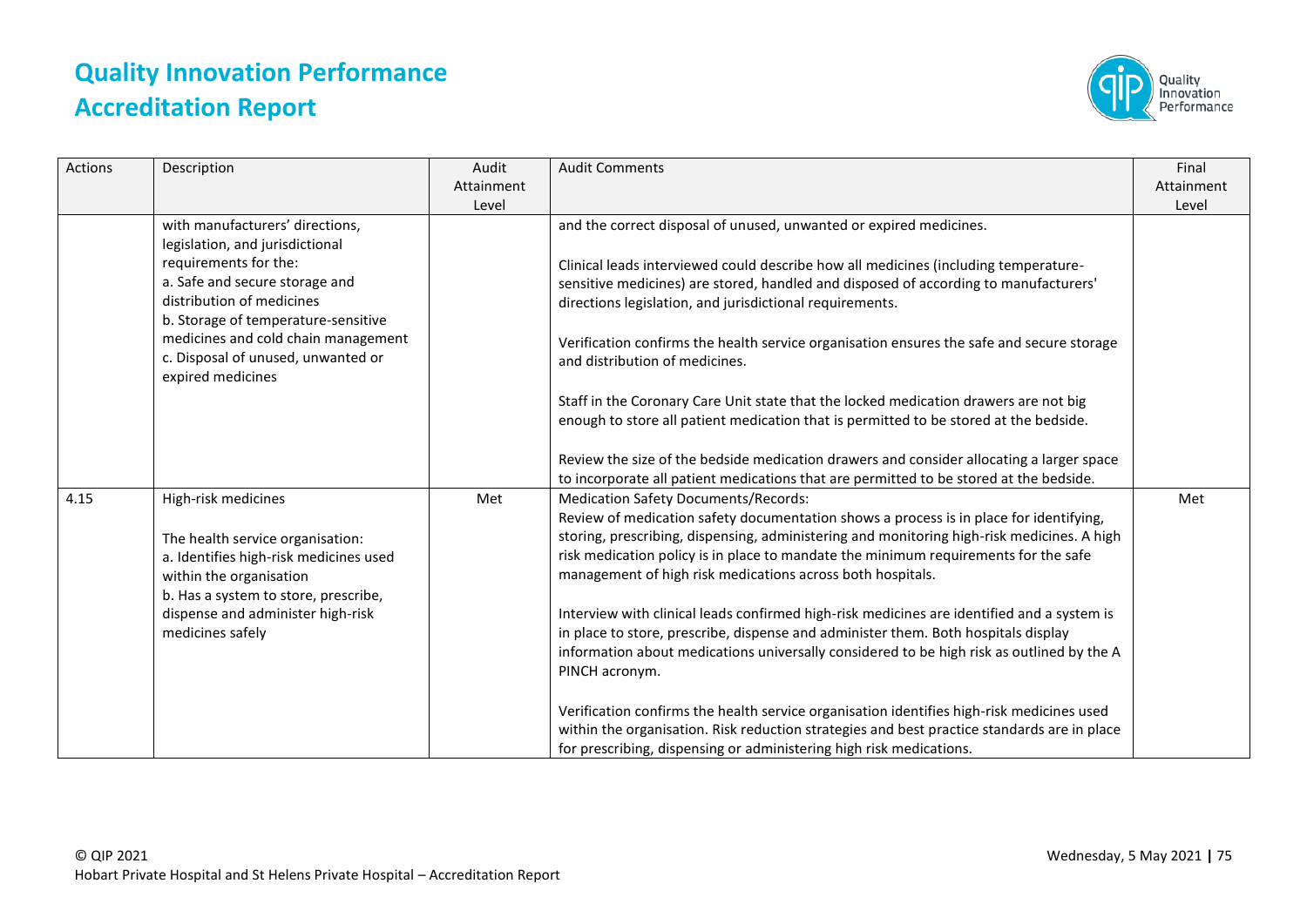| Actions | Description | Audit Attainment Level | Audit Comments | Final Attainment Level |
|---|---|---|---|---|
| | with manufacturers' directions, legislation, and jurisdictional requirements for the:<br>a. Safe and secure storage and distribution of medicines<br>b. Storage of temperature-sensitive medicines and cold chain management<br>c. Disposal of unused, unwanted or expired medicines | | and the correct disposal of unused, unwanted or expired medicines.<br><br>Clinical leads interviewed could describe how all medicines (including temperature-sensitive medicines) are stored, handled and disposed of according to manufacturers' directions legislation, and jurisdictional requirements.<br><br>Verification confirms the health service organisation ensures the safe and secure storage and distribution of medicines.<br><br>Staff in the Coronary Care Unit state that the locked medication drawers are not big enough to store all patient medication that is permitted to be stored at the bedside.<br><br>Review the size of the bedside medication drawers and consider allocating a larger space to incorporate all patient medications that are permitted to be stored at the bedside. | |
| 4.15 | High-risk medicines<br><br>The health service organisation:<br>a. Identifies high-risk medicines used within the organisation<br>b. Has a system to store, prescribe, dispense and administer high-risk medicines safely | Met | Medication Safety Documents/Records:<br>Review of medication safety documentation shows a process is in place for identifying, storing, prescribing, dispensing, administering and monitoring high-risk medicines. A high risk medication policy is in place to mandate the minimum requirements for the safe management of high risk medications across both hospitals.<br><br>Interview with clinical leads confirmed high-risk medicines are identified and a system is in place to store, prescribe, dispense and administer them. Both hospitals display information about medications universally considered to be high risk as outlined by the A PINCH acronym.<br><br>Verification confirms the health service organisation identifies high-risk medicines used within the organisation. Risk reduction strategies and best practice standards are in place for prescribing, dispensing or administering high risk medications. | Met |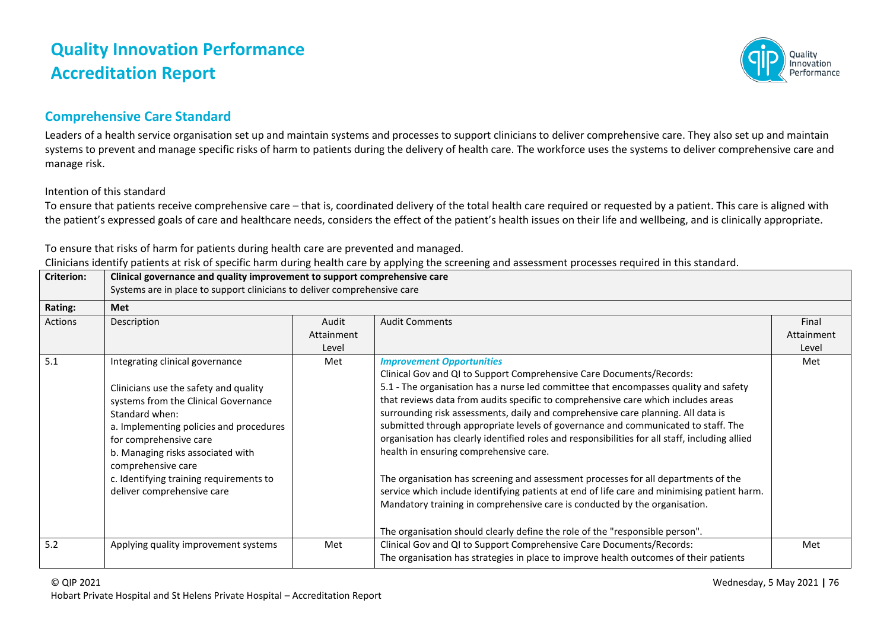# Quality Innovation Performance Accreditation Report

## Comprehensive Care Standard

Leaders of a health service organisation set up and maintain systems and processes to support clinicians to deliver comprehensive care. They also set up and maintain systems to prevent and manage specific risks of harm to patients during the delivery of health care. The workforce uses the systems to deliver comprehensive care and manage risk.

Intention of this standard

To ensure that patients receive comprehensive care – that is, coordinated delivery of the total health care required or requested by a patient. This care is aligned with the patient's expressed goals of care and healthcare needs, considers the effect of the patient's health issues on their life and wellbeing, and is clinically appropriate.

To ensure that risks of harm for patients during health care are prevented and managed.

Clinicians identify patients at risk of specific harm during health care by applying the screening and assessment processes required in this standard.

| **Criterion:** | **Clinical governance and quality improvement to support comprehensive care**<br>Systems are in place to support clinicians to deliver comprehensive care | | | |
|---|---|---|---|---|
| **Rating:** | **Met** | | | |
| Actions | Description | Audit Attainment Level | Audit Comments | Final Attainment Level |
| 5.1 | Integrating clinical governance<br><br>Clinicians use the safety and quality systems from the Clinical Governance Standard when:<br>a. Implementing policies and procedures for comprehensive care<br>b. Managing risks associated with comprehensive care<br>c. Identifying training requirements to deliver comprehensive care | Met | ***Improvement Opportunities***<br>Clinical Gov and QI to Support Comprehensive Care Documents/Records:<br>5.1 - The organisation has a nurse led committee that encompasses quality and safety that reviews data from audits specific to comprehensive care which includes areas surrounding risk assessments, daily and comprehensive care planning. All data is submitted through appropriate levels of governance and communicated to staff. The organisation has clearly identified roles and responsibilities for all staff, including allied health in ensuring comprehensive care.<br><br>The organisation has screening and assessment processes for all departments of the service which include identifying patients at end of life care and minimising patient harm. Mandatory training in comprehensive care is conducted by the organisation.<br><br>The organisation should clearly define the role of the "responsible person". | Met |
| 5.2 | Applying quality improvement systems | Met | Clinical Gov and QI to Support Comprehensive Care Documents/Records:<br>The organisation has strategies in place to improve health outcomes of their patients | Met |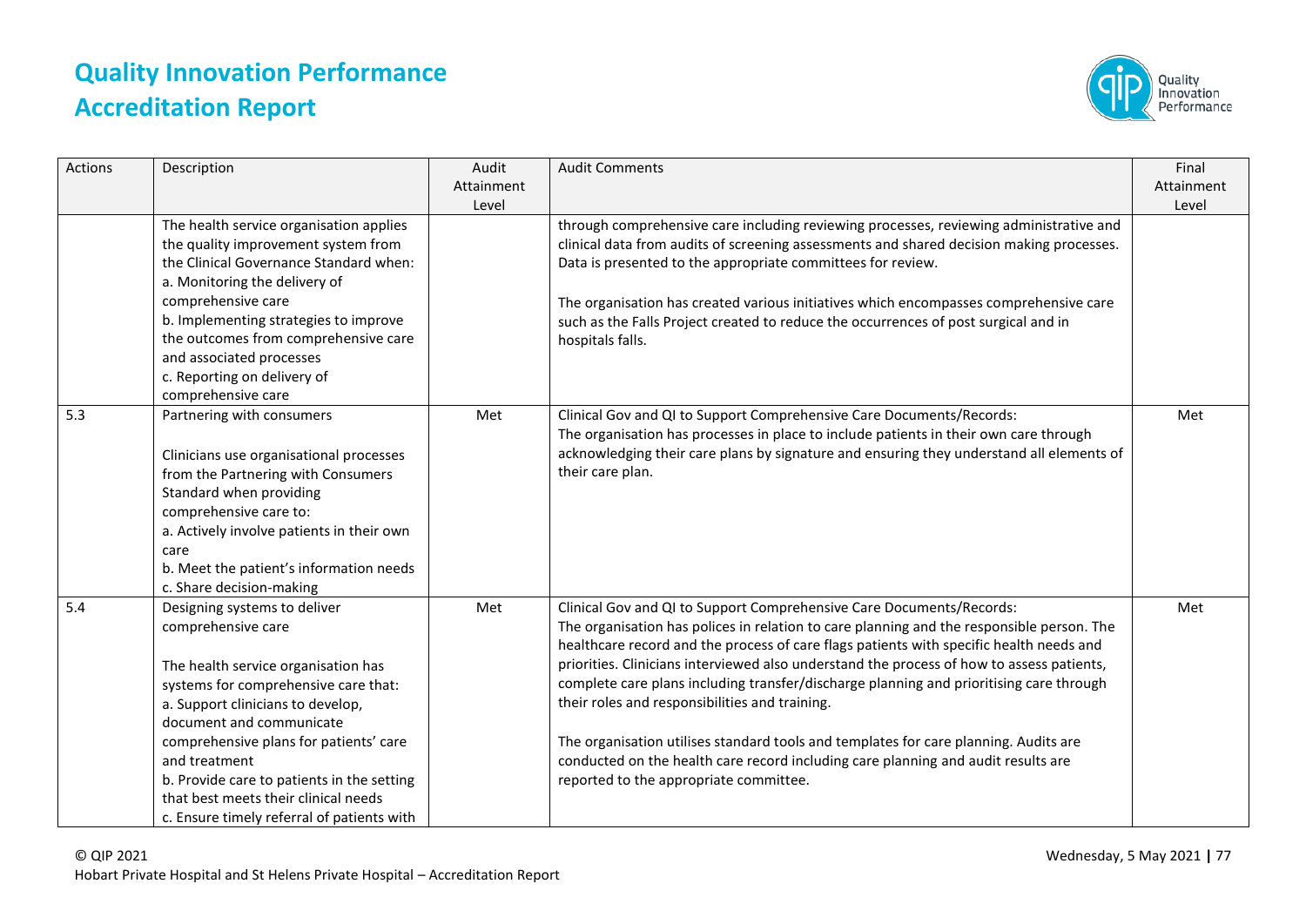# Quality Innovation Performance Accreditation Report

| Actions | Description | Audit Attainment Level | Audit Comments | Final Attainment Level |
|---|---|---|---|---|
| | The health service organisation applies the quality improvement system from the Clinical Governance Standard when:<br>a. Monitoring the delivery of comprehensive care<br>b. Implementing strategies to improve the outcomes from comprehensive care and associated processes<br>c. Reporting on delivery of comprehensive care | | through comprehensive care including reviewing processes, reviewing administrative and clinical data from audits of screening assessments and shared decision making processes. Data is presented to the appropriate committees for review.<br><br>The organisation has created various initiatives which encompasses comprehensive care such as the Falls Project created to reduce the occurrences of post surgical and in hospitals falls. | |
| 5.3 | Partnering with consumers<br><br>Clinicians use organisational processes from the Partnering with Consumers Standard when providing comprehensive care to:<br>a. Actively involve patients in their own care<br>b. Meet the patient's information needs<br>c. Share decision-making | Met | Clinical Gov and QI to Support Comprehensive Care Documents/Records:<br>The organisation has processes in place to include patients in their own care through acknowledging their care plans by signature and ensuring they understand all elements of their care plan. | Met |
| 5.4 | Designing systems to deliver comprehensive care<br><br>The health service organisation has systems for comprehensive care that:<br>a. Support clinicians to develop, document and communicate comprehensive plans for patients' care and treatment<br>b. Provide care to patients in the setting that best meets their clinical needs<br>c. Ensure timely referral of patients with | Met | Clinical Gov and QI to Support Comprehensive Care Documents/Records:<br>The organisation has polices in relation to care planning and the responsible person. The healthcare record and the process of care flags patients with specific health needs and priorities. Clinicians interviewed also understand the process of how to assess patients, complete care plans including transfer/discharge planning and prioritising care through their roles and responsibilities and training.<br><br>The organisation utilises standard tools and templates for care planning. Audits are conducted on the health care record including care planning and audit results are reported to the appropriate committee. | Met |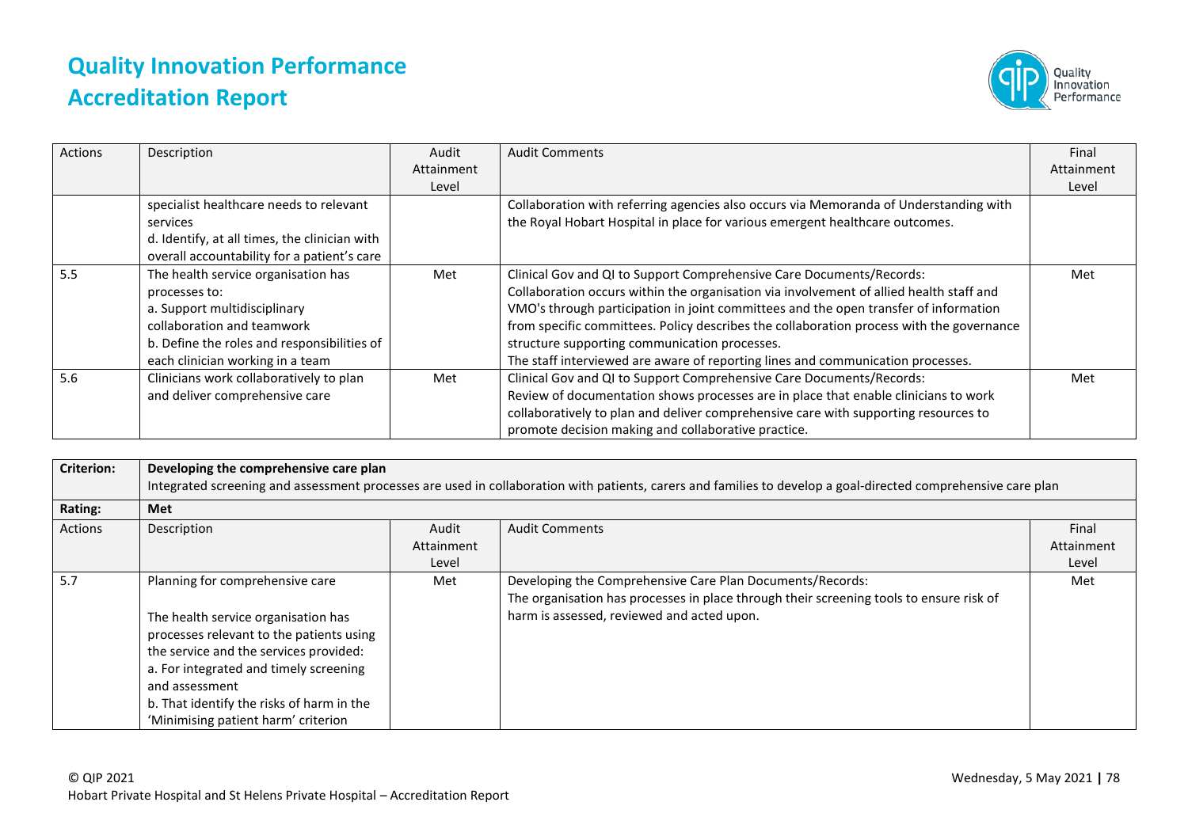| Actions | Description | Audit Attainment Level | Audit Comments | Final Attainment Level |
|---|---|---|---|---|
| | specialist healthcare needs to relevant services<br>d. Identify, at all times, the clinician with overall accountability for a patient's care | | Collaboration with referring agencies also occurs via Memoranda of Understanding with the Royal Hobart Hospital in place for various emergent healthcare outcomes. | |
| 5.5 | The health service organisation has processes to:<br>a. Support multidisciplinary collaboration and teamwork<br>b. Define the roles and responsibilities of each clinician working in a team | Met | Clinical Gov and QI to Support Comprehensive Care Documents/Records:<br>Collaboration occurs within the organisation via involvement of allied health staff and VMO's through participation in joint committees and the open transfer of information from specific committees. Policy describes the collaboration process with the governance structure supporting communication processes.<br>The staff interviewed are aware of reporting lines and communication processes. | Met |
| 5.6 | Clinicians work collaboratively to plan and deliver comprehensive care | Met | Clinical Gov and QI to Support Comprehensive Care Documents/Records:<br>Review of documentation shows processes are in place that enable clinicians to work collaboratively to plan and deliver comprehensive care with supporting resources to promote decision making and collaborative practice. | Met |

| **Criterion:** | **Developing the comprehensive care plan**<br>Integrated screening and assessment processes are used in collaboration with patients, carers and families to develop a goal-directed comprehensive care plan | | | |
|---|---|---|---|---|
| **Rating:** | **Met** | | | |
| Actions | Description | Audit Attainment Level | Audit Comments | Final Attainment Level |
| 5.7 | Planning for comprehensive care<br><br>The health service organisation has processes relevant to the patients using the service and the services provided:<br>a. For integrated and timely screening and assessment<br>b. That identify the risks of harm in the 'Minimising patient harm' criterion | Met | Developing the Comprehensive Care Plan Documents/Records:<br>The organisation has processes in place through their screening tools to ensure risk of harm is assessed, reviewed and acted upon. | Met |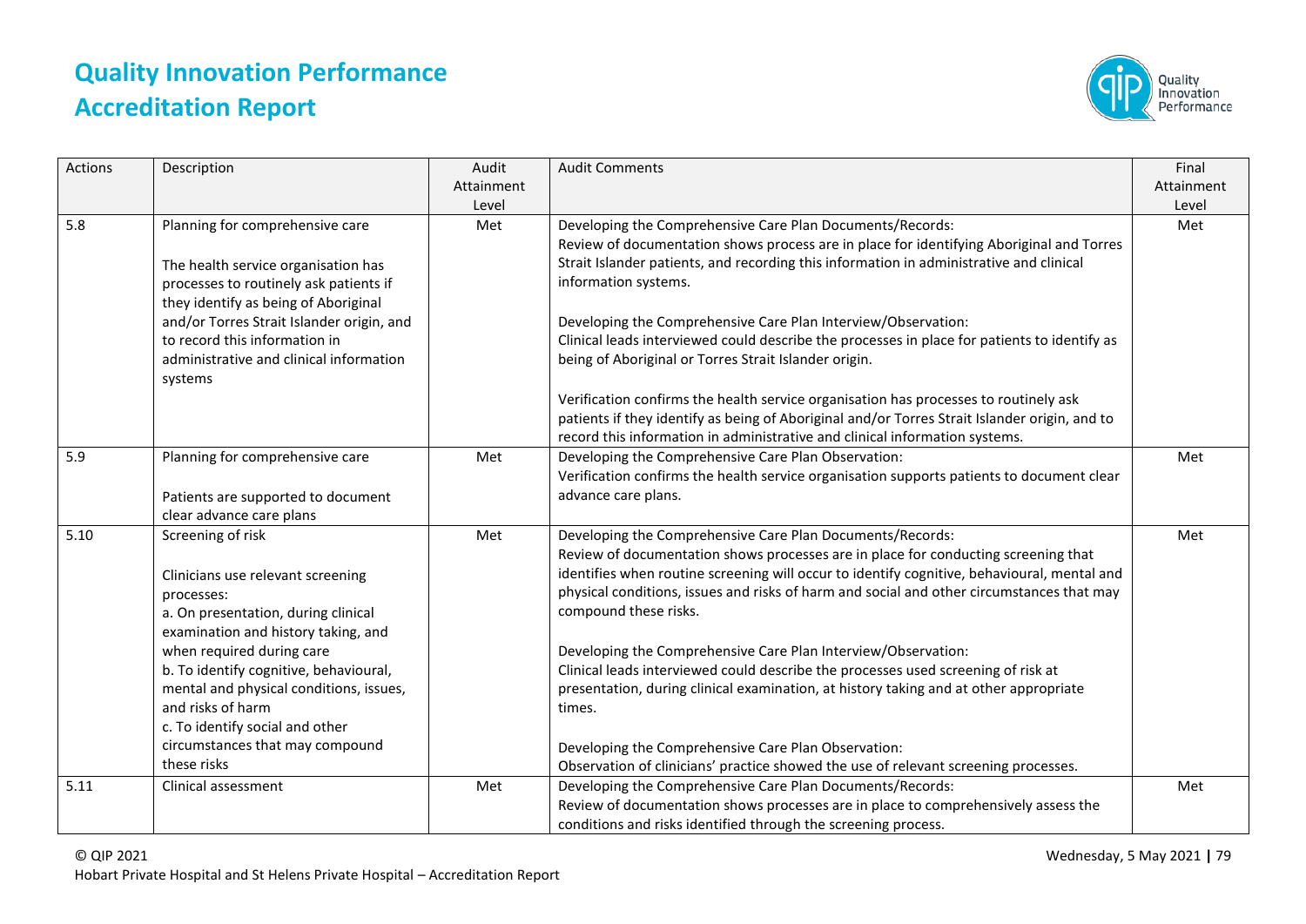| Actions | Description | Audit Attainment Level | Audit Comments | Final Attainment Level |
|---|---|---|---|---|
| 5.8 | Planning for comprehensive care<br><br>The health service organisation has processes to routinely ask patients if they identify as being of Aboriginal and/or Torres Strait Islander origin, and to record this information in administrative and clinical information systems | Met | Developing the Comprehensive Care Plan Documents/Records:<br>Review of documentation shows process are in place for identifying Aboriginal and Torres Strait Islander patients, and recording this information in administrative and clinical information systems.<br><br>Developing the Comprehensive Care Plan Interview/Observation:<br>Clinical leads interviewed could describe the processes in place for patients to identify as being of Aboriginal or Torres Strait Islander origin.<br><br>Verification confirms the health service organisation has processes to routinely ask patients if they identify as being of Aboriginal and/or Torres Strait Islander origin, and to record this information in administrative and clinical information systems. | Met |
| 5.9 | Planning for comprehensive care<br><br>Patients are supported to document clear advance care plans | Met | Developing the Comprehensive Care Plan Observation:<br>Verification confirms the health service organisation supports patients to document clear advance care plans. | Met |
| 5.10 | Screening of risk<br><br>Clinicians use relevant screening processes:<br>a. On presentation, during clinical examination and history taking, and when required during care<br>b. To identify cognitive, behavioural, mental and physical conditions, issues, and risks of harm<br>c. To identify social and other circumstances that may compound these risks | Met | Developing the Comprehensive Care Plan Documents/Records:<br>Review of documentation shows processes are in place for conducting screening that identifies when routine screening will occur to identify cognitive, behavioural, mental and physical conditions, issues and risks of harm and social and other circumstances that may compound these risks.<br><br>Developing the Comprehensive Care Plan Interview/Observation:<br>Clinical leads interviewed could describe the processes used screening of risk at presentation, during clinical examination, at history taking and at other appropriate times.<br><br>Developing the Comprehensive Care Plan Observation:<br>Observation of clinicians' practice showed the use of relevant screening processes. | Met |
| 5.11 | Clinical assessment | Met | Developing the Comprehensive Care Plan Documents/Records:<br>Review of documentation shows processes are in place to comprehensively assess the conditions and risks identified through the screening process. | Met |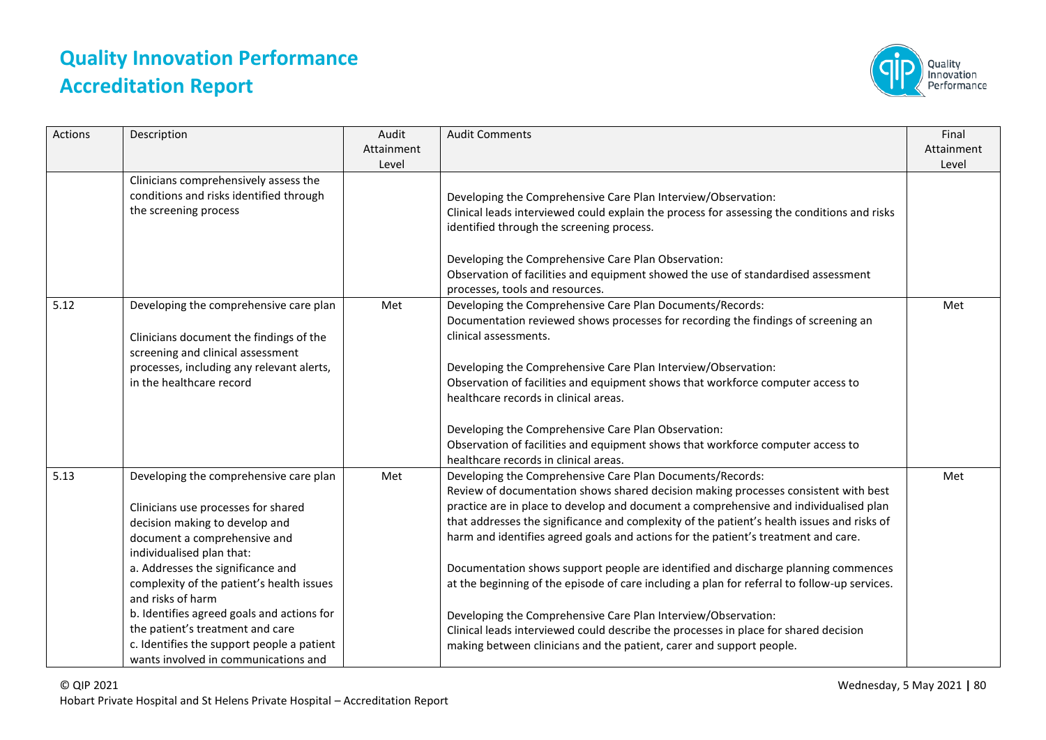| Actions | Description | Audit Attainment Level | Audit Comments | Final Attainment Level |
|---|---|---|---|---|
| | Clinicians comprehensively assess the conditions and risks identified through the screening process | | Developing the Comprehensive Care Plan Interview/Observation:<br>Clinical leads interviewed could explain the process for assessing the conditions and risks identified through the screening process.<br><br>Developing the Comprehensive Care Plan Observation:<br>Observation of facilities and equipment showed the use of standardised assessment processes, tools and resources. | |
| 5.12 | Developing the comprehensive care plan<br><br>Clinicians document the findings of the screening and clinical assessment processes, including any relevant alerts, in the healthcare record | Met | Developing the Comprehensive Care Plan Documents/Records:<br>Documentation reviewed shows processes for recording the findings of screening an clinical assessments.<br><br>Developing the Comprehensive Care Plan Interview/Observation:<br>Observation of facilities and equipment shows that workforce computer access to healthcare records in clinical areas.<br><br>Developing the Comprehensive Care Plan Observation:<br>Observation of facilities and equipment shows that workforce computer access to healthcare records in clinical areas. | Met |
| 5.13 | Developing the comprehensive care plan<br><br>Clinicians use processes for shared decision making to develop and document a comprehensive and individualised plan that:<br>a. Addresses the significance and complexity of the patient's health issues and risks of harm<br>b. Identifies agreed goals and actions for the patient's treatment and care<br>c. Identifies the support people a patient wants involved in communications and | Met | Developing the Comprehensive Care Plan Documents/Records:<br>Review of documentation shows shared decision making processes consistent with best practice are in place to develop and document a comprehensive and individualised plan that addresses the significance and complexity of the patient's health issues and risks of harm and identifies agreed goals and actions for the patient's treatment and care.<br><br>Documentation shows support people are identified and discharge planning commences at the beginning of the episode of care including a plan for referral to follow-up services.<br><br>Developing the Comprehensive Care Plan Interview/Observation:<br>Clinical leads interviewed could describe the processes in place for shared decision making between clinicians and the patient, carer and support people. | Met |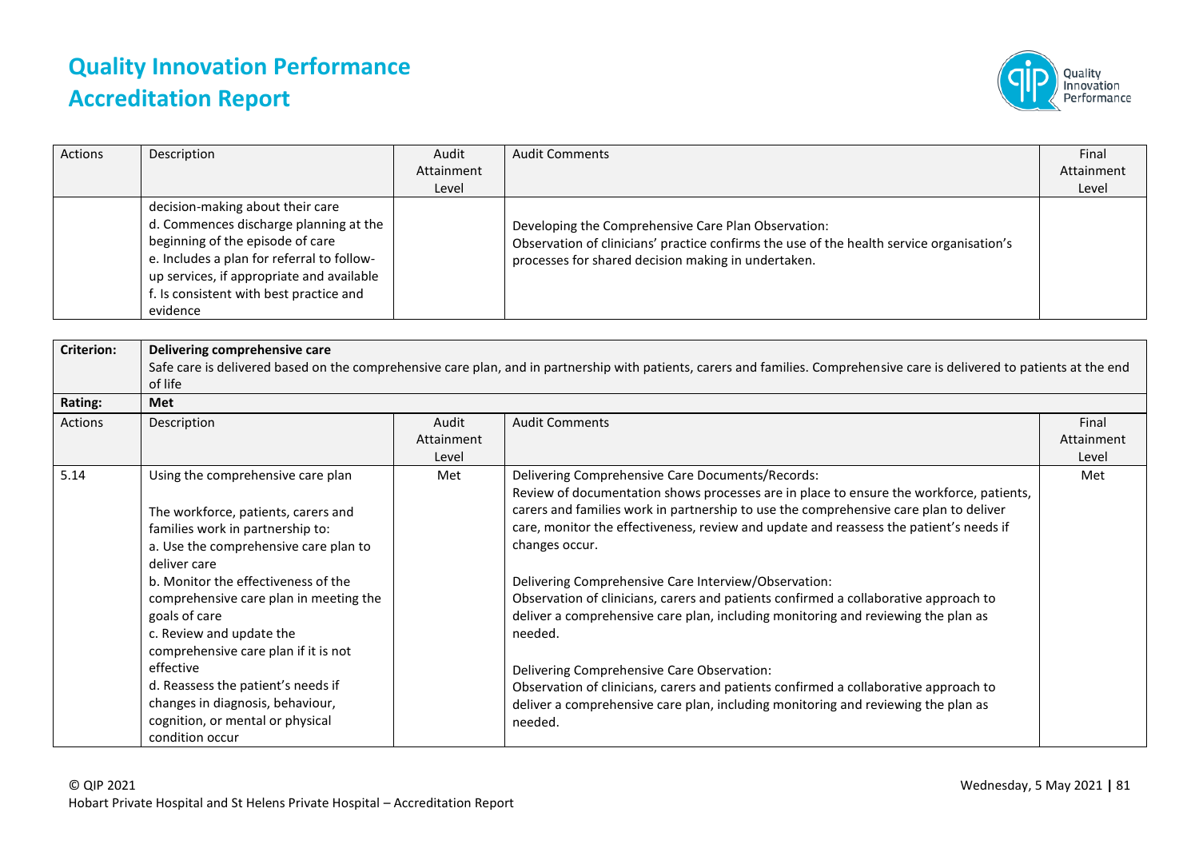| Actions | Description | Audit Attainment Level | Audit Comments | Final Attainment Level |
|---|---|---|---|---|
| | decision-making about their care<br>d. Commences discharge planning at the beginning of the episode of care<br>e. Includes a plan for referral to follow-up services, if appropriate and available<br>f. Is consistent with best practice and evidence | | Developing the Comprehensive Care Plan Observation:<br>Observation of clinicians' practice confirms the use of the health service organisation's processes for shared decision making in undertaken. | |

| Criterion: | Delivering comprehensive care<br>Safe care is delivered based on the comprehensive care plan, and in partnership with patients, carers and families. Comprehensive care is delivered to patients at the end of life | | | |
|---|---|---|---|---|
| **Rating:** | **Met** | | | |
| Actions | Description | Audit Attainment Level | Audit Comments | Final Attainment Level |
| 5.14 | Using the comprehensive care plan<br><br>The workforce, patients, carers and families work in partnership to:<br>a. Use the comprehensive care plan to deliver care<br>b. Monitor the effectiveness of the comprehensive care plan in meeting the goals of care<br>c. Review and update the comprehensive care plan if it is not effective<br>d. Reassess the patient's needs if changes in diagnosis, behaviour, cognition, or mental or physical condition occur | Met | Delivering Comprehensive Care Documents/Records:<br>Review of documentation shows processes are in place to ensure the workforce, patients, carers and families work in partnership to use the comprehensive care plan to deliver care, monitor the effectiveness, review and update and reassess the patient's needs if changes occur.<br><br>Delivering Comprehensive Care Interview/Observation:<br>Observation of clinicians, carers and patients confirmed a collaborative approach to deliver a comprehensive care plan, including monitoring and reviewing the plan as needed.<br><br>Delivering Comprehensive Care Observation:<br>Observation of clinicians, carers and patients confirmed a collaborative approach to deliver a comprehensive care plan, including monitoring and reviewing the plan as needed. | Met |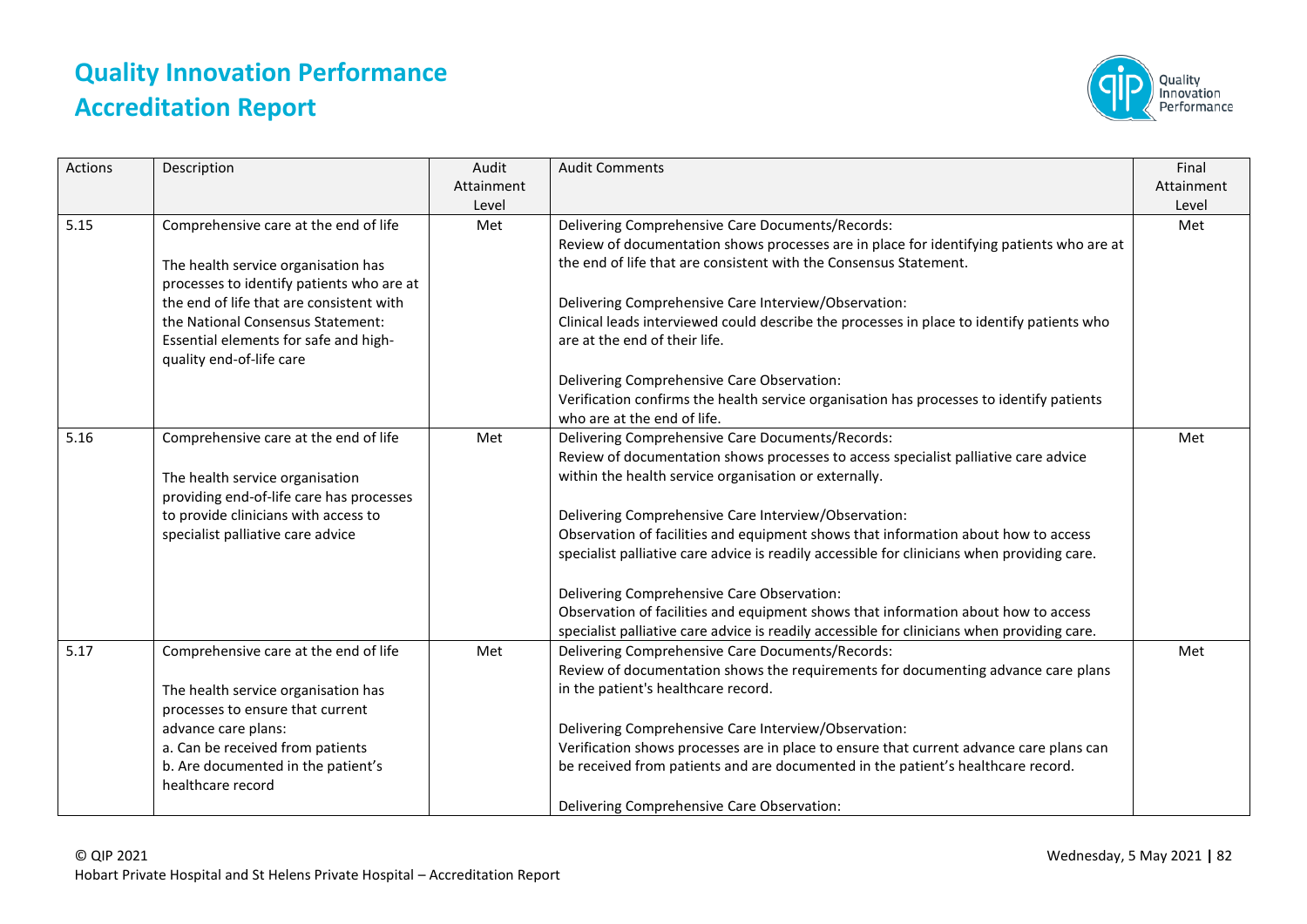# Quality Innovation Performance Accreditation Report

| Actions | Description | Audit Attainment Level | Audit Comments | Final Attainment Level |
|---|---|---|---|---|
| 5.15 | Comprehensive care at the end of life<br><br>The health service organisation has processes to identify patients who are at the end of life that are consistent with the National Consensus Statement: Essential elements for safe and high-quality end-of-life care | Met | Delivering Comprehensive Care Documents/Records:<br>Review of documentation shows processes are in place for identifying patients who are at the end of life that are consistent with the Consensus Statement.<br><br>Delivering Comprehensive Care Interview/Observation:<br>Clinical leads interviewed could describe the processes in place to identify patients who are at the end of their life.<br><br>Delivering Comprehensive Care Observation:<br>Verification confirms the health service organisation has processes to identify patients who are at the end of life. | Met |
| 5.16 | Comprehensive care at the end of life<br><br>The health service organisation providing end-of-life care has processes to provide clinicians with access to specialist palliative care advice | Met | Delivering Comprehensive Care Documents/Records:<br>Review of documentation shows processes to access specialist palliative care advice within the health service organisation or externally.<br><br>Delivering Comprehensive Care Interview/Observation:<br>Observation of facilities and equipment shows that information about how to access specialist palliative care advice is readily accessible for clinicians when providing care.<br><br>Delivering Comprehensive Care Observation:<br>Observation of facilities and equipment shows that information about how to access specialist palliative care advice is readily accessible for clinicians when providing care. | Met |
| 5.17 | Comprehensive care at the end of life<br><br>The health service organisation has processes to ensure that current advance care plans:<br>a. Can be received from patients<br>b. Are documented in the patient's healthcare record | Met | Delivering Comprehensive Care Documents/Records:<br>Review of documentation shows the requirements for documenting advance care plans in the patient's healthcare record.<br><br>Delivering Comprehensive Care Interview/Observation:<br>Verification shows processes are in place to ensure that current advance care plans can be received from patients and are documented in the patient's healthcare record.<br><br>Delivering Comprehensive Care Observation: | Met |

© QIP 2021

Hobart Private Hospital and St Helens Private Hospital – Accreditation Report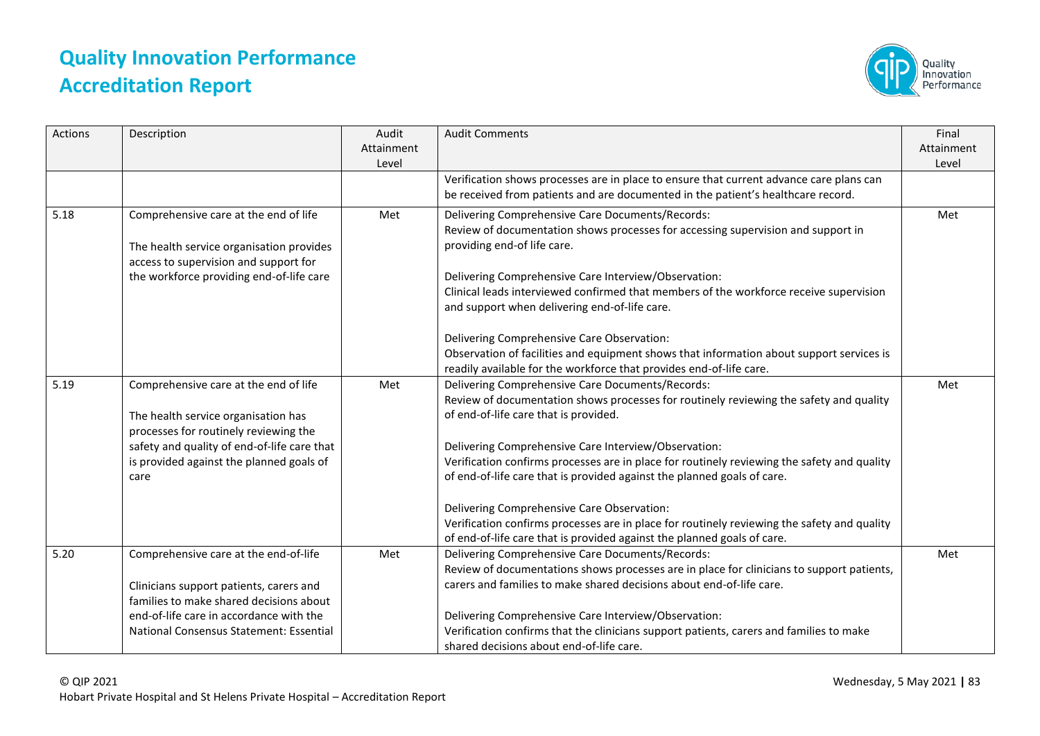# Quality Innovation Performance Accreditation Report

| Actions | Description | Audit Attainment Level | Audit Comments | Final Attainment Level |
|---|---|---|---|---|
| | | | Verification shows processes are in place to ensure that current advance care plans can be received from patients and are documented in the patient's healthcare record. | |
| 5.18 | Comprehensive care at the end of life<br><br>The health service organisation provides access to supervision and support for the workforce providing end-of-life care | Met | Delivering Comprehensive Care Documents/Records:<br>Review of documentation shows processes for accessing supervision and support in providing end-of life care.<br><br>Delivering Comprehensive Care Interview/Observation:<br>Clinical leads interviewed confirmed that members of the workforce receive supervision and support when delivering end-of-life care.<br><br>Delivering Comprehensive Care Observation:<br>Observation of facilities and equipment shows that information about support services is readily available for the workforce that provides end-of-life care. | Met |
| 5.19 | Comprehensive care at the end of life<br><br>The health service organisation has processes for routinely reviewing the safety and quality of end-of-life care that is provided against the planned goals of care | Met | Delivering Comprehensive Care Documents/Records:<br>Review of documentation shows processes for routinely reviewing the safety and quality of end-of-life care that is provided.<br><br>Delivering Comprehensive Care Interview/Observation:<br>Verification confirms processes are in place for routinely reviewing the safety and quality of end-of-life care that is provided against the planned goals of care.<br><br>Delivering Comprehensive Care Observation:<br>Verification confirms processes are in place for routinely reviewing the safety and quality of end-of-life care that is provided against the planned goals of care. | Met |
| 5.20 | Comprehensive care at the end-of-life<br><br>Clinicians support patients, carers and families to make shared decisions about end-of-life care in accordance with the National Consensus Statement: Essential | Met | Delivering Comprehensive Care Documents/Records:<br>Review of documentations shows processes are in place for clinicians to support patients, carers and families to make shared decisions about end-of-life care.<br><br>Delivering Comprehensive Care Interview/Observation:<br>Verification confirms that the clinicians support patients, carers and families to make shared decisions about end-of-life care. | Met |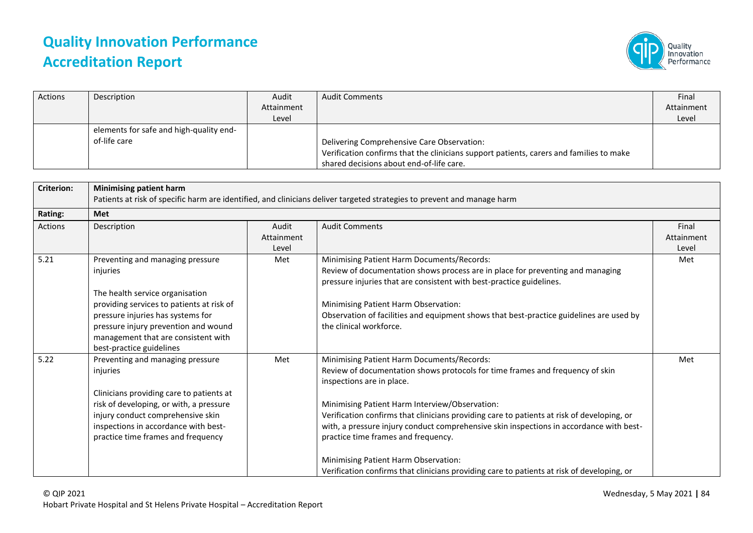| Actions | Description | Audit Attainment Level | Audit Comments | Final Attainment Level |
|---|---|---|---|---|
| | elements for safe and high-quality end-of-life care | | Delivering Comprehensive Care Observation:<br>Verification confirms that the clinicians support patients, carers and families to make shared decisions about end-of-life care. | |

| Criterion: | **Minimising patient harm**<br>Patients at risk of specific harm are identified, and clinicians deliver targeted strategies to prevent and manage harm | | | |
|---|---|---|---|---|
| **Rating:** | **Met** | | | |
| Actions | Description | Audit Attainment Level | Audit Comments | Final Attainment Level |
| 5.21 | Preventing and managing pressure injuries<br><br>The health service organisation providing services to patients at risk of pressure injuries has systems for pressure injury prevention and wound management that are consistent with best-practice guidelines | Met | Minimising Patient Harm Documents/Records:<br>Review of documentation shows process are in place for preventing and managing pressure injuries that are consistent with best-practice guidelines.<br><br>Minimising Patient Harm Observation:<br>Observation of facilities and equipment shows that best-practice guidelines are used by the clinical workforce. | Met |
| 5.22 | Preventing and managing pressure injuries<br><br>Clinicians providing care to patients at risk of developing, or with, a pressure injury conduct comprehensive skin inspections in accordance with best-practice time frames and frequency | Met | Minimising Patient Harm Documents/Records:<br>Review of documentation shows protocols for time frames and frequency of skin inspections are in place.<br><br>Minimising Patient Harm Interview/Observation:<br>Verification confirms that clinicians providing care to patients at risk of developing, or with, a pressure injury conduct comprehensive skin inspections in accordance with best-practice time frames and frequency.<br><br>Minimising Patient Harm Observation:<br>Verification confirms that clinicians providing care to patients at risk of developing, or | Met |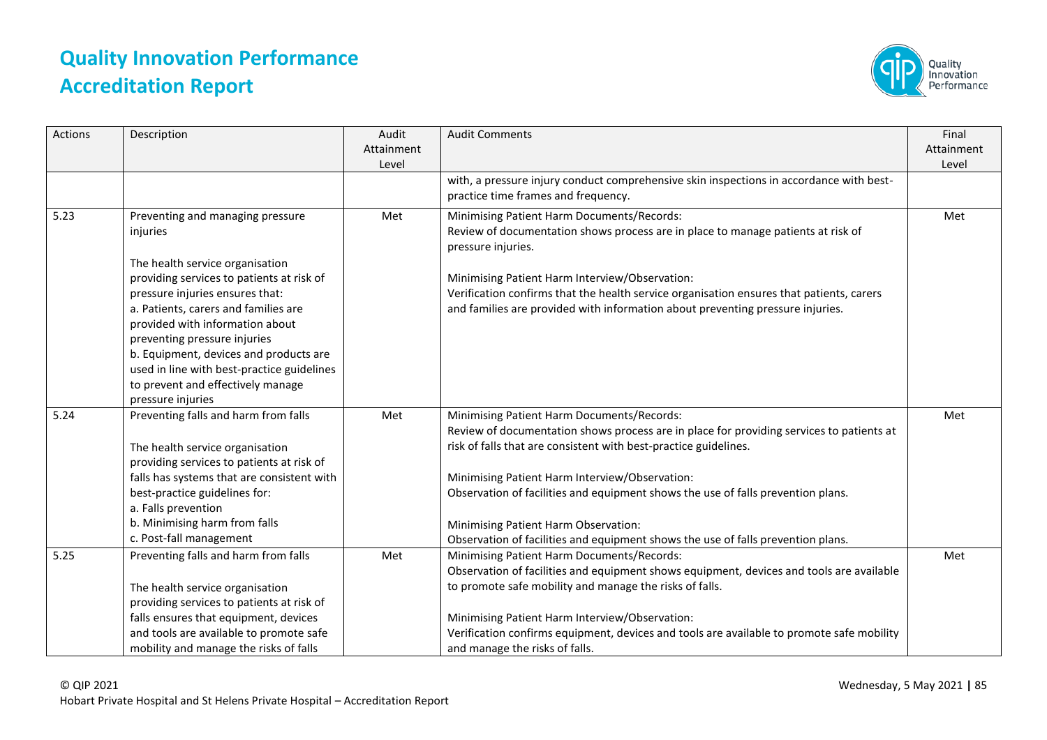| Actions | Description | Audit Attainment Level | Audit Comments | Final Attainment Level |
|---|---|---|---|---|
| | | | with, a pressure injury conduct comprehensive skin inspections in accordance with best-practice time frames and frequency. | |
| 5.23 | Preventing and managing pressure injuries<br><br>The health service organisation providing services to patients at risk of pressure injuries ensures that:<br>a. Patients, carers and families are provided with information about preventing pressure injuries<br>b. Equipment, devices and products are used in line with best-practice guidelines to prevent and effectively manage pressure injuries | Met | Minimising Patient Harm Documents/Records:<br>Review of documentation shows process are in place to manage patients at risk of pressure injuries.<br><br>Minimising Patient Harm Interview/Observation:<br>Verification confirms that the health service organisation ensures that patients, carers and families are provided with information about preventing pressure injuries. | Met |
| 5.24 | Preventing falls and harm from falls<br><br>The health service organisation providing services to patients at risk of falls has systems that are consistent with best-practice guidelines for:<br>a. Falls prevention<br>b. Minimising harm from falls<br>c. Post-fall management | Met | Minimising Patient Harm Documents/Records:<br>Review of documentation shows process are in place for providing services to patients at risk of falls that are consistent with best-practice guidelines.<br><br>Minimising Patient Harm Interview/Observation:<br>Observation of facilities and equipment shows the use of falls prevention plans.<br><br>Minimising Patient Harm Observation:<br>Observation of facilities and equipment shows the use of falls prevention plans. | Met |
| 5.25 | Preventing falls and harm from falls<br><br>The health service organisation providing services to patients at risk of falls ensures that equipment, devices and tools are available to promote safe mobility and manage the risks of falls | Met | Minimising Patient Harm Documents/Records:<br>Observation of facilities and equipment shows equipment, devices and tools are available to promote safe mobility and manage the risks of falls.<br><br>Minimising Patient Harm Interview/Observation:<br>Verification confirms equipment, devices and tools are available to promote safe mobility and manage the risks of falls. | Met |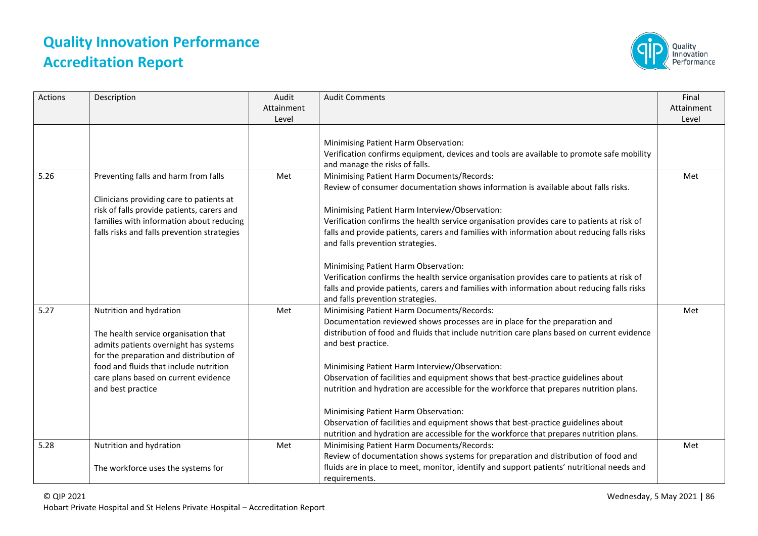# Quality Innovation Performance Accreditation Report

| Actions | Description | Audit Attainment Level | Audit Comments | Final Attainment Level |
|---|---|---|---|---|
| | | | Minimising Patient Harm Observation:<br>Verification confirms equipment, devices and tools are available to promote safe mobility and manage the risks of falls. | |
| 5.26 | Preventing falls and harm from falls<br><br>Clinicians providing care to patients at risk of falls provide patients, carers and families with information about reducing falls risks and falls prevention strategies | Met | Minimising Patient Harm Documents/Records:<br>Review of consumer documentation shows information is available about falls risks.<br><br>Minimising Patient Harm Interview/Observation:<br>Verification confirms the health service organisation provides care to patients at risk of falls and provide patients, carers and families with information about reducing falls risks and falls prevention strategies.<br><br>Minimising Patient Harm Observation:<br>Verification confirms the health service organisation provides care to patients at risk of falls and provide patients, carers and families with information about reducing falls risks and falls prevention strategies. | Met |
| 5.27 | Nutrition and hydration<br><br>The health service organisation that admits patients overnight has systems for the preparation and distribution of food and fluids that include nutrition care plans based on current evidence and best practice | Met | Minimising Patient Harm Documents/Records:<br>Documentation reviewed shows processes are in place for the preparation and distribution of food and fluids that include nutrition care plans based on current evidence and best practice.<br><br>Minimising Patient Harm Interview/Observation:<br>Observation of facilities and equipment shows that best-practice guidelines about nutrition and hydration are accessible for the workforce that prepares nutrition plans.<br><br>Minimising Patient Harm Observation:<br>Observation of facilities and equipment shows that best-practice guidelines about nutrition and hydration are accessible for the workforce that prepares nutrition plans. | Met |
| 5.28 | Nutrition and hydration<br><br>The workforce uses the systems for | Met | Minimising Patient Harm Documents/Records:<br>Review of documentation shows systems for preparation and distribution of food and fluids are in place to meet, monitor, identify and support patients' nutritional needs and requirements. | Met |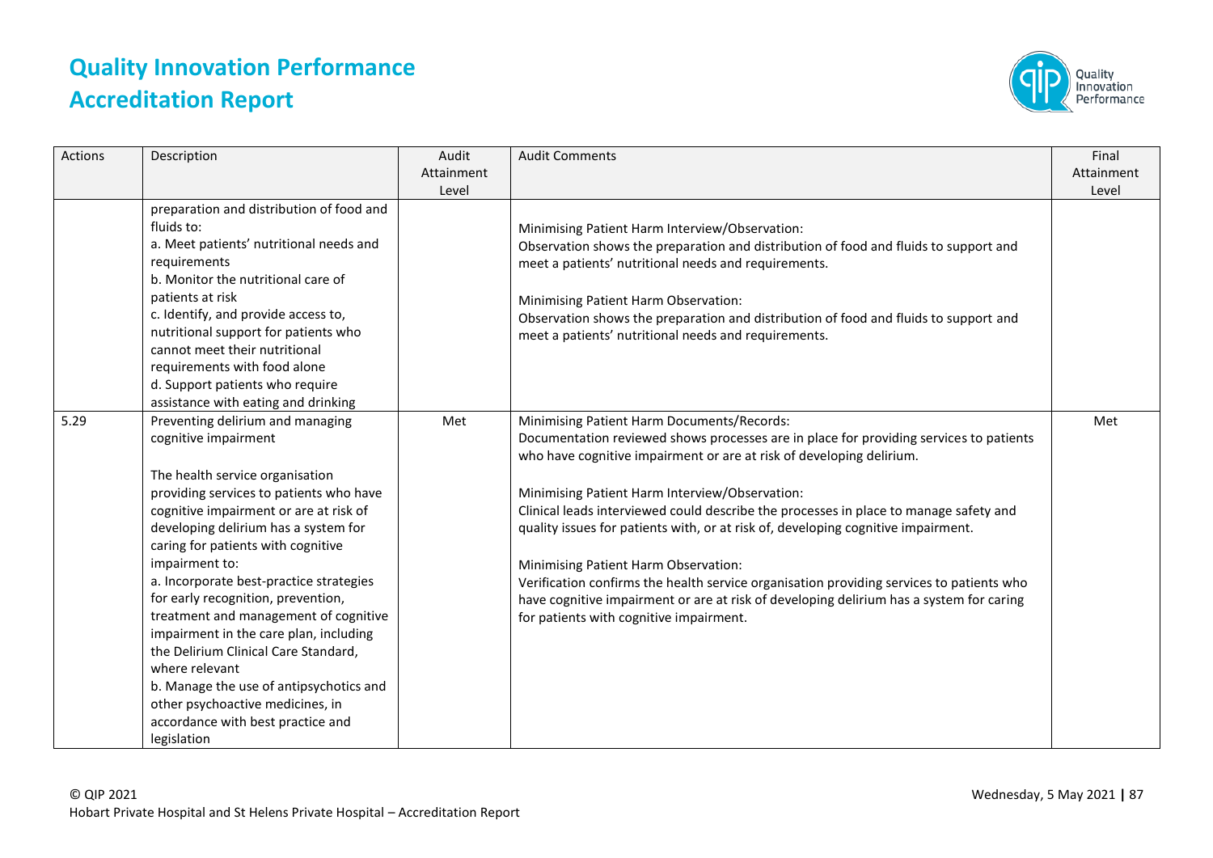# Quality Innovation Performance Accreditation Report

| Actions | Description | Audit Attainment Level | Audit Comments | Final Attainment Level |
|---|---|---|---|---|
| | preparation and distribution of food and fluids to:<br>a. Meet patients' nutritional needs and requirements<br>b. Monitor the nutritional care of patients at risk<br>c. Identify, and provide access to, nutritional support for patients who cannot meet their nutritional requirements with food alone<br>d. Support patients who require assistance with eating and drinking | | Minimising Patient Harm Interview/Observation:<br>Observation shows the preparation and distribution of food and fluids to support and meet a patients' nutritional needs and requirements.<br><br>Minimising Patient Harm Observation:<br>Observation shows the preparation and distribution of food and fluids to support and meet a patients' nutritional needs and requirements. | |
| 5.29 | Preventing delirium and managing cognitive impairment<br><br>The health service organisation providing services to patients who have cognitive impairment or are at risk of developing delirium has a system for caring for patients with cognitive impairment to:<br>a. Incorporate best-practice strategies for early recognition, prevention, treatment and management of cognitive impairment in the care plan, including the Delirium Clinical Care Standard, where relevant<br>b. Manage the use of antipsychotics and other psychoactive medicines, in accordance with best practice and legislation | Met | Minimising Patient Harm Documents/Records:<br>Documentation reviewed shows processes are in place for providing services to patients who have cognitive impairment or are at risk of developing delirium.<br><br>Minimising Patient Harm Interview/Observation:<br>Clinical leads interviewed could describe the processes in place to manage safety and quality issues for patients with, or at risk of, developing cognitive impairment.<br><br>Minimising Patient Harm Observation:<br>Verification confirms the health service organisation providing services to patients who have cognitive impairment or are at risk of developing delirium has a system for caring for patients with cognitive impairment. | Met |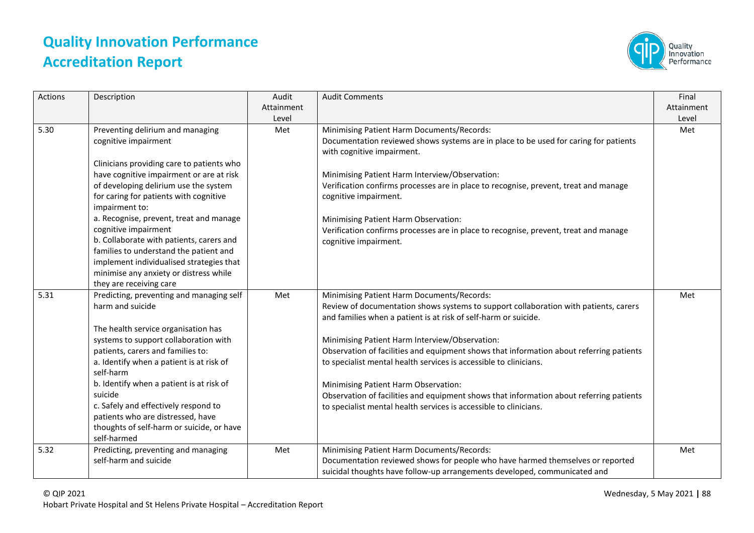| Actions | Description | Audit Attainment Level | Audit Comments | Final Attainment Level |
|---|---|---|---|---|
| 5.30 | Preventing delirium and managing cognitive impairment<br><br>Clinicians providing care to patients who have cognitive impairment or are at risk of developing delirium use the system for caring for patients with cognitive impairment to:<br>a. Recognise, prevent, treat and manage cognitive impairment<br>b. Collaborate with patients, carers and families to understand the patient and implement individualised strategies that minimise any anxiety or distress while they are receiving care | Met | Minimising Patient Harm Documents/Records:<br>Documentation reviewed shows systems are in place to be used for caring for patients with cognitive impairment.<br><br>Minimising Patient Harm Interview/Observation:<br>Verification confirms processes are in place to recognise, prevent, treat and manage cognitive impairment.<br><br>Minimising Patient Harm Observation:<br>Verification confirms processes are in place to recognise, prevent, treat and manage cognitive impairment. | Met |
| 5.31 | Predicting, preventing and managing self harm and suicide<br><br>The health service organisation has systems to support collaboration with patients, carers and families to:<br>a. Identify when a patient is at risk of self-harm<br>b. Identify when a patient is at risk of suicide<br>c. Safely and effectively respond to patients who are distressed, have thoughts of self-harm or suicide, or have self-harmed | Met | Minimising Patient Harm Documents/Records:<br>Review of documentation shows systems to support collaboration with patients, carers and families when a patient is at risk of self-harm or suicide.<br><br>Minimising Patient Harm Interview/Observation:<br>Observation of facilities and equipment shows that information about referring patients to specialist mental health services is accessible to clinicians.<br><br>Minimising Patient Harm Observation:<br>Observation of facilities and equipment shows that information about referring patients to specialist mental health services is accessible to clinicians. | Met |
| 5.32 | Predicting, preventing and managing self-harm and suicide | Met | Minimising Patient Harm Documents/Records:<br>Documentation reviewed shows for people who have harmed themselves or reported suicidal thoughts have follow-up arrangements developed, communicated and | Met |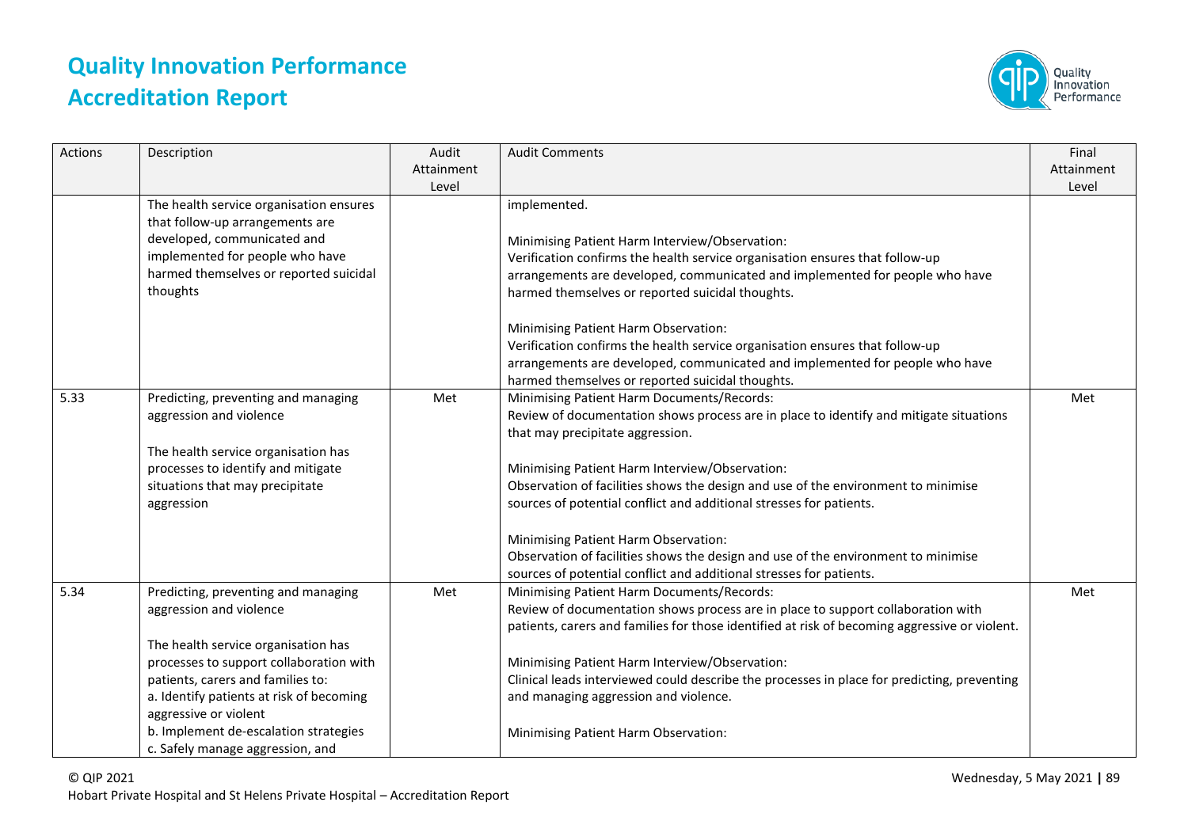| Actions | Description | Audit Attainment Level | Audit Comments | Final Attainment Level |
|---|---|---|---|---|
| | The health service organisation ensures that follow-up arrangements are developed, communicated and implemented for people who have harmed themselves or reported suicidal thoughts | | implemented.<br><br>Minimising Patient Harm Interview/Observation:<br>Verification confirms the health service organisation ensures that follow-up arrangements are developed, communicated and implemented for people who have harmed themselves or reported suicidal thoughts.<br><br>Minimising Patient Harm Observation:<br>Verification confirms the health service organisation ensures that follow-up arrangements are developed, communicated and implemented for people who have harmed themselves or reported suicidal thoughts. | |
| 5.33 | Predicting, preventing and managing aggression and violence<br><br>The health service organisation has processes to identify and mitigate situations that may precipitate aggression | Met | Minimising Patient Harm Documents/Records:<br>Review of documentation shows process are in place to identify and mitigate situations that may precipitate aggression.<br><br>Minimising Patient Harm Interview/Observation:<br>Observation of facilities shows the design and use of the environment to minimise sources of potential conflict and additional stresses for patients.<br><br>Minimising Patient Harm Observation:<br>Observation of facilities shows the design and use of the environment to minimise sources of potential conflict and additional stresses for patients. | Met |
| 5.34 | Predicting, preventing and managing aggression and violence<br><br>The health service organisation has processes to support collaboration with patients, carers and families to:<br>a. Identify patients at risk of becoming aggressive or violent<br>b. Implement de-escalation strategies<br>c. Safely manage aggression, and | Met | Minimising Patient Harm Documents/Records:<br>Review of documentation shows process are in place to support collaboration with patients, carers and families for those identified at risk of becoming aggressive or violent.<br><br>Minimising Patient Harm Interview/Observation:<br>Clinical leads interviewed could describe the processes in place for predicting, preventing and managing aggression and violence.<br><br>Minimising Patient Harm Observation: | Met |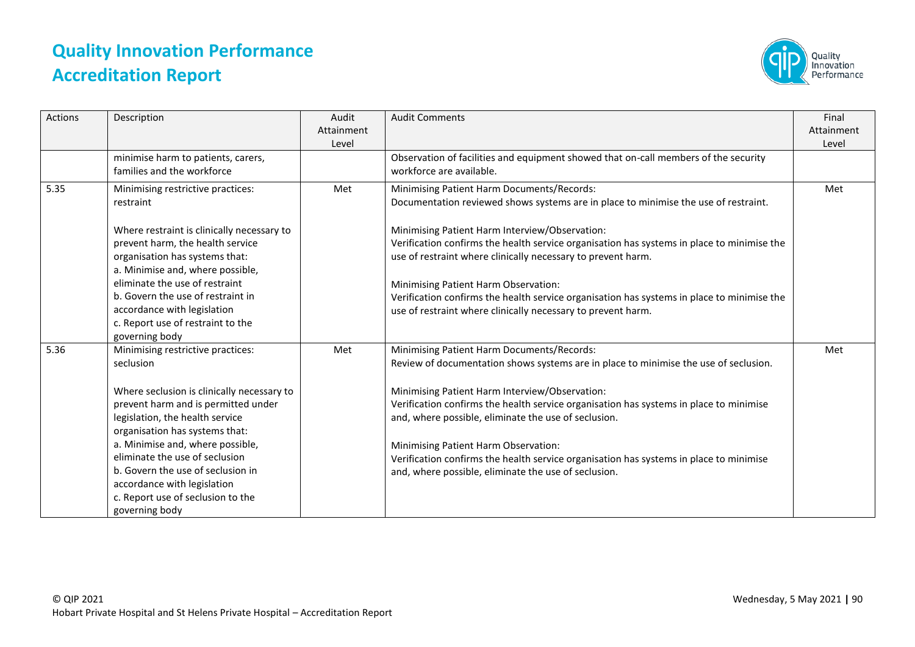| Actions | Description | Audit Attainment Level | Audit Comments | Final Attainment Level |
|---|---|---|---|---|
| | minimise harm to patients, carers, families and the workforce | | Observation of facilities and equipment showed that on-call members of the security workforce are available. | |
| 5.35 | Minimising restrictive practices: restraint<br><br>Where restraint is clinically necessary to prevent harm, the health service organisation has systems that:<br>a. Minimise and, where possible, eliminate the use of restraint<br>b. Govern the use of restraint in accordance with legislation<br>c. Report use of restraint to the governing body | Met | Minimising Patient Harm Documents/Records:<br>Documentation reviewed shows systems are in place to minimise the use of restraint.<br><br>Minimising Patient Harm Interview/Observation:<br>Verification confirms the health service organisation has systems in place to minimise the use of restraint where clinically necessary to prevent harm.<br><br>Minimising Patient Harm Observation:<br>Verification confirms the health service organisation has systems in place to minimise the use of restraint where clinically necessary to prevent harm. | Met |
| 5.36 | Minimising restrictive practices: seclusion<br><br>Where seclusion is clinically necessary to prevent harm and is permitted under legislation, the health service organisation has systems that:<br>a. Minimise and, where possible, eliminate the use of seclusion<br>b. Govern the use of seclusion in accordance with legislation<br>c. Report use of seclusion to the governing body | Met | Minimising Patient Harm Documents/Records:<br>Review of documentation shows systems are in place to minimise the use of seclusion.<br><br>Minimising Patient Harm Interview/Observation:<br>Verification confirms the health service organisation has systems in place to minimise and, where possible, eliminate the use of seclusion.<br><br>Minimising Patient Harm Observation:<br>Verification confirms the health service organisation has systems in place to minimise and, where possible, eliminate the use of seclusion. | Met |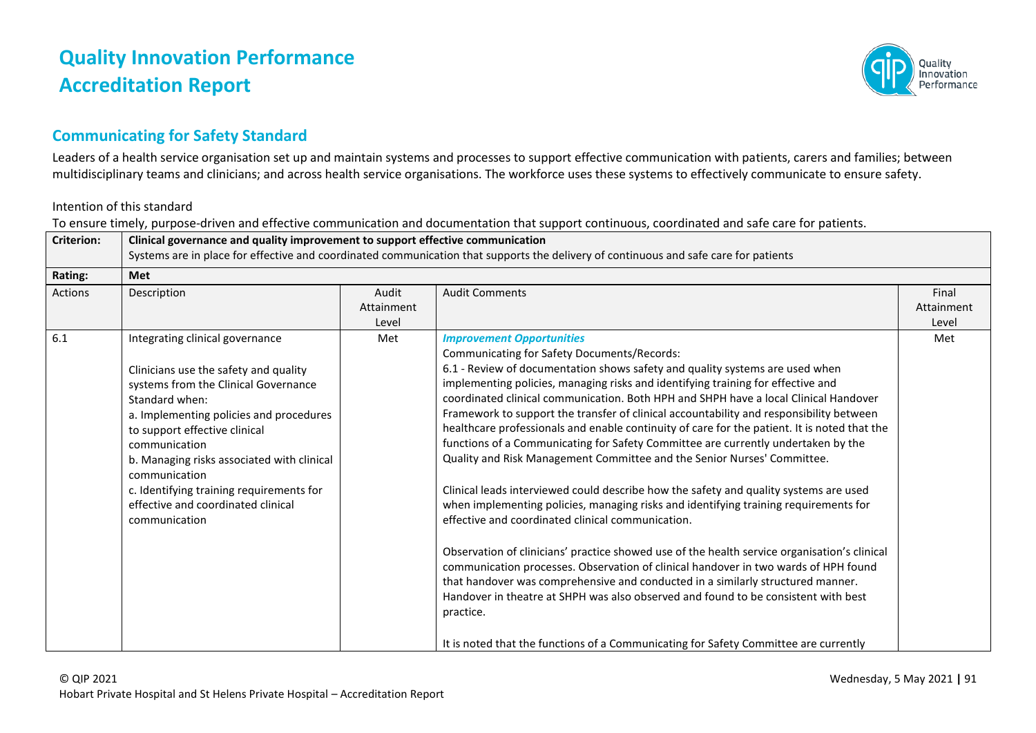# Quality Innovation Performance Accreditation Report

## Communicating for Safety Standard

Leaders of a health service organisation set up and maintain systems and processes to support effective communication with patients, carers and families; between multidisciplinary teams and clinicians; and across health service organisations. The workforce uses these systems to effectively communicate to ensure safety.

Intention of this standard

To ensure timely, purpose-driven and effective communication and documentation that support continuous, coordinated and safe care for patients.

| **Criterion:** | **Clinical governance and quality improvement to support effective communication**<br>Systems are in place for effective and coordinated communication that supports the delivery of continuous and safe care for patients | | | |
|---|---|---|---|---|
| **Rating:** | **Met** | | | |
| Actions | Description | Audit Attainment Level | Audit Comments | Final Attainment Level |
| 6.1 | Integrating clinical governance<br><br>Clinicians use the safety and quality systems from the Clinical Governance Standard when:<br>a. Implementing policies and procedures to support effective clinical communication<br>b. Managing risks associated with clinical communication<br>c. Identifying training requirements for effective and coordinated clinical communication | Met | ***Improvement Opportunities***<br>Communicating for Safety Documents/Records:<br>6.1 - Review of documentation shows safety and quality systems are used when implementing policies, managing risks and identifying training for effective and coordinated clinical communication. Both HPH and SHPH have a local Clinical Handover Framework to support the transfer of clinical accountability and responsibility between healthcare professionals and enable continuity of care for the patient. It is noted that the functions of a Communicating for Safety Committee are currently undertaken by the Quality and Risk Management Committee and the Senior Nurses' Committee.<br><br>Clinical leads interviewed could describe how the safety and quality systems are used when implementing policies, managing risks and identifying training requirements for effective and coordinated clinical communication.<br><br>Observation of clinicians' practice showed use of the health service organisation's clinical communication processes. Observation of clinical handover in two wards of HPH found that handover was comprehensive and conducted in a similarly structured manner. Handover in theatre at SHPH was also observed and found to be consistent with best practice.<br><br>It is noted that the functions of a Communicating for Safety Committee are currently | Met |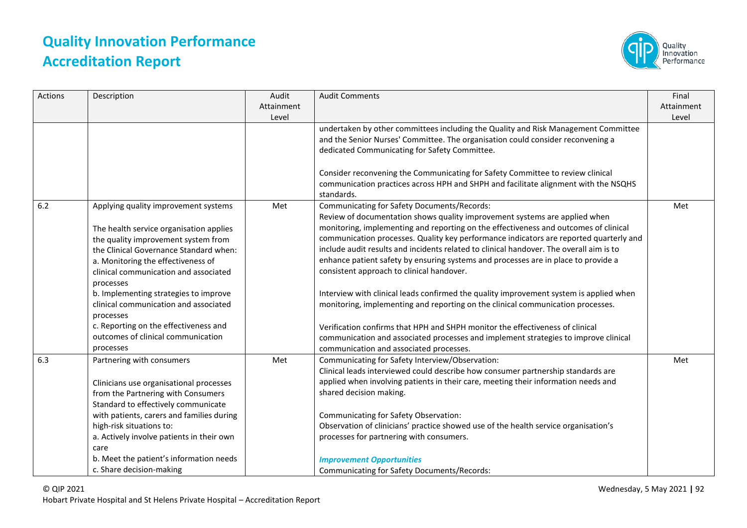# Quality Innovation Performance Accreditation Report

| Actions | Description | Audit Attainment Level | Audit Comments | Final Attainment Level |
|---|---|---|---|---|
| | | | undertaken by other committees including the Quality and Risk Management Committee and the Senior Nurses' Committee. The organisation could consider reconvening a dedicated Communicating for Safety Committee.<br><br>Consider reconvening the Communicating for Safety Committee to review clinical communication practices across HPH and SHPH and facilitate alignment with the NSQHS standards. | |
| 6.2 | Applying quality improvement systems<br><br>The health service organisation applies the quality improvement system from the Clinical Governance Standard when:<br>a. Monitoring the effectiveness of clinical communication and associated processes<br>b. Implementing strategies to improve clinical communication and associated processes<br>c. Reporting on the effectiveness and outcomes of clinical communication processes | Met | Communicating for Safety Documents/Records:<br>Review of documentation shows quality improvement systems are applied when monitoring, implementing and reporting on the effectiveness and outcomes of clinical communication processes. Quality key performance indicators are reported quarterly and include audit results and incidents related to clinical handover. The overall aim is to enhance patient safety by ensuring systems and processes are in place to provide a consistent approach to clinical handover.<br><br>Interview with clinical leads confirmed the quality improvement system is applied when monitoring, implementing and reporting on the clinical communication processes.<br><br>Verification confirms that HPH and SHPH monitor the effectiveness of clinical communication and associated processes and implement strategies to improve clinical communication and associated processes. | Met |
| 6.3 | Partnering with consumers<br><br>Clinicians use organisational processes from the Partnering with Consumers Standard to effectively communicate with patients, carers and families during high-risk situations to:<br>a. Actively involve patients in their own care<br>b. Meet the patient's information needs<br>c. Share decision-making | Met | Communicating for Safety Interview/Observation:<br>Clinical leads interviewed could describe how consumer partnership standards are applied when involving patients in their care, meeting their information needs and shared decision making.<br><br>Communicating for Safety Observation:<br>Observation of clinicians' practice showed use of the health service organisation's processes for partnering with consumers.<br><br>***Improvement Opportunities***<br>Communicating for Safety Documents/Records: | Met |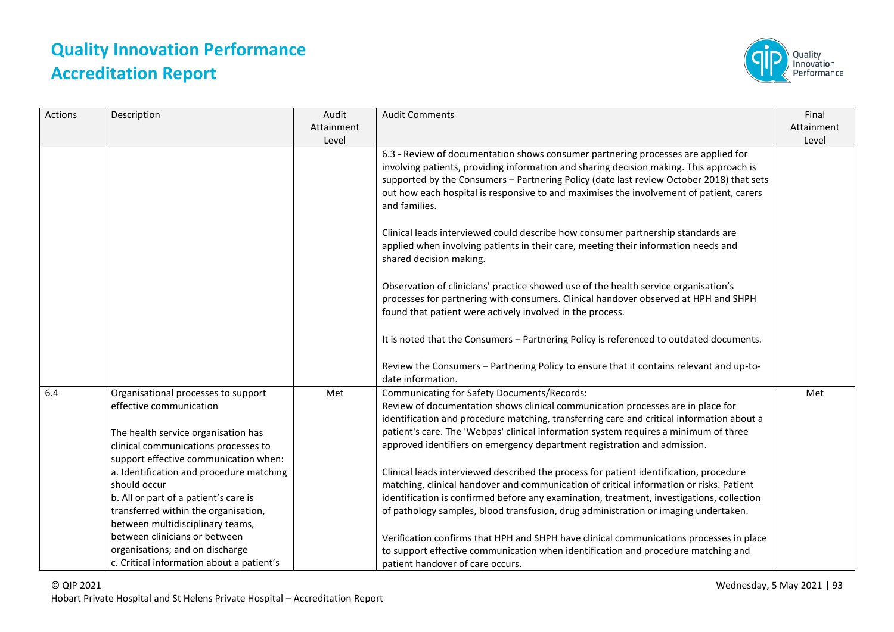| Actions | Description | Audit Attainment Level | Audit Comments | Final Attainment Level |
|---|---|---|---|---|
| | | | 6.3 - Review of documentation shows consumer partnering processes are applied for involving patients, providing information and sharing decision making. This approach is supported by the Consumers – Partnering Policy (date last review October 2018) that sets out how each hospital is responsive to and maximises the involvement of patient, carers and families.<br><br>Clinical leads interviewed could describe how consumer partnership standards are applied when involving patients in their care, meeting their information needs and shared decision making.<br><br>Observation of clinicians' practice showed use of the health service organisation's processes for partnering with consumers. Clinical handover observed at HPH and SHPH found that patient were actively involved in the process.<br><br>It is noted that the Consumers – Partnering Policy is referenced to outdated documents.<br><br>Review the Consumers – Partnering Policy to ensure that it contains relevant and up-to-date information. | |
| 6.4 | Organisational processes to support effective communication<br><br>The health service organisation has clinical communications processes to support effective communication when:<br>a. Identification and procedure matching should occur<br>b. All or part of a patient's care is transferred within the organisation, between multidisciplinary teams, between clinicians or between organisations; and on discharge<br>c. Critical information about a patient's | Met | Communicating for Safety Documents/Records:<br>Review of documentation shows clinical communication processes are in place for identification and procedure matching, transferring care and critical information about a patient's care. The 'Webpas' clinical information system requires a minimum of three approved identifiers on emergency department registration and admission.<br><br>Clinical leads interviewed described the process for patient identification, procedure matching, clinical handover and communication of critical information or risks. Patient identification is confirmed before any examination, treatment, investigations, collection of pathology samples, blood transfusion, drug administration or imaging undertaken.<br><br>Verification confirms that HPH and SHPH have clinical communications processes in place to support effective communication when identification and procedure matching and patient handover of care occurs. | Met |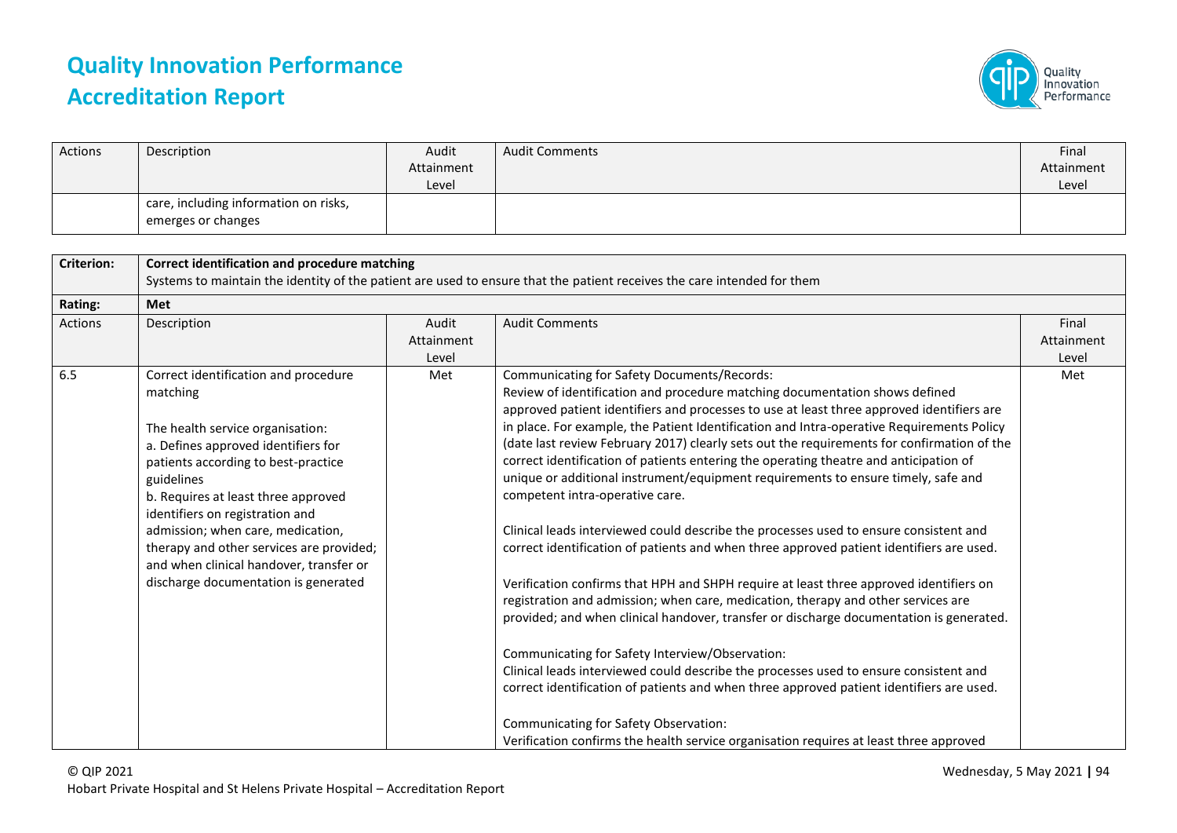| Actions | Description | Audit Attainment Level | Audit Comments | Final Attainment Level |
|---|---|---|---|---|
| | care, including information on risks, emerges or changes | | | |

| Criterion: | **Correct identification and procedure matching**<br>Systems to maintain the identity of the patient are used to ensure that the patient receives the care intended for them | | | |
|---|---|---|---|---|
| **Rating:** | **Met** | | | |
| Actions | Description | Audit Attainment Level | Audit Comments | Final Attainment Level |
| 6.5 | Correct identification and procedure matching<br><br>The health service organisation:<br>a. Defines approved identifiers for patients according to best-practice guidelines<br>b. Requires at least three approved identifiers on registration and admission; when care, medication, therapy and other services are provided; and when clinical handover, transfer or discharge documentation is generated | Met | Communicating for Safety Documents/Records:<br>Review of identification and procedure matching documentation shows defined approved patient identifiers and processes to use at least three approved identifiers are in place. For example, the Patient Identification and Intra-operative Requirements Policy (date last review February 2017) clearly sets out the requirements for confirmation of the correct identification of patients entering the operating theatre and anticipation of unique or additional instrument/equipment requirements to ensure timely, safe and competent intra-operative care.<br><br>Clinical leads interviewed could describe the processes used to ensure consistent and correct identification of patients and when three approved patient identifiers are used.<br><br>Verification confirms that HPH and SHPH require at least three approved identifiers on registration and admission; when care, medication, therapy and other services are provided; and when clinical handover, transfer or discharge documentation is generated.<br><br>Communicating for Safety Interview/Observation:<br>Clinical leads interviewed could describe the processes used to ensure consistent and correct identification of patients and when three approved patient identifiers are used.<br><br>Communicating for Safety Observation:<br>Verification confirms the health service organisation requires at least three approved | Met |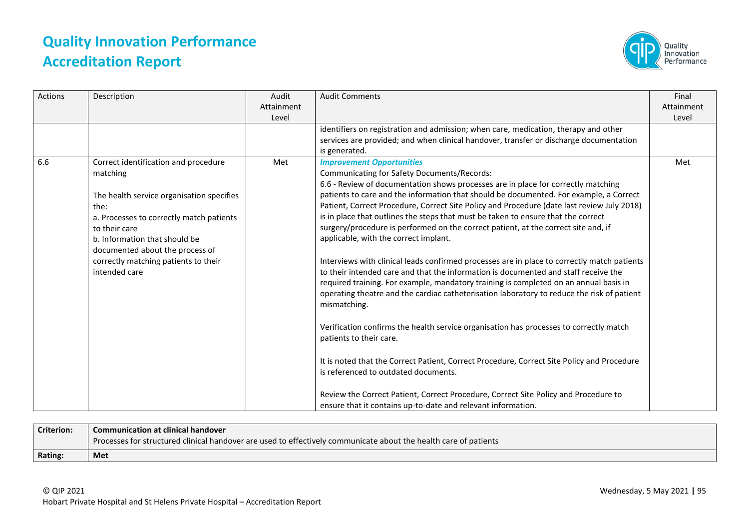| Actions | Description | Audit Attainment Level | Audit Comments | Final Attainment Level |
|---|---|---|---|---|
| | | | identifiers on registration and admission; when care, medication, therapy and other services are provided; and when clinical handover, transfer or discharge documentation is generated. | |
| 6.6 | Correct identification and procedure matching<br><br>The health service organisation specifies the:<br>a. Processes to correctly match patients to their care<br>b. Information that should be documented about the process of correctly matching patients to their intended care | Met | ***Improvement Opportunities***<br>Communicating for Safety Documents/Records:<br>6.6 - Review of documentation shows processes are in place for correctly matching patients to care and the information that should be documented. For example, a Correct Patient, Correct Procedure, Correct Site Policy and Procedure (date last review July 2018) is in place that outlines the steps that must be taken to ensure that the correct surgery/procedure is performed on the correct patient, at the correct site and, if applicable, with the correct implant.<br><br>Interviews with clinical leads confirmed processes are in place to correctly match patients to their intended care and that the information is documented and staff receive the required training. For example, mandatory training is completed on an annual basis in operating theatre and the cardiac catheterisation laboratory to reduce the risk of patient mismatching.<br><br>Verification confirms the health service organisation has processes to correctly match patients to their care.<br><br>It is noted that the Correct Patient, Correct Procedure, Correct Site Policy and Procedure is referenced to outdated documents.<br><br>Review the Correct Patient, Correct Procedure, Correct Site Policy and Procedure to ensure that it contains up-to-date and relevant information. | Met |

| **Criterion:** | **Communication at clinical handover**<br>Processes for structured clinical handover are used to effectively communicate about the health care of patients |
|---|---|
| **Rating:** | **Met** |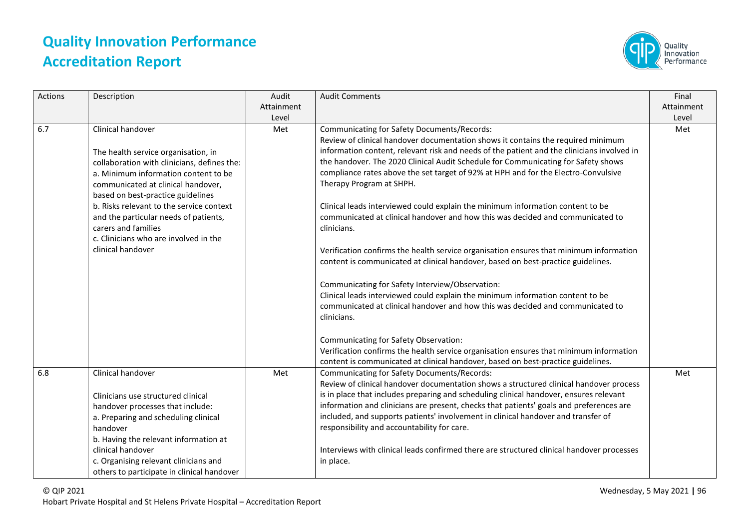# Quality Innovation Performance Accreditation Report

| Actions | Description | Audit Attainment Level | Audit Comments | Final Attainment Level |
| --- | --- | --- | --- | --- |
| 6.7 | Clinical handover<br><br>The health service organisation, in collaboration with clinicians, defines the:<br>a. Minimum information content to be communicated at clinical handover, based on best-practice guidelines<br>b. Risks relevant to the service context and the particular needs of patients, carers and families<br>c. Clinicians who are involved in the clinical handover | Met | Communicating for Safety Documents/Records:<br>Review of clinical handover documentation shows it contains the required minimum information content, relevant risk and needs of the patient and the clinicians involved in the handover. The 2020 Clinical Audit Schedule for Communicating for Safety shows compliance rates above the set target of 92% at HPH and for the Electro-Convulsive Therapy Program at SHPH.<br><br>Clinical leads interviewed could explain the minimum information content to be communicated at clinical handover and how this was decided and communicated to clinicians.<br><br>Verification confirms the health service organisation ensures that minimum information content is communicated at clinical handover, based on best-practice guidelines.<br><br>Communicating for Safety Interview/Observation:<br>Clinical leads interviewed could explain the minimum information content to be communicated at clinical handover and how this was decided and communicated to clinicians.<br><br>Communicating for Safety Observation:<br>Verification confirms the health service organisation ensures that minimum information content is communicated at clinical handover, based on best-practice guidelines. | Met |
| 6.8 | Clinical handover<br><br>Clinicians use structured clinical handover processes that include:<br>a. Preparing and scheduling clinical handover<br>b. Having the relevant information at clinical handover<br>c. Organising relevant clinicians and others to participate in clinical handover | Met | Communicating for Safety Documents/Records:<br>Review of clinical handover documentation shows a structured clinical handover process is in place that includes preparing and scheduling clinical handover, ensures relevant information and clinicians are present, checks that patients' goals and preferences are included, and supports patients' involvement in clinical handover and transfer of responsibility and accountability for care.<br><br>Interviews with clinical leads confirmed there are structured clinical handover processes in place. | Met |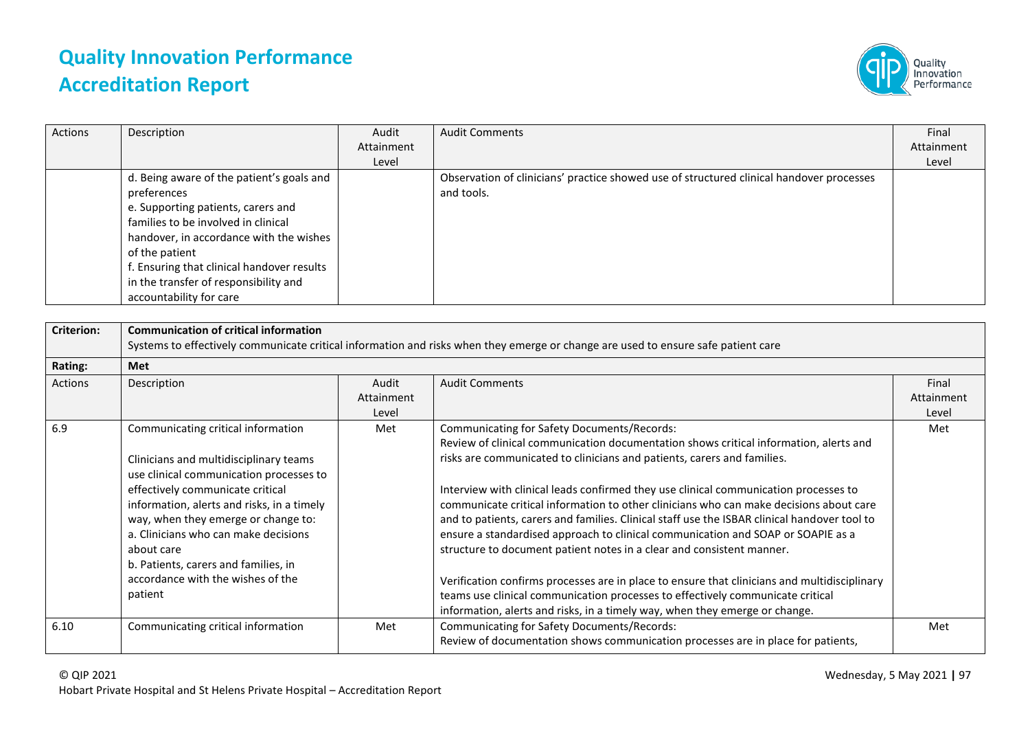| Actions | Description | Audit Attainment Level | Audit Comments | Final Attainment Level |
|---|---|---|---|---|
| | d. Being aware of the patient's goals and preferences<br>e. Supporting patients, carers and families to be involved in clinical handover, in accordance with the wishes of the patient<br>f. Ensuring that clinical handover results in the transfer of responsibility and accountability for care | | Observation of clinicians' practice showed use of structured clinical handover processes and tools. | |

| Criterion: | **Communication of critical information**<br>Systems to effectively communicate critical information and risks when they emerge or change are used to ensure safe patient care | | | |
|---|---|---|---|---|
| **Rating:** | **Met** | | | |
| Actions | Description | Audit Attainment Level | Audit Comments | Final Attainment Level |
| 6.9 | Communicating critical information<br><br>Clinicians and multidisciplinary teams use clinical communication processes to effectively communicate critical information, alerts and risks, in a timely way, when they emerge or change to:<br>a. Clinicians who can make decisions about care<br>b. Patients, carers and families, in accordance with the wishes of the patient | Met | Communicating for Safety Documents/Records:<br>Review of clinical communication documentation shows critical information, alerts and risks are communicated to clinicians and patients, carers and families.<br><br>Interview with clinical leads confirmed they use clinical communication processes to communicate critical information to other clinicians who can make decisions about care and to patients, carers and families. Clinical staff use the ISBAR clinical handover tool to ensure a standardised approach to clinical communication and SOAP or SOAPIE as a structure to document patient notes in a clear and consistent manner.<br><br>Verification confirms processes are in place to ensure that clinicians and multidisciplinary teams use clinical communication processes to effectively communicate critical information, alerts and risks, in a timely way, when they emerge or change. | Met |
| 6.10 | Communicating critical information | Met | Communicating for Safety Documents/Records:<br>Review of documentation shows communication processes are in place for patients, | Met |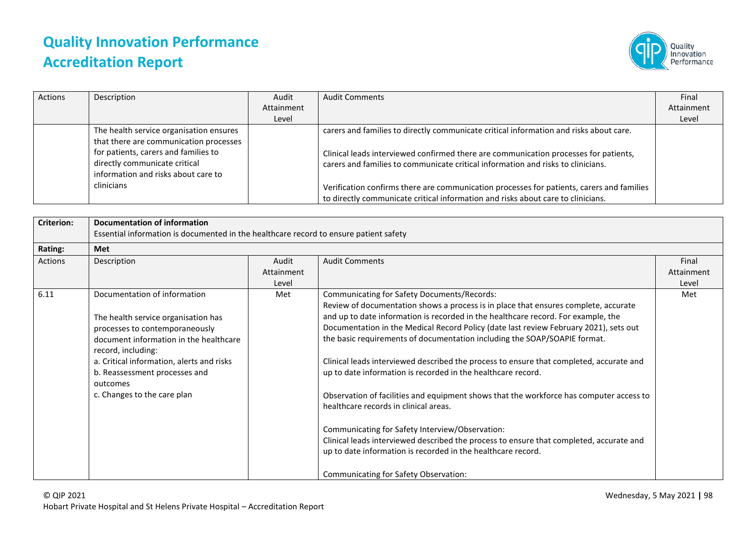| Actions | Description | Audit Attainment Level | Audit Comments | Final Attainment Level |
|---|---|---|---|---|
| | The health service organisation ensures that there are communication processes for patients, carers and families to directly communicate critical information and risks about care to clinicians | | carers and families to directly communicate critical information and risks about care.<br><br>Clinical leads interviewed confirmed there are communication processes for patients, carers and families to communicate critical information and risks to clinicians.<br><br>Verification confirms there are communication processes for patients, carers and families to directly communicate critical information and risks about care to clinicians. | |

| **Criterion:** | **Documentation of information**<br>Essential information is documented in the healthcare record to ensure patient safety | | | |
|---|---|---|---|---|
| **Rating:** | **Met** | | | |
| Actions | Description | Audit Attainment Level | Audit Comments | Final Attainment Level |
| 6.11 | Documentation of information<br><br>The health service organisation has processes to contemporaneously document information in the healthcare record, including:<br>a. Critical information, alerts and risks<br>b. Reassessment processes and outcomes<br>c. Changes to the care plan | Met | Communicating for Safety Documents/Records:<br>Review of documentation shows a process is in place that ensures complete, accurate and up to date information is recorded in the healthcare record. For example, the Documentation in the Medical Record Policy (date last review February 2021), sets out the basic requirements of documentation including the SOAP/SOAPIE format.<br><br>Clinical leads interviewed described the process to ensure that completed, accurate and up to date information is recorded in the healthcare record.<br><br>Observation of facilities and equipment shows that the workforce has computer access to healthcare records in clinical areas.<br><br>Communicating for Safety Interview/Observation:<br>Clinical leads interviewed described the process to ensure that completed, accurate and up to date information is recorded in the healthcare record.<br><br>Communicating for Safety Observation: | Met |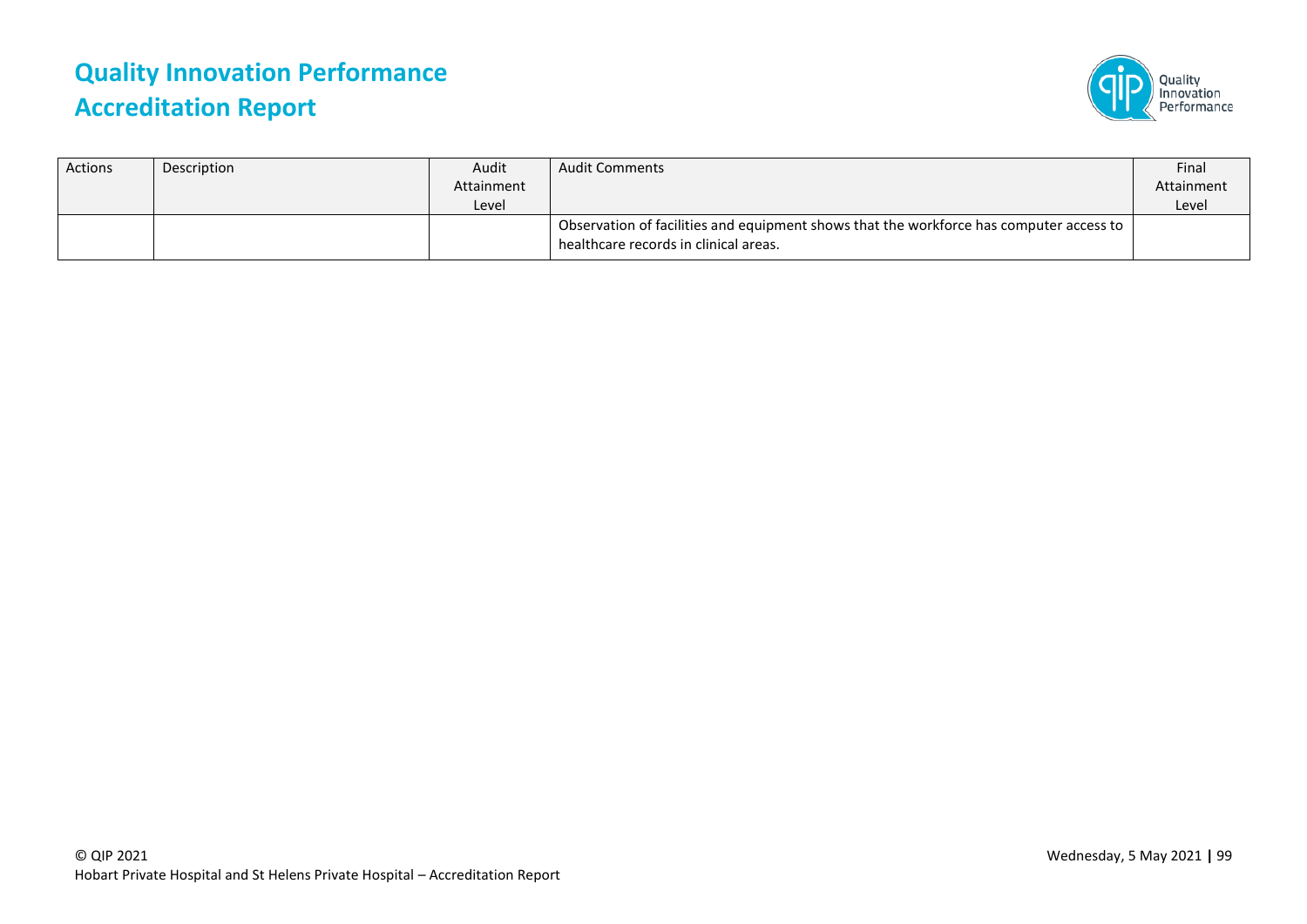| Actions | Description | Audit Attainment Level | Audit Comments | Final Attainment Level |
|---|---|---|---|---|
| | | | Observation of facilities and equipment shows that the workforce has computer access to healthcare records in clinical areas. | |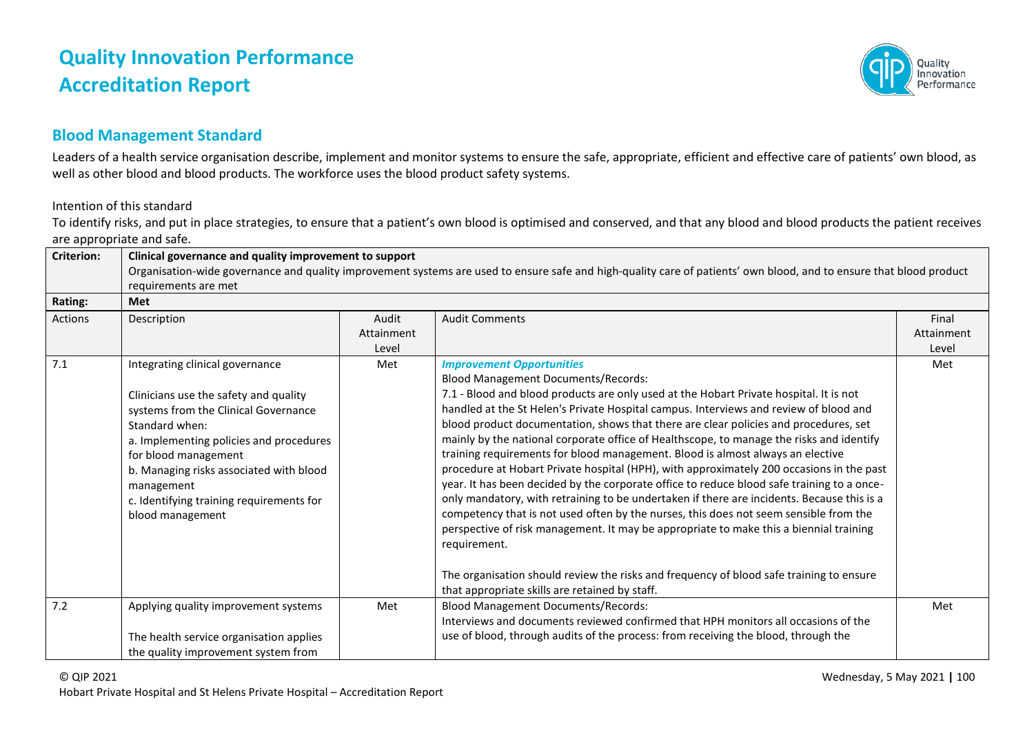# Quality Innovation Performance Accreditation Report

## Blood Management Standard

Leaders of a health service organisation describe, implement and monitor systems to ensure the safe, appropriate, efficient and effective care of patients' own blood, as well as other blood and blood products. The workforce uses the blood product safety systems.

Intention of this standard

To identify risks, and put in place strategies, to ensure that a patient's own blood is optimised and conserved, and that any blood and blood products the patient receives are appropriate and safe.

| Criterion: | **Clinical governance and quality improvement to support**<br>Organisation-wide governance and quality improvement systems are used to ensure safe and high-quality care of patients' own blood, and to ensure that blood product requirements are met | | | |
|---|---|---|---|---|
| **Rating:** | **Met** | | | |
| Actions | Description | Audit Attainment Level | Audit Comments | Final Attainment Level |
| 7.1 | Integrating clinical governance<br><br>Clinicians use the safety and quality systems from the Clinical Governance Standard when:<br>a. Implementing policies and procedures for blood management<br>b. Managing risks associated with blood management<br>c. Identifying training requirements for blood management | Met | ***Improvement Opportunities***<br>Blood Management Documents/Records:<br>7.1 - Blood and blood products are only used at the Hobart Private hospital. It is not handled at the St Helen's Private Hospital campus. Interviews and review of blood and blood product documentation, shows that there are clear policies and procedures, set mainly by the national corporate office of Healthscope, to manage the risks and identify training requirements for blood management. Blood is almost always an elective procedure at Hobart Private hospital (HPH), with approximately 200 occasions in the past year. It has been decided by the corporate office to reduce blood safe training to a once-only mandatory, with retraining to be undertaken if there are incidents. Because this is a competency that is not used often by the nurses, this does not seem sensible from the perspective of risk management. It may be appropriate to make this a biennial training requirement.<br><br>The organisation should review the risks and frequency of blood safe training to ensure that appropriate skills are retained by staff. | Met |
| 7.2 | Applying quality improvement systems<br><br>The health service organisation applies the quality improvement system from | Met | Blood Management Documents/Records:<br>Interviews and documents reviewed confirmed that HPH monitors all occasions of the use of blood, through audits of the process: from receiving the blood, through the | Met |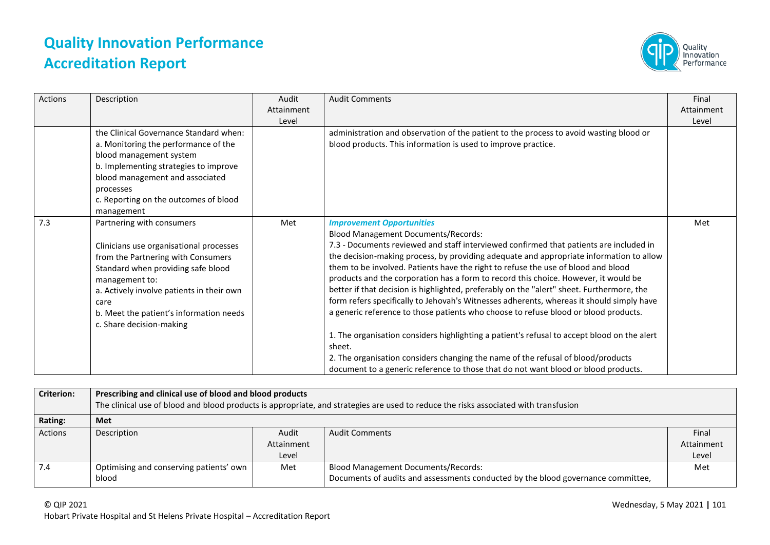| Actions | Description | Audit Attainment Level | Audit Comments | Final Attainment Level |
|---|---|---|---|---|
| | the Clinical Governance Standard when:<br>a. Monitoring the performance of the blood management system<br>b. Implementing strategies to improve blood management and associated processes<br>c. Reporting on the outcomes of blood management | | administration and observation of the patient to the process to avoid wasting blood or blood products. This information is used to improve practice. | |
| 7.3 | Partnering with consumers<br><br>Clinicians use organisational processes from the Partnering with Consumers Standard when providing safe blood management to:<br>a. Actively involve patients in their own care<br>b. Meet the patient's information needs<br>c. Share decision-making | Met | ***Improvement Opportunities***<br>Blood Management Documents/Records:<br>7.3 - Documents reviewed and staff interviewed confirmed that patients are included in the decision-making process, by providing adequate and appropriate information to allow them to be involved. Patients have the right to refuse the use of blood and blood products and the corporation has a form to record this choice. However, it would be better if that decision is highlighted, preferably on the "alert" sheet. Furthermore, the form refers specifically to Jehovah's Witnesses adherents, whereas it should simply have a generic reference to those patients who choose to refuse blood or blood products.<br><br>1. The organisation considers highlighting a patient's refusal to accept blood on the alert sheet.<br>2. The organisation considers changing the name of the refusal of blood/products document to a generic reference to those that do not want blood or blood products. | Met |

| **Criterion:** | **Prescribing and clinical use of blood and blood products**<br>The clinical use of blood and blood products is appropriate, and strategies are used to reduce the risks associated with transfusion | | | |
|---|---|---|---|---|
| **Rating:** | **Met** | | | |
| Actions | Description | Audit Attainment Level | Audit Comments | Final Attainment Level |
| 7.4 | Optimising and conserving patients' own blood | Met | Blood Management Documents/Records:<br>Documents of audits and assessments conducted by the blood governance committee, | Met |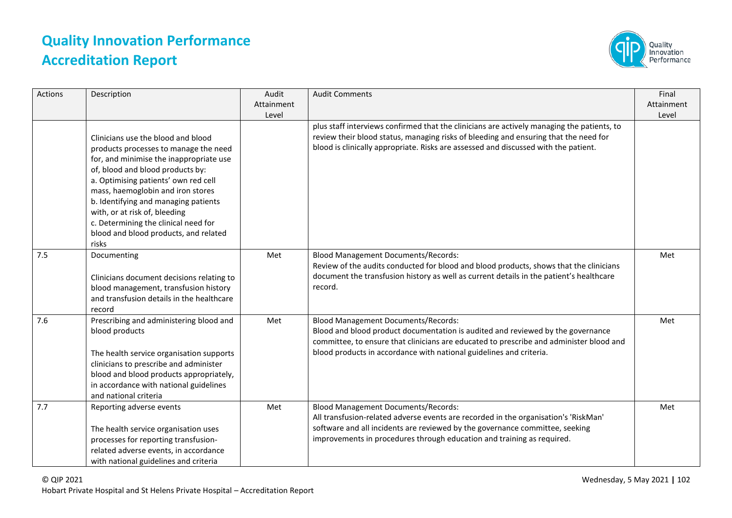| Actions | Description | Audit Attainment Level | Audit Comments | Final Attainment Level |
|---|---|---|---|---|
| | Clinicians use the blood and blood products processes to manage the need for, and minimise the inappropriate use of, blood and blood products by:<br>a. Optimising patients' own red cell mass, haemoglobin and iron stores<br>b. Identifying and managing patients with, or at risk of, bleeding<br>c. Determining the clinical need for blood and blood products, and related risks | | plus staff interviews confirmed that the clinicians are actively managing the patients, to review their blood status, managing risks of bleeding and ensuring that the need for blood is clinically appropriate. Risks are assessed and discussed with the patient. | |
| 7.5 | Documenting<br><br>Clinicians document decisions relating to blood management, transfusion history and transfusion details in the healthcare record | Met | Blood Management Documents/Records:<br>Review of the audits conducted for blood and blood products, shows that the clinicians document the transfusion history as well as current details in the patient's healthcare record. | Met |
| 7.6 | Prescribing and administering blood and blood products<br><br>The health service organisation supports clinicians to prescribe and administer blood and blood products appropriately, in accordance with national guidelines and national criteria | Met | Blood Management Documents/Records:<br>Blood and blood product documentation is audited and reviewed by the governance committee, to ensure that clinicians are educated to prescribe and administer blood and blood products in accordance with national guidelines and criteria. | Met |
| 7.7 | Reporting adverse events<br><br>The health service organisation uses processes for reporting transfusion-related adverse events, in accordance with national guidelines and criteria | Met | Blood Management Documents/Records:<br>All transfusion-related adverse events are recorded in the organisation's 'RiskMan' software and all incidents are reviewed by the governance committee, seeking improvements in procedures through education and training as required. | Met |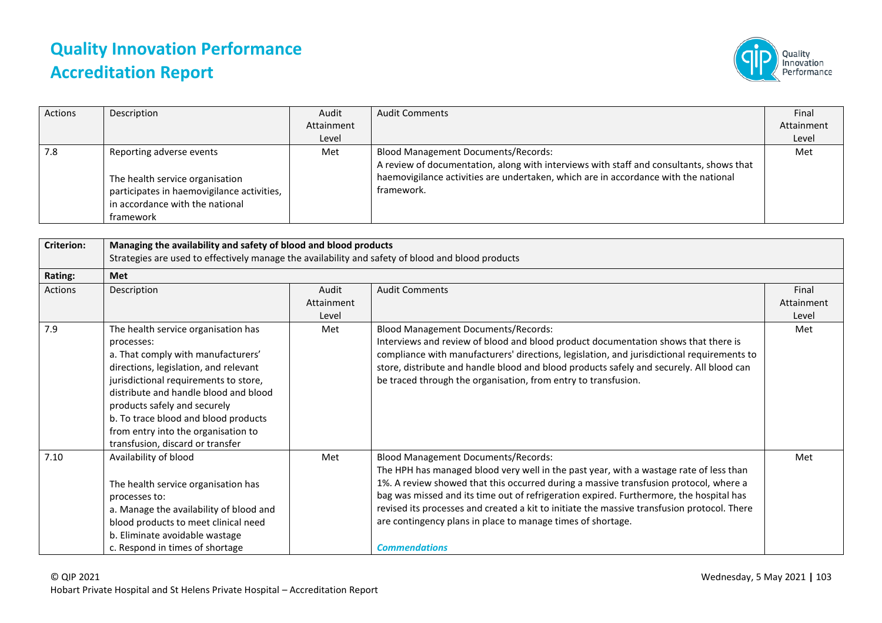| Actions | Description | Audit Attainment Level | Audit Comments | Final Attainment Level |
|---|---|---|---|---|
| 7.8 | Reporting adverse events<br><br>The health service organisation participates in haemovigilance activities, in accordance with the national framework | Met | Blood Management Documents/Records:<br>A review of documentation, along with interviews with staff and consultants, shows that haemovigilance activities are undertaken, which are in accordance with the national framework. | Met |

| **Criterion:** | **Managing the availability and safety of blood and blood products**<br>Strategies are used to effectively manage the availability and safety of blood and blood products | | | |
|---|---|---|---|---|
| **Rating:** | **Met** | | | |
| Actions | Description | Audit Attainment Level | Audit Comments | Final Attainment Level |
| 7.9 | The health service organisation has processes:<br>a. That comply with manufacturers' directions, legislation, and relevant jurisdictional requirements to store, distribute and handle blood and blood products safely and securely<br>b. To trace blood and blood products from entry into the organisation to transfusion, discard or transfer | Met | Blood Management Documents/Records:<br>Interviews and review of blood and blood product documentation shows that there is compliance with manufacturers' directions, legislation, and jurisdictional requirements to store, distribute and handle blood and blood products safely and securely. All blood can be traced through the organisation, from entry to transfusion. | Met |
| 7.10 | Availability of blood<br><br>The health service organisation has processes to:<br>a. Manage the availability of blood and blood products to meet clinical need<br>b. Eliminate avoidable wastage<br>c. Respond in times of shortage | Met | Blood Management Documents/Records:<br>The HPH has managed blood very well in the past year, with a wastage rate of less than 1%. A review showed that this occurred during a massive transfusion protocol, where a bag was missed and its time out of refrigeration expired. Furthermore, the hospital has revised its processes and created a kit to initiate the massive transfusion protocol. There are contingency plans in place to manage times of shortage.<br><br>***Commendations*** | Met |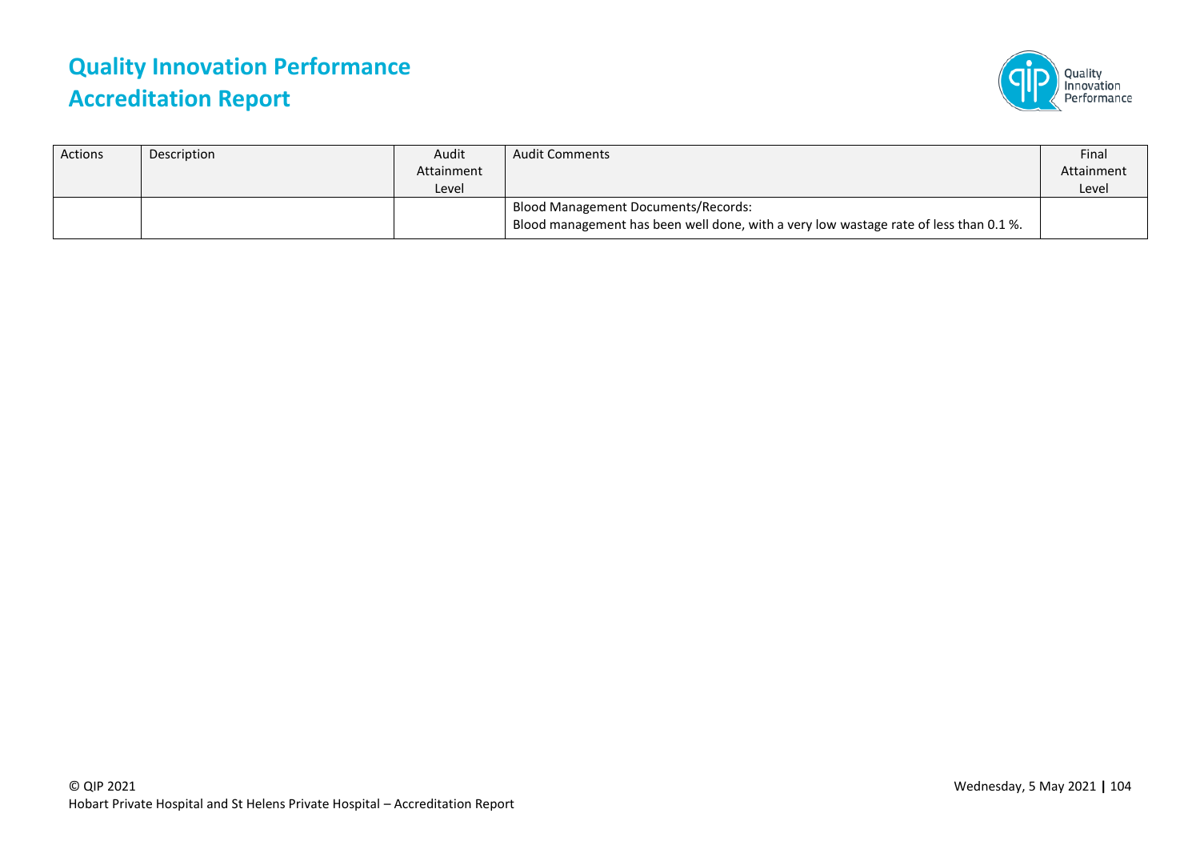| Actions | Description | Audit Attainment Level | Audit Comments | Final Attainment Level |
| --- | --- | --- | --- | --- |
| | | | Blood Management Documents/Records:<br>Blood management has been well done, with a very low wastage rate of less than 0.1 %. | |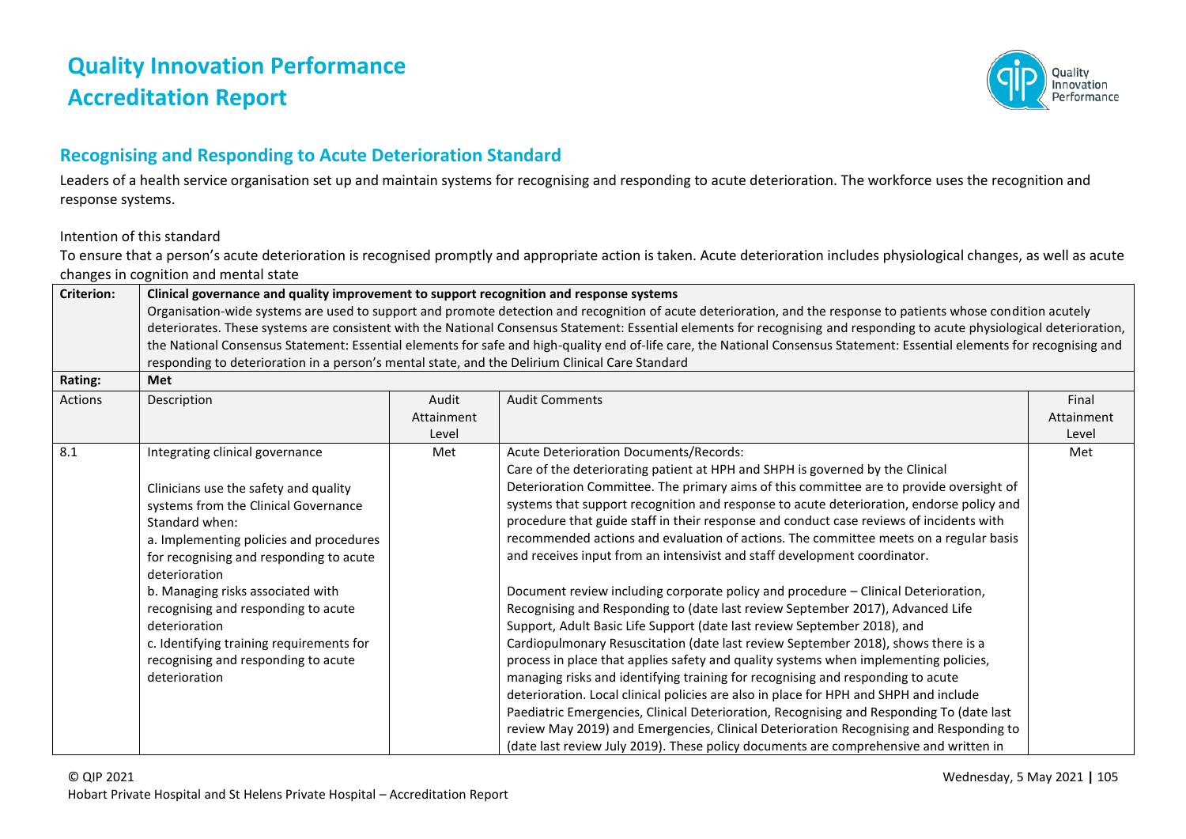# Quality Innovation Performance Accreditation Report

## Recognising and Responding to Acute Deterioration Standard

Leaders of a health service organisation set up and maintain systems for recognising and responding to acute deterioration. The workforce uses the recognition and response systems.

Intention of this standard

To ensure that a person's acute deterioration is recognised promptly and appropriate action is taken. Acute deterioration includes physiological changes, as well as acute changes in cognition and mental state

| **Criterion:** | **Clinical governance and quality improvement to support recognition and response systems**<br>Organisation-wide systems are used to support and promote detection and recognition of acute deterioration, and the response to patients whose condition acutely deteriorates. These systems are consistent with the National Consensus Statement: Essential elements for recognising and responding to acute physiological deterioration, the National Consensus Statement: Essential elements for safe and high-quality end of-life care, the National Consensus Statement: Essential elements for recognising and responding to deterioration in a person's mental state, and the Delirium Clinical Care Standard | | | |
|---|---|---|---|---|
| **Rating:** | **Met** | | | |
| Actions | Description | Audit Attainment Level | Audit Comments | Final Attainment Level |
| 8.1 | Integrating clinical governance<br><br>Clinicians use the safety and quality systems from the Clinical Governance Standard when:<br>a. Implementing policies and procedures for recognising and responding to acute deterioration<br>b. Managing risks associated with recognising and responding to acute deterioration<br>c. Identifying training requirements for recognising and responding to acute deterioration | Met | Acute Deterioration Documents/Records:<br>Care of the deteriorating patient at HPH and SHPH is governed by the Clinical Deterioration Committee. The primary aims of this committee are to provide oversight of systems that support recognition and response to acute deterioration, endorse policy and procedure that guide staff in their response and conduct case reviews of incidents with recommended actions and evaluation of actions. The committee meets on a regular basis and receives input from an intensivist and staff development coordinator.<br><br>Document review including corporate policy and procedure – Clinical Deterioration, Recognising and Responding to (date last review September 2017), Advanced Life Support, Adult Basic Life Support (date last review September 2018), and Cardiopulmonary Resuscitation (date last review September 2018), shows there is a process in place that applies safety and quality systems when implementing policies, managing risks and identifying training for recognising and responding to acute deterioration. Local clinical policies are also in place for HPH and SHPH and include Paediatric Emergencies, Clinical Deterioration, Recognising and Responding To (date last review May 2019) and Emergencies, Clinical Deterioration Recognising and Responding to (date last review July 2019). These policy documents are comprehensive and written in | Met |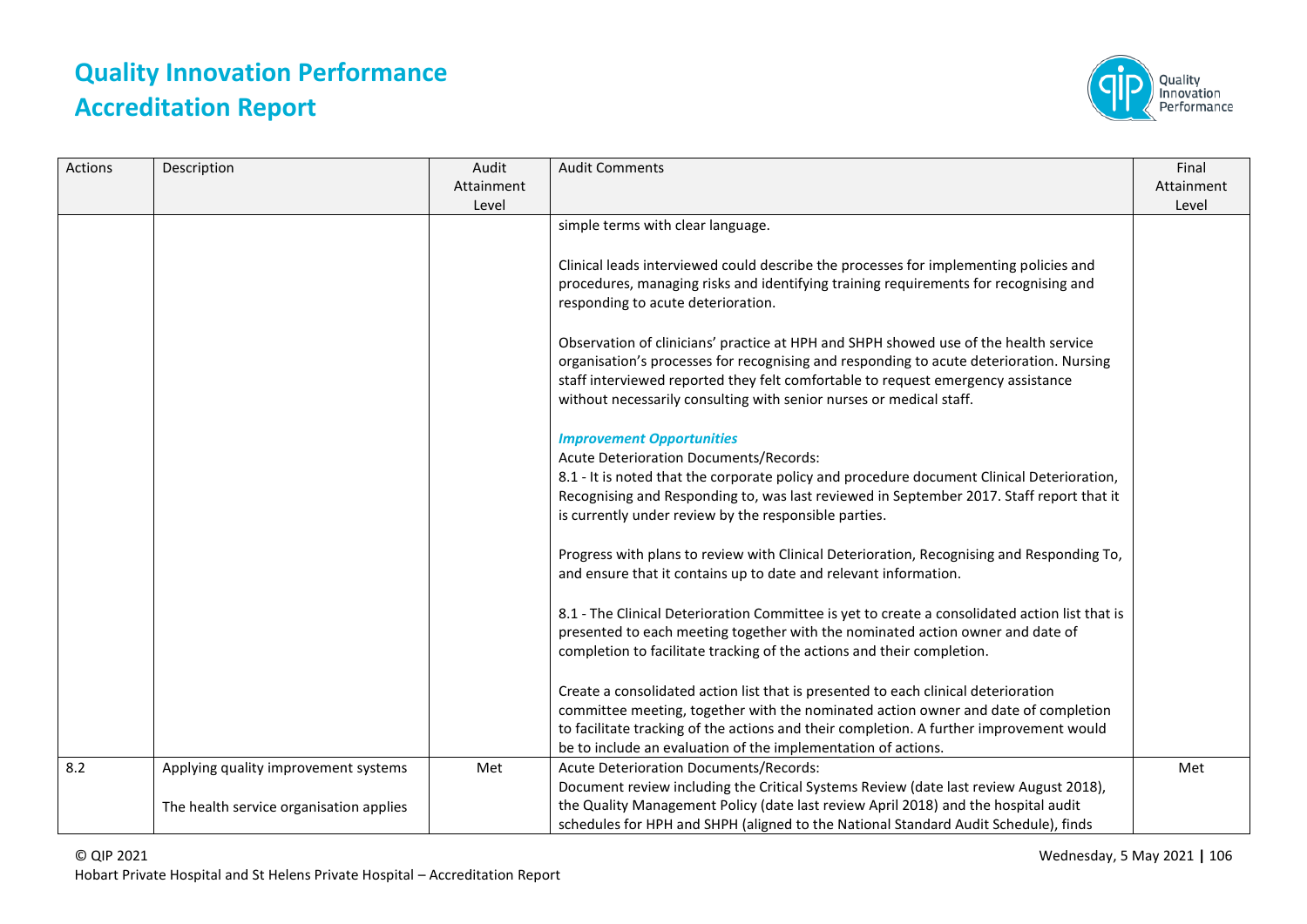| Actions | Description | Audit Attainment Level | Audit Comments | Final Attainment Level |
|---|---|---|---|---|
| | | | simple terms with clear language.<br><br>Clinical leads interviewed could describe the processes for implementing policies and procedures, managing risks and identifying training requirements for recognising and responding to acute deterioration.<br><br>Observation of clinicians' practice at HPH and SHPH showed use of the health service organisation's processes for recognising and responding to acute deterioration. Nursing staff interviewed reported they felt comfortable to request emergency assistance without necessarily consulting with senior nurses or medical staff.<br><br>***Improvement Opportunities***<br>Acute Deterioration Documents/Records:<br>8.1 - It is noted that the corporate policy and procedure document Clinical Deterioration, Recognising and Responding to, was last reviewed in September 2017. Staff report that it is currently under review by the responsible parties.<br><br>Progress with plans to review with Clinical Deterioration, Recognising and Responding To, and ensure that it contains up to date and relevant information.<br><br>8.1 - The Clinical Deterioration Committee is yet to create a consolidated action list that is presented to each meeting together with the nominated action owner and date of completion to facilitate tracking of the actions and their completion.<br><br>Create a consolidated action list that is presented to each clinical deterioration committee meeting, together with the nominated action owner and date of completion to facilitate tracking of the actions and their completion. A further improvement would be to include an evaluation of the implementation of actions. | |
| 8.2 | Applying quality improvement systems<br><br>The health service organisation applies | Met | Acute Deterioration Documents/Records:<br>Document review including the Critical Systems Review (date last review August 2018), the Quality Management Policy (date last review April 2018) and the hospital audit schedules for HPH and SHPH (aligned to the National Standard Audit Schedule), finds | Met |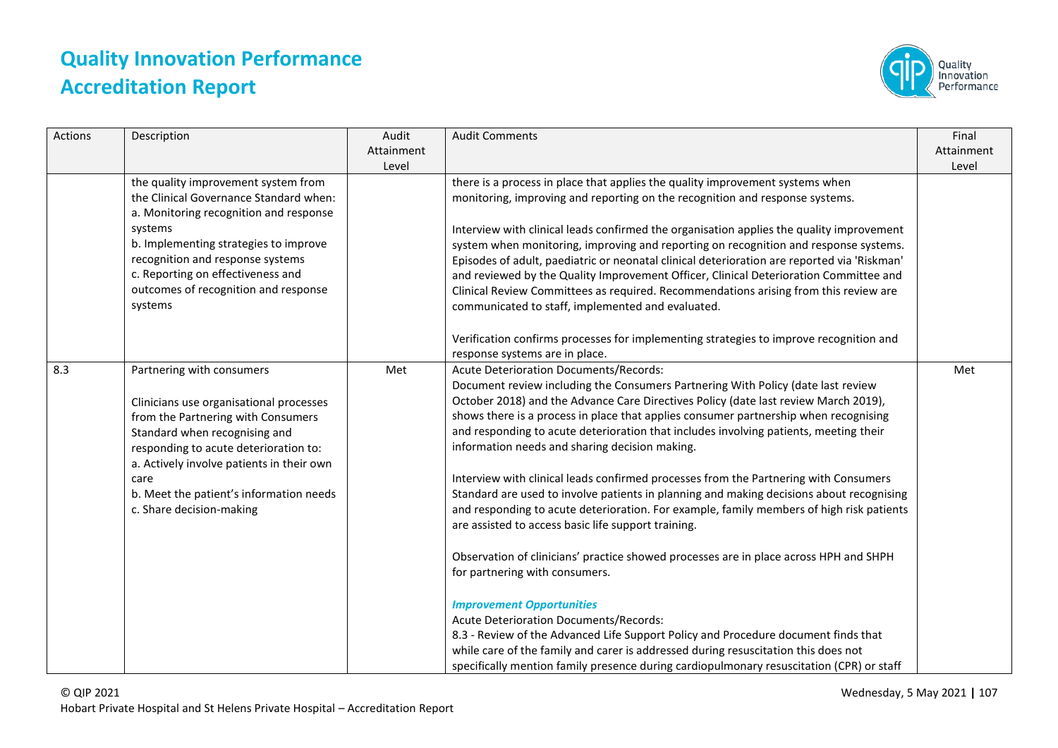# Quality Innovation Performance Accreditation Report

| Actions | Description | Audit Attainment Level | Audit Comments | Final Attainment Level |
|---|---|---|---|---|
| | the quality improvement system from the Clinical Governance Standard when:<br>a. Monitoring recognition and response systems<br>b. Implementing strategies to improve recognition and response systems<br>c. Reporting on effectiveness and outcomes of recognition and response systems | | there is a process in place that applies the quality improvement systems when monitoring, improving and reporting on the recognition and response systems.<br><br>Interview with clinical leads confirmed the organisation applies the quality improvement system when monitoring, improving and reporting on recognition and response systems. Episodes of adult, paediatric or neonatal clinical deterioration are reported via 'Riskman' and reviewed by the Quality Improvement Officer, Clinical Deterioration Committee and Clinical Review Committees as required. Recommendations arising from this review are communicated to staff, implemented and evaluated.<br><br>Verification confirms processes for implementing strategies to improve recognition and response systems are in place. | |
| 8.3 | Partnering with consumers<br><br>Clinicians use organisational processes from the Partnering with Consumers Standard when recognising and responding to acute deterioration to:<br>a. Actively involve patients in their own care<br>b. Meet the patient's information needs<br>c. Share decision-making | Met | Acute Deterioration Documents/Records:<br>Document review including the Consumers Partnering With Policy (date last review October 2018) and the Advance Care Directives Policy (date last review March 2019), shows there is a process in place that applies consumer partnership when recognising and responding to acute deterioration that includes involving patients, meeting their information needs and sharing decision making.<br><br>Interview with clinical leads confirmed processes from the Partnering with Consumers Standard are used to involve patients in planning and making decisions about recognising and responding to acute deterioration. For example, family members of high risk patients are assisted to access basic life support training.<br><br>Observation of clinicians' practice showed processes are in place across HPH and SHPH for partnering with consumers.<br><br>***Improvement Opportunities***<br>Acute Deterioration Documents/Records:<br>8.3 - Review of the Advanced Life Support Policy and Procedure document finds that while care of the family and carer is addressed during resuscitation this does not specifically mention family presence during cardiopulmonary resuscitation (CPR) or staff | Met |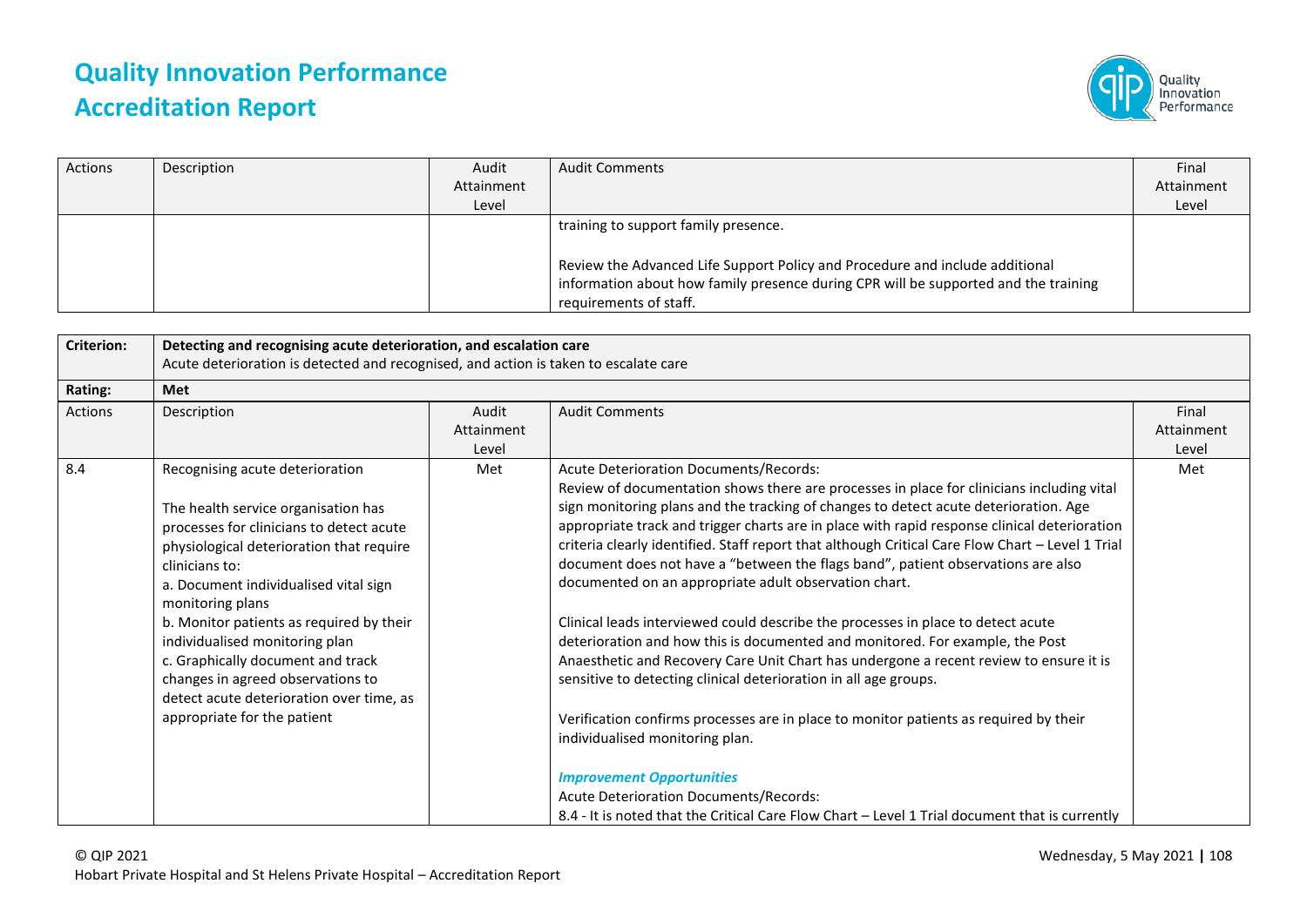| Actions | Description | Audit Attainment Level | Audit Comments | Final Attainment Level |
|---|---|---|---|---|
| | | | training to support family presence.<br><br>Review the Advanced Life Support Policy and Procedure and include additional information about how family presence during CPR will be supported and the training requirements of staff. | |

| **Criterion:** | **Detecting and recognising acute deterioration, and escalation care**<br>Acute deterioration is detected and recognised, and action is taken to escalate care | | | |
|---|---|---|---|---|
| **Rating:** | **Met** | | | |
| Actions | Description | Audit Attainment Level | Audit Comments | Final Attainment Level |
| 8.4 | Recognising acute deterioration<br><br>The health service organisation has processes for clinicians to detect acute physiological deterioration that require clinicians to:<br>a. Document individualised vital sign monitoring plans<br>b. Monitor patients as required by their individualised monitoring plan<br>c. Graphically document and track changes in agreed observations to detect acute deterioration over time, as appropriate for the patient | Met | Acute Deterioration Documents/Records:<br>Review of documentation shows there are processes in place for clinicians including vital sign monitoring plans and the tracking of changes to detect acute deterioration. Age appropriate track and trigger charts are in place with rapid response clinical deterioration criteria clearly identified. Staff report that although Critical Care Flow Chart – Level 1 Trial document does not have a "between the flags band", patient observations are also documented on an appropriate adult observation chart.<br><br>Clinical leads interviewed could describe the processes in place to detect acute deterioration and how this is documented and monitored. For example, the Post Anaesthetic and Recovery Care Unit Chart has undergone a recent review to ensure it is sensitive to detecting clinical deterioration in all age groups.<br><br>Verification confirms processes are in place to monitor patients as required by their individualised monitoring plan.<br><br>***Improvement Opportunities***<br>Acute Deterioration Documents/Records:<br>8.4 - It is noted that the Critical Care Flow Chart – Level 1 Trial document that is currently | Met |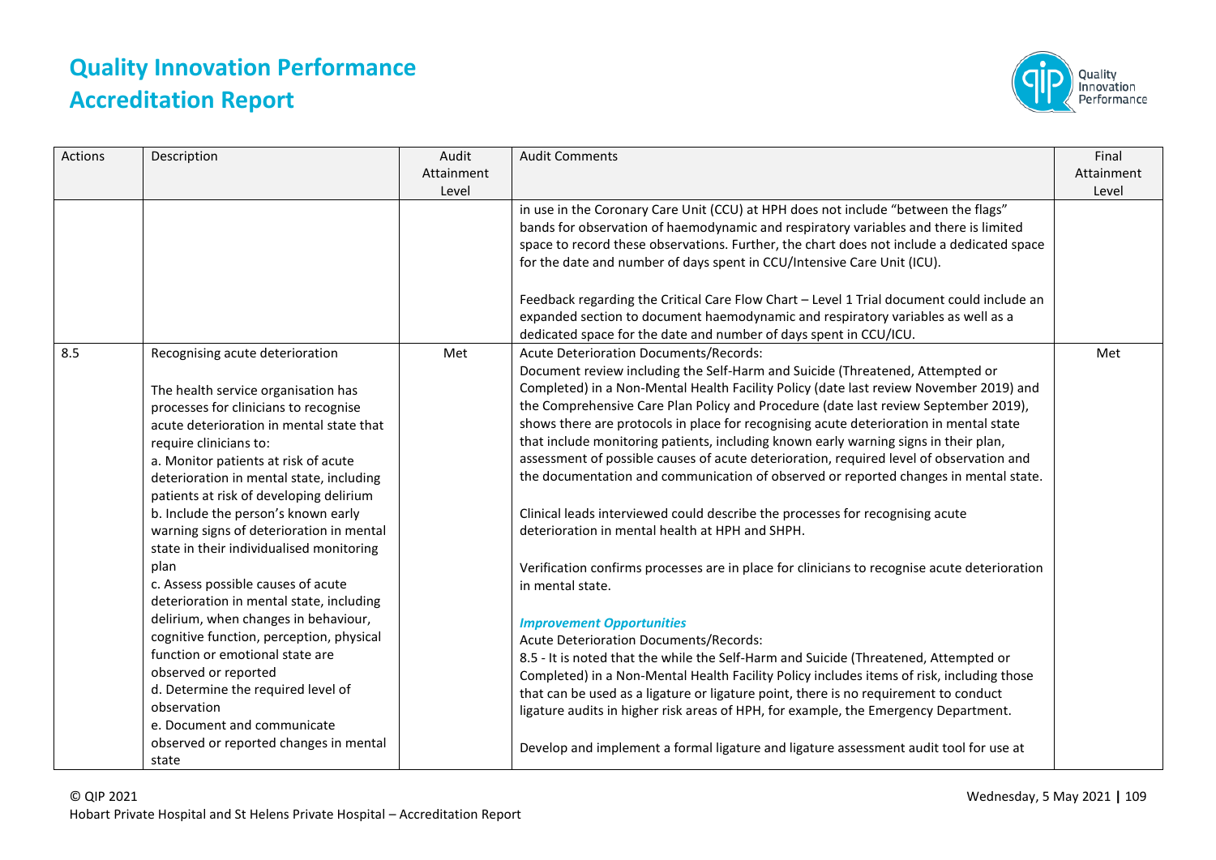# Quality Innovation Performance Accreditation Report

| Actions | Description | Audit Attainment Level | Audit Comments | Final Attainment Level |
|---|---|---|---|---|
| | | | in use in the Coronary Care Unit (CCU) at HPH does not include "between the flags" bands for observation of haemodynamic and respiratory variables and there is limited space to record these observations. Further, the chart does not include a dedicated space for the date and number of days spent in CCU/Intensive Care Unit (ICU).<br><br>Feedback regarding the Critical Care Flow Chart – Level 1 Trial document could include an expanded section to document haemodynamic and respiratory variables as well as a dedicated space for the date and number of days spent in CCU/ICU. | |
| 8.5 | Recognising acute deterioration<br><br>The health service organisation has processes for clinicians to recognise acute deterioration in mental state that require clinicians to:<br>a. Monitor patients at risk of acute deterioration in mental state, including patients at risk of developing delirium<br>b. Include the person's known early warning signs of deterioration in mental state in their individualised monitoring plan<br>c. Assess possible causes of acute deterioration in mental state, including delirium, when changes in behaviour, cognitive function, perception, physical function or emotional state are observed or reported<br>d. Determine the required level of observation<br>e. Document and communicate observed or reported changes in mental state | Met | Acute Deterioration Documents/Records:<br>Document review including the Self-Harm and Suicide (Threatened, Attempted or Completed) in a Non-Mental Health Facility Policy (date last review November 2019) and the Comprehensive Care Plan Policy and Procedure (date last review September 2019), shows there are protocols in place for recognising acute deterioration in mental state that include monitoring patients, including known early warning signs in their plan, assessment of possible causes of acute deterioration, required level of observation and the documentation and communication of observed or reported changes in mental state.<br><br>Clinical leads interviewed could describe the processes for recognising acute deterioration in mental health at HPH and SHPH.<br><br>Verification confirms processes are in place for clinicians to recognise acute deterioration in mental state.<br><br>***Improvement Opportunities***<br>Acute Deterioration Documents/Records:<br>8.5 - It is noted that the while the Self-Harm and Suicide (Threatened, Attempted or Completed) in a Non-Mental Health Facility Policy includes items of risk, including those that can be used as a ligature or ligature point, there is no requirement to conduct ligature audits in higher risk areas of HPH, for example, the Emergency Department.<br><br>Develop and implement a formal ligature and ligature assessment audit tool for use at | Met |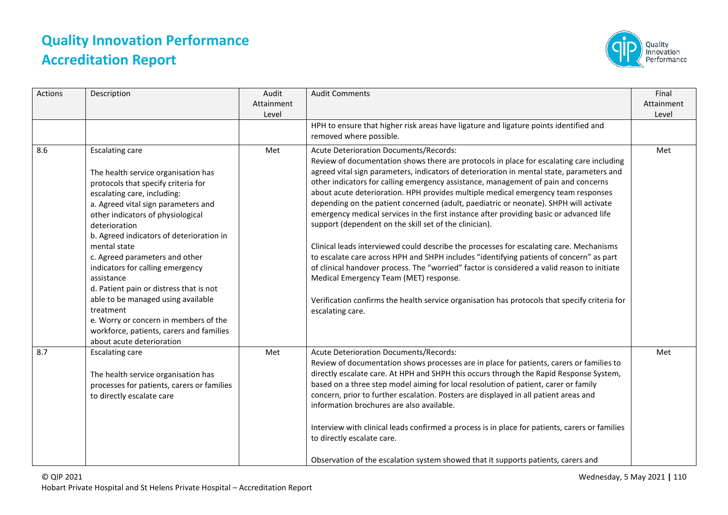| Actions | Description | Audit Attainment Level | Audit Comments | Final Attainment Level |
|---|---|---|---|---|
| | | | HPH to ensure that higher risk areas have ligature and ligature points identified and removed where possible. | |
| 8.6 | Escalating care<br><br>The health service organisation has protocols that specify criteria for escalating care, including:<br>a. Agreed vital sign parameters and other indicators of physiological deterioration<br>b. Agreed indicators of deterioration in mental state<br>c. Agreed parameters and other indicators for calling emergency assistance<br>d. Patient pain or distress that is not able to be managed using available treatment<br>e. Worry or concern in members of the workforce, patients, carers and families about acute deterioration | Met | Acute Deterioration Documents/Records:<br>Review of documentation shows there are protocols in place for escalating care including agreed vital sign parameters, indicators of deterioration in mental state, parameters and other indicators for calling emergency assistance, management of pain and concerns about acute deterioration. HPH provides multiple medical emergency team responses depending on the patient concerned (adult, paediatric or neonate). SHPH will activate emergency medical services in the first instance after providing basic or advanced life support (dependent on the skill set of the clinician).<br><br>Clinical leads interviewed could describe the processes for escalating care. Mechanisms to escalate care across HPH and SHPH includes "identifying patients of concern" as part of clinical handover process. The "worried" factor is considered a valid reason to initiate Medical Emergency Team (MET) response.<br><br>Verification confirms the health service organisation has protocols that specify criteria for escalating care. | Met |
| 8.7 | Escalating care<br><br>The health service organisation has processes for patients, carers or families to directly escalate care | Met | Acute Deterioration Documents/Records:<br>Review of documentation shows processes are in place for patients, carers or families to directly escalate care. At HPH and SHPH this occurs through the Rapid Response System, based on a three step model aiming for local resolution of patient, carer or family concern, prior to further escalation. Posters are displayed in all patient areas and information brochures are also available.<br><br>Interview with clinical leads confirmed a process is in place for patients, carers or families to directly escalate care.<br><br>Observation of the escalation system showed that it supports patients, carers and | Met |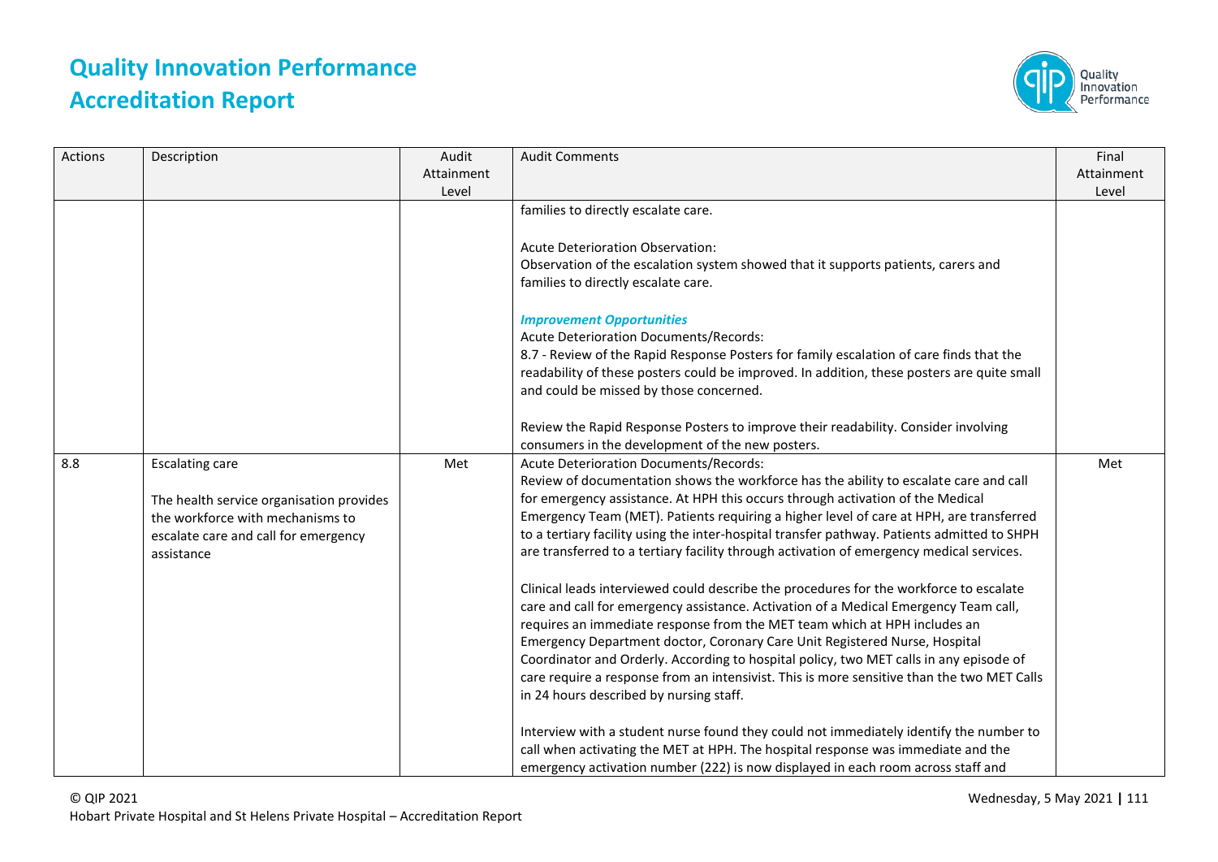| Actions | Description | Audit Attainment Level | Audit Comments | Final Attainment Level |
|---|---|---|---|---|
| | | | families to directly escalate care.<br><br>Acute Deterioration Observation:<br>Observation of the escalation system showed that it supports patients, carers and families to directly escalate care.<br><br>***Improvement Opportunities***<br>Acute Deterioration Documents/Records:<br>8.7 - Review of the Rapid Response Posters for family escalation of care finds that the readability of these posters could be improved. In addition, these posters are quite small and could be missed by those concerned.<br><br>Review the Rapid Response Posters to improve their readability. Consider involving consumers in the development of the new posters. | |
| 8.8 | Escalating care<br><br>The health service organisation provides the workforce with mechanisms to escalate care and call for emergency assistance | Met | Acute Deterioration Documents/Records:<br>Review of documentation shows the workforce has the ability to escalate care and call for emergency assistance. At HPH this occurs through activation of the Medical Emergency Team (MET). Patients requiring a higher level of care at HPH, are transferred to a tertiary facility using the inter-hospital transfer pathway. Patients admitted to SHPH are transferred to a tertiary facility through activation of emergency medical services.<br><br>Clinical leads interviewed could describe the procedures for the workforce to escalate care and call for emergency assistance. Activation of a Medical Emergency Team call, requires an immediate response from the MET team which at HPH includes an Emergency Department doctor, Coronary Care Unit Registered Nurse, Hospital Coordinator and Orderly. According to hospital policy, two MET calls in any episode of care require a response from an intensivist. This is more sensitive than the two MET Calls in 24 hours described by nursing staff.<br><br>Interview with a student nurse found they could not immediately identify the number to call when activating the MET at HPH. The hospital response was immediate and the emergency activation number (222) is now displayed in each room across staff and | Met |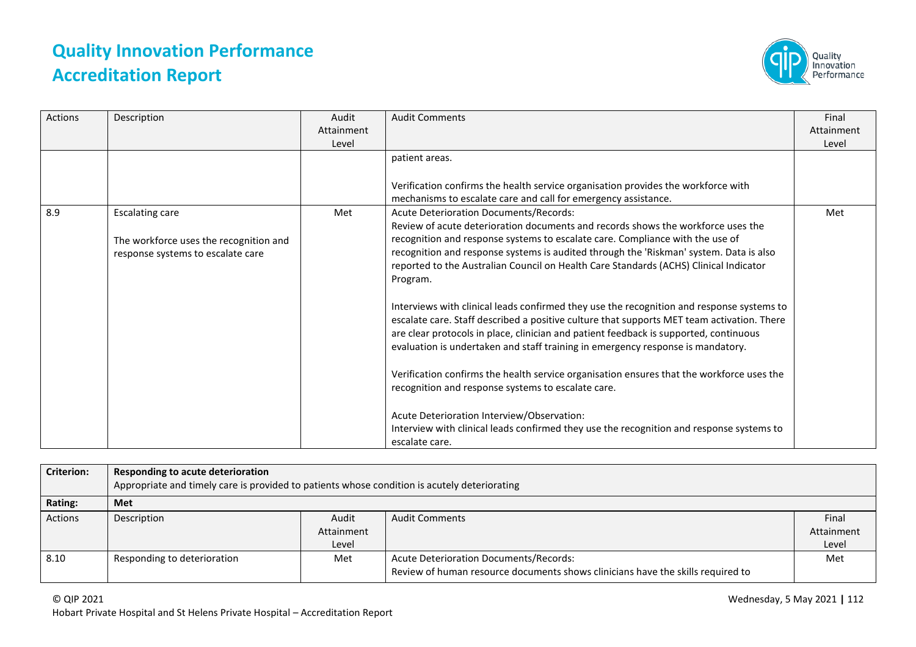| Actions | Description | Audit Attainment Level | Audit Comments | Final Attainment Level |
|---|---|---|---|---|
| | | | patient areas.<br><br>Verification confirms the health service organisation provides the workforce with mechanisms to escalate care and call for emergency assistance. | |
| 8.9 | Escalating care<br><br>The workforce uses the recognition and response systems to escalate care | Met | Acute Deterioration Documents/Records:<br>Review of acute deterioration documents and records shows the workforce uses the recognition and response systems to escalate care. Compliance with the use of recognition and response systems is audited through the 'Riskman' system. Data is also reported to the Australian Council on Health Care Standards (ACHS) Clinical Indicator Program.<br><br>Interviews with clinical leads confirmed they use the recognition and response systems to escalate care. Staff described a positive culture that supports MET team activation. There are clear protocols in place, clinician and patient feedback is supported, continuous evaluation is undertaken and staff training in emergency response is mandatory.<br><br>Verification confirms the health service organisation ensures that the workforce uses the recognition and response systems to escalate care.<br><br>Acute Deterioration Interview/Observation:<br>Interview with clinical leads confirmed they use the recognition and response systems to escalate care. | Met |

| Criterion: | **Responding to acute deterioration**<br>Appropriate and timely care is provided to patients whose condition is acutely deteriorating | | | |
|---|---|---|---|---|
| **Rating:** | **Met** | | | |
| Actions | Description | Audit Attainment Level | Audit Comments | Final Attainment Level |
| 8.10 | Responding to deterioration | Met | Acute Deterioration Documents/Records:<br>Review of human resource documents shows clinicians have the skills required to | Met |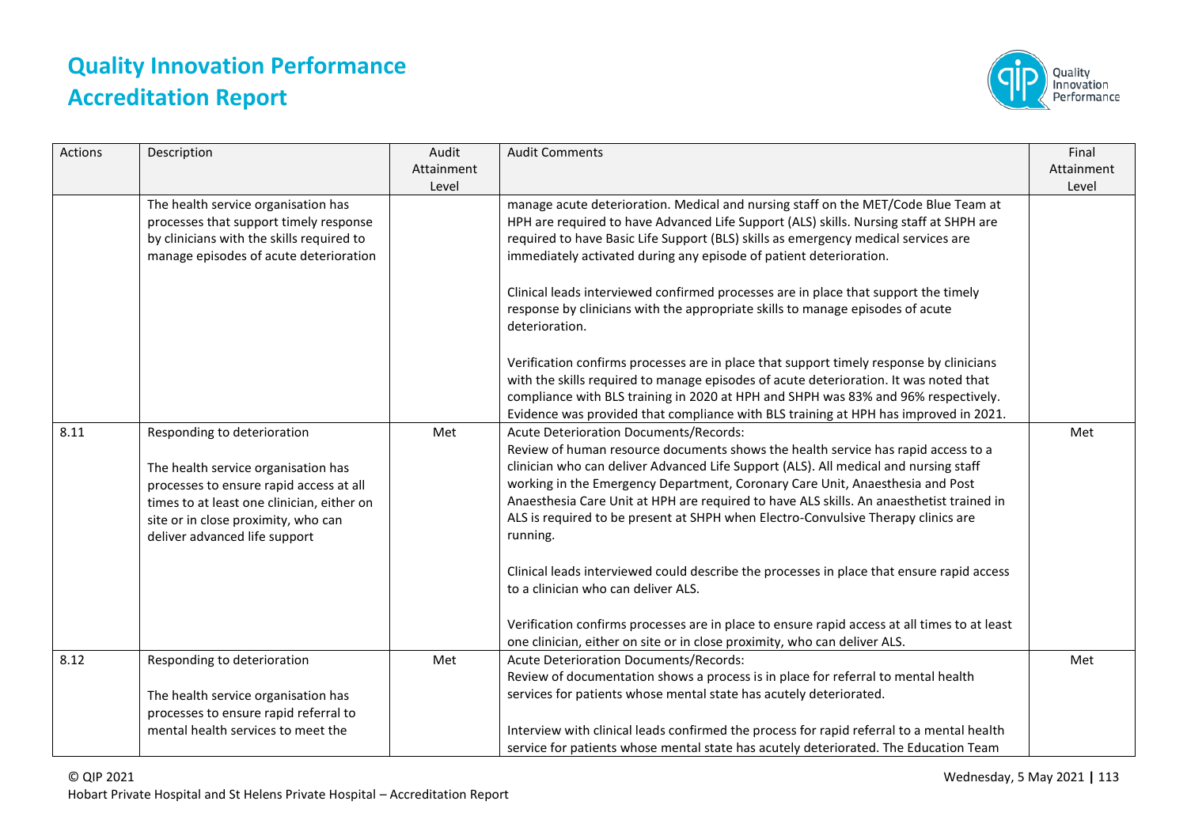# Quality Innovation Performance Accreditation Report

| Actions | Description | Audit Attainment Level | Audit Comments | Final Attainment Level |
|---|---|---|---|---|
| | The health service organisation has processes that support timely response by clinicians with the skills required to manage episodes of acute deterioration | | manage acute deterioration. Medical and nursing staff on the MET/Code Blue Team at HPH are required to have Advanced Life Support (ALS) skills. Nursing staff at SHPH are required to have Basic Life Support (BLS) skills as emergency medical services are immediately activated during any episode of patient deterioration.<br><br>Clinical leads interviewed confirmed processes are in place that support the timely response by clinicians with the appropriate skills to manage episodes of acute deterioration.<br><br>Verification confirms processes are in place that support timely response by clinicians with the skills required to manage episodes of acute deterioration. It was noted that compliance with BLS training in 2020 at HPH and SHPH was 83% and 96% respectively. Evidence was provided that compliance with BLS training at HPH has improved in 2021. | |
| 8.11 | Responding to deterioration<br><br>The health service organisation has processes to ensure rapid access at all times to at least one clinician, either on site or in close proximity, who can deliver advanced life support | Met | Acute Deterioration Documents/Records:<br>Review of human resource documents shows the health service has rapid access to a clinician who can deliver Advanced Life Support (ALS). All medical and nursing staff working in the Emergency Department, Coronary Care Unit, Anaesthesia and Post Anaesthesia Care Unit at HPH are required to have ALS skills. An anaesthetist trained in ALS is required to be present at SHPH when Electro-Convulsive Therapy clinics are running.<br><br>Clinical leads interviewed could describe the processes in place that ensure rapid access to a clinician who can deliver ALS.<br><br>Verification confirms processes are in place to ensure rapid access at all times to at least one clinician, either on site or in close proximity, who can deliver ALS. | Met |
| 8.12 | Responding to deterioration<br><br>The health service organisation has processes to ensure rapid referral to mental health services to meet the | Met | Acute Deterioration Documents/Records:<br>Review of documentation shows a process is in place for referral to mental health services for patients whose mental state has acutely deteriorated.<br><br>Interview with clinical leads confirmed the process for rapid referral to a mental health service for patients whose mental state has acutely deteriorated. The Education Team | Met |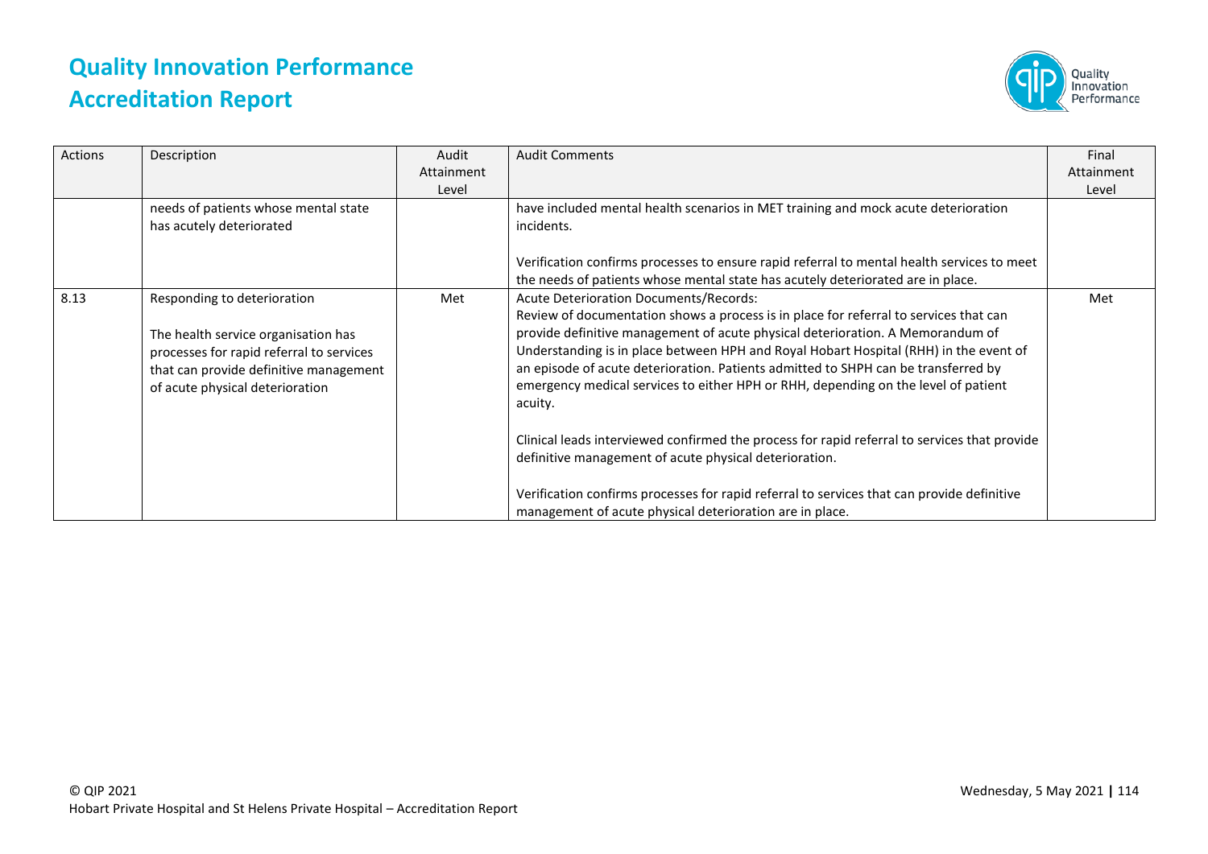| Actions | Description | Audit Attainment Level | Audit Comments | Final Attainment Level |
|---|---|---|---|---|
| | needs of patients whose mental state has acutely deteriorated | | have included mental health scenarios in MET training and mock acute deterioration incidents.<br><br>Verification confirms processes to ensure rapid referral to mental health services to meet the needs of patients whose mental state has acutely deteriorated are in place. | |
| 8.13 | Responding to deterioration<br><br>The health service organisation has processes for rapid referral to services that can provide definitive management of acute physical deterioration | Met | Acute Deterioration Documents/Records:<br>Review of documentation shows a process is in place for referral to services that can provide definitive management of acute physical deterioration. A Memorandum of Understanding is in place between HPH and Royal Hobart Hospital (RHH) in the event of an episode of acute deterioration. Patients admitted to SHPH can be transferred by emergency medical services to either HPH or RHH, depending on the level of patient acuity.<br><br>Clinical leads interviewed confirmed the process for rapid referral to services that provide definitive management of acute physical deterioration.<br><br>Verification confirms processes for rapid referral to services that can provide definitive management of acute physical deterioration are in place. | Met |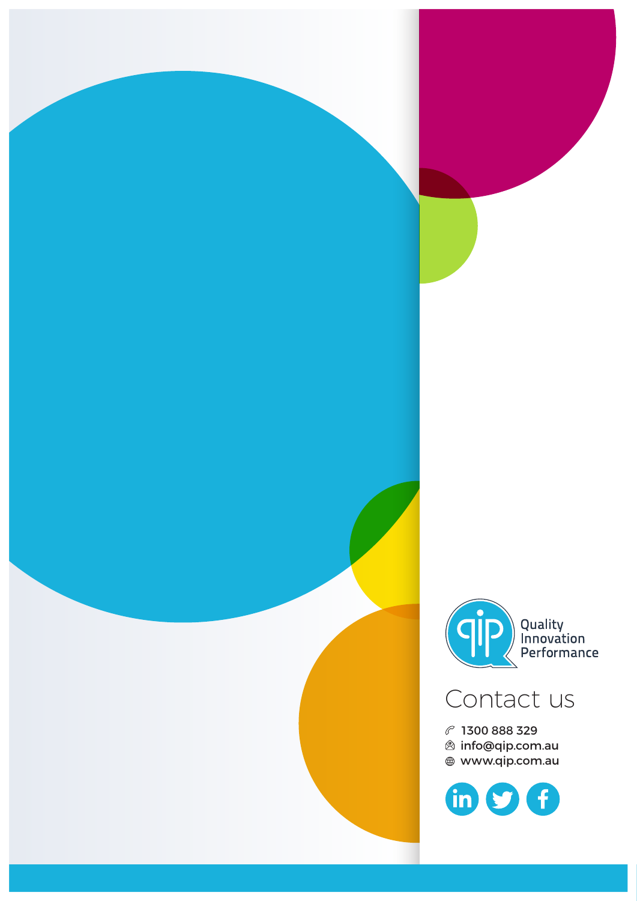Quality
Innovation
Performance

## Contact us

1300 888 329
info@qip.com.au
www.qip.com.au